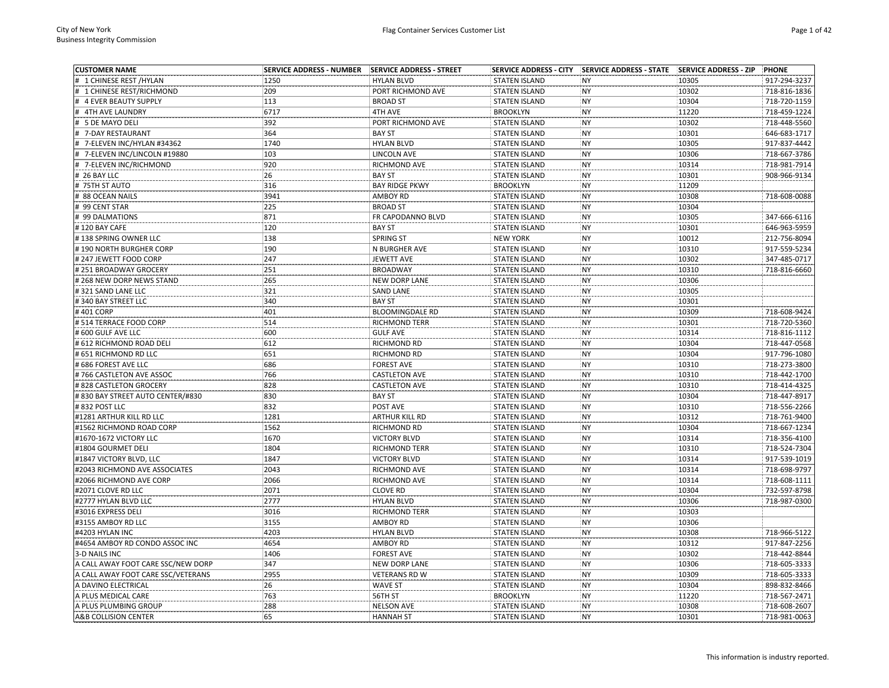City of New York
Business Integrity Commission

# Flag Container Services Customer List

| CUSTOMER NAME | SERVICE ADDRESS - NUMBER | SERVICE ADDRESS - STREET | SERVICE ADDRESS - CITY | SERVICE ADDRESS - STATE | SERVICE ADDRESS - ZIP | PHONE |
|---|---|---|---|---|---|---|
| #  1 CHINESE REST /HYLAN | 1250 | HYLAN BLVD | STATEN ISLAND | NY | 10305 | 917-294-3237 |
| #  1 CHINESE REST/RICHMOND | 209 | PORT RICHMOND AVE | STATEN ISLAND | NY | 10302 | 718-816-1836 |
| #  4 EVER BEAUTY SUPPLY | 113 | BROAD ST | STATEN ISLAND | NY | 10304 | 718-720-1159 |
| #  4TH AVE LAUNDRY | 6717 | 4TH AVE | BROOKLYN | NY | 11220 | 718-459-1224 |
| #  5 DE MAYO DELI | 392 | PORT RICHMOND AVE | STATEN ISLAND | NY | 10302 | 718-448-5560 |
| #  7-DAY RESTAURANT | 364 | BAY ST | STATEN ISLAND | NY | 10301 | 646-683-1717 |
| #  7-ELEVEN INC/HYLAN #34362 | 1740 | HYLAN BLVD | STATEN ISLAND | NY | 10305 | 917-837-4442 |
| #  7-ELEVEN INC/LINCOLN #19880 | 103 | LINCOLN AVE | STATEN ISLAND | NY | 10306 | 718-667-3786 |
| #  7-ELEVEN INC/RICHMOND | 920 | RICHMOND AVE | STATEN ISLAND | NY | 10314 | 718-981-7914 |
| # 26 BAY LLC | 26 | BAY ST | STATEN ISLAND | NY | 10301 | 908-966-9134 |
| # 75TH ST AUTO | 316 | BAY RIDGE PKWY | BROOKLYN | NY | 11209 | |
| # 88 OCEAN NAILS | 3941 | AMBOY RD | STATEN ISLAND | NY | 10308 | 718-608-0088 |
| # 99 CENT STAR | 225 | BROAD ST | STATEN ISLAND | NY | 10304 | |
| # 99 DALMATIONS | 871 | FR CAPODANNO BLVD | STATEN ISLAND | NY | 10305 | 347-666-6116 |
| # 120 BAY CAFE | 120 | BAY ST | STATEN ISLAND | NY | 10301 | 646-963-5959 |
| # 138 SPRING OWNER LLC | 138 | SPRING ST | NEW YORK | NY | 10012 | 212-756-8094 |
| # 190 NORTH BURGHER CORP | 190 | N BURGHER AVE | STATEN ISLAND | NY | 10310 | 917-559-5234 |
| # 247 JEWETT FOOD CORP | 247 | JEWETT AVE | STATEN ISLAND | NY | 10302 | 347-485-0717 |
| # 251 BROADWAY GROCERY | 251 | BROADWAY | STATEN ISLAND | NY | 10310 | 718-816-6660 |
| # 268 NEW DORP NEWS STAND | 265 | NEW DORP LANE | STATEN ISLAND | NY | 10306 | |
| # 321 SAND LANE LLC | 321 | SAND LANE | STATEN ISLAND | NY | 10305 | |
| # 340 BAY STREET LLC | 340 | BAY ST | STATEN ISLAND | NY | 10301 | |
| # 401 CORP | 401 | BLOOMINGDALE RD | STATEN ISLAND | NY | 10309 | 718-608-9424 |
| # 514 TERRACE FOOD CORP | 514 | RICHMOND TERR | STATEN ISLAND | NY | 10301 | 718-720-5360 |
| # 600 GULF AVE LLC | 600 | GULF AVE | STATEN ISLAND | NY | 10314 | 718-816-1112 |
| # 612 RICHMOND ROAD DELI | 612 | RICHMOND RD | STATEN ISLAND | NY | 10304 | 718-447-0568 |
| # 651 RICHMOND RD LLC | 651 | RICHMOND RD | STATEN ISLAND | NY | 10304 | 917-796-1080 |
| # 686 FOREST AVE LLC | 686 | FOREST AVE | STATEN ISLAND | NY | 10310 | 718-273-3800 |
| # 766 CASTLETON AVE ASSOC | 766 | CASTLETON AVE | STATEN ISLAND | NY | 10310 | 718-442-1700 |
| # 828 CASTLETON GROCERY | 828 | CASTLETON AVE | STATEN ISLAND | NY | 10310 | 718-414-4325 |
| # 830 BAY STREET AUTO CENTER/#830 | 830 | BAY ST | STATEN ISLAND | NY | 10304 | 718-447-8917 |
| # 832 POST LLC | 832 | POST AVE | STATEN ISLAND | NY | 10310 | 718-556-2266 |
| #1281 ARTHUR KILL RD LLC | 1281 | ARTHUR KILL RD | STATEN ISLAND | NY | 10312 | 718-761-9400 |
| #1562 RICHMOND ROAD CORP | 1562 | RICHMOND RD | STATEN ISLAND | NY | 10304 | 718-667-1234 |
| #1670-1672 VICTORY LLC | 1670 | VICTORY BLVD | STATEN ISLAND | NY | 10314 | 718-356-4100 |
| #1804 GOURMET DELI | 1804 | RICHMOND TERR | STATEN ISLAND | NY | 10310 | 718-524-7304 |
| #1847 VICTORY BLVD, LLC | 1847 | VICTORY BLVD | STATEN ISLAND | NY | 10314 | 917-539-1019 |
| #2043 RICHMOND AVE ASSOCIATES | 2043 | RICHMOND AVE | STATEN ISLAND | NY | 10314 | 718-698-9797 |
| #2066 RICHMOND AVE CORP | 2066 | RICHMOND AVE | STATEN ISLAND | NY | 10314 | 718-608-1111 |
| #2071 CLOVE RD LLC | 2071 | CLOVE RD | STATEN ISLAND | NY | 10304 | 732-597-8798 |
| #2777 HYLAN BLVD LLC | 2777 | HYLAN BLVD | STATEN ISLAND | NY | 10306 | 718-987-0300 |
| #3016 EXPRESS DELI | 3016 | RICHMOND TERR | STATEN ISLAND | NY | 10303 | |
| #3155 AMBOY RD LLC | 3155 | AMBOY RD | STATEN ISLAND | NY | 10306 | |
| #4203 HYLAN INC | 4203 | HYLAN BLVD | STATEN ISLAND | NY | 10308 | 718-966-5122 |
| #4654 AMBOY RD CONDO ASSOC INC | 4654 | AMBOY RD | STATEN ISLAND | NY | 10312 | 917-847-2256 |
| 3-D NAILS INC | 1406 | FOREST AVE | STATEN ISLAND | NY | 10302 | 718-442-8844 |
| A CALL AWAY FOOT CARE SSC/NEW DORP | 347 | NEW DORP LANE | STATEN ISLAND | NY | 10306 | 718-605-3333 |
| A CALL AWAY FOOT CARE SSC/VETERANS | 2955 | VETERANS RD W | STATEN ISLAND | NY | 10309 | 718-605-3333 |
| A DAVINO ELECTRICAL | 26 | WAVE ST | STATEN ISLAND | NY | 10304 | 898-832-8466 |
| A PLUS MEDICAL CARE | 763 | 56TH ST | BROOKLYN | NY | 11220 | 718-567-2471 |
| A PLUS PLUMBING GROUP | 288 | NELSON AVE | STATEN ISLAND | NY | 10308 | 718-608-2607 |
| A&B COLLISION CENTER | 65 | HANNAH ST | STATEN ISLAND | NY | 10301 | 718-981-0063 |

This information is industry reported.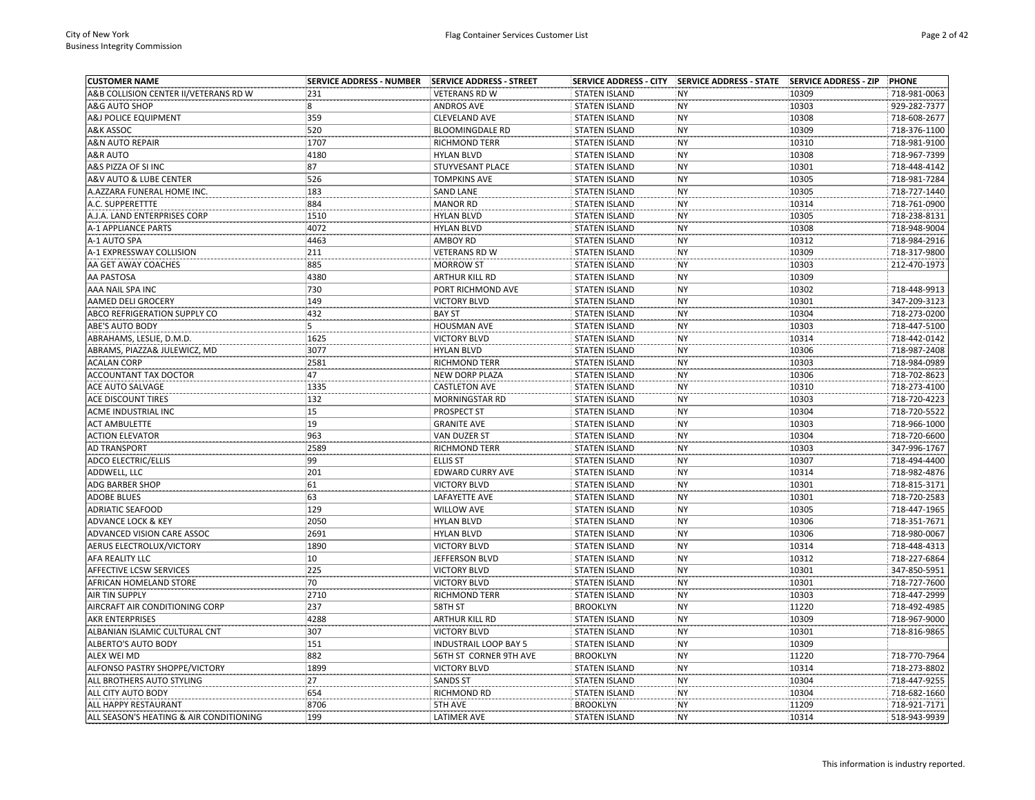| CUSTOMER NAME | SERVICE ADDRESS - NUMBER | SERVICE ADDRESS - STREET | SERVICE ADDRESS - CITY | SERVICE ADDRESS - STATE | SERVICE ADDRESS - ZIP | PHONE |
|---|---|---|---|---|---|---|
| A&B COLLISION CENTER II/VETERANS RD W | 231 | VETERANS RD W | STATEN ISLAND | NY | 10309 | 718-981-0063 |
| A&G AUTO SHOP | 8 | ANDROS AVE | STATEN ISLAND | NY | 10303 | 929-282-7377 |
| A&J POLICE EQUIPMENT | 359 | CLEVELAND AVE | STATEN ISLAND | NY | 10308 | 718-608-2677 |
| A&K ASSOC | 520 | BLOOMINGDALE RD | STATEN ISLAND | NY | 10309 | 718-376-1100 |
| A&N AUTO REPAIR | 1707 | RICHMOND TERR | STATEN ISLAND | NY | 10310 | 718-981-9100 |
| A&R AUTO | 4180 | HYLAN BLVD | STATEN ISLAND | NY | 10308 | 718-967-7399 |
| A&S PIZZA OF SI INC | 87 | STUYVESANT PLACE | STATEN ISLAND | NY | 10301 | 718-448-4142 |
| A&V AUTO & LUBE CENTER | 526 | TOMPKINS AVE | STATEN ISLAND | NY | 10305 | 718-981-7284 |
| A.AZZARA FUNERAL HOME INC. | 183 | SAND LANE | STATEN ISLAND | NY | 10305 | 718-727-1440 |
| A.C. SUPPERETTTE | 884 | MANOR RD | STATEN ISLAND | NY | 10314 | 718-761-0900 |
| A.J.A. LAND ENTERPRISES CORP | 1510 | HYLAN BLVD | STATEN ISLAND | NY | 10305 | 718-238-8131 |
| A-1 APPLIANCE PARTS | 4072 | HYLAN BLVD | STATEN ISLAND | NY | 10308 | 718-948-9004 |
| A-1 AUTO SPA | 4463 | AMBOY RD | STATEN ISLAND | NY | 10312 | 718-984-2916 |
| A-1 EXPRESSWAY COLLISION | 211 | VETERANS RD W | STATEN ISLAND | NY | 10309 | 718-317-9800 |
| AA GET AWAY COACHES | 885 | MORROW ST | STATEN ISLAND | NY | 10303 | 212-470-1973 |
| AA PASTOSA | 4380 | ARTHUR KILL RD | STATEN ISLAND | NY | 10309 | |
| AAA NAIL SPA INC | 730 | PORT RICHMOND AVE | STATEN ISLAND | NY | 10302 | 718-448-9913 |
| AAMED DELI GROCERY | 149 | VICTORY BLVD | STATEN ISLAND | NY | 10301 | 347-209-3123 |
| ABCO REFRIGERATION SUPPLY CO | 432 | BAY ST | STATEN ISLAND | NY | 10304 | 718-273-0200 |
| ABE'S AUTO BODY | 5 | HOUSMAN AVE | STATEN ISLAND | NY | 10303 | 718-447-5100 |
| ABRAHAMS, LESLIE, D.M.D. | 1625 | VICTORY BLVD | STATEN ISLAND | NY | 10314 | 718-442-0142 |
| ABRAMS, PIAZZA& JULEWICZ, MD | 3077 | HYLAN BLVD | STATEN ISLAND | NY | 10306 | 718-987-2408 |
| ACALAN CORP | 2581 | RICHMOND TERR | STATEN ISLAND | NY | 10303 | 718-984-0989 |
| ACCOUNTANT TAX DOCTOR | 47 | NEW DORP PLAZA | STATEN ISLAND | NY | 10306 | 718-702-8623 |
| ACE AUTO SALVAGE | 1335 | CASTLETON AVE | STATEN ISLAND | NY | 10310 | 718-273-4100 |
| ACE DISCOUNT TIRES | 132 | MORNINGSTAR RD | STATEN ISLAND | NY | 10303 | 718-720-4223 |
| ACME INDUSTRIAL INC | 15 | PROSPECT ST | STATEN ISLAND | NY | 10304 | 718-720-5522 |
| ACT AMBULETTE | 19 | GRANITE AVE | STATEN ISLAND | NY | 10303 | 718-966-1000 |
| ACTION ELEVATOR | 963 | VAN DUZER ST | STATEN ISLAND | NY | 10304 | 718-720-6600 |
| AD TRANSPORT | 2589 | RICHMOND TERR | STATEN ISLAND | NY | 10303 | 347-996-1767 |
| ADCO ELECTRIC/ELLIS | 99 | ELLIS ST | STATEN ISLAND | NY | 10307 | 718-494-4400 |
| ADDWELL, LLC | 201 | EDWARD CURRY AVE | STATEN ISLAND | NY | 10314 | 718-982-4876 |
| ADG BARBER SHOP | 61 | VICTORY BLVD | STATEN ISLAND | NY | 10301 | 718-815-3171 |
| ADOBE BLUES | 63 | LAFAYETTE AVE | STATEN ISLAND | NY | 10301 | 718-720-2583 |
| ADRIATIC SEAFOOD | 129 | WILLOW AVE | STATEN ISLAND | NY | 10305 | 718-447-1965 |
| ADVANCE LOCK & KEY | 2050 | HYLAN BLVD | STATEN ISLAND | NY | 10306 | 718-351-7671 |
| ADVANCED VISION CARE ASSOC | 2691 | HYLAN BLVD | STATEN ISLAND | NY | 10306 | 718-980-0067 |
| AERUS ELECTROLUX/VICTORY | 1890 | VICTORY BLVD | STATEN ISLAND | NY | 10314 | 718-448-4313 |
| AFA REALITY LLC | 10 | JEFFERSON BLVD | STATEN ISLAND | NY | 10312 | 718-227-6864 |
| AFFECTIVE LCSW SERVICES | 225 | VICTORY BLVD | STATEN ISLAND | NY | 10301 | 347-850-5951 |
| AFRICAN HOMELAND STORE | 70 | VICTORY BLVD | STATEN ISLAND | NY | 10301 | 718-727-7600 |
| AIR TIN SUPPLY | 2710 | RICHMOND TERR | STATEN ISLAND | NY | 10303 | 718-447-2999 |
| AIRCRAFT AIR CONDITIONING CORP | 237 | 58TH ST | BROOKLYN | NY | 11220 | 718-492-4985 |
| AKR ENTERPRISES | 4288 | ARTHUR KILL RD | STATEN ISLAND | NY | 10309 | 718-967-9000 |
| ALBANIAN ISLAMIC CULTURAL CNT | 307 | VICTORY BLVD | STATEN ISLAND | NY | 10301 | 718-816-9865 |
| ALBERTO'S AUTO BODY | 151 | INDUSTRAIL LOOP BAY 5 | STATEN ISLAND | NY | 10309 | |
| ALEX WEI MD | 882 | 56TH ST CORNER 9TH AVE | BROOKLYN | NY | 11220 | 718-770-7964 |
| ALFONSO PASTRY SHOPPE/VICTORY | 1899 | VICTORY BLVD | STATEN ISLAND | NY | 10314 | 718-273-8802 |
| ALL BROTHERS AUTO STYLING | 27 | SANDS ST | STATEN ISLAND | NY | 10304 | 718-447-9255 |
| ALL CITY AUTO BODY | 654 | RICHMOND RD | STATEN ISLAND | NY | 10304 | 718-682-1660 |
| ALL HAPPY RESTAURANT | 8706 | 5TH AVE | BROOKLYN | NY | 11209 | 718-921-7171 |
| ALL SEASON'S HEATING & AIR CONDITIONING | 199 | LATIMER AVE | STATEN ISLAND | NY | 10314 | 518-943-9939 |

This information is industry reported.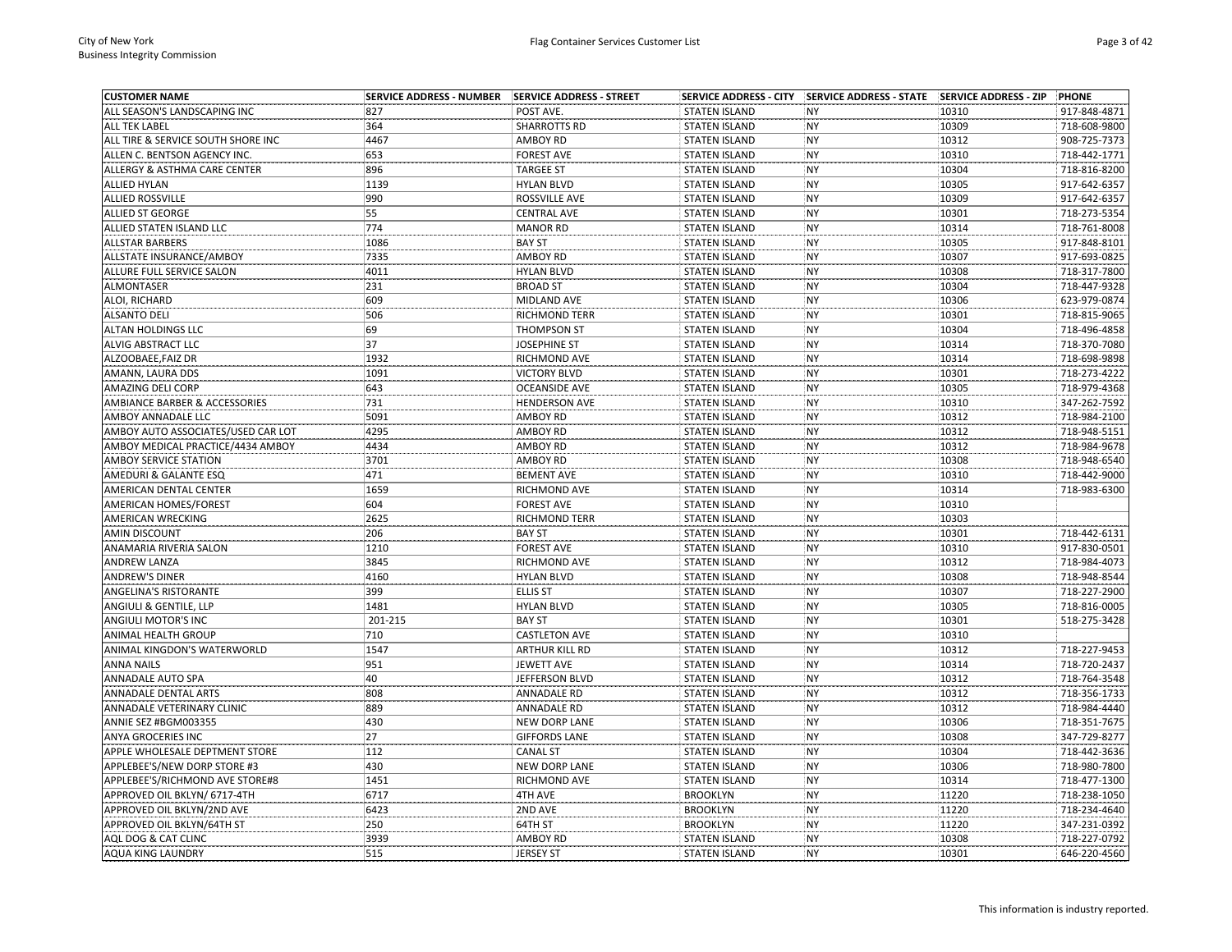| CUSTOMER NAME | SERVICE ADDRESS - NUMBER | SERVICE ADDRESS - STREET | SERVICE ADDRESS - CITY | SERVICE ADDRESS - STATE | SERVICE ADDRESS - ZIP | PHONE |
|---|---|---|---|---|---|---|
| ALL SEASON'S LANDSCAPING INC | 827 | POST AVE. | STATEN ISLAND | NY | 10310 | 917-848-4871 |
| ALL TEK LABEL | 364 | SHARROTTS RD | STATEN ISLAND | NY | 10309 | 718-608-9800 |
| ALL TIRE & SERVICE SOUTH SHORE INC | 4467 | AMBOY RD | STATEN ISLAND | NY | 10312 | 908-725-7373 |
| ALLEN C. BENTSON AGENCY INC. | 653 | FOREST AVE | STATEN ISLAND | NY | 10310 | 718-442-1771 |
| ALLERGY & ASTHMA CARE CENTER | 896 | TARGEE ST | STATEN ISLAND | NY | 10304 | 718-816-8200 |
| ALLIED HYLAN | 1139 | HYLAN BLVD | STATEN ISLAND | NY | 10305 | 917-642-6357 |
| ALLIED ROSSVILLE | 990 | ROSSVILLE AVE | STATEN ISLAND | NY | 10309 | 917-642-6357 |
| ALLIED ST GEORGE | 55 | CENTRAL AVE | STATEN ISLAND | NY | 10301 | 718-273-5354 |
| ALLIED STATEN ISLAND LLC | 774 | MANOR RD | STATEN ISLAND | NY | 10314 | 718-761-8008 |
| ALLSTAR BARBERS | 1086 | BAY ST | STATEN ISLAND | NY | 10305 | 917-848-8101 |
| ALLSTATE INSURANCE/AMBOY | 7335 | AMBOY RD | STATEN ISLAND | NY | 10307 | 917-693-0825 |
| ALLURE FULL SERVICE SALON | 4011 | HYLAN BLVD | STATEN ISLAND | NY | 10308 | 718-317-7800 |
| ALMONTASER | 231 | BROAD ST | STATEN ISLAND | NY | 10304 | 718-447-9328 |
| ALOI, RICHARD | 609 | MIDLAND AVE | STATEN ISLAND | NY | 10306 | 623-979-0874 |
| ALSANTO DELI | 506 | RICHMOND TERR | STATEN ISLAND | NY | 10301 | 718-815-9065 |
| ALTAN HOLDINGS LLC | 69 | THOMPSON ST | STATEN ISLAND | NY | 10304 | 718-496-4858 |
| ALVIG ABSTRACT LLC | 37 | JOSEPHINE ST | STATEN ISLAND | NY | 10314 | 718-370-7080 |
| ALZOOBAEE,FAIZ DR | 1932 | RICHMOND AVE | STATEN ISLAND | NY | 10314 | 718-698-9898 |
| AMANN, LAURA DDS | 1091 | VICTORY BLVD | STATEN ISLAND | NY | 10301 | 718-273-4222 |
| AMAZING DELI CORP | 643 | OCEANSIDE AVE | STATEN ISLAND | NY | 10305 | 718-979-4368 |
| AMBIANCE BARBER & ACCESSORIES | 731 | HENDERSON AVE | STATEN ISLAND | NY | 10310 | 347-262-7592 |
| AMBOY ANNADALE LLC | 5091 | AMBOY RD | STATEN ISLAND | NY | 10312 | 718-984-2100 |
| AMBOY AUTO ASSOCIATES/USED CAR LOT | 4295 | AMBOY RD | STATEN ISLAND | NY | 10312 | 718-948-5151 |
| AMBOY MEDICAL PRACTICE/4434 AMBOY | 4434 | AMBOY RD | STATEN ISLAND | NY | 10312 | 718-984-9678 |
| AMBOY SERVICE STATION | 3701 | AMBOY RD | STATEN ISLAND | NY | 10308 | 718-948-6540 |
| AMEDURI & GALANTE ESQ | 471 | BEMENT AVE | STATEN ISLAND | NY | 10310 | 718-442-9000 |
| AMERICAN DENTAL CENTER | 1659 | RICHMOND AVE | STATEN ISLAND | NY | 10314 | 718-983-6300 |
| AMERICAN HOMES/FOREST | 604 | FOREST AVE | STATEN ISLAND | NY | 10310 | |
| AMERICAN WRECKING | 2625 | RICHMOND TERR | STATEN ISLAND | NY | 10303 | |
| AMIN DISCOUNT | 206 | BAY ST | STATEN ISLAND | NY | 10301 | 718-442-6131 |
| ANAMARIA RIVERIA SALON | 1210 | FOREST AVE | STATEN ISLAND | NY | 10310 | 917-830-0501 |
| ANDREW LANZA | 3845 | RICHMOND AVE | STATEN ISLAND | NY | 10312 | 718-984-4073 |
| ANDREW'S DINER | 4160 | HYLAN BLVD | STATEN ISLAND | NY | 10308 | 718-948-8544 |
| ANGELINA'S RISTORANTE | 399 | ELLIS ST | STATEN ISLAND | NY | 10307 | 718-227-2900 |
| ANGIULI & GENTILE, LLP | 1481 | HYLAN BLVD | STATEN ISLAND | NY | 10305 | 718-816-0005 |
| ANGIULI MOTOR'S INC | 201-215 | BAY ST | STATEN ISLAND | NY | 10301 | 518-275-3428 |
| ANIMAL HEALTH GROUP | 710 | CASTLETON AVE | STATEN ISLAND | NY | 10310 | |
| ANIMAL KINGDON'S WATERWORLD | 1547 | ARTHUR KILL RD | STATEN ISLAND | NY | 10312 | 718-227-9453 |
| ANNA NAILS | 951 | JEWETT AVE | STATEN ISLAND | NY | 10314 | 718-720-2437 |
| ANNADALE AUTO SPA | 40 | JEFFERSON BLVD | STATEN ISLAND | NY | 10312 | 718-764-3548 |
| ANNADALE DENTAL ARTS | 808 | ANNADALE RD | STATEN ISLAND | NY | 10312 | 718-356-1733 |
| ANNADALE VETERINARY CLINIC | 889 | ANNADALE RD | STATEN ISLAND | NY | 10312 | 718-984-4440 |
| ANNIE SEZ #BGM003355 | 430 | NEW DORP LANE | STATEN ISLAND | NY | 10306 | 718-351-7675 |
| ANYA GROCERIES INC | 27 | GIFFORDS LANE | STATEN ISLAND | NY | 10308 | 347-729-8277 |
| APPLE WHOLESALE DEPTMENT STORE | 112 | CANAL ST | STATEN ISLAND | NY | 10304 | 718-442-3636 |
| APPLEBEE'S/NEW DORP STORE #3 | 430 | NEW DORP LANE | STATEN ISLAND | NY | 10306 | 718-980-7800 |
| APPLEBEE'S/RICHMOND AVE STORE#8 | 1451 | RICHMOND AVE | STATEN ISLAND | NY | 10314 | 718-477-1300 |
| APPROVED OIL BKLYN/ 6717-4TH | 6717 | 4TH AVE | BROOKLYN | NY | 11220 | 718-238-1050 |
| APPROVED OIL BKLYN/2ND AVE | 6423 | 2ND AVE | BROOKLYN | NY | 11220 | 718-234-4640 |
| APPROVED OIL BKLYN/64TH ST | 250 | 64TH ST | BROOKLYN | NY | 11220 | 347-231-0392 |
| AQL DOG & CAT CLINC | 3939 | AMBOY RD | STATEN ISLAND | NY | 10308 | 718-227-0792 |
| AQUA KING LAUNDRY | 515 | JERSEY ST | STATEN ISLAND | NY | 10301 | 646-220-4560 |

This information is industry reported.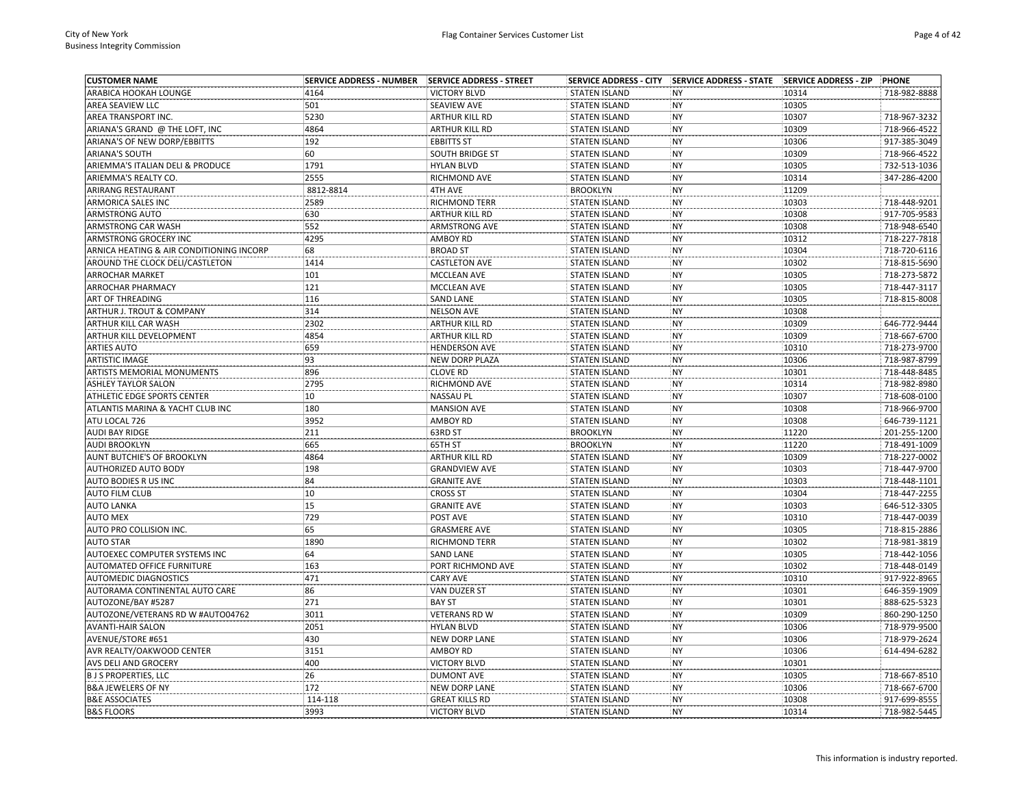| CUSTOMER NAME | SERVICE ADDRESS - NUMBER | SERVICE ADDRESS - STREET | SERVICE ADDRESS - CITY | SERVICE ADDRESS - STATE | SERVICE ADDRESS - ZIP | PHONE |
|---|---|---|---|---|---|---|
| ARABICA HOOKAH LOUNGE | 4164 | VICTORY BLVD | STATEN ISLAND | NY | 10314 | 718-982-8888 |
| AREA SEAVIEW LLC | 501 | SEAVIEW AVE | STATEN ISLAND | NY | 10305 | |
| AREA TRANSPORT INC. | 5230 | ARTHUR KILL RD | STATEN ISLAND | NY | 10307 | 718-967-3232 |
| ARIANA'S GRAND @ THE LOFT, INC | 4864 | ARTHUR KILL RD | STATEN ISLAND | NY | 10309 | 718-966-4522 |
| ARIANA'S OF NEW DORP/EBBITTS | 192 | EBBITTS ST | STATEN ISLAND | NY | 10306 | 917-385-3049 |
| ARIANA'S SOUTH | 60 | SOUTH BRIDGE ST | STATEN ISLAND | NY | 10309 | 718-966-4522 |
| ARIEMMA'S ITALIAN DELI & PRODUCE | 1791 | HYLAN BLVD | STATEN ISLAND | NY | 10305 | 732-513-1036 |
| ARIEMMA'S REALTY CO. | 2555 | RICHMOND AVE | STATEN ISLAND | NY | 10314 | 347-286-4200 |
| ARIRANG RESTAURANT | 8812-8814 | 4TH AVE | BROOKLYN | NY | 11209 | |
| ARMORICA SALES INC | 2589 | RICHMOND TERR | STATEN ISLAND | NY | 10303 | 718-448-9201 |
| ARMSTRONG AUTO | 630 | ARTHUR KILL RD | STATEN ISLAND | NY | 10308 | 917-705-9583 |
| ARMSTRONG CAR WASH | 552 | ARMSTRONG AVE | STATEN ISLAND | NY | 10308 | 718-948-6540 |
| ARMSTRONG GROCERY INC | 4295 | AMBOY RD | STATEN ISLAND | NY | 10312 | 718-227-7818 |
| ARNICA HEATING & AIR CONDITIONING INCORP | 68 | BROAD ST | STATEN ISLAND | NY | 10304 | 718-720-6116 |
| AROUND THE CLOCK DELI/CASTLETON | 1414 | CASTLETON AVE | STATEN ISLAND | NY | 10302 | 718-815-5690 |
| ARROCHAR MARKET | 101 | MCCLEAN AVE | STATEN ISLAND | NY | 10305 | 718-273-5872 |
| ARROCHAR PHARMACY | 121 | MCCLEAN AVE | STATEN ISLAND | NY | 10305 | 718-447-3117 |
| ART OF THREADING | 116 | SAND LANE | STATEN ISLAND | NY | 10305 | 718-815-8008 |
| ARTHUR J. TROUT & COMPANY | 314 | NELSON AVE | STATEN ISLAND | NY | 10308 | |
| ARTHUR KILL CAR WASH | 2302 | ARTHUR KILL RD | STATEN ISLAND | NY | 10309 | 646-772-9444 |
| ARTHUR KILL DEVELOPMENT | 4854 | ARTHUR KILL RD | STATEN ISLAND | NY | 10309 | 718-667-6700 |
| ARTIES AUTO | 659 | HENDERSON AVE | STATEN ISLAND | NY | 10310 | 718-273-9700 |
| ARTISTIC IMAGE | 93 | NEW DORP PLAZA | STATEN ISLAND | NY | 10306 | 718-987-8799 |
| ARTISTS MEMORIAL MONUMENTS | 896 | CLOVE RD | STATEN ISLAND | NY | 10301 | 718-448-8485 |
| ASHLEY TAYLOR SALON | 2795 | RICHMOND AVE | STATEN ISLAND | NY | 10314 | 718-982-8980 |
| ATHLETIC EDGE SPORTS CENTER | 10 | NASSAU PL | STATEN ISLAND | NY | 10307 | 718-608-0100 |
| ATLANTIS MARINA & YACHT CLUB INC | 180 | MANSION AVE | STATEN ISLAND | NY | 10308 | 718-966-9700 |
| ATU LOCAL 726 | 3952 | AMBOY RD | STATEN ISLAND | NY | 10308 | 646-739-1121 |
| AUDI BAY RIDGE | 211 | 63RD ST | BROOKLYN | NY | 11220 | 201-255-1200 |
| AUDI BROOKLYN | 665 | 65TH ST | BROOKLYN | NY | 11220 | 718-491-1009 |
| AUNT BUTCHIE'S OF BROOKLYN | 4864 | ARTHUR KILL RD | STATEN ISLAND | NY | 10309 | 718-227-0002 |
| AUTHORIZED AUTO BODY | 198 | GRANDVIEW AVE | STATEN ISLAND | NY | 10303 | 718-447-9700 |
| AUTO BODIES R US INC | 84 | GRANITE AVE | STATEN ISLAND | NY | 10303 | 718-448-1101 |
| AUTO FILM CLUB | 10 | CROSS ST | STATEN ISLAND | NY | 10304 | 718-447-2255 |
| AUTO LANKA | 15 | GRANITE AVE | STATEN ISLAND | NY | 10303 | 646-512-3305 |
| AUTO MEX | 729 | POST AVE | STATEN ISLAND | NY | 10310 | 718-447-0039 |
| AUTO PRO COLLISION INC. | 65 | GRASMERE AVE | STATEN ISLAND | NY | 10305 | 718-815-2886 |
| AUTO STAR | 1890 | RICHMOND TERR | STATEN ISLAND | NY | 10302 | 718-981-3819 |
| AUTOEXEC COMPUTER SYSTEMS INC | 64 | SAND LANE | STATEN ISLAND | NY | 10305 | 718-442-1056 |
| AUTOMATED OFFICE FURNITURE | 163 | PORT RICHMOND AVE | STATEN ISLAND | NY | 10302 | 718-448-0149 |
| AUTOMEDIC DIAGNOSTICS | 471 | CARY AVE | STATEN ISLAND | NY | 10310 | 917-922-8965 |
| AUTORAMA CONTINENTAL AUTO CARE | 86 | VAN DUZER ST | STATEN ISLAND | NY | 10301 | 646-359-1909 |
| AUTOZONE/BAY #5287 | 271 | BAY ST | STATEN ISLAND | NY | 10301 | 888-625-5323 |
| AUTOZONE/VETERANS RD W #AUTO04762 | 3011 | VETERANS RD W | STATEN ISLAND | NY | 10309 | 860-290-1250 |
| AVANTI-HAIR SALON | 2051 | HYLAN BLVD | STATEN ISLAND | NY | 10306 | 718-979-9500 |
| AVENUE/STORE #651 | 430 | NEW DORP LANE | STATEN ISLAND | NY | 10306 | 718-979-2624 |
| AVR REALTY/OAKWOOD CENTER | 3151 | AMBOY RD | STATEN ISLAND | NY | 10306 | 614-494-6282 |
| AVS DELI AND GROCERY | 400 | VICTORY BLVD | STATEN ISLAND | NY | 10301 | |
| B J S PROPERTIES, LLC | 26 | DUMONT AVE | STATEN ISLAND | NY | 10305 | 718-667-8510 |
| B&A JEWELERS OF NY | 172 | NEW DORP LANE | STATEN ISLAND | NY | 10306 | 718-667-6700 |
| B&E ASSOCIATES | 114-118 | GREAT KILLS RD | STATEN ISLAND | NY | 10308 | 917-699-8555 |
| B&S FLOORS | 3993 | VICTORY BLVD | STATEN ISLAND | NY | 10314 | 718-982-5445 |

This information is industry reported.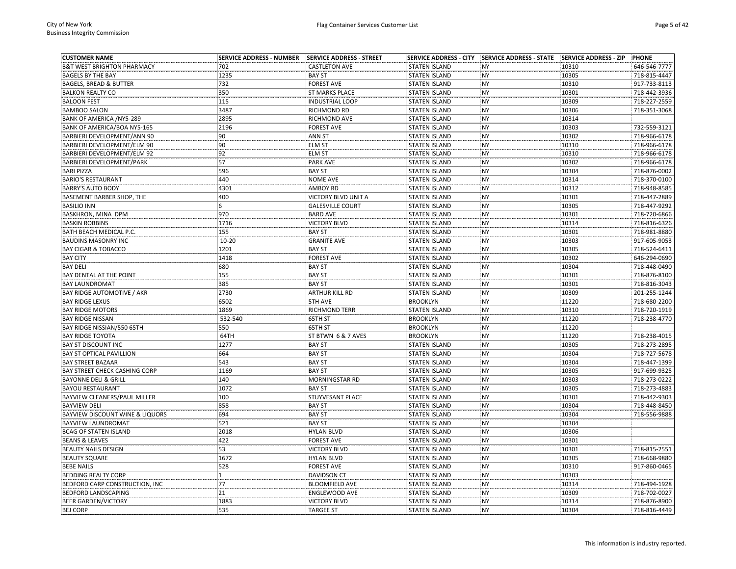| CUSTOMER NAME | SERVICE ADDRESS - NUMBER | SERVICE ADDRESS - STREET | SERVICE ADDRESS - CITY | SERVICE ADDRESS - STATE | SERVICE ADDRESS - ZIP | PHONE |
|---|---|---|---|---|---|---|
| B&T WEST BRIGHTON PHARMACY | 702 | CASTLETON AVE | STATEN ISLAND | NY | 10310 | 646-546-7777 |
| BAGELS BY THE BAY | 1235 | BAY ST | STATEN ISLAND | NY | 10305 | 718-815-4447 |
| BAGELS, BREAD & BUTTER | 732 | FOREST AVE | STATEN ISLAND | NY | 10310 | 917-733-8113 |
| BALKON REALTY CO | 350 | ST MARKS PLACE | STATEN ISLAND | NY | 10301 | 718-442-3936 |
| BALOON FEST | 115 | INDUSTRIAL LOOP | STATEN ISLAND | NY | 10309 | 718-227-2559 |
| BAMBOO SALON | 3487 | RICHMOND RD | STATEN ISLAND | NY | 10306 | 718-351-3068 |
| BANK OF AMERICA /NY5-289 | 2895 | RICHMOND AVE | STATEN ISLAND | NY | 10314 | |
| BANK OF AMERICA/BOA NY5-165 | 2196 | FOREST AVE | STATEN ISLAND | NY | 10303 | 732-559-3121 |
| BARBIERI DEVELOPMENT/ANN 90 | 90 | ANN ST | STATEN ISLAND | NY | 10302 | 718-966-6178 |
| BARBIERI DEVELOPMENT/ELM 90 | 90 | ELM ST | STATEN ISLAND | NY | 10310 | 718-966-6178 |
| BARBIERI DEVELOPMENT/ELM 92 | 92 | ELM ST | STATEN ISLAND | NY | 10310 | 718-966-6178 |
| BARBIERI DEVELOPMENT/PARK | 57 | PARK AVE | STATEN ISLAND | NY | 10302 | 718-966-6178 |
| BARI PIZZA | 596 | BAY ST | STATEN ISLAND | NY | 10304 | 718-876-0002 |
| BARIO'S RESTAURANT | 440 | NOME AVE | STATEN ISLAND | NY | 10314 | 718-370-0100 |
| BARRY'S AUTO BODY | 4301 | AMBOY RD | STATEN ISLAND | NY | 10312 | 718-948-8585 |
| BASEMENT BARBER SHOP, THE | 400 | VICTORY BLVD UNIT A | STATEN ISLAND | NY | 10301 | 718-447-2889 |
| BASILIO INN | 6 | GALESVILLE COURT | STATEN ISLAND | NY | 10305 | 718-447-9292 |
| BASKHRON, MINA DPM | 970 | BARD AVE | STATEN ISLAND | NY | 10301 | 718-720-6866 |
| BASKIN ROBBINS | 1716 | VICTORY BLVD | STATEN ISLAND | NY | 10314 | 718-816-6326 |
| BATH BEACH MEDICAL P.C. | 155 | BAY ST | STATEN ISLAND | NY | 10301 | 718-981-8880 |
| BAUDINS MASONRY INC | 10-20 | GRANITE AVE | STATEN ISLAND | NY | 10303 | 917-605-9053 |
| BAY CIGAR & TOBACCO | 1201 | BAY ST | STATEN ISLAND | NY | 10305 | 718-524-6411 |
| BAY CITY | 1418 | FOREST AVE | STATEN ISLAND | NY | 10302 | 646-294-0690 |
| BAY DELI | 680 | BAY ST | STATEN ISLAND | NY | 10304 | 718-448-0490 |
| BAY DENTAL AT THE POINT | 155 | BAY ST | STATEN ISLAND | NY | 10301 | 718-876-8100 |
| BAY LAUNDROMAT | 385 | BAY ST | STATEN ISLAND | NY | 10301 | 718-816-3043 |
| BAY RIDGE AUTOMOTIVE / AKR | 2730 | ARTHUR KILL RD | STATEN ISLAND | NY | 10309 | 201-255-1244 |
| BAY RIDGE LEXUS | 6502 | 5TH AVE | BROOKLYN | NY | 11220 | 718-680-2200 |
| BAY RIDGE MOTORS | 1869 | RICHMOND TERR | STATEN ISLAND | NY | 10310 | 718-720-1919 |
| BAY RIDGE NISSAN | 532-540 | 65TH ST | BROOKLYN | NY | 11220 | 718-238-4770 |
| BAY RIDGE NISSIAN/550 65TH | 550 | 65TH ST | BROOKLYN | NY | 11220 | |
| BAY RIDGE TOYOTA | 64TH | ST BTWN 6 & 7 AVES | BROOKLYN | NY | 11220 | 718-238-4015 |
| BAY ST DISCOUNT INC | 1277 | BAY ST | STATEN ISLAND | NY | 10305 | 718-273-2895 |
| BAY ST OPTICAL PAVILLION | 664 | BAY ST | STATEN ISLAND | NY | 10304 | 718-727-5678 |
| BAY STREET BAZAAR | 543 | BAY ST | STATEN ISLAND | NY | 10304 | 718-447-1399 |
| BAY STREET CHECK CASHING CORP | 1169 | BAY ST | STATEN ISLAND | NY | 10305 | 917-699-9325 |
| BAYONNE DELI & GRILL | 140 | MORNINGSTAR RD | STATEN ISLAND | NY | 10303 | 718-273-0222 |
| BAYOU RESTAURANT | 1072 | BAY ST | STATEN ISLAND | NY | 10305 | 718-273-4883 |
| BAYVIEW CLEANERS/PAUL MILLER | 100 | STUYVESANT PLACE | STATEN ISLAND | NY | 10301 | 718-442-9303 |
| BAYVIEW DELI | 858 | BAY ST | STATEN ISLAND | NY | 10304 | 718-448-8450 |
| BAYVIEW DISCOUNT WINE & LIQUORS | 694 | BAY ST | STATEN ISLAND | NY | 10304 | 718-556-9888 |
| BAYVIEW LAUNDROMAT | 521 | BAY ST | STATEN ISLAND | NY | 10304 | |
| BCAG OF STATEN ISLAND | 2018 | HYLAN BLVD | STATEN ISLAND | NY | 10306 | |
| BEANS & LEAVES | 422 | FOREST AVE | STATEN ISLAND | NY | 10301 | |
| BEAUTY NAILS DESIGN | 53 | VICTORY BLVD | STATEN ISLAND | NY | 10301 | 718-815-2551 |
| BEAUTY SQUARE | 1672 | HYLAN BLVD | STATEN ISLAND | NY | 10305 | 718-668-9880 |
| BEBE NAILS | 528 | FOREST AVE | STATEN ISLAND | NY | 10310 | 917-860-0465 |
| BEDDING REALTY CORP | 1 | DAVIDSON CT | STATEN ISLAND | NY | 10303 | |
| BEDFORD CARP CONSTRUCTION, INC | 77 | BLOOMFIELD AVE | STATEN ISLAND | NY | 10314 | 718-494-1928 |
| BEDFORD LANDSCAPING | 21 | ENGLEWOOD AVE | STATEN ISLAND | NY | 10309 | 718-702-0027 |
| BEER GARDEN/VICTORY | 1883 | VICTORY BLVD | STATEN ISLAND | NY | 10314 | 718-876-8900 |
| BEJ CORP | 535 | TARGEE ST | STATEN ISLAND | NY | 10304 | 718-816-4449 |

This information is industry reported.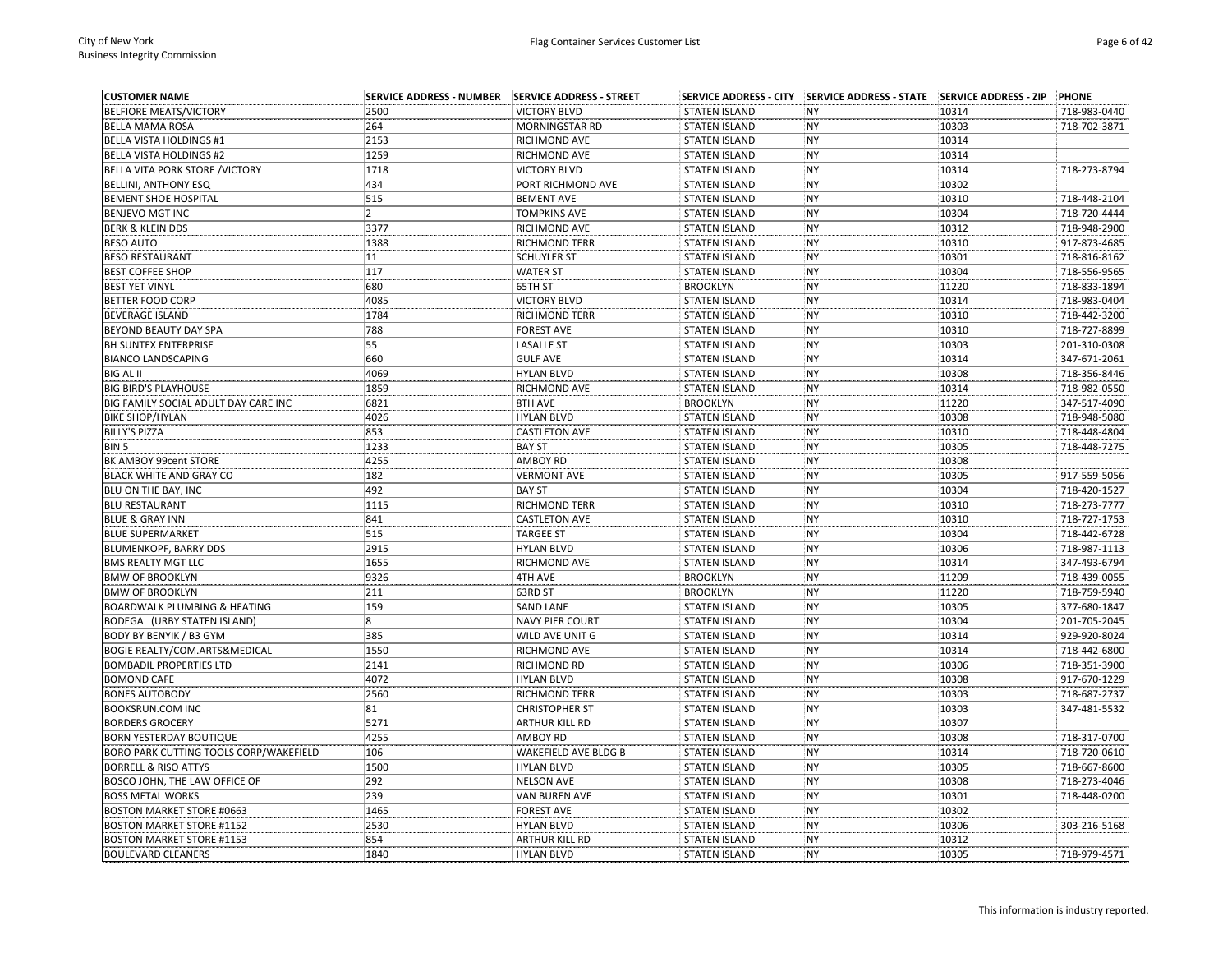| CUSTOMER NAME | SERVICE ADDRESS - NUMBER | SERVICE ADDRESS - STREET | SERVICE ADDRESS - CITY | SERVICE ADDRESS - STATE | SERVICE ADDRESS - ZIP | PHONE |
|---|---|---|---|---|---|---|
| BELFIORE MEATS/VICTORY | 2500 | VICTORY BLVD | STATEN ISLAND | NY | 10314 | 718-983-0440 |
| BELLA MAMA ROSA | 264 | MORNINGSTAR RD | STATEN ISLAND | NY | 10303 | 718-702-3871 |
| BELLA VISTA HOLDINGS #1 | 2153 | RICHMOND AVE | STATEN ISLAND | NY | 10314 | |
| BELLA VISTA HOLDINGS #2 | 1259 | RICHMOND AVE | STATEN ISLAND | NY | 10314 | |
| BELLA VITA PORK STORE /VICTORY | 1718 | VICTORY BLVD | STATEN ISLAND | NY | 10314 | 718-273-8794 |
| BELLINI, ANTHONY ESQ | 434 | PORT RICHMOND AVE | STATEN ISLAND | NY | 10302 | |
| BEMENT SHOE HOSPITAL | 515 | BEMENT AVE | STATEN ISLAND | NY | 10310 | 718-448-2104 |
| BENJEVO MGT INC | 2 | TOMPKINS AVE | STATEN ISLAND | NY | 10304 | 718-720-4444 |
| BERK & KLEIN DDS | 3377 | RICHMOND AVE | STATEN ISLAND | NY | 10312 | 718-948-2900 |
| BESO AUTO | 1388 | RICHMOND TERR | STATEN ISLAND | NY | 10310 | 917-873-4685 |
| BESO RESTAURANT | 11 | SCHUYLER ST | STATEN ISLAND | NY | 10301 | 718-816-8162 |
| BEST COFFEE SHOP | 117 | WATER ST | STATEN ISLAND | NY | 10304 | 718-556-9565 |
| BEST YET VINYL | 680 | 65TH ST | BROOKLYN | NY | 11220 | 718-833-1894 |
| BETTER FOOD CORP | 4085 | VICTORY BLVD | STATEN ISLAND | NY | 10314 | 718-983-0404 |
| BEVERAGE ISLAND | 1784 | RICHMOND TERR | STATEN ISLAND | NY | 10310 | 718-442-3200 |
| BEYOND BEAUTY DAY SPA | 788 | FOREST AVE | STATEN ISLAND | NY | 10310 | 718-727-8899 |
| BH SUNTEX ENTERPRISE | 55 | LASALLE ST | STATEN ISLAND | NY | 10303 | 201-310-0308 |
| BIANCO LANDSCAPING | 660 | GULF AVE | STATEN ISLAND | NY | 10314 | 347-671-2061 |
| BIG AL II | 4069 | HYLAN BLVD | STATEN ISLAND | NY | 10308 | 718-356-8446 |
| BIG BIRD'S PLAYHOUSE | 1859 | RICHMOND AVE | STATEN ISLAND | NY | 10314 | 718-982-0550 |
| BIG FAMILY SOCIAL ADULT DAY CARE INC | 6821 | 8TH AVE | BROOKLYN | NY | 11220 | 347-517-4090 |
| BIKE SHOP/HYLAN | 4026 | HYLAN BLVD | STATEN ISLAND | NY | 10308 | 718-948-5080 |
| BILLY'S PIZZA | 853 | CASTLETON AVE | STATEN ISLAND | NY | 10310 | 718-448-4804 |
| BIN 5 | 1233 | BAY ST | STATEN ISLAND | NY | 10305 | 718-448-7275 |
| BK AMBOY 99cent STORE | 4255 | AMBOY RD | STATEN ISLAND | NY | 10308 | |
| BLACK WHITE AND GRAY CO | 182 | VERMONT AVE | STATEN ISLAND | NY | 10305 | 917-559-5056 |
| BLU ON THE BAY, INC | 492 | BAY ST | STATEN ISLAND | NY | 10304 | 718-420-1527 |
| BLU RESTAURANT | 1115 | RICHMOND TERR | STATEN ISLAND | NY | 10310 | 718-273-7777 |
| BLUE & GRAY INN | 841 | CASTLETON AVE | STATEN ISLAND | NY | 10310 | 718-727-1753 |
| BLUE SUPERMARKET | 515 | TARGEE ST | STATEN ISLAND | NY | 10304 | 718-442-6728 |
| BLUMENKOPF, BARRY DDS | 2915 | HYLAN BLVD | STATEN ISLAND | NY | 10306 | 718-987-1113 |
| BMS REALTY MGT LLC | 1655 | RICHMOND AVE | STATEN ISLAND | NY | 10314 | 347-493-6794 |
| BMW OF BROOKLYN | 9326 | 4TH AVE | BROOKLYN | NY | 11209 | 718-439-0055 |
| BMW OF BROOKLYN | 211 | 63RD ST | BROOKLYN | NY | 11220 | 718-759-5940 |
| BOARDWALK PLUMBING & HEATING | 159 | SAND LANE | STATEN ISLAND | NY | 10305 | 377-680-1847 |
| BODEGA (URBY STATEN ISLAND) | 8 | NAVY PIER COURT | STATEN ISLAND | NY | 10304 | 201-705-2045 |
| BODY BY BENYIK / B3 GYM | 385 | WILD AVE UNIT G | STATEN ISLAND | NY | 10314 | 929-920-8024 |
| BOGIE REALTY/COM.ARTS&MEDICAL | 1550 | RICHMOND AVE | STATEN ISLAND | NY | 10314 | 718-442-6800 |
| BOMBADIL PROPERTIES LTD | 2141 | RICHMOND RD | STATEN ISLAND | NY | 10306 | 718-351-3900 |
| BOMOND CAFE | 4072 | HYLAN BLVD | STATEN ISLAND | NY | 10308 | 917-670-1229 |
| BONES AUTOBODY | 2560 | RICHMOND TERR | STATEN ISLAND | NY | 10303 | 718-687-2737 |
| BOOKSRUN.COM INC | 81 | CHRISTOPHER ST | STATEN ISLAND | NY | 10303 | 347-481-5532 |
| BORDERS GROCERY | 5271 | ARTHUR KILL RD | STATEN ISLAND | NY | 10307 | |
| BORN YESTERDAY BOUTIQUE | 4255 | AMBOY RD | STATEN ISLAND | NY | 10308 | 718-317-0700 |
| BORO PARK CUTTING TOOLS CORP/WAKEFIELD | 106 | WAKEFIELD AVE BLDG B | STATEN ISLAND | NY | 10314 | 718-720-0610 |
| BORRELL & RISO ATTYS | 1500 | HYLAN BLVD | STATEN ISLAND | NY | 10305 | 718-667-8600 |
| BOSCO JOHN, THE LAW OFFICE OF | 292 | NELSON AVE | STATEN ISLAND | NY | 10308 | 718-273-4046 |
| BOSS METAL WORKS | 239 | VAN BUREN AVE | STATEN ISLAND | NY | 10301 | 718-448-0200 |
| BOSTON MARKET STORE #0663 | 1465 | FOREST AVE | STATEN ISLAND | NY | 10302 | |
| BOSTON MARKET STORE #1152 | 2530 | HYLAN BLVD | STATEN ISLAND | NY | 10306 | 303-216-5168 |
| BOSTON MARKET STORE #1153 | 854 | ARTHUR KILL RD | STATEN ISLAND | NY | 10312 | |
| BOULEVARD CLEANERS | 1840 | HYLAN BLVD | STATEN ISLAND | NY | 10305 | 718-979-4571 |

This information is industry reported.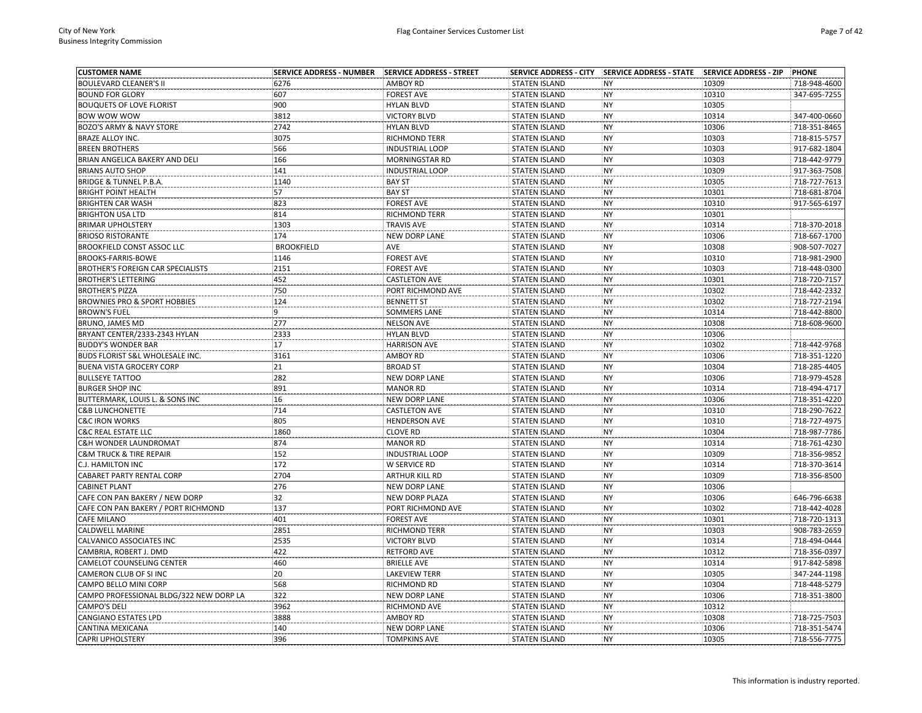| CUSTOMER NAME | SERVICE ADDRESS - NUMBER | SERVICE ADDRESS - STREET | SERVICE ADDRESS - CITY | SERVICE ADDRESS - STATE | SERVICE ADDRESS - ZIP | PHONE |
|---|---|---|---|---|---|---|
| BOULEVARD CLEANER'S II | 6276 | AMBOY RD | STATEN ISLAND | NY | 10309 | 718-948-4600 |
| BOUND FOR GLORY | 607 | FOREST AVE | STATEN ISLAND | NY | 10310 | 347-695-7255 |
| BOUQUETS OF LOVE FLORIST | 900 | HYLAN BLVD | STATEN ISLAND | NY | 10305 | |
| BOW WOW WOW | 3812 | VICTORY BLVD | STATEN ISLAND | NY | 10314 | 347-400-0660 |
| BOZO'S ARMY & NAVY STORE | 2742 | HYLAN BLVD | STATEN ISLAND | NY | 10306 | 718-351-8465 |
| BRAZE ALLOY INC. | 3075 | RICHMOND TERR | STATEN ISLAND | NY | 10303 | 718-815-5757 |
| BREEN BROTHERS | 566 | INDUSTRIAL LOOP | STATEN ISLAND | NY | 10303 | 917-682-1804 |
| BRIAN ANGELICA BAKERY AND DELI | 166 | MORNINGSTAR RD | STATEN ISLAND | NY | 10303 | 718-442-9779 |
| BRIANS AUTO SHOP | 141 | INDUSTRIAL LOOP | STATEN ISLAND | NY | 10309 | 917-363-7508 |
| BRIDGE & TUNNEL P.B.A. | 1140 | BAY ST | STATEN ISLAND | NY | 10305 | 718-727-7613 |
| BRIGHT POINT HEALTH | 57 | BAY ST | STATEN ISLAND | NY | 10301 | 718-681-8704 |
| BRIGHTEN CAR WASH | 823 | FOREST AVE | STATEN ISLAND | NY | 10310 | 917-565-6197 |
| BRIGHTON USA LTD | 814 | RICHMOND TERR | STATEN ISLAND | NY | 10301 | |
| BRIMAR UPHOLSTERY | 1303 | TRAVIS AVE | STATEN ISLAND | NY | 10314 | 718-370-2018 |
| BRIOSO RISTORANTE | 174 | NEW DORP LANE | STATEN ISLAND | NY | 10306 | 718-667-1700 |
| BROOKFIELD CONST ASSOC LLC | BROOKFIELD | AVE | STATEN ISLAND | NY | 10308 | 908-507-7027 |
| BROOKS-FARRIS-BOWE | 1146 | FOREST AVE | STATEN ISLAND | NY | 10310 | 718-981-2900 |
| BROTHER'S FOREIGN CAR SPECIALISTS | 2151 | FOREST AVE | STATEN ISLAND | NY | 10303 | 718-448-0300 |
| BROTHER'S LETTERING | 452 | CASTLETON AVE | STATEN ISLAND | NY | 10301 | 718-720-7157 |
| BROTHER'S PIZZA | 750 | PORT RICHMOND AVE | STATEN ISLAND | NY | 10302 | 718-442-2332 |
| BROWNIES PRO & SPORT HOBBIES | 124 | BENNETT ST | STATEN ISLAND | NY | 10302 | 718-727-2194 |
| BROWN'S FUEL | 9 | SOMMERS LANE | STATEN ISLAND | NY | 10314 | 718-442-8800 |
| BRUNO, JAMES MD | 277 | NELSON AVE | STATEN ISLAND | NY | 10308 | 718-608-9600 |
| BRYANT CENTER/2333-2343 HYLAN | 2333 | HYLAN BLVD | STATEN ISLAND | NY | 10306 | |
| BUDDY'S WONDER BAR | 17 | HARRISON AVE | STATEN ISLAND | NY | 10302 | 718-442-9768 |
| BUDS FLORIST S&L WHOLESALE INC. | 3161 | AMBOY RD | STATEN ISLAND | NY | 10306 | 718-351-1220 |
| BUENA VISTA GROCERY CORP | 21 | BROAD ST | STATEN ISLAND | NY | 10304 | 718-285-4405 |
| BULLSEYE TATTOO | 282 | NEW DORP LANE | STATEN ISLAND | NY | 10306 | 718-979-4528 |
| BURGER SHOP INC | 891 | MANOR RD | STATEN ISLAND | NY | 10314 | 718-494-4717 |
| BUTTERMARK, LOUIS L. & SONS INC | 16 | NEW DORP LANE | STATEN ISLAND | NY | 10306 | 718-351-4220 |
| C&B LUNCHONETTE | 714 | CASTLETON AVE | STATEN ISLAND | NY | 10310 | 718-290-7622 |
| C&C IRON WORKS | 805 | HENDERSON AVE | STATEN ISLAND | NY | 10310 | 718-727-4975 |
| C&C REAL ESTATE LLC | 1860 | CLOVE RD | STATEN ISLAND | NY | 10304 | 718-987-7786 |
| C&H WONDER LAUNDROMAT | 874 | MANOR RD | STATEN ISLAND | NY | 10314 | 718-761-4230 |
| C&M TRUCK & TIRE REPAIR | 152 | INDUSTRIAL LOOP | STATEN ISLAND | NY | 10309 | 718-356-9852 |
| C.J. HAMILTON INC | 172 | W SERVICE RD | STATEN ISLAND | NY | 10314 | 718-370-3614 |
| CABARET PARTY RENTAL CORP | 2704 | ARTHUR KILL RD | STATEN ISLAND | NY | 10309 | 718-356-8500 |
| CABINET PLANT | 276 | NEW DORP LANE | STATEN ISLAND | NY | 10306 | |
| CAFE CON PAN BAKERY / NEW DORP | 32 | NEW DORP PLAZA | STATEN ISLAND | NY | 10306 | 646-796-6638 |
| CAFE CON PAN BAKERY / PORT RICHMOND | 137 | PORT RICHMOND AVE | STATEN ISLAND | NY | 10302 | 718-442-4028 |
| CAFE MILANO | 401 | FOREST AVE | STATEN ISLAND | NY | 10301 | 718-720-1313 |
| CALDWELL MARINE | 2851 | RICHMOND TERR | STATEN ISLAND | NY | 10303 | 908-783-2659 |
| CALVANICO ASSOCIATES INC | 2535 | VICTORY BLVD | STATEN ISLAND | NY | 10314 | 718-494-0444 |
| CAMBRIA, ROBERT J. DMD | 422 | RETFORD AVE | STATEN ISLAND | NY | 10312 | 718-356-0397 |
| CAMELOT COUNSELING CENTER | 460 | BRIELLE AVE | STATEN ISLAND | NY | 10314 | 917-842-5898 |
| CAMERON CLUB OF SI INC | 20 | LAKEVIEW TERR | STATEN ISLAND | NY | 10305 | 347-244-1198 |
| CAMPO BELLO MINI CORP | 568 | RICHMOND RD | STATEN ISLAND | NY | 10304 | 718-448-5279 |
| CAMPO PROFESSIONAL BLDG/322 NEW DORP LA | 322 | NEW DORP LANE | STATEN ISLAND | NY | 10306 | 718-351-3800 |
| CAMPO'S DELI | 3962 | RICHMOND AVE | STATEN ISLAND | NY | 10312 | |
| CANGIANO ESTATES LPD | 3888 | AMBOY RD | STATEN ISLAND | NY | 10308 | 718-725-7503 |
| CANTINA MEXICANA | 140 | NEW DORP LANE | STATEN ISLAND | NY | 10306 | 718-351-5474 |
| CAPRI UPHOLSTERY | 396 | TOMPKINS AVE | STATEN ISLAND | NY | 10305 | 718-556-7775 |

This information is industry reported.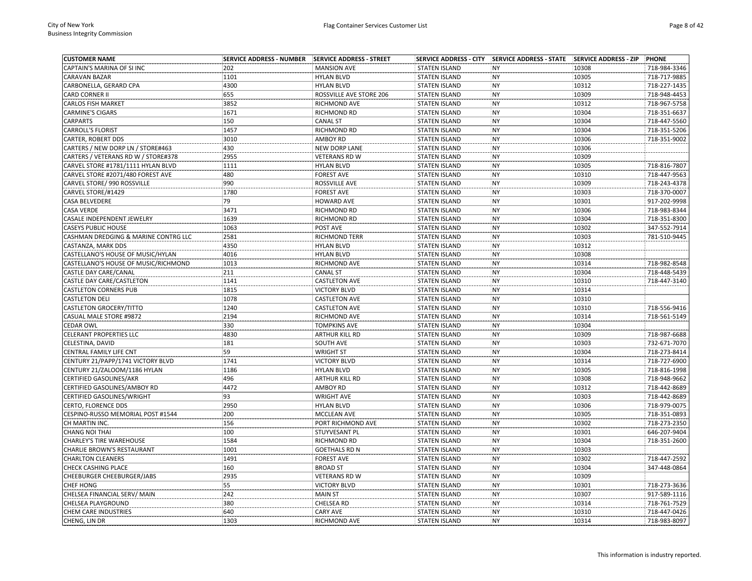| CUSTOMER NAME | SERVICE ADDRESS - NUMBER | SERVICE ADDRESS - STREET | SERVICE ADDRESS - CITY | SERVICE ADDRESS - STATE | SERVICE ADDRESS - ZIP | PHONE |
|---|---|---|---|---|---|---|
| CAPTAIN'S MARINA OF SI INC | 202 | MANSION AVE | STATEN ISLAND | NY | 10308 | 718-984-3346 |
| CARAVAN BAZAR | 1101 | HYLAN BLVD | STATEN ISLAND | NY | 10305 | 718-717-9885 |
| CARBONELLA, GERARD CPA | 4300 | HYLAN BLVD | STATEN ISLAND | NY | 10312 | 718-227-1435 |
| CARD CORNER II | 655 | ROSSVILLE AVE STORE 206 | STATEN ISLAND | NY | 10309 | 718-948-4453 |
| CARLOS FISH MARKET | 3852 | RICHMOND AVE | STATEN ISLAND | NY | 10312 | 718-967-5758 |
| CARMINE'S CIGARS | 1671 | RICHMOND RD | STATEN ISLAND | NY | 10304 | 718-351-6637 |
| CARPARTS | 150 | CANAL ST | STATEN ISLAND | NY | 10304 | 718-447-5560 |
| CARROLL'S FLORIST | 1457 | RICHMOND RD | STATEN ISLAND | NY | 10304 | 718-351-5206 |
| CARTER, ROBERT DDS | 3010 | AMBOY RD | STATEN ISLAND | NY | 10306 | 718-351-9002 |
| CARTERS / NEW DORP LN / STORE#463 | 430 | NEW DORP LANE | STATEN ISLAND | NY | 10306 | |
| CARTERS / VETERANS RD W / STORE#378 | 2955 | VETERANS RD W | STATEN ISLAND | NY | 10309 | |
| CARVEL STORE #1781/1111 HYLAN BLVD | 1111 | HYLAN BLVD | STATEN ISLAND | NY | 10305 | 718-816-7807 |
| CARVEL STORE #2071/480 FOREST AVE | 480 | FOREST AVE | STATEN ISLAND | NY | 10310 | 718-447-9563 |
| CARVEL STORE/ 990 ROSSVILLE | 990 | ROSSVILLE AVE | STATEN ISLAND | NY | 10309 | 718-243-4378 |
| CARVEL STORE/#1429 | 1780 | FOREST AVE | STATEN ISLAND | NY | 10303 | 718-370-0007 |
| CASA BELVEDERE | 79 | HOWARD AVE | STATEN ISLAND | NY | 10301 | 917-202-9998 |
| CASA VERDE | 3471 | RICHMOND RD | STATEN ISLAND | NY | 10306 | 718-983-8344 |
| CASALE INDEPENDENT JEWELRY | 1639 | RICHMOND RD | STATEN ISLAND | NY | 10304 | 718-351-8300 |
| CASEYS PUBLIC HOUSE | 1063 | POST AVE | STATEN ISLAND | NY | 10302 | 347-552-7914 |
| CASHMAN DREDGING & MARINE CONTRG LLC | 2581 | RICHMOND TERR | STATEN ISLAND | NY | 10303 | 781-510-9445 |
| CASTANZA, MARK DDS | 4350 | HYLAN BLVD | STATEN ISLAND | NY | 10312 | |
| CASTELLANO'S HOUSE OF MUSIC/HYLAN | 4016 | HYLAN BLVD | STATEN ISLAND | NY | 10308 | |
| CASTELLANO'S HOUSE OF MUSIC/RICHMOND | 1013 | RICHMOND AVE | STATEN ISLAND | NY | 10314 | 718-982-8548 |
| CASTLE DAY CARE/CANAL | 211 | CANAL ST | STATEN ISLAND | NY | 10304 | 718-448-5439 |
| CASTLE DAY CARE/CASTLETON | 1141 | CASTLETON AVE | STATEN ISLAND | NY | 10310 | 718-447-3140 |
| CASTLETON CORNERS PUB | 1815 | VICTORY BLVD | STATEN ISLAND | NY | 10314 | |
| CASTLETON DELI | 1078 | CASTLETON AVE | STATEN ISLAND | NY | 10310 | |
| CASTLETON GROCERY/TITTO | 1240 | CASTLETON AVE | STATEN ISLAND | NY | 10310 | 718-556-9416 |
| CASUAL MALE STORE #9872 | 2194 | RICHMOND AVE | STATEN ISLAND | NY | 10314 | 718-561-5149 |
| CEDAR OWL | 330 | TOMPKINS AVE | STATEN ISLAND | NY | 10304 | |
| CELERANT PROPERTIES LLC | 4830 | ARTHUR KILL RD | STATEN ISLAND | NY | 10309 | 718-987-6688 |
| CELESTINA, DAVID | 181 | SOUTH AVE | STATEN ISLAND | NY | 10303 | 732-671-7070 |
| CENTRAL FAMILY LIFE CNT | 59 | WRIGHT ST | STATEN ISLAND | NY | 10304 | 718-273-8414 |
| CENTURY 21/PAPP/1741 VICTORY BLVD | 1741 | VICTORY BLVD | STATEN ISLAND | NY | 10314 | 718-727-6900 |
| CENTURY 21/ZALOOM/1186 HYLAN | 1186 | HYLAN BLVD | STATEN ISLAND | NY | 10305 | 718-816-1998 |
| CERTIFIED GASOLINES/AKR | 496 | ARTHUR KILL RD | STATEN ISLAND | NY | 10308 | 718-948-9662 |
| CERTIFIED GASOLINES/AMBOY RD | 4472 | AMBOY RD | STATEN ISLAND | NY | 10312 | 718-442-8689 |
| CERTIFIED GASOLINES/WRIGHT | 93 | WRIGHT AVE | STATEN ISLAND | NY | 10303 | 718-442-8689 |
| CERTO, FLORENCE DDS | 2950 | HYLAN BLVD | STATEN ISLAND | NY | 10306 | 718-979-0075 |
| CESPINO-RUSSO MEMORIAL POST #1544 | 200 | MCCLEAN AVE | STATEN ISLAND | NY | 10305 | 718-351-0893 |
| CH MARTIN INC. | 156 | PORT RICHMOND AVE | STATEN ISLAND | NY | 10302 | 718-273-2350 |
| CHANG NOI THAI | 100 | STUYVESANT PL | STATEN ISLAND | NY | 10301 | 646-207-9404 |
| CHARLEY'S TIRE WAREHOUSE | 1584 | RICHMOND RD | STATEN ISLAND | NY | 10304 | 718-351-2600 |
| CHARLIE BROWN'S RESTAURANT | 1001 | GOETHALS RD N | STATEN ISLAND | NY | 10303 | |
| CHARLTON CLEANERS | 1491 | FOREST AVE | STATEN ISLAND | NY | 10302 | 718-447-2592 |
| CHECK CASHING PLACE | 160 | BROAD ST | STATEN ISLAND | NY | 10304 | 347-448-0864 |
| CHEEBURGER CHEEBURGER/JABS | 2935 | VETERANS RD W | STATEN ISLAND | NY | 10309 | |
| CHEF HONG | 55 | VICTORY BLVD | STATEN ISLAND | NY | 10301 | 718-273-3636 |
| CHELSEA FINANCIAL SERV/ MAIN | 242 | MAIN ST | STATEN ISLAND | NY | 10307 | 917-589-1116 |
| CHELSEA PLAYGROUND | 380 | CHELSEA RD | STATEN ISLAND | NY | 10314 | 718-761-7529 |
| CHEM CARE INDUSTRIES | 640 | CARY AVE | STATEN ISLAND | NY | 10310 | 718-447-0426 |
| CHENG, LIN DR | 1303 | RICHMOND AVE | STATEN ISLAND | NY | 10314 | 718-983-8097 |

This information is industry reported.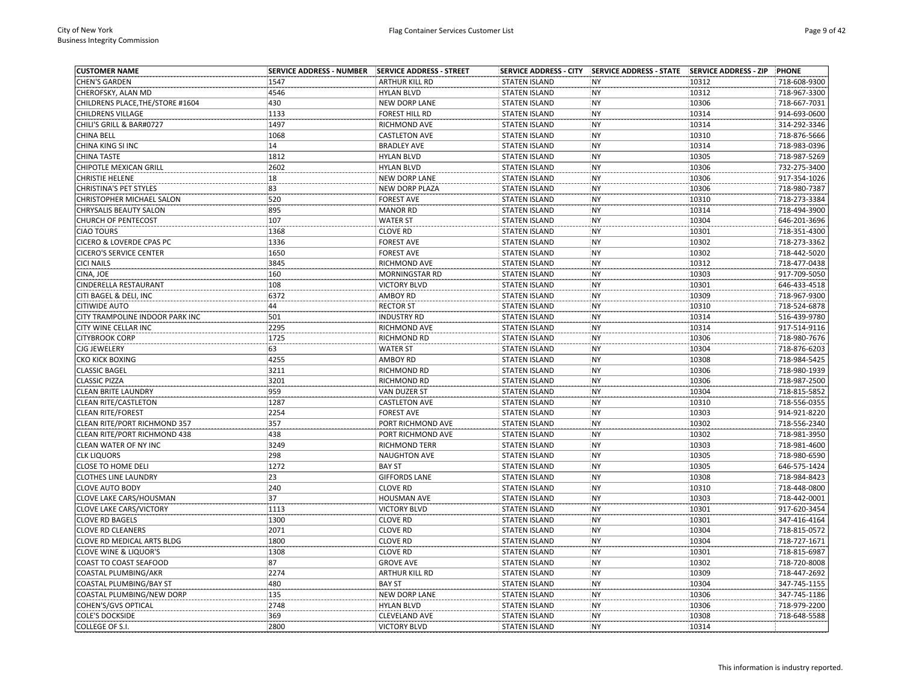| CUSTOMER NAME | SERVICE ADDRESS - NUMBER | SERVICE ADDRESS - STREET | SERVICE ADDRESS - CITY | SERVICE ADDRESS - STATE | SERVICE ADDRESS - ZIP | PHONE |
|---|---|---|---|---|---|---|
| CHEN'S GARDEN | 1547 | ARTHUR KILL RD | STATEN ISLAND | NY | 10312 | 718-608-9300 |
| CHEROFSKY, ALAN MD | 4546 | HYLAN BLVD | STATEN ISLAND | NY | 10312 | 718-967-3300 |
| CHILDRENS PLACE,THE/STORE #1604 | 430 | NEW DORP LANE | STATEN ISLAND | NY | 10306 | 718-667-7031 |
| CHILDRENS VILLAGE | 1133 | FOREST HILL RD | STATEN ISLAND | NY | 10314 | 914-693-0600 |
| CHILI'S GRILL & BAR#0727 | 1497 | RICHMOND AVE | STATEN ISLAND | NY | 10314 | 314-292-3346 |
| CHINA BELL | 1068 | CASTLETON AVE | STATEN ISLAND | NY | 10310 | 718-876-5666 |
| CHINA KING SI INC | 14 | BRADLEY AVE | STATEN ISLAND | NY | 10314 | 718-983-0396 |
| CHINA TASTE | 1812 | HYLAN BLVD | STATEN ISLAND | NY | 10305 | 718-987-5269 |
| CHIPOTLE MEXICAN GRILL | 2602 | HYLAN BLVD | STATEN ISLAND | NY | 10306 | 732-275-3400 |
| CHRISTIE HELENE | 18 | NEW DORP LANE | STATEN ISLAND | NY | 10306 | 917-354-1026 |
| CHRISTINA'S PET STYLES | 83 | NEW DORP PLAZA | STATEN ISLAND | NY | 10306 | 718-980-7387 |
| CHRISTOPHER MICHAEL SALON | 520 | FOREST AVE | STATEN ISLAND | NY | 10310 | 718-273-3384 |
| CHRYSALIS BEAUTY SALON | 895 | MANOR RD | STATEN ISLAND | NY | 10314 | 718-494-3900 |
| CHURCH OF PENTECOST | 107 | WATER ST | STATEN ISLAND | NY | 10304 | 646-201-3696 |
| CIAO TOURS | 1368 | CLOVE RD | STATEN ISLAND | NY | 10301 | 718-351-4300 |
| CICERO & LOVERDE CPAS PC | 1336 | FOREST AVE | STATEN ISLAND | NY | 10302 | 718-273-3362 |
| CICERO'S SERVICE CENTER | 1650 | FOREST AVE | STATEN ISLAND | NY | 10302 | 718-442-5020 |
| CICI NAILS | 3845 | RICHMOND AVE | STATEN ISLAND | NY | 10312 | 718-477-0438 |
| CINA, JOE | 160 | MORNINGSTAR RD | STATEN ISLAND | NY | 10303 | 917-709-5050 |
| CINDERELLA RESTAURANT | 108 | VICTORY BLVD | STATEN ISLAND | NY | 10301 | 646-433-4518 |
| CITI BAGEL & DELI, INC | 6372 | AMBOY RD | STATEN ISLAND | NY | 10309 | 718-967-9300 |
| CITIWIDE AUTO | 44 | RECTOR ST | STATEN ISLAND | NY | 10310 | 718-524-6878 |
| CITY TRAMPOLINE INDOOR PARK INC | 501 | INDUSTRY RD | STATEN ISLAND | NY | 10314 | 516-439-9780 |
| CITY WINE CELLAR INC | 2295 | RICHMOND AVE | STATEN ISLAND | NY | 10314 | 917-514-9116 |
| CITYBROOK CORP | 1725 | RICHMOND RD | STATEN ISLAND | NY | 10306 | 718-980-7676 |
| CJG JEWELERY | 63 | WATER ST | STATEN ISLAND | NY | 10304 | 718-876-6203 |
| CKO KICK BOXING | 4255 | AMBOY RD | STATEN ISLAND | NY | 10308 | 718-984-5425 |
| CLASSIC BAGEL | 3211 | RICHMOND RD | STATEN ISLAND | NY | 10306 | 718-980-1939 |
| CLASSIC PIZZA | 3201 | RICHMOND RD | STATEN ISLAND | NY | 10306 | 718-987-2500 |
| CLEAN BRITE LAUNDRY | 959 | VAN DUZER ST | STATEN ISLAND | NY | 10304 | 718-815-5852 |
| CLEAN RITE/CASTLETON | 1287 | CASTLETON AVE | STATEN ISLAND | NY | 10310 | 718-556-0355 |
| CLEAN RITE/FOREST | 2254 | FOREST AVE | STATEN ISLAND | NY | 10303 | 914-921-8220 |
| CLEAN RITE/PORT RICHMOND 357 | 357 | PORT RICHMOND AVE | STATEN ISLAND | NY | 10302 | 718-556-2340 |
| CLEAN RITE/PORT RICHMOND 438 | 438 | PORT RICHMOND AVE | STATEN ISLAND | NY | 10302 | 718-981-3950 |
| CLEAN WATER OF NY INC | 3249 | RICHMOND TERR | STATEN ISLAND | NY | 10303 | 718-981-4600 |
| CLK LIQUORS | 298 | NAUGHTON AVE | STATEN ISLAND | NY | 10305 | 718-980-6590 |
| CLOSE TO HOME DELI | 1272 | BAY ST | STATEN ISLAND | NY | 10305 | 646-575-1424 |
| CLOTHES LINE LAUNDRY | 23 | GIFFORDS LANE | STATEN ISLAND | NY | 10308 | 718-984-8423 |
| CLOVE AUTO BODY | 240 | CLOVE RD | STATEN ISLAND | NY | 10310 | 718-448-0800 |
| CLOVE LAKE CARS/HOUSMAN | 37 | HOUSMAN AVE | STATEN ISLAND | NY | 10303 | 718-442-0001 |
| CLOVE LAKE CARS/VICTORY | 1113 | VICTORY BLVD | STATEN ISLAND | NY | 10301 | 917-620-3454 |
| CLOVE RD BAGELS | 1300 | CLOVE RD | STATEN ISLAND | NY | 10301 | 347-416-4164 |
| CLOVE RD CLEANERS | 2071 | CLOVE RD | STATEN ISLAND | NY | 10304 | 718-815-0572 |
| CLOVE RD MEDICAL ARTS BLDG | 1800 | CLOVE RD | STATEN ISLAND | NY | 10304 | 718-727-1671 |
| CLOVE WINE & LIQUOR'S | 1308 | CLOVE RD | STATEN ISLAND | NY | 10301 | 718-815-6987 |
| COAST TO COAST SEAFOOD | 87 | GROVE AVE | STATEN ISLAND | NY | 10302 | 718-720-8008 |
| COASTAL PLUMBING/AKR | 2274 | ARTHUR KILL RD | STATEN ISLAND | NY | 10309 | 718-447-2692 |
| COASTAL PLUMBING/BAY ST | 480 | BAY ST | STATEN ISLAND | NY | 10304 | 347-745-1155 |
| COASTAL PLUMBING/NEW DORP | 135 | NEW DORP LANE | STATEN ISLAND | NY | 10306 | 347-745-1186 |
| COHEN'S/GVS OPTICAL | 2748 | HYLAN BLVD | STATEN ISLAND | NY | 10306 | 718-979-2200 |
| COLE'S DOCKSIDE | 369 | CLEVELAND AVE | STATEN ISLAND | NY | 10308 | 718-648-5588 |
| COLLEGE OF S.I. | 2800 | VICTORY BLVD | STATEN ISLAND | NY | 10314 | |

This information is industry reported.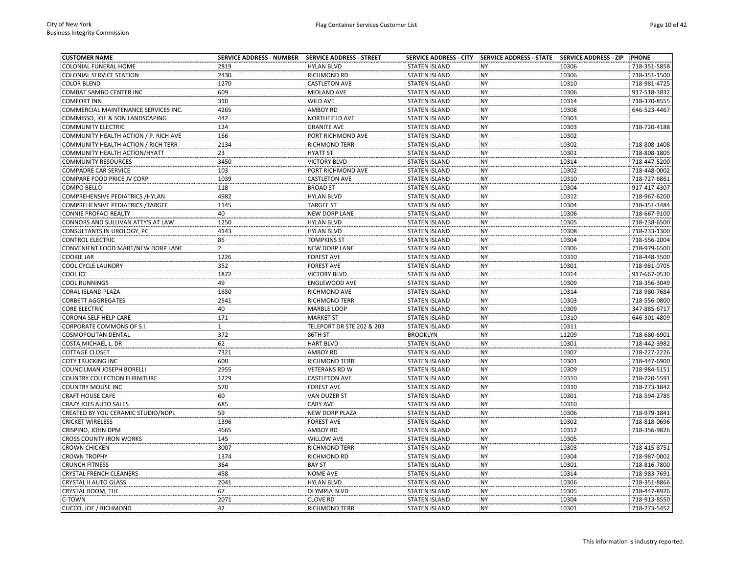| CUSTOMER NAME | SERVICE ADDRESS - NUMBER | SERVICE ADDRESS - STREET | SERVICE ADDRESS - CITY | SERVICE ADDRESS - STATE | SERVICE ADDRESS - ZIP | PHONE |
|---|---|---|---|---|---|---|
| COLONIAL FUNERAL HOME | 2819 | HYLAN BLVD | STATEN ISLAND | NY | 10306 | 718-351-5858 |
| COLONIAL SERVICE STATION | 2430 | RICHMOND RD | STATEN ISLAND | NY | 10306 | 718-351-1500 |
| COLOR BLEND | 1270 | CASTLETON AVE | STATEN ISLAND | NY | 10310 | 718-981-4725 |
| COMBAT SAMBO CENTER INC | 609 | MIDLAND AVE | STATEN ISLAND | NY | 10306 | 917-518-3832 |
| COMFORT INN | 310 | WILD AVE | STATEN ISLAND | NY | 10314 | 718-370-8555 |
| COMMERCIAL MAINTENANCE SERVICES INC. | 4265 | AMBOY RD | STATEN ISLAND | NY | 10308 | 646-523-4467 |
| COMMISSO, JOE & SON LANDSCAPING | 442 | NORTHFIELD AVE | STATEN ISLAND | NY | 10303 | |
| COMMUNITY ELECTRIC | 124 | GRANITE AVE | STATEN ISLAND | NY | 10303 | 718-720-4188 |
| COMMUNITY HEALTH ACTION / P. RICH AVE | 166 | PORT RICHMOND AVE | STATEN ISLAND | NY | 10302 | |
| COMMUNITY HEALTH ACTION / RICH TERR | 2134 | RICHMOND TERR | STATEN ISLAND | NY | 10302 | 718-808-1408 |
| COMMUNITY HEALTH ACTION/HYATT | 23 | HYATT ST | STATEN ISLAND | NY | 10301 | 718-808-1805 |
| COMMUNITY RESOURCES | 3450 | VICTORY BLVD | STATEN ISLAND | NY | 10314 | 718-447-5200 |
| COMPADRE CAR SERVICE | 103 | PORT RICHMOND AVE | STATEN ISLAND | NY | 10302 | 718-448-0002 |
| COMPARE FOOD PRICE JV CORP | 1039 | CASTLETON AVE | STATEN ISLAND | NY | 10310 | 718-727-6861 |
| COMPO BELLO | 118 | BROAD ST | STATEN ISLAND | NY | 10304 | 917-417-4307 |
| COMPREHENSIVE PEDIATRICS /HYLAN | 4982 | HYLAN BLVD | STATEN ISLAND | NY | 10312 | 718-967-6200 |
| COMPREHENSIVE PEDIATRICS /TARGEE | 1145 | TARGEE ST | STATEN ISLAND | NY | 10304 | 718-351-3484 |
| CONNIE PROFACI REALTY | 40 | NEW DORP LANE | STATEN ISLAND | NY | 10306 | 718-667-9100 |
| CONNORS AND SULLIVAN ATTY'S AT LAW | 1250 | HYLAN BLVD | STATEN ISLAND | NY | 10305 | 718-238-6500 |
| CONSULTANTS IN UROLOGY, PC | 4143 | HYLAN BLVD | STATEN ISLAND | NY | 10308 | 718-233-1300 |
| CONTROL ELECTRIC | 85 | TOMPKINS ST | STATEN ISLAND | NY | 10304 | 718-556-2004 |
| CONVENIENT FOOD MART/NEW DORP LANE | 2 | NEW DORP LANE | STATEN ISLAND | NY | 10306 | 718-979-6500 |
| COOKIE JAR | 1226 | FOREST AVE | STATEN ISLAND | NY | 10310 | 718-448-3500 |
| COOL CYCLE LAUNDRY | 352 | FOREST AVE | STATEN ISLAND | NY | 10301 | 718-981-0705 |
| COOL ICE | 1872 | VICTORY BLVD | STATEN ISLAND | NY | 10314 | 917-667-0530 |
| COOL RUNNINGS | 49 | ENGLEWOOD AVE | STATEN ISLAND | NY | 10309 | 718-356-3049 |
| CORAL ISLAND PLAZA | 1650 | RICHMOND AVE | STATEN ISLAND | NY | 10314 | 718-980-7684 |
| CORBETT AGGREGATES | 2541 | RICHMOND TERR | STATEN ISLAND | NY | 10303 | 718-556-0800 |
| CORE ELECTRIC | 40 | MARBLE LOOP | STATEN ISLAND | NY | 10309 | 347-885-6717 |
| CORONA SELF HELP CARE | 171 | MARKET ST | STATEN ISLAND | NY | 10310 | 646-301-4809 |
| CORPORATE COMMONS OF S.I. | 1 | TELEPORT DR STE 202 & 203 | STATEN ISLAND | NY | 10311 | |
| COSMOPOLITAN DENTAL | 372 | 86TH ST | BROOKLYN | NY | 11209 | 718-680-6901 |
| COSTA,MICHAEL L. DR | 62 | HART BLVD | STATEN ISLAND | NY | 10301 | 718-442-3982 |
| COTTAGE CLOSET | 7321 | AMBOY RD | STATEN ISLAND | NY | 10307 | 718-227-2226 |
| COTY TRUCKING INC | 600 | RICHMOND TERR | STATEN ISLAND | NY | 10301 | 718-447-6900 |
| COUNCILMAN JOSEPH BORELLI | 2955 | VETERANS RD W | STATEN ISLAND | NY | 10309 | 718-984-5151 |
| COUNTRY COLLECTION FURNITURE | 1229 | CASTLETON AVE | STATEN ISLAND | NY | 10310 | 718-720-5591 |
| COUNTRY MOUSE INC | 570 | FOREST AVE | STATEN ISLAND | NY | 10310 | 718-273-1842 |
| CRAFT HOUSE CAFE | 60 | VAN DUZER ST | STATEN ISLAND | NY | 10301 | 718-594-2785 |
| CRAZY JOES AUTO SALES | 685 | CARY AVE | STATEN ISLAND | NY | 10310 | |
| CREATED BY YOU CERAMIC STUDIO/NDPL | 59 | NEW DORP PLAZA | STATEN ISLAND | NY | 10306 | 718-979-1841 |
| CRICKET WIRELESS | 1396 | FOREST AVE | STATEN ISLAND | NY | 10302 | 718-818-0696 |
| CRISPINO, JOHN DPM | 4665 | AMBOY RD | STATEN ISLAND | NY | 10312 | 718-356-9826 |
| CROSS COUNTY IRON WORKS | 145 | WILLOW AVE | STATEN ISLAND | NY | 10305 | |
| CROWN CHICKEN | 3007 | RICHMOND TERR | STATEN ISLAND | NY | 10303 | 718-415-8751 |
| CROWN TROPHY | 1374 | RICHMOND RD | STATEN ISLAND | NY | 10304 | 718-987-0002 |
| CRUNCH FITNESS | 364 | BAY ST | STATEN ISLAND | NY | 10301 | 718-816-7800 |
| CRYSTAL FRENCH CLEANERS | 458 | NOME AVE | STATEN ISLAND | NY | 10314 | 718-983-7691 |
| CRYSTAL II AUTO GLASS | 2041 | HYLAN BLVD | STATEN ISLAND | NY | 10306 | 718-351-8866 |
| CRYSTAL ROOM, THE | 67 | OLYMPIA BLVD | STATEN ISLAND | NY | 10305 | 718-447-8926 |
| C-TOWN | 2071 | CLOVE RD | STATEN ISLAND | NY | 10304 | 718-913-8550 |
| CUCCO, JOE / RICHMOND | 42 | RICHMOND TERR | STATEN ISLAND | NY | 10301 | 718-273-5452 |

This information is industry reported.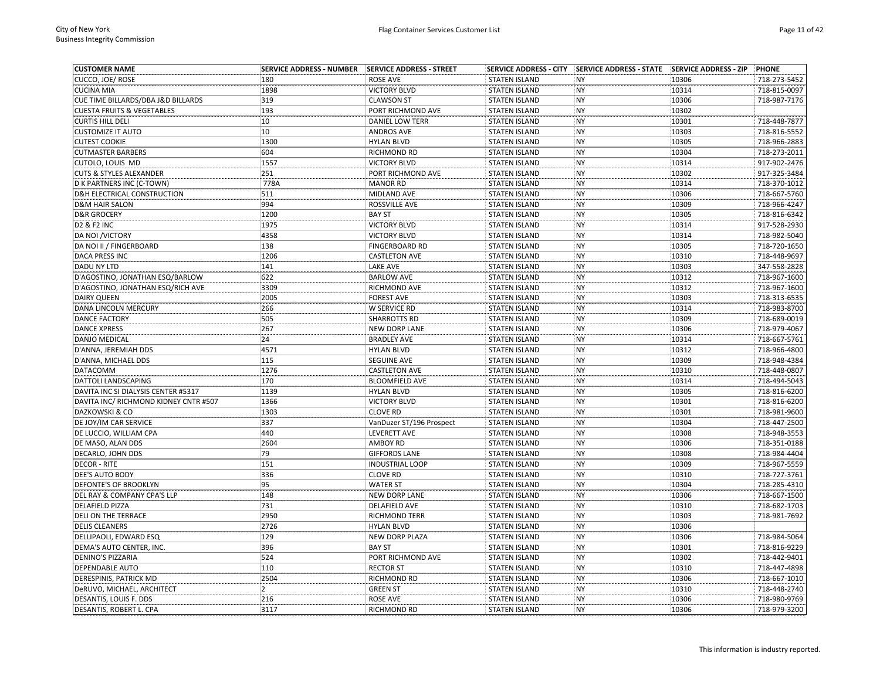| CUSTOMER NAME | SERVICE ADDRESS - NUMBER | SERVICE ADDRESS - STREET | SERVICE ADDRESS - CITY | SERVICE ADDRESS - STATE | SERVICE ADDRESS - ZIP | PHONE |
|---|---|---|---|---|---|---|
| CUCCO, JOE/ ROSE | 180 | ROSE AVE | STATEN ISLAND | NY | 10306 | 718-273-5452 |
| CUCINA MIA | 1898 | VICTORY BLVD | STATEN ISLAND | NY | 10314 | 718-815-0097 |
| CUE TIME BILLARDS/DBA J&D BILLARDS | 319 | CLAWSON ST | STATEN ISLAND | NY | 10306 | 718-987-7176 |
| CUESTA FRUITS & VEGETABLES | 193 | PORT RICHMOND AVE | STATEN ISLAND | NY | 10302 | |
| CURTIS HILL DELI | 10 | DANIEL LOW TERR | STATEN ISLAND | NY | 10301 | 718-448-7877 |
| CUSTOMIZE IT AUTO | 10 | ANDROS AVE | STATEN ISLAND | NY | 10303 | 718-816-5552 |
| CUTEST COOKIE | 1300 | HYLAN BLVD | STATEN ISLAND | NY | 10305 | 718-966-2883 |
| CUTMASTER BARBERS | 604 | RICHMOND RD | STATEN ISLAND | NY | 10304 | 718-273-2011 |
| CUTOLO, LOUIS MD | 1557 | VICTORY BLVD | STATEN ISLAND | NY | 10314 | 917-902-2476 |
| CUTS & STYLES ALEXANDER | 251 | PORT RICHMOND AVE | STATEN ISLAND | NY | 10302 | 917-325-3484 |
| D K PARTNERS INC (C-TOWN) | 778A | MANOR RD | STATEN ISLAND | NY | 10314 | 718-370-1012 |
| D&H ELECTRICAL CONSTRUCTION | 511 | MIDLAND AVE | STATEN ISLAND | NY | 10306 | 718-667-5760 |
| D&M HAIR SALON | 994 | ROSSVILLE AVE | STATEN ISLAND | NY | 10309 | 718-966-4247 |
| D&R GROCERY | 1200 | BAY ST | STATEN ISLAND | NY | 10305 | 718-816-6342 |
| D2 & F2 INC | 1975 | VICTORY BLVD | STATEN ISLAND | NY | 10314 | 917-528-2930 |
| DA NOI /VICTORY | 4358 | VICTORY BLVD | STATEN ISLAND | NY | 10314 | 718-982-5040 |
| DA NOI II / FINGERBOARD | 138 | FINGERBOARD RD | STATEN ISLAND | NY | 10305 | 718-720-1650 |
| DACA PRESS INC | 1206 | CASTLETON AVE | STATEN ISLAND | NY | 10310 | 718-448-9697 |
| DADU NY LTD | 141 | LAKE AVE | STATEN ISLAND | NY | 10303 | 347-558-2828 |
| D'AGOSTINO, JONATHAN ESQ/BARLOW | 622 | BARLOW AVE | STATEN ISLAND | NY | 10312 | 718-967-1600 |
| D'AGOSTINO, JONATHAN ESQ/RICH AVE | 3309 | RICHMOND AVE | STATEN ISLAND | NY | 10312 | 718-967-1600 |
| DAIRY QUEEN | 2005 | FOREST AVE | STATEN ISLAND | NY | 10303 | 718-313-6535 |
| DANA LINCOLN MERCURY | 266 | W SERVICE RD | STATEN ISLAND | NY | 10314 | 718-983-8700 |
| DANCE FACTORY | 505 | SHARROTTS RD | STATEN ISLAND | NY | 10309 | 718-689-0019 |
| DANCE XPRESS | 267 | NEW DORP LANE | STATEN ISLAND | NY | 10306 | 718-979-4067 |
| DANJO MEDICAL | 24 | BRADLEY AVE | STATEN ISLAND | NY | 10314 | 718-667-5761 |
| D'ANNA, JEREMIAH DDS | 4571 | HYLAN BLVD | STATEN ISLAND | NY | 10312 | 718-966-4800 |
| D'ANNA, MICHAEL DDS | 115 | SEGUINE AVE | STATEN ISLAND | NY | 10309 | 718-948-4384 |
| DATACOMM | 1276 | CASTLETON AVE | STATEN ISLAND | NY | 10310 | 718-448-0807 |
| DATTOLI LANDSCAPING | 170 | BLOOMFIELD AVE | STATEN ISLAND | NY | 10314 | 718-494-5043 |
| DAVITA INC SI DIALYSIS CENTER #5317 | 1139 | HYLAN BLVD | STATEN ISLAND | NY | 10305 | 718-816-6200 |
| DAVITA INC/ RICHMOND KIDNEY CNTR #507 | 1366 | VICTORY BLVD | STATEN ISLAND | NY | 10301 | 718-816-6200 |
| DAZKOWSKI & CO | 1303 | CLOVE RD | STATEN ISLAND | NY | 10301 | 718-981-9600 |
| DE JOY/IM CAR SERVICE | 337 | VanDuzer ST/196 Prospect | STATEN ISLAND | NY | 10304 | 718-447-2500 |
| DE LUCCIO, WILLIAM CPA | 440 | LEVERETT AVE | STATEN ISLAND | NY | 10308 | 718-948-3553 |
| DE MASO, ALAN DDS | 2604 | AMBOY RD | STATEN ISLAND | NY | 10306 | 718-351-0188 |
| DECARLO, JOHN DDS | 79 | GIFFORDS LANE | STATEN ISLAND | NY | 10308 | 718-984-4404 |
| DECOR - RITE | 151 | INDUSTRIAL LOOP | STATEN ISLAND | NY | 10309 | 718-967-5559 |
| DEE'S AUTO BODY | 336 | CLOVE RD | STATEN ISLAND | NY | 10310 | 718-727-3761 |
| DEFONTE'S OF BROOKLYN | 95 | WATER ST | STATEN ISLAND | NY | 10304 | 718-285-4310 |
| DEL RAY & COMPANY CPA'S LLP | 148 | NEW DORP LANE | STATEN ISLAND | NY | 10306 | 718-667-1500 |
| DELAFIELD PIZZA | 731 | DELAFIELD AVE | STATEN ISLAND | NY | 10310 | 718-682-1703 |
| DELI ON THE TERRACE | 2950 | RICHMOND TERR | STATEN ISLAND | NY | 10303 | 718-981-7692 |
| DELIS CLEANERS | 2726 | HYLAN BLVD | STATEN ISLAND | NY | 10306 | |
| DELLIPAOLI, EDWARD ESQ | 129 | NEW DORP PLAZA | STATEN ISLAND | NY | 10306 | 718-984-5064 |
| DEMA'S AUTO CENTER, INC. | 396 | BAY ST | STATEN ISLAND | NY | 10301 | 718-816-9229 |
| DENINO'S PIZZARIA | 524 | PORT RICHMOND AVE | STATEN ISLAND | NY | 10302 | 718-442-9401 |
| DEPENDABLE AUTO | 110 | RECTOR ST | STATEN ISLAND | NY | 10310 | 718-447-4898 |
| DERESPINIS, PATRICK MD | 2504 | RICHMOND RD | STATEN ISLAND | NY | 10306 | 718-667-1010 |
| DeRUVO, MICHAEL, ARCHITECT | 2 | GREEN ST | STATEN ISLAND | NY | 10310 | 718-448-2740 |
| DESANTIS, LOUIS F. DDS | 216 | ROSE AVE | STATEN ISLAND | NY | 10306 | 718-980-9769 |
| DESANTIS, ROBERT L. CPA | 3117 | RICHMOND RD | STATEN ISLAND | NY | 10306 | 718-979-3200 |

This information is industry reported.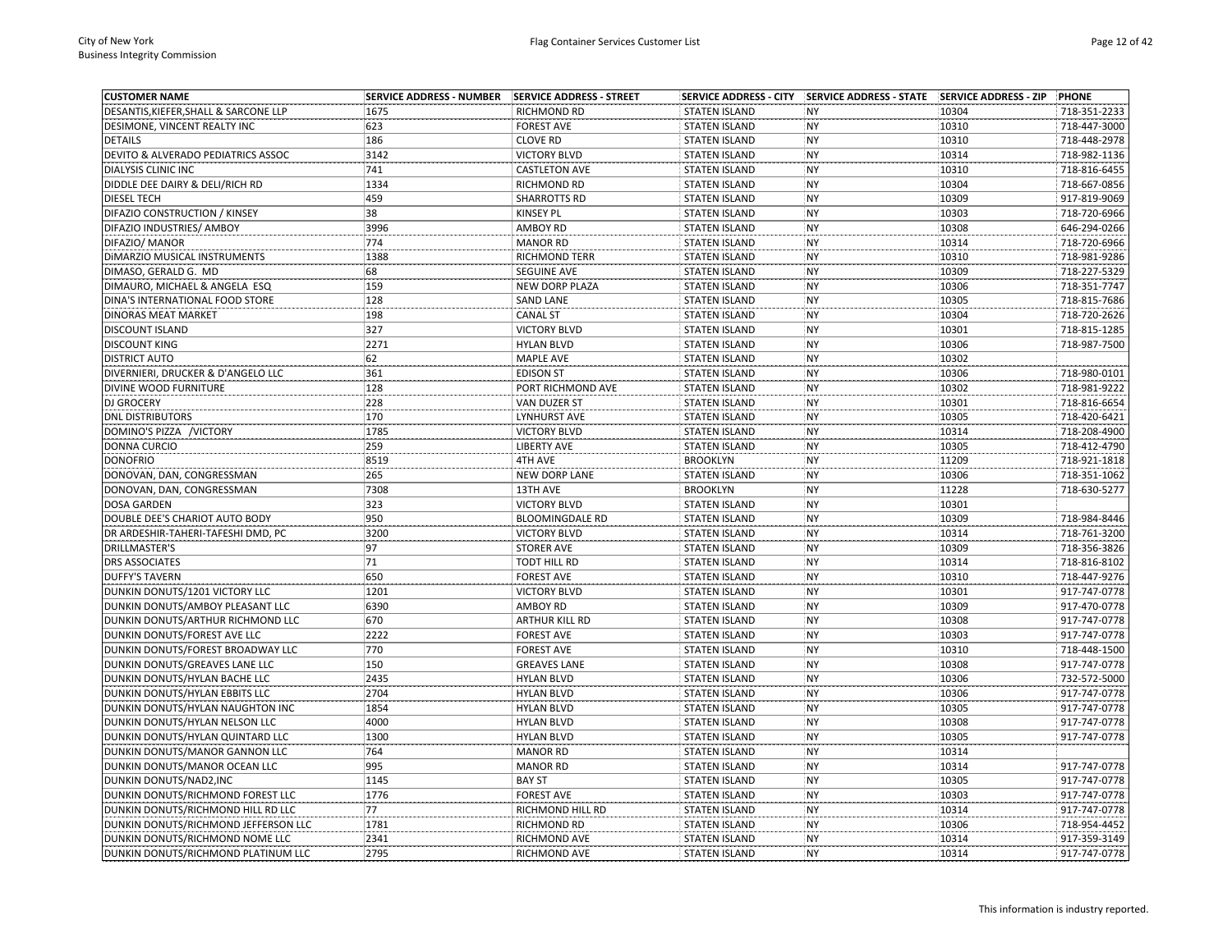| CUSTOMER NAME | SERVICE ADDRESS - NUMBER | SERVICE ADDRESS - STREET | SERVICE ADDRESS - CITY | SERVICE ADDRESS - STATE | SERVICE ADDRESS - ZIP | PHONE |
|---|---|---|---|---|---|---|
| DESANTIS,KIEFER,SHALL & SARCONE LLP | 1675 | RICHMOND RD | STATEN ISLAND | NY | 10304 | 718-351-2233 |
| DESIMONE, VINCENT REALTY INC | 623 | FOREST AVE | STATEN ISLAND | NY | 10310 | 718-447-3000 |
| DETAILS | 186 | CLOVE RD | STATEN ISLAND | NY | 10310 | 718-448-2978 |
| DEVITO & ALVERADO PEDIATRICS ASSOC | 3142 | VICTORY BLVD | STATEN ISLAND | NY | 10314 | 718-982-1136 |
| DIALYSIS CLINIC INC | 741 | CASTLETON AVE | STATEN ISLAND | NY | 10310 | 718-816-6455 |
| DIDDLE DEE DAIRY & DELI/RICH RD | 1334 | RICHMOND RD | STATEN ISLAND | NY | 10304 | 718-667-0856 |
| DIESEL TECH | 459 | SHARROTTS RD | STATEN ISLAND | NY | 10309 | 917-819-9069 |
| DIFAZIO CONSTRUCTION / KINSEY | 38 | KINSEY PL | STATEN ISLAND | NY | 10303 | 718-720-6966 |
| DIFAZIO INDUSTRIES/ AMBOY | 3996 | AMBOY RD | STATEN ISLAND | NY | 10308 | 646-294-0266 |
| DIFAZIO/ MANOR | 774 | MANOR RD | STATEN ISLAND | NY | 10314 | 718-720-6966 |
| DIMARZIO MUSICAL INSTRUMENTS | 1388 | RICHMOND TERR | STATEN ISLAND | NY | 10310 | 718-981-9286 |
| DIMASO, GERALD G. MD | 68 | SEGUINE AVE | STATEN ISLAND | NY | 10309 | 718-227-5329 |
| DIMAURO, MICHAEL & ANGELA ESQ | 159 | NEW DORP PLAZA | STATEN ISLAND | NY | 10306 | 718-351-7747 |
| DINA'S INTERNATIONAL FOOD STORE | 128 | SAND LANE | STATEN ISLAND | NY | 10305 | 718-815-7686 |
| DINORAS MEAT MARKET | 198 | CANAL ST | STATEN ISLAND | NY | 10304 | 718-720-2626 |
| DISCOUNT ISLAND | 327 | VICTORY BLVD | STATEN ISLAND | NY | 10301 | 718-815-1285 |
| DISCOUNT KING | 2271 | HYLAN BLVD | STATEN ISLAND | NY | 10306 | 718-987-7500 |
| DISTRICT AUTO | 62 | MAPLE AVE | STATEN ISLAND | NY | 10302 | |
| DIVERNIERI, DRUCKER & D'ANGELO LLC | 361 | EDISON ST | STATEN ISLAND | NY | 10306 | 718-980-0101 |
| DIVINE WOOD FURNITURE | 128 | PORT RICHMOND AVE | STATEN ISLAND | NY | 10302 | 718-981-9222 |
| DJ GROCERY | 228 | VAN DUZER ST | STATEN ISLAND | NY | 10301 | 718-816-6654 |
| DNL DISTRIBUTORS | 170 | LYNHURST AVE | STATEN ISLAND | NY | 10305 | 718-420-6421 |
| DOMINO'S PIZZA /VICTORY | 1785 | VICTORY BLVD | STATEN ISLAND | NY | 10314 | 718-208-4900 |
| DONNA CURCIO | 259 | LIBERTY AVE | STATEN ISLAND | NY | 10305 | 718-412-4790 |
| DONOFRIO | 8519 | 4TH AVE | BROOKLYN | NY | 11209 | 718-921-1818 |
| DONOVAN, DAN, CONGRESSMAN | 265 | NEW DORP LANE | STATEN ISLAND | NY | 10306 | 718-351-1062 |
| DONOVAN, DAN, CONGRESSMAN | 7308 | 13TH AVE | BROOKLYN | NY | 11228 | 718-630-5277 |
| DOSA GARDEN | 323 | VICTORY BLVD | STATEN ISLAND | NY | 10301 | |
| DOUBLE DEE'S CHARIOT AUTO BODY | 950 | BLOOMINGDALE RD | STATEN ISLAND | NY | 10309 | 718-984-8446 |
| DR ARDESHIR-TAHERI-TAFESHI DMD, PC | 3200 | VICTORY BLVD | STATEN ISLAND | NY | 10314 | 718-761-3200 |
| DRILLMASTER'S | 97 | STORER AVE | STATEN ISLAND | NY | 10309 | 718-356-3826 |
| DRS ASSOCIATES | 71 | TODT HILL RD | STATEN ISLAND | NY | 10314 | 718-816-8102 |
| DUFFY'S TAVERN | 650 | FOREST AVE | STATEN ISLAND | NY | 10310 | 718-447-9276 |
| DUNKIN DONUTS/1201 VICTORY LLC | 1201 | VICTORY BLVD | STATEN ISLAND | NY | 10301 | 917-747-0778 |
| DUNKIN DONUTS/AMBOY PLEASANT LLC | 6390 | AMBOY RD | STATEN ISLAND | NY | 10309 | 917-470-0778 |
| DUNKIN DONUTS/ARTHUR RICHMOND LLC | 670 | ARTHUR KILL RD | STATEN ISLAND | NY | 10308 | 917-747-0778 |
| DUNKIN DONUTS/FOREST AVE LLC | 2222 | FOREST AVE | STATEN ISLAND | NY | 10303 | 917-747-0778 |
| DUNKIN DONUTS/FOREST BROADWAY LLC | 770 | FOREST AVE | STATEN ISLAND | NY | 10310 | 718-448-1500 |
| DUNKIN DONUTS/GREAVES LANE LLC | 150 | GREAVES LANE | STATEN ISLAND | NY | 10308 | 917-747-0778 |
| DUNKIN DONUTS/HYLAN BACHE LLC | 2435 | HYLAN BLVD | STATEN ISLAND | NY | 10306 | 732-572-5000 |
| DUNKIN DONUTS/HYLAN EBBITS LLC | 2704 | HYLAN BLVD | STATEN ISLAND | NY | 10306 | 917-747-0778 |
| DUNKIN DONUTS/HYLAN NAUGHTON INC | 1854 | HYLAN BLVD | STATEN ISLAND | NY | 10305 | 917-747-0778 |
| DUNKIN DONUTS/HYLAN NELSON LLC | 4000 | HYLAN BLVD | STATEN ISLAND | NY | 10308 | 917-747-0778 |
| DUNKIN DONUTS/HYLAN QUINTARD LLC | 1300 | HYLAN BLVD | STATEN ISLAND | NY | 10305 | 917-747-0778 |
| DUNKIN DONUTS/MANOR GANNON LLC | 764 | MANOR RD | STATEN ISLAND | NY | 10314 | |
| DUNKIN DONUTS/MANOR OCEAN LLC | 995 | MANOR RD | STATEN ISLAND | NY | 10314 | 917-747-0778 |
| DUNKIN DONUTS/NAD2,INC | 1145 | BAY ST | STATEN ISLAND | NY | 10305 | 917-747-0778 |
| DUNKIN DONUTS/RICHMOND FOREST LLC | 1776 | FOREST AVE | STATEN ISLAND | NY | 10303 | 917-747-0778 |
| DUNKIN DONUTS/RICHMOND HILL RD LLC | 77 | RICHMOND HILL RD | STATEN ISLAND | NY | 10314 | 917-747-0778 |
| DUNKIN DONUTS/RICHMOND JEFFERSON LLC | 1781 | RICHMOND RD | STATEN ISLAND | NY | 10306 | 718-954-4452 |
| DUNKIN DONUTS/RICHMOND NOME LLC | 2341 | RICHMOND AVE | STATEN ISLAND | NY | 10314 | 917-359-3149 |
| DUNKIN DONUTS/RICHMOND PLATINUM LLC | 2795 | RICHMOND AVE | STATEN ISLAND | NY | 10314 | 917-747-0778 |

This information is industry reported.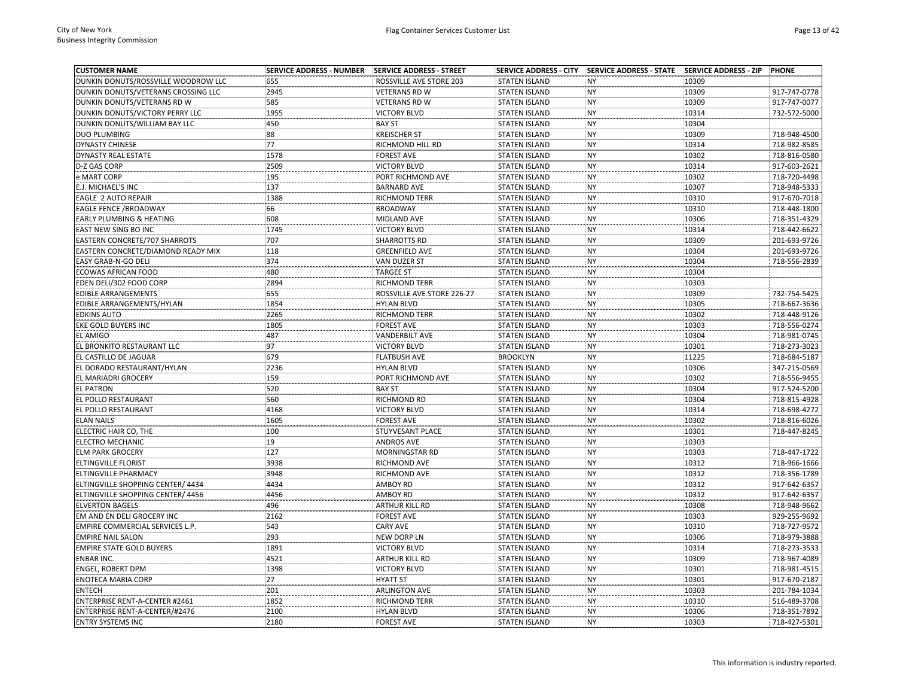| CUSTOMER NAME | SERVICE ADDRESS - NUMBER | SERVICE ADDRESS - STREET | SERVICE ADDRESS - CITY | SERVICE ADDRESS - STATE | SERVICE ADDRESS - ZIP | PHONE |
|---|---|---|---|---|---|---|
| DUNKIN DONUTS/ROSSVILLE WOODROW LLC | 655 | ROSSVILLE AVE STORE 203 | STATEN ISLAND | NY | 10309 | |
| DUNKIN DONUTS/VETERANS CROSSING LLC | 2945 | VETERANS RD W | STATEN ISLAND | NY | 10309 | 917-747-0778 |
| DUNKIN DONUTS/VETERANS RD W | 585 | VETERANS RD W | STATEN ISLAND | NY | 10309 | 917-747-0077 |
| DUNKIN DONUTS/VICTORY PERRY LLC | 1955 | VICTORY BLVD | STATEN ISLAND | NY | 10314 | 732-572-5000 |
| DUNKIN DONUTS/WILLIAM BAY LLC | 450 | BAY ST | STATEN ISLAND | NY | 10304 | |
| DUO PLUMBING | 88 | KREISCHER ST | STATEN ISLAND | NY | 10309 | 718-948-4500 |
| DYNASTY CHINESE | 77 | RICHMOND HILL RD | STATEN ISLAND | NY | 10314 | 718-982-8585 |
| DYNASTY REAL ESTATE | 1578 | FOREST AVE | STATEN ISLAND | NY | 10302 | 718-816-0580 |
| D-Z GAS CORP | 2509 | VICTORY BLVD | STATEN ISLAND | NY | 10314 | 917-603-2621 |
| e MART CORP | 195 | PORT RICHMOND AVE | STATEN ISLAND | NY | 10302 | 718-720-4498 |
| E.J. MICHAEL'S INC | 137 | BARNARD AVE | STATEN ISLAND | NY | 10307 | 718-948-5333 |
| EAGLE 2 AUTO REPAIR | 1388 | RICHMOND TERR | STATEN ISLAND | NY | 10310 | 917-670-7018 |
| EAGLE FENCE /BROADWAY | 66 | BROADWAY | STATEN ISLAND | NY | 10310 | 718-448-1800 |
| EARLY PLUMBING & HEATING | 608 | MIDLAND AVE | STATEN ISLAND | NY | 10306 | 718-351-4329 |
| EAST NEW SING BO INC | 1745 | VICTORY BLVD | STATEN ISLAND | NY | 10314 | 718-442-6622 |
| EASTERN CONCRETE/707 SHARROTS | 707 | SHARROTTS RD | STATEN ISLAND | NY | 10309 | 201-693-9726 |
| EASTERN CONCRETE/DIAMOND READY MIX | 118 | GREENFIELD AVE | STATEN ISLAND | NY | 10304 | 201-693-9726 |
| EASY GRAB-N-GO DELI | 374 | VAN DUZER ST | STATEN ISLAND | NY | 10304 | 718-556-2839 |
| ECOWAS AFRICAN FOOD | 480 | TARGEE ST | STATEN ISLAND | NY | 10304 | |
| EDEN DELI/302 FOOD CORP | 2894 | RICHMOND TERR | STATEN ISLAND | NY | 10303 | |
| EDIBLE ARRANGEMENTS | 655 | ROSSVILLE AVE STORE 226-27 | STATEN ISLAND | NY | 10309 | 732-754-5425 |
| EDIBLE ARRANGEMENTS/HYLAN | 1854 | HYLAN BLVD | STATEN ISLAND | NY | 10305 | 718-667-3636 |
| EDKINS AUTO | 2265 | RICHMOND TERR | STATEN ISLAND | NY | 10302 | 718-448-9126 |
| EKE GOLD BUYERS INC | 1805 | FOREST AVE | STATEN ISLAND | NY | 10303 | 718-556-0274 |
| EL AMIGO | 487 | VANDERBILT AVE | STATEN ISLAND | NY | 10304 | 718-981-0745 |
| EL BRONKITO RESTAURANT LLC | 97 | VICTORY BLVD | STATEN ISLAND | NY | 10301 | 718-273-3023 |
| EL CASTILLO DE JAGUAR | 679 | FLATBUSH AVE | BROOKLYN | NY | 11225 | 718-684-5187 |
| EL DORADO RESTAURANT/HYLAN | 2236 | HYLAN BLVD | STATEN ISLAND | NY | 10306 | 347-215-0569 |
| EL MARIADRI GROCERY | 159 | PORT RICHMOND AVE | STATEN ISLAND | NY | 10302 | 718-556-9455 |
| EL PATRON | 520 | BAY ST | STATEN ISLAND | NY | 10304 | 917-524-5200 |
| EL POLLO RESTAURANT | 560 | RICHMOND RD | STATEN ISLAND | NY | 10304 | 718-815-4928 |
| EL POLLO RESTAURANT | 4168 | VICTORY BLVD | STATEN ISLAND | NY | 10314 | 718-698-4272 |
| ELAN NAILS | 1605 | FOREST AVE | STATEN ISLAND | NY | 10302 | 718-816-6026 |
| ELECTRIC HAIR CO, THE | 100 | STUYVESANT PLACE | STATEN ISLAND | NY | 10301 | 718-447-8245 |
| ELECTRO MECHANIC | 19 | ANDROS AVE | STATEN ISLAND | NY | 10303 | |
| ELM PARK GROCERY | 127 | MORNINGSTAR RD | STATEN ISLAND | NY | 10303 | 718-447-1722 |
| ELTINGVILLE FLORIST | 3938 | RICHMOND AVE | STATEN ISLAND | NY | 10312 | 718-966-1666 |
| ELTINGVILLE PHARMACY | 3948 | RICHMOND AVE | STATEN ISLAND | NY | 10312 | 718-356-1789 |
| ELTINGVILLE SHOPPING CENTER/ 4434 | 4434 | AMBOY RD | STATEN ISLAND | NY | 10312 | 917-642-6357 |
| ELTINGVILLE SHOPPING CENTER/ 4456 | 4456 | AMBOY RD | STATEN ISLAND | NY | 10312 | 917-642-6357 |
| ELVERTON BAGELS | 496 | ARTHUR KILL RD | STATEN ISLAND | NY | 10308 | 718-948-9662 |
| EM AND EN DELI GROCERY INC | 2162 | FOREST AVE | STATEN ISLAND | NY | 10303 | 929-255-9692 |
| EMPIRE COMMERCIAL SERVICES L.P. | 543 | CARY AVE | STATEN ISLAND | NY | 10310 | 718-727-9572 |
| EMPIRE NAIL SALON | 293 | NEW DORP LN | STATEN ISLAND | NY | 10306 | 718-979-3888 |
| EMPIRE STATE GOLD BUYERS | 1891 | VICTORY BLVD | STATEN ISLAND | NY | 10314 | 718-273-3533 |
| ENBAR INC. | 4521 | ARTHUR KILL RD | STATEN ISLAND | NY | 10309 | 718-967-4089 |
| ENGEL, ROBERT DPM | 1398 | VICTORY BLVD | STATEN ISLAND | NY | 10301 | 718-981-4515 |
| ENOTECA MARIA CORP | 27 | HYATT ST | STATEN ISLAND | NY | 10301 | 917-670-2187 |
| ENTECH | 201 | ARLINGTON AVE | STATEN ISLAND | NY | 10303 | 201-784-1034 |
| ENTERPRISE RENT-A-CENTER #2461 | 1852 | RICHMOND TERR | STATEN ISLAND | NY | 10310 | 516-489-3708 |
| ENTERPRISE RENT-A-CENTER/#2476 | 2100 | HYLAN BLVD | STATEN ISLAND | NY | 10306 | 718-351-7892 |
| ENTRY SYSTEMS INC | 2180 | FOREST AVE | STATEN ISLAND | NY | 10303 | 718-427-5301 |

This information is industry reported.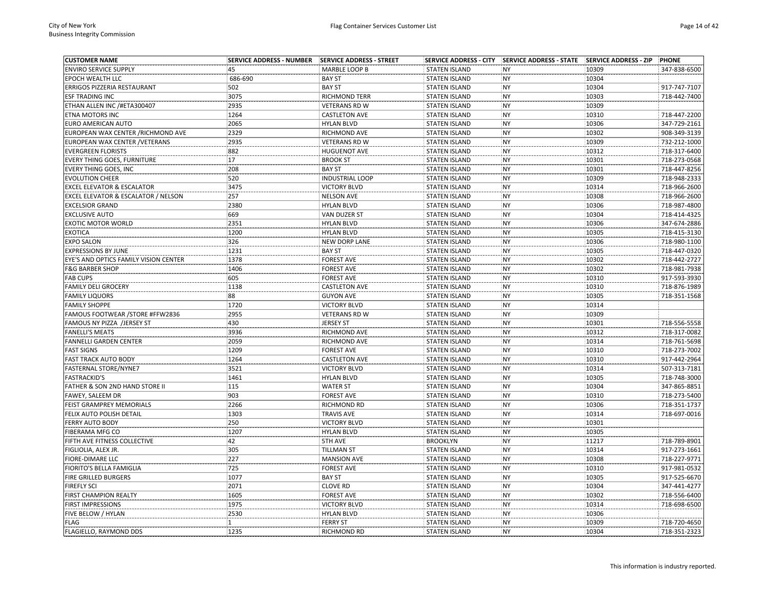| CUSTOMER NAME | SERVICE ADDRESS - NUMBER | SERVICE ADDRESS - STREET | SERVICE ADDRESS - CITY | SERVICE ADDRESS - STATE | SERVICE ADDRESS - ZIP | PHONE |
|---|---|---|---|---|---|---|
| ENVIRO SERVICE SUPPLY | 45 | MARBLE LOOP B | STATEN ISLAND | NY | 10309 | 347-838-6500 |
| EPOCH WEALTH LLC | 686-690 | BAY ST | STATEN ISLAND | NY | 10304 | |
| ERRIGOS PIZZERIA RESTAURANT | 502 | BAY ST | STATEN ISLAND | NY | 10304 | 917-747-7107 |
| ESF TRADING INC | 3075 | RICHMOND TERR | STATEN ISLAND | NY | 10303 | 718-442-7400 |
| ETHAN ALLEN INC /#ETA300407 | 2935 | VETERANS RD W | STATEN ISLAND | NY | 10309 | |
| ETNA MOTORS INC | 1264 | CASTLETON AVE | STATEN ISLAND | NY | 10310 | 718-447-2200 |
| EURO AMERICAN AUTO | 2065 | HYLAN BLVD | STATEN ISLAND | NY | 10306 | 347-729-2161 |
| EUROPEAN WAX CENTER /RICHMOND AVE | 2329 | RICHMOND AVE | STATEN ISLAND | NY | 10302 | 908-349-3139 |
| EUROPEAN WAX CENTER /VETERANS | 2935 | VETERANS RD W | STATEN ISLAND | NY | 10309 | 732-212-1000 |
| EVERGREEN FLORISTS | 882 | HUGUENOT AVE | STATEN ISLAND | NY | 10312 | 718-317-6400 |
| EVERY THING GOES, FURNITURE | 17 | BROOK ST | STATEN ISLAND | NY | 10301 | 718-273-0568 |
| EVERY THING GOES, INC | 208 | BAY ST | STATEN ISLAND | NY | 10301 | 718-447-8256 |
| EVOLUTION CHEER | 520 | INDUSTRIAL LOOP | STATEN ISLAND | NY | 10309 | 718-948-2333 |
| EXCEL ELEVATOR & ESCALATOR | 3475 | VICTORY BLVD | STATEN ISLAND | NY | 10314 | 718-966-2600 |
| EXCEL ELEVATOR & ESCALATOR / NELSON | 257 | NELSON AVE | STATEN ISLAND | NY | 10308 | 718-966-2600 |
| EXCELSIOR GRAND | 2380 | HYLAN BLVD | STATEN ISLAND | NY | 10306 | 718-987-4800 |
| EXCLUSIVE AUTO | 669 | VAN DUZER ST | STATEN ISLAND | NY | 10304 | 718-414-4325 |
| EXOTIC MOTOR WORLD | 2351 | HYLAN BLVD | STATEN ISLAND | NY | 10306 | 347-674-2886 |
| EXOTICA | 1200 | HYLAN BLVD | STATEN ISLAND | NY | 10305 | 718-415-3130 |
| EXPO SALON | 326 | NEW DORP LANE | STATEN ISLAND | NY | 10306 | 718-980-1100 |
| EXPRESSIONS BY JUNE | 1231 | BAY ST | STATEN ISLAND | NY | 10305 | 718-447-0320 |
| EYE'S AND OPTICS FAMILY VISION CENTER | 1378 | FOREST AVE | STATEN ISLAND | NY | 10302 | 718-442-2727 |
| F&G BARBER SHOP | 1406 | FOREST AVE | STATEN ISLAND | NY | 10302 | 718-981-7938 |
| FAB CUPS | 605 | FOREST AVE | STATEN ISLAND | NY | 10310 | 917-593-3930 |
| FAMILY DELI GROCERY | 1138 | CASTLETON AVE | STATEN ISLAND | NY | 10310 | 718-876-1989 |
| FAMILY LIQUORS | 88 | GUYON AVE | STATEN ISLAND | NY | 10305 | 718-351-1568 |
| FAMILY SHOPPE | 1720 | VICTORY BLVD | STATEN ISLAND | NY | 10314 | |
| FAMOUS FOOTWEAR /STORE #FFW2836 | 2955 | VETERANS RD W | STATEN ISLAND | NY | 10309 | |
| FAMOUS NY PIZZA /JERSEY ST | 430 | JERSEY ST | STATEN ISLAND | NY | 10301 | 718-556-5558 |
| FANELLI'S MEATS | 3936 | RICHMOND AVE | STATEN ISLAND | NY | 10312 | 718-317-0082 |
| FANNELLI GARDEN CENTER | 2059 | RICHMOND AVE | STATEN ISLAND | NY | 10314 | 718-761-5698 |
| FAST SIGNS | 1209 | FOREST AVE | STATEN ISLAND | NY | 10310 | 718-273-7002 |
| FAST TRACK AUTO BODY | 1264 | CASTLETON AVE | STATEN ISLAND | NY | 10310 | 917-442-2964 |
| FASTERNAL STORE/NYNE7 | 3521 | VICTORY BLVD | STATEN ISLAND | NY | 10314 | 507-313-7181 |
| FASTRACKID'S | 1461 | HYLAN BLVD | STATEN ISLAND | NY | 10305 | 718-748-3000 |
| FATHER & SON 2ND HAND STORE II | 115 | WATER ST | STATEN ISLAND | NY | 10304 | 347-865-8851 |
| FAWEY, SALEEM DR | 903 | FOREST AVE | STATEN ISLAND | NY | 10310 | 718-273-5400 |
| FEIST GRAMPREY MEMORIALS | 2266 | RICHMOND RD | STATEN ISLAND | NY | 10306 | 718-351-1737 |
| FELIX AUTO POLISH DETAIL | 1303 | TRAVIS AVE | STATEN ISLAND | NY | 10314 | 718-697-0016 |
| FERRY AUTO BODY | 250 | VICTORY BLVD | STATEN ISLAND | NY | 10301 | |
| FIBERAMA MFG CO | 1207 | HYLAN BLVD | STATEN ISLAND | NY | 10305 | |
| FIFTH AVE FITNESS COLLECTIVE | 42 | 5TH AVE | BROOKLYN | NY | 11217 | 718-789-8901 |
| FIGLIOLIA, ALEX JR. | 305 | TILLMAN ST | STATEN ISLAND | NY | 10314 | 917-273-1661 |
| FIORE-DIMARE LLC | 227 | MANSION AVE | STATEN ISLAND | NY | 10308 | 718-227-9771 |
| FIORITO'S BELLA FAMIGLIA | 725 | FOREST AVE | STATEN ISLAND | NY | 10310 | 917-981-0532 |
| FIRE GRILLED BURGERS | 1077 | BAY ST | STATEN ISLAND | NY | 10305 | 917-525-6670 |
| FIREFLY SCI | 2071 | CLOVE RD | STATEN ISLAND | NY | 10304 | 347-441-4277 |
| FIRST CHAMPION REALTY | 1605 | FOREST AVE | STATEN ISLAND | NY | 10302 | 718-556-6400 |
| FIRST IMPRESSIONS | 1975 | VICTORY BLVD | STATEN ISLAND | NY | 10314 | 718-698-6500 |
| FIVE BELOW / HYLAN | 2530 | HYLAN BLVD | STATEN ISLAND | NY | 10306 | |
| FLAG | 1 | FERRY ST | STATEN ISLAND | NY | 10309 | 718-720-4650 |
| FLAGIELLO, RAYMOND DDS | 1235 | RICHMOND RD | STATEN ISLAND | NY | 10304 | 718-351-2323 |

This information is industry reported.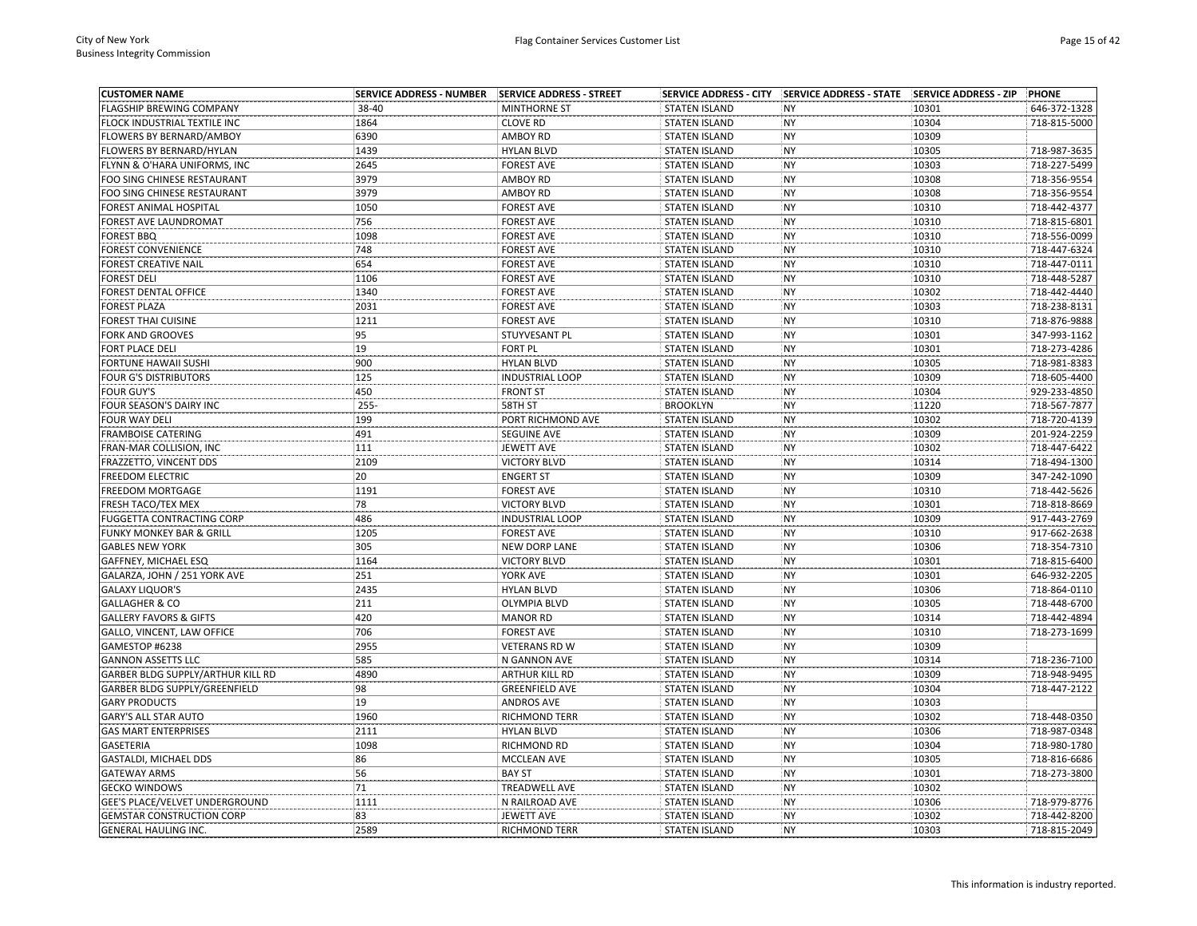| CUSTOMER NAME | SERVICE ADDRESS - NUMBER | SERVICE ADDRESS - STREET | SERVICE ADDRESS - CITY | SERVICE ADDRESS - STATE | SERVICE ADDRESS - ZIP | PHONE |
|---|---|---|---|---|---|---|
| FLAGSHIP BREWING COMPANY | 38-40 | MINTHORNE ST | STATEN ISLAND | NY | 10301 | 646-372-1328 |
| FLOCK INDUSTRIAL TEXTILE INC | 1864 | CLOVE RD | STATEN ISLAND | NY | 10304 | 718-815-5000 |
| FLOWERS BY BERNARD/AMBOY | 6390 | AMBOY RD | STATEN ISLAND | NY | 10309 | |
| FLOWERS BY BERNARD/HYLAN | 1439 | HYLAN BLVD | STATEN ISLAND | NY | 10305 | 718-987-3635 |
| FLYNN & O'HARA UNIFORMS, INC | 2645 | FOREST AVE | STATEN ISLAND | NY | 10303 | 718-227-5499 |
| FOO SING CHINESE RESTAURANT | 3979 | AMBOY RD | STATEN ISLAND | NY | 10308 | 718-356-9554 |
| FOO SING CHINESE RESTAURANT | 3979 | AMBOY RD | STATEN ISLAND | NY | 10308 | 718-356-9554 |
| FOREST ANIMAL HOSPITAL | 1050 | FOREST AVE | STATEN ISLAND | NY | 10310 | 718-442-4377 |
| FOREST AVE LAUNDROMAT | 756 | FOREST AVE | STATEN ISLAND | NY | 10310 | 718-815-6801 |
| FOREST BBQ | 1098 | FOREST AVE | STATEN ISLAND | NY | 10310 | 718-556-0099 |
| FOREST CONVENIENCE | 748 | FOREST AVE | STATEN ISLAND | NY | 10310 | 718-447-6324 |
| FOREST CREATIVE NAIL | 654 | FOREST AVE | STATEN ISLAND | NY | 10310 | 718-447-0111 |
| FOREST DELI | 1106 | FOREST AVE | STATEN ISLAND | NY | 10310 | 718-448-5287 |
| FOREST DENTAL OFFICE | 1340 | FOREST AVE | STATEN ISLAND | NY | 10302 | 718-442-4440 |
| FOREST PLAZA | 2031 | FOREST AVE | STATEN ISLAND | NY | 10303 | 718-238-8131 |
| FOREST THAI CUISINE | 1211 | FOREST AVE | STATEN ISLAND | NY | 10310 | 718-876-9888 |
| FORK AND GROOVES | 95 | STUYVESANT PL | STATEN ISLAND | NY | 10301 | 347-993-1162 |
| FORT PLACE DELI | 19 | FORT PL | STATEN ISLAND | NY | 10301 | 718-273-4286 |
| FORTUNE HAWAII SUSHI | 900 | HYLAN BLVD | STATEN ISLAND | NY | 10305 | 718-981-8383 |
| FOUR G'S DISTRIBUTORS | 125 | INDUSTRIAL LOOP | STATEN ISLAND | NY | 10309 | 718-605-4400 |
| FOUR GUY'S | 450 | FRONT ST | STATEN ISLAND | NY | 10304 | 929-233-4850 |
| FOUR SEASON'S DAIRY INC | 255- | 58TH ST | BROOKLYN | NY | 11220 | 718-567-7877 |
| FOUR WAY DELI | 199 | PORT RICHMOND AVE | STATEN ISLAND | NY | 10302 | 718-720-4139 |
| FRAMBOISE CATERING | 491 | SEGUINE AVE | STATEN ISLAND | NY | 10309 | 201-924-2259 |
| FRAN-MAR COLLISION, INC | 111 | JEWETT AVE | STATEN ISLAND | NY | 10302 | 718-447-6422 |
| FRAZZETTO, VINCENT DDS | 2109 | VICTORY BLVD | STATEN ISLAND | NY | 10314 | 718-494-1300 |
| FREEDOM ELECTRIC | 20 | ENGERT ST | STATEN ISLAND | NY | 10309 | 347-242-1090 |
| FREEDOM MORTGAGE | 1191 | FOREST AVE | STATEN ISLAND | NY | 10310 | 718-442-5626 |
| FRESH TACO/TEX MEX | 78 | VICTORY BLVD | STATEN ISLAND | NY | 10301 | 718-818-8669 |
| FUGGETTA CONTRACTING CORP | 486 | INDUSTRIAL LOOP | STATEN ISLAND | NY | 10309 | 917-443-2769 |
| FUNKY MONKEY BAR & GRILL | 1205 | FOREST AVE | STATEN ISLAND | NY | 10310 | 917-662-2638 |
| GABLES NEW YORK | 305 | NEW DORP LANE | STATEN ISLAND | NY | 10306 | 718-354-7310 |
| GAFFNEY, MICHAEL ESQ | 1164 | VICTORY BLVD | STATEN ISLAND | NY | 10301 | 718-815-6400 |
| GALARZA, JOHN / 251 YORK AVE | 251 | YORK AVE | STATEN ISLAND | NY | 10301 | 646-932-2205 |
| GALAXY LIQUOR'S | 2435 | HYLAN BLVD | STATEN ISLAND | NY | 10306 | 718-864-0110 |
| GALLAGHER & CO | 211 | OLYMPIA BLVD | STATEN ISLAND | NY | 10305 | 718-448-6700 |
| GALLERY FAVORS & GIFTS | 420 | MANOR RD | STATEN ISLAND | NY | 10314 | 718-442-4894 |
| GALLO, VINCENT, LAW OFFICE | 706 | FOREST AVE | STATEN ISLAND | NY | 10310 | 718-273-1699 |
| GAMESTOP #6238 | 2955 | VETERANS RD W | STATEN ISLAND | NY | 10309 | |
| GANNON ASSETTS LLC | 585 | N GANNON AVE | STATEN ISLAND | NY | 10314 | 718-236-7100 |
| GARBER BLDG SUPPLY/ARTHUR KILL RD | 4890 | ARTHUR KILL RD | STATEN ISLAND | NY | 10309 | 718-948-9495 |
| GARBER BLDG SUPPLY/GREENFIELD | 98 | GREENFIELD AVE | STATEN ISLAND | NY | 10304 | 718-447-2122 |
| GARY PRODUCTS | 19 | ANDROS AVE | STATEN ISLAND | NY | 10303 | |
| GARY'S ALL STAR AUTO | 1960 | RICHMOND TERR | STATEN ISLAND | NY | 10302 | 718-448-0350 |
| GAS MART ENTERPRISES | 2111 | HYLAN BLVD | STATEN ISLAND | NY | 10306 | 718-987-0348 |
| GASETERIA | 1098 | RICHMOND RD | STATEN ISLAND | NY | 10304 | 718-980-1780 |
| GASTALDI, MICHAEL DDS | 86 | MCCLEAN AVE | STATEN ISLAND | NY | 10305 | 718-816-6686 |
| GATEWAY ARMS | 56 | BAY ST | STATEN ISLAND | NY | 10301 | 718-273-3800 |
| GECKO WINDOWS | 71 | TREADWELL AVE | STATEN ISLAND | NY | 10302 | |
| GEE'S PLACE/VELVET UNDERGROUND | 1111 | N RAILROAD AVE | STATEN ISLAND | NY | 10306 | 718-979-8776 |
| GEMSTAR CONSTRUCTION CORP | 83 | JEWETT AVE | STATEN ISLAND | NY | 10302 | 718-442-8200 |
| GENERAL HAULING INC. | 2589 | RICHMOND TERR | STATEN ISLAND | NY | 10303 | 718-815-2049 |

This information is industry reported.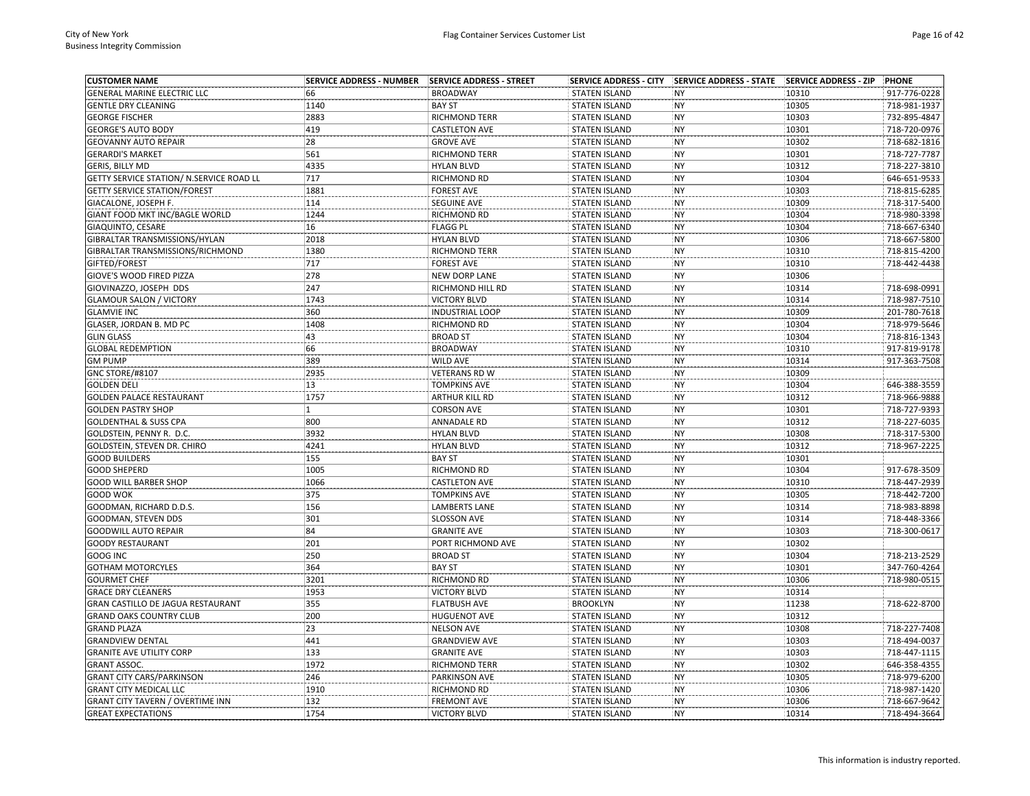| CUSTOMER NAME | SERVICE ADDRESS - NUMBER | SERVICE ADDRESS - STREET | SERVICE ADDRESS - CITY | SERVICE ADDRESS - STATE | SERVICE ADDRESS - ZIP | PHONE |
|---|---|---|---|---|---|---|
| GENERAL MARINE ELECTRIC LLC | 66 | BROADWAY | STATEN ISLAND | NY | 10310 | 917-776-0228 |
| GENTLE DRY CLEANING | 1140 | BAY ST | STATEN ISLAND | NY | 10305 | 718-981-1937 |
| GEORGE FISCHER | 2883 | RICHMOND TERR | STATEN ISLAND | NY | 10303 | 732-895-4847 |
| GEORGE'S AUTO BODY | 419 | CASTLETON AVE | STATEN ISLAND | NY | 10301 | 718-720-0976 |
| GEOVANNY AUTO REPAIR | 28 | GROVE AVE | STATEN ISLAND | NY | 10302 | 718-682-1816 |
| GERARDI'S MARKET | 561 | RICHMOND TERR | STATEN ISLAND | NY | 10301 | 718-727-7787 |
| GERIS, BILLY MD | 4335 | HYLAN BLVD | STATEN ISLAND | NY | 10312 | 718-227-3810 |
| GETTY SERVICE STATION/ N.SERVICE ROAD LL | 717 | RICHMOND RD | STATEN ISLAND | NY | 10304 | 646-651-9533 |
| GETTY SERVICE STATION/FOREST | 1881 | FOREST AVE | STATEN ISLAND | NY | 10303 | 718-815-6285 |
| GIACALONE, JOSEPH F. | 114 | SEGUINE AVE | STATEN ISLAND | NY | 10309 | 718-317-5400 |
| GIANT FOOD MKT INC/BAGLE WORLD | 1244 | RICHMOND RD | STATEN ISLAND | NY | 10304 | 718-980-3398 |
| GIAQUINTO, CESARE | 16 | FLAGG PL | STATEN ISLAND | NY | 10304 | 718-667-6340 |
| GIBRALTAR TRANSMISSIONS/HYLAN | 2018 | HYLAN BLVD | STATEN ISLAND | NY | 10306 | 718-667-5800 |
| GIBRALTAR TRANSMISSIONS/RICHMOND | 1380 | RICHMOND TERR | STATEN ISLAND | NY | 10310 | 718-815-4200 |
| GIFTED/FOREST | 717 | FOREST AVE | STATEN ISLAND | NY | 10310 | 718-442-4438 |
| GIOVE'S WOOD FIRED PIZZA | 278 | NEW DORP LANE | STATEN ISLAND | NY | 10306 | |
| GIOVINAZZO, JOSEPH DDS | 247 | RICHMOND HILL RD | STATEN ISLAND | NY | 10314 | 718-698-0991 |
| GLAMOUR SALON / VICTORY | 1743 | VICTORY BLVD | STATEN ISLAND | NY | 10314 | 718-987-7510 |
| GLAMVIE INC | 360 | INDUSTRIAL LOOP | STATEN ISLAND | NY | 10309 | 201-780-7618 |
| GLASER, JORDAN B. MD PC | 1408 | RICHMOND RD | STATEN ISLAND | NY | 10304 | 718-979-5646 |
| GLIN GLASS | 43 | BROAD ST | STATEN ISLAND | NY | 10304 | 718-816-1343 |
| GLOBAL REDEMPTION | 66 | BROADWAY | STATEN ISLAND | NY | 10310 | 917-819-9178 |
| GM PUMP | 389 | WILD AVE | STATEN ISLAND | NY | 10314 | 917-363-7508 |
| GNC STORE/#8107 | 2935 | VETERANS RD W | STATEN ISLAND | NY | 10309 | |
| GOLDEN DELI | 13 | TOMPKINS AVE | STATEN ISLAND | NY | 10304 | 646-388-3559 |
| GOLDEN PALACE RESTAURANT | 1757 | ARTHUR KILL RD | STATEN ISLAND | NY | 10312 | 718-966-9888 |
| GOLDEN PASTRY SHOP | 1 | CORSON AVE | STATEN ISLAND | NY | 10301 | 718-727-9393 |
| GOLDENTHAL & SUSS CPA | 800 | ANNADALE RD | STATEN ISLAND | NY | 10312 | 718-227-6035 |
| GOLDSTEIN, PENNY R. D.C. | 3932 | HYLAN BLVD | STATEN ISLAND | NY | 10308 | 718-317-5300 |
| GOLDSTEIN, STEVEN DR. CHIRO | 4241 | HYLAN BLVD | STATEN ISLAND | NY | 10312 | 718-967-2225 |
| GOOD BUILDERS | 155 | BAY ST | STATEN ISLAND | NY | 10301 | |
| GOOD SHEPERD | 1005 | RICHMOND RD | STATEN ISLAND | NY | 10304 | 917-678-3509 |
| GOOD WILL BARBER SHOP | 1066 | CASTLETON AVE | STATEN ISLAND | NY | 10310 | 718-447-2939 |
| GOOD WOK | 375 | TOMPKINS AVE | STATEN ISLAND | NY | 10305 | 718-442-7200 |
| GOODMAN, RICHARD D.D.S. | 156 | LAMBERTS LANE | STATEN ISLAND | NY | 10314 | 718-983-8898 |
| GOODMAN, STEVEN DDS | 301 | SLOSSON AVE | STATEN ISLAND | NY | 10314 | 718-448-3366 |
| GOODWILL AUTO REPAIR | 84 | GRANITE AVE | STATEN ISLAND | NY | 10303 | 718-300-0617 |
| GOODY RESTAURANT | 201 | PORT RICHMOND AVE | STATEN ISLAND | NY | 10302 | |
| GOOG INC | 250 | BROAD ST | STATEN ISLAND | NY | 10304 | 718-213-2529 |
| GOTHAM MOTORCYLES | 364 | BAY ST | STATEN ISLAND | NY | 10301 | 347-760-4264 |
| GOURMET CHEF | 3201 | RICHMOND RD | STATEN ISLAND | NY | 10306 | 718-980-0515 |
| GRACE DRY CLEANERS | 1953 | VICTORY BLVD | STATEN ISLAND | NY | 10314 | |
| GRAN CASTILLO DE JAGUA RESTAURANT | 355 | FLATBUSH AVE | BROOKLYN | NY | 11238 | 718-622-8700 |
| GRAND OAKS COUNTRY CLUB | 200 | HUGUENOT AVE | STATEN ISLAND | NY | 10312 | |
| GRAND PLAZA | 23 | NELSON AVE | STATEN ISLAND | NY | 10308 | 718-227-7408 |
| GRANDVIEW DENTAL | 441 | GRANDVIEW AVE | STATEN ISLAND | NY | 10303 | 718-494-0037 |
| GRANITE AVE UTILITY CORP | 133 | GRANITE AVE | STATEN ISLAND | NY | 10303 | 718-447-1115 |
| GRANT ASSOC. | 1972 | RICHMOND TERR | STATEN ISLAND | NY | 10302 | 646-358-4355 |
| GRANT CITY CARS/PARKINSON | 246 | PARKINSON AVE | STATEN ISLAND | NY | 10305 | 718-979-6200 |
| GRANT CITY MEDICAL LLC | 1910 | RICHMOND RD | STATEN ISLAND | NY | 10306 | 718-987-1420 |
| GRANT CITY TAVERN / OVERTIME INN | 132 | FREMONT AVE | STATEN ISLAND | NY | 10306 | 718-667-9642 |
| GREAT EXPECTATIONS | 1754 | VICTORY BLVD | STATEN ISLAND | NY | 10314 | 718-494-3664 |

This information is industry reported.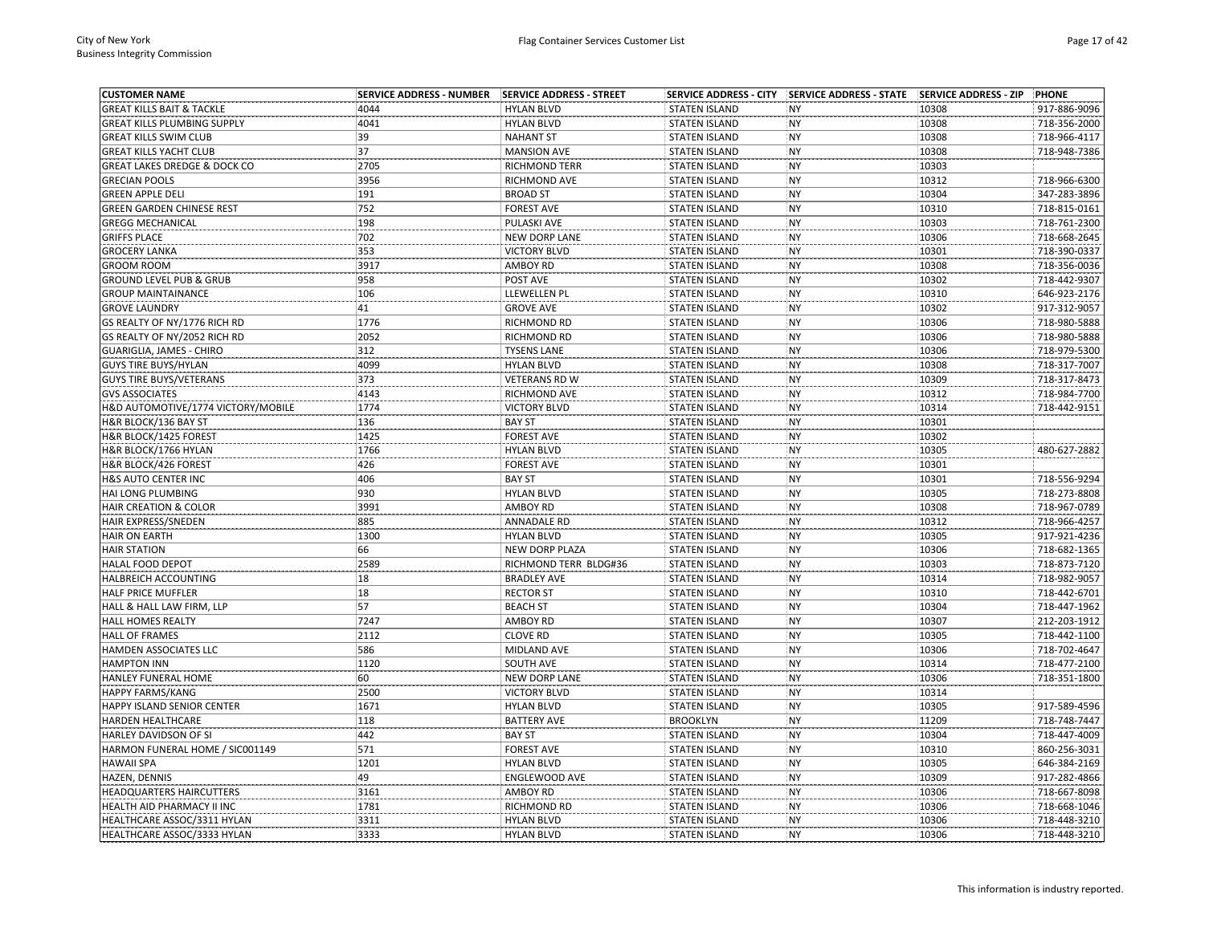| CUSTOMER NAME | SERVICE ADDRESS - NUMBER | SERVICE ADDRESS - STREET | SERVICE ADDRESS - CITY | SERVICE ADDRESS - STATE | SERVICE ADDRESS - ZIP | PHONE |
|---|---|---|---|---|---|---|
| GREAT KILLS BAIT & TACKLE | 4044 | HYLAN BLVD | STATEN ISLAND | NY | 10308 | 917-886-9096 |
| GREAT KILLS PLUMBING SUPPLY | 4041 | HYLAN BLVD | STATEN ISLAND | NY | 10308 | 718-356-2000 |
| GREAT KILLS SWIM CLUB | 39 | NAHANT ST | STATEN ISLAND | NY | 10308 | 718-966-4117 |
| GREAT KILLS YACHT CLUB | 37 | MANSION AVE | STATEN ISLAND | NY | 10308 | 718-948-7386 |
| GREAT LAKES DREDGE & DOCK CO | 2705 | RICHMOND TERR | STATEN ISLAND | NY | 10303 | |
| GRECIAN POOLS | 3956 | RICHMOND AVE | STATEN ISLAND | NY | 10312 | 718-966-6300 |
| GREEN APPLE DELI | 191 | BROAD ST | STATEN ISLAND | NY | 10304 | 347-283-3896 |
| GREEN GARDEN CHINESE REST | 752 | FOREST AVE | STATEN ISLAND | NY | 10310 | 718-815-0161 |
| GREGG MECHANICAL | 198 | PULASKI AVE | STATEN ISLAND | NY | 10303 | 718-761-2300 |
| GRIFFS PLACE | 702 | NEW DORP LANE | STATEN ISLAND | NY | 10306 | 718-668-2645 |
| GROCERY LANKA | 353 | VICTORY BLVD | STATEN ISLAND | NY | 10301 | 718-390-0337 |
| GROOM ROOM | 3917 | AMBOY RD | STATEN ISLAND | NY | 10308 | 718-356-0036 |
| GROUND LEVEL PUB & GRUB | 958 | POST AVE | STATEN ISLAND | NY | 10302 | 718-442-9307 |
| GROUP MAINTAINANCE | 106 | LLEWELLEN PL | STATEN ISLAND | NY | 10310 | 646-923-2176 |
| GROVE LAUNDRY | 41 | GROVE AVE | STATEN ISLAND | NY | 10302 | 917-312-9057 |
| GS REALTY OF NY/1776 RICH RD | 1776 | RICHMOND RD | STATEN ISLAND | NY | 10306 | 718-980-5888 |
| GS REALTY OF NY/2052 RICH RD | 2052 | RICHMOND RD | STATEN ISLAND | NY | 10306 | 718-980-5888 |
| GUARIGLIA, JAMES - CHIRO | 312 | TYSENS LANE | STATEN ISLAND | NY | 10306 | 718-979-5300 |
| GUYS TIRE BUYS/HYLAN | 4099 | HYLAN BLVD | STATEN ISLAND | NY | 10308 | 718-317-7007 |
| GUYS TIRE BUYS/VETERANS | 373 | VETERANS RD W | STATEN ISLAND | NY | 10309 | 718-317-8473 |
| GVS ASSOCIATES | 4143 | RICHMOND AVE | STATEN ISLAND | NY | 10312 | 718-984-7700 |
| H&D AUTOMOTIVE/1774 VICTORY/MOBILE | 1774 | VICTORY BLVD | STATEN ISLAND | NY | 10314 | 718-442-9151 |
| H&R BLOCK/136 BAY ST | 136 | BAY ST | STATEN ISLAND | NY | 10301 | |
| H&R BLOCK/1425 FOREST | 1425 | FOREST AVE | STATEN ISLAND | NY | 10302 | |
| H&R BLOCK/1766 HYLAN | 1766 | HYLAN BLVD | STATEN ISLAND | NY | 10305 | 480-627-2882 |
| H&R BLOCK/426 FOREST | 426 | FOREST AVE | STATEN ISLAND | NY | 10301 | |
| H&S AUTO CENTER INC | 406 | BAY ST | STATEN ISLAND | NY | 10301 | 718-556-9294 |
| HAI LONG PLUMBING | 930 | HYLAN BLVD | STATEN ISLAND | NY | 10305 | 718-273-8808 |
| HAIR CREATION & COLOR | 3991 | AMBOY RD | STATEN ISLAND | NY | 10308 | 718-967-0789 |
| HAIR EXPRESS/SNEDEN | 885 | ANNADALE RD | STATEN ISLAND | NY | 10312 | 718-966-4257 |
| HAIR ON EARTH | 1300 | HYLAN BLVD | STATEN ISLAND | NY | 10305 | 917-921-4236 |
| HAIR STATION | 66 | NEW DORP PLAZA | STATEN ISLAND | NY | 10306 | 718-682-1365 |
| HALAL FOOD DEPOT | 2589 | RICHMOND TERR BLDG#36 | STATEN ISLAND | NY | 10303 | 718-873-7120 |
| HALBREICH ACCOUNTING | 18 | BRADLEY AVE | STATEN ISLAND | NY | 10314 | 718-982-9057 |
| HALF PRICE MUFFLER | 18 | RECTOR ST | STATEN ISLAND | NY | 10310 | 718-442-6701 |
| HALL & HALL LAW FIRM, LLP | 57 | BEACH ST | STATEN ISLAND | NY | 10304 | 718-447-1962 |
| HALL HOMES REALTY | 7247 | AMBOY RD | STATEN ISLAND | NY | 10307 | 212-203-1912 |
| HALL OF FRAMES | 2112 | CLOVE RD | STATEN ISLAND | NY | 10305 | 718-442-1100 |
| HAMDEN ASSOCIATES LLC | 586 | MIDLAND AVE | STATEN ISLAND | NY | 10306 | 718-702-4647 |
| HAMPTON INN | 1120 | SOUTH AVE | STATEN ISLAND | NY | 10314 | 718-477-2100 |
| HANLEY FUNERAL HOME | 60 | NEW DORP LANE | STATEN ISLAND | NY | 10306 | 718-351-1800 |
| HAPPY FARMS/KANG | 2500 | VICTORY BLVD | STATEN ISLAND | NY | 10314 | |
| HAPPY ISLAND SENIOR CENTER | 1671 | HYLAN BLVD | STATEN ISLAND | NY | 10305 | 917-589-4596 |
| HARDEN HEALTHCARE | 118 | BATTERY AVE | BROOKLYN | NY | 11209 | 718-748-7447 |
| HARLEY DAVIDSON OF SI | 442 | BAY ST | STATEN ISLAND | NY | 10304 | 718-447-4009 |
| HARMON FUNERAL HOME / SIC001149 | 571 | FOREST AVE | STATEN ISLAND | NY | 10310 | 860-256-3031 |
| HAWAII SPA | 1201 | HYLAN BLVD | STATEN ISLAND | NY | 10305 | 646-384-2169 |
| HAZEN, DENNIS | 49 | ENGLEWOOD AVE | STATEN ISLAND | NY | 10309 | 917-282-4866 |
| HEADQUARTERS HAIRCUTTERS | 3161 | AMBOY RD | STATEN ISLAND | NY | 10306 | 718-667-8098 |
| HEALTH AID PHARMACY II INC | 1781 | RICHMOND RD | STATEN ISLAND | NY | 10306 | 718-668-1046 |
| HEALTHCARE ASSOC/3311 HYLAN | 3311 | HYLAN BLVD | STATEN ISLAND | NY | 10306 | 718-448-3210 |
| HEALTHCARE ASSOC/3333 HYLAN | 3333 | HYLAN BLVD | STATEN ISLAND | NY | 10306 | 718-448-3210 |

This information is industry reported.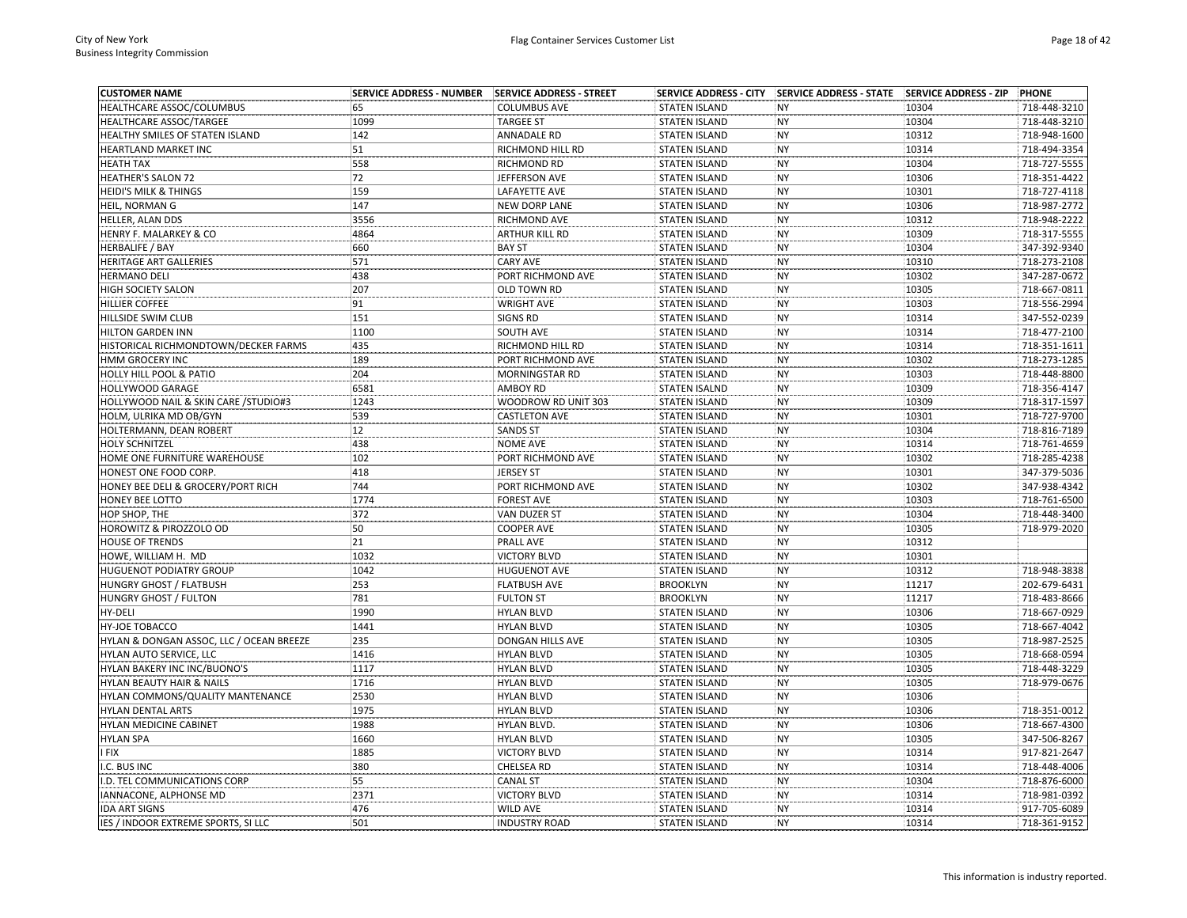| CUSTOMER NAME | SERVICE ADDRESS - NUMBER | SERVICE ADDRESS - STREET | SERVICE ADDRESS - CITY | SERVICE ADDRESS - STATE | SERVICE ADDRESS - ZIP | PHONE |
|---|---|---|---|---|---|---|
| HEALTHCARE ASSOC/COLUMBUS | 65 | COLUMBUS AVE | STATEN ISLAND | NY | 10304 | 718-448-3210 |
| HEALTHCARE ASSOC/TARGEE | 1099 | TARGEE ST | STATEN ISLAND | NY | 10304 | 718-448-3210 |
| HEALTHY SMILES OF STATEN ISLAND | 142 | ANNADALE RD | STATEN ISLAND | NY | 10312 | 718-948-1600 |
| HEARTLAND MARKET INC | 51 | RICHMOND HILL RD | STATEN ISLAND | NY | 10314 | 718-494-3354 |
| HEATH TAX | 558 | RICHMOND RD | STATEN ISLAND | NY | 10304 | 718-727-5555 |
| HEATHER'S SALON 72 | 72 | JEFFERSON AVE | STATEN ISLAND | NY | 10306 | 718-351-4422 |
| HEIDI'S MILK & THINGS | 159 | LAFAYETTE AVE | STATEN ISLAND | NY | 10301 | 718-727-4118 |
| HEIL, NORMAN G | 147 | NEW DORP LANE | STATEN ISLAND | NY | 10306 | 718-987-2772 |
| HELLER, ALAN DDS | 3556 | RICHMOND AVE | STATEN ISLAND | NY | 10312 | 718-948-2222 |
| HENRY F. MALARKEY & CO | 4864 | ARTHUR KILL RD | STATEN ISLAND | NY | 10309 | 718-317-5555 |
| HERBALIFE / BAY | 660 | BAY ST | STATEN ISLAND | NY | 10304 | 347-392-9340 |
| HERITAGE ART GALLERIES | 571 | CARY AVE | STATEN ISLAND | NY | 10310 | 718-273-2108 |
| HERMANO DELI | 438 | PORT RICHMOND AVE | STATEN ISLAND | NY | 10302 | 347-287-0672 |
| HIGH SOCIETY SALON | 207 | OLD TOWN RD | STATEN ISLAND | NY | 10305 | 718-667-0811 |
| HILLIER COFFEE | 91 | WRIGHT AVE | STATEN ISLAND | NY | 10303 | 718-556-2994 |
| HILLSIDE SWIM CLUB | 151 | SIGNS RD | STATEN ISLAND | NY | 10314 | 347-552-0239 |
| HILTON GARDEN INN | 1100 | SOUTH AVE | STATEN ISLAND | NY | 10314 | 718-477-2100 |
| HISTORICAL RICHMONDTOWN/DECKER FARMS | 435 | RICHMOND HILL RD | STATEN ISLAND | NY | 10314 | 718-351-1611 |
| HMM GROCERY INC | 189 | PORT RICHMOND AVE | STATEN ISLAND | NY | 10302 | 718-273-1285 |
| HOLLY HILL POOL & PATIO | 204 | MORNINGSTAR RD | STATEN ISLAND | NY | 10303 | 718-448-8800 |
| HOLLYWOOD GARAGE | 6581 | AMBOY RD | STATEN ISALND | NY | 10309 | 718-356-4147 |
| HOLLYWOOD NAIL & SKIN CARE /STUDIO#3 | 1243 | WOODROW RD UNIT 303 | STATEN ISLAND | NY | 10309 | 718-317-1597 |
| HOLM, ULRIKA MD OB/GYN | 539 | CASTLETON AVE | STATEN ISLAND | NY | 10301 | 718-727-9700 |
| HOLTERMANN, DEAN ROBERT | 12 | SANDS ST | STATEN ISLAND | NY | 10304 | 718-816-7189 |
| HOLY SCHNITZEL | 438 | NOME AVE | STATEN ISLAND | NY | 10314 | 718-761-4659 |
| HOME ONE FURNITURE WAREHOUSE | 102 | PORT RICHMOND AVE | STATEN ISLAND | NY | 10302 | 718-285-4238 |
| HONEST ONE FOOD CORP. | 418 | JERSEY ST | STATEN ISLAND | NY | 10301 | 347-379-5036 |
| HONEY BEE DELI & GROCERY/PORT RICH | 744 | PORT RICHMOND AVE | STATEN ISLAND | NY | 10302 | 347-938-4342 |
| HONEY BEE LOTTO | 1774 | FOREST AVE | STATEN ISLAND | NY | 10303 | 718-761-6500 |
| HOP SHOP, THE | 372 | VAN DUZER ST | STATEN ISLAND | NY | 10304 | 718-448-3400 |
| HOROWITZ & PIROZZOLO OD | 50 | COOPER AVE | STATEN ISLAND | NY | 10305 | 718-979-2020 |
| HOUSE OF TRENDS | 21 | PRALL AVE | STATEN ISLAND | NY | 10312 | |
| HOWE, WILLIAM H. MD | 1032 | VICTORY BLVD | STATEN ISLAND | NY | 10301 | |
| HUGUENOT PODIATRY GROUP | 1042 | HUGUENOT AVE | STATEN ISLAND | NY | 10312 | 718-948-3838 |
| HUNGRY GHOST / FLATBUSH | 253 | FLATBUSH AVE | BROOKLYN | NY | 11217 | 202-679-6431 |
| HUNGRY GHOST / FULTON | 781 | FULTON ST | BROOKLYN | NY | 11217 | 718-483-8666 |
| HY-DELI | 1990 | HYLAN BLVD | STATEN ISLAND | NY | 10306 | 718-667-0929 |
| HY-JOE TOBACCO | 1441 | HYLAN BLVD | STATEN ISLAND | NY | 10305 | 718-667-4042 |
| HYLAN & DONGAN ASSOC, LLC / OCEAN BREEZE | 235 | DONGAN HILLS AVE | STATEN ISLAND | NY | 10305 | 718-987-2525 |
| HYLAN AUTO SERVICE, LLC | 1416 | HYLAN BLVD | STATEN ISLAND | NY | 10305 | 718-668-0594 |
| HYLAN BAKERY INC INC/BUONO'S | 1117 | HYLAN BLVD | STATEN ISLAND | NY | 10305 | 718-448-3229 |
| HYLAN BEAUTY HAIR & NAILS | 1716 | HYLAN BLVD | STATEN ISLAND | NY | 10305 | 718-979-0676 |
| HYLAN COMMONS/QUALITY MANTENANCE | 2530 | HYLAN BLVD | STATEN ISLAND | NY | 10306 | |
| HYLAN DENTAL ARTS | 1975 | HYLAN BLVD | STATEN ISLAND | NY | 10306 | 718-351-0012 |
| HYLAN MEDICINE CABINET | 1988 | HYLAN BLVD. | STATEN ISLAND | NY | 10306 | 718-667-4300 |
| HYLAN SPA | 1660 | HYLAN BLVD | STATEN ISLAND | NY | 10305 | 347-506-8267 |
| I FIX | 1885 | VICTORY BLVD | STATEN ISLAND | NY | 10314 | 917-821-2647 |
| I.C. BUS INC | 380 | CHELSEA RD | STATEN ISLAND | NY | 10314 | 718-448-4006 |
| I.D. TEL COMMUNICATIONS CORP | 55 | CANAL ST | STATEN ISLAND | NY | 10304 | 718-876-6000 |
| IANNACONE, ALPHONSE MD | 2371 | VICTORY BLVD | STATEN ISLAND | NY | 10314 | 718-981-0392 |
| IDA ART SIGNS | 476 | WILD AVE | STATEN ISLAND | NY | 10314 | 917-705-6089 |
| IES / INDOOR EXTREME SPORTS, SI LLC | 501 | INDUSTRY ROAD | STATEN ISLAND | NY | 10314 | 718-361-9152 |

This information is industry reported.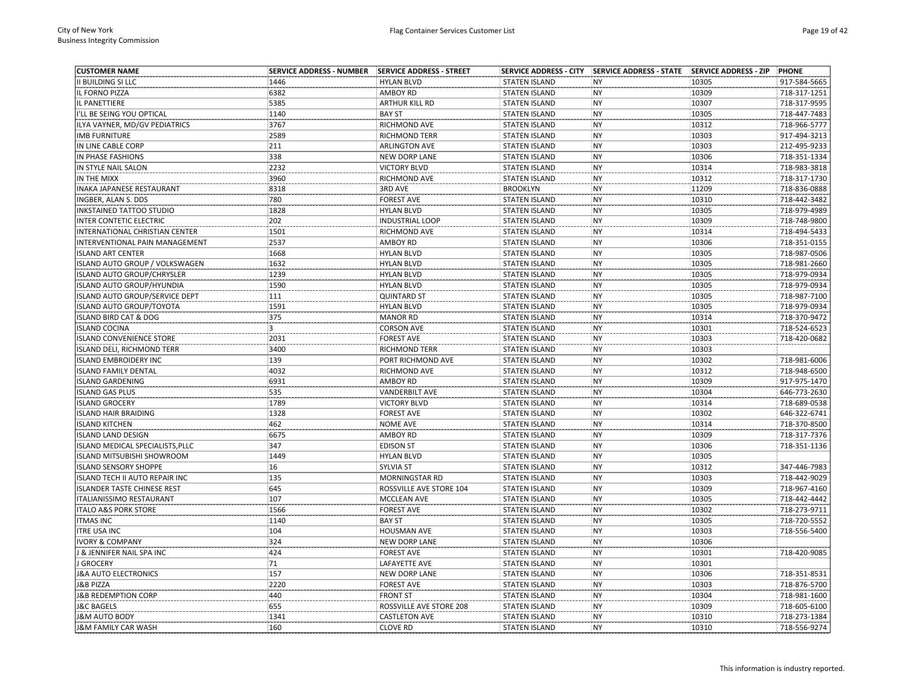| CUSTOMER NAME | SERVICE ADDRESS - NUMBER | SERVICE ADDRESS - STREET | SERVICE ADDRESS - CITY | SERVICE ADDRESS - STATE | SERVICE ADDRESS - ZIP | PHONE |
|---|---|---|---|---|---|---|
| II BUILDING SI LLC | 1446 | HYLAN BLVD | STATEN ISLAND | NY | 10305 | 917-584-5665 |
| IL FORNO PIZZA | 6382 | AMBOY RD | STATEN ISLAND | NY | 10309 | 718-317-1251 |
| IL PANETTIERE | 5385 | ARTHUR KILL RD | STATEN ISLAND | NY | 10307 | 718-317-9595 |
| I'LL BE SEING YOU OPTICAL | 1140 | BAY ST | STATEN ISLAND | NY | 10305 | 718-447-7483 |
| ILYA VAYNER, MD/GV PEDIATRICS | 3767 | RICHMOND AVE | STATEN ISLAND | NY | 10312 | 718-966-5777 |
| IMB FURNITURE | 2589 | RICHMOND TERR | STATEN ISLAND | NY | 10303 | 917-494-3213 |
| IN LINE CABLE CORP | 211 | ARLINGTON AVE | STATEN ISLAND | NY | 10303 | 212-495-9233 |
| IN PHASE FASHIONS | 338 | NEW DORP LANE | STATEN ISLAND | NY | 10306 | 718-351-1334 |
| IN STYLE NAIL SALON | 2232 | VICTORY BLVD | STATEN ISLAND | NY | 10314 | 718-983-3818 |
| IN THE MIXX | 3960 | RICHMOND AVE | STATEN ISLAND | NY | 10312 | 718-317-1730 |
| INAKA JAPANESE RESTAURANT | 8318 | 3RD AVE | BROOKLYN | NY | 11209 | 718-836-0888 |
| INGBER, ALAN S. DDS | 780 | FOREST AVE | STATEN ISLAND | NY | 10310 | 718-442-3482 |
| INKSTAINED TATTOO STUDIO | 1828 | HYLAN BLVD | STATEN ISLAND | NY | 10305 | 718-979-4989 |
| INTER CONTETIC ELECTRIC | 202 | INDUSTRIAL LOOP | STATEN ISLAND | NY | 10309 | 718-748-9800 |
| INTERNATIONAL CHRISTIAN CENTER | 1501 | RICHMOND AVE | STATEN ISLAND | NY | 10314 | 718-494-5433 |
| INTERVENTIONAL PAIN MANAGEMENT | 2537 | AMBOY RD | STATEN ISLAND | NY | 10306 | 718-351-0155 |
| ISLAND ART CENTER | 1668 | HYLAN BLVD | STATEN ISLAND | NY | 10305 | 718-987-0506 |
| ISLAND AUTO GROUP / VOLKSWAGEN | 1632 | HYLAN BLVD | STATEN ISLAND | NY | 10305 | 718-981-2660 |
| ISLAND AUTO GROUP/CHRYSLER | 1239 | HYLAN BLVD | STATEN ISLAND | NY | 10305 | 718-979-0934 |
| ISLAND AUTO GROUP/HYUNDIA | 1590 | HYLAN BLVD | STATEN ISLAND | NY | 10305 | 718-979-0934 |
| ISLAND AUTO GROUP/SERVICE DEPT | 111 | QUINTARD ST | STATEN ISLAND | NY | 10305 | 718-987-7100 |
| ISLAND AUTO GROUP/TOYOTA | 1591 | HYLAN BLVD | STATEN ISLAND | NY | 10305 | 718-979-0934 |
| ISLAND BIRD CAT & DOG | 375 | MANOR RD | STATEN ISLAND | NY | 10314 | 718-370-9472 |
| ISLAND COCINA | 3 | CORSON AVE | STATEN ISLAND | NY | 10301 | 718-524-6523 |
| ISLAND CONVENIENCE STORE | 2031 | FOREST AVE | STATEN ISLAND | NY | 10303 | 718-420-0682 |
| ISLAND DELI, RICHMOND TERR | 3400 | RICHMOND TERR | STATEN ISLAND | NY | 10303 | |
| ISLAND EMBROIDERY INC | 139 | PORT RICHMOND AVE | STATEN ISLAND | NY | 10302 | 718-981-6006 |
| ISLAND FAMILY DENTAL | 4032 | RICHMOND AVE | STATEN ISLAND | NY | 10312 | 718-948-6500 |
| ISLAND GARDENING | 6931 | AMBOY RD | STATEN ISLAND | NY | 10309 | 917-975-1470 |
| ISLAND GAS PLUS | 535 | VANDERBILT AVE | STATEN ISLAND | NY | 10304 | 646-773-2630 |
| ISLAND GROCERY | 1789 | VICTORY BLVD | STATEN ISLAND | NY | 10314 | 718-689-0538 |
| ISLAND HAIR BRAIDING | 1328 | FOREST AVE | STATEN ISLAND | NY | 10302 | 646-322-6741 |
| ISLAND KITCHEN | 462 | NOME AVE | STATEN ISLAND | NY | 10314 | 718-370-8500 |
| ISLAND LAND DESIGN | 6675 | AMBOY RD | STATEN ISLAND | NY | 10309 | 718-317-7376 |
| ISLAND MEDICAL SPECIALISTS,PLLC | 347 | EDISON ST | STATEN ISLAND | NY | 10306 | 718-351-1136 |
| ISLAND MITSUBISHI SHOWROOM | 1449 | HYLAN BLVD | STATEN ISLAND | NY | 10305 | |
| ISLAND SENSORY SHOPPE | 16 | SYLVIA ST | STATEN ISLAND | NY | 10312 | 347-446-7983 |
| ISLAND TECH II AUTO REPAIR INC | 135 | MORNINGSTAR RD | STATEN ISLAND | NY | 10303 | 718-442-9029 |
| ISLANDER TASTE CHINESE REST | 645 | ROSSVILLE AVE STORE 104 | STATEN ISLAND | NY | 10309 | 718-967-4160 |
| ITALIANISSIMO RESTAURANT | 107 | MCCLEAN AVE | STATEN ISLAND | NY | 10305 | 718-442-4442 |
| ITALO A&S PORK STORE | 1566 | FOREST AVE | STATEN ISLAND | NY | 10302 | 718-273-9711 |
| ITMAS INC | 1140 | BAY ST | STATEN ISLAND | NY | 10305 | 718-720-5552 |
| ITRE USA INC | 104 | HOUSMAN AVE | STATEN ISLAND | NY | 10303 | 718-556-5400 |
| IVORY & COMPANY | 324 | NEW DORP LANE | STATEN ISLAND | NY | 10306 | |
| J & JENNIFER NAIL SPA INC | 424 | FOREST AVE | STATEN ISLAND | NY | 10301 | 718-420-9085 |
| J GROCERY | 71 | LAFAYETTE AVE | STATEN ISLAND | NY | 10301 | |
| J&A AUTO ELECTRONICS | 157 | NEW DORP LANE | STATEN ISLAND | NY | 10306 | 718-351-8531 |
| J&B PIZZA | 2220 | FOREST AVE | STATEN ISLAND | NY | 10303 | 718-876-5700 |
| J&B REDEMPTION CORP | 440 | FRONT ST | STATEN ISLAND | NY | 10304 | 718-981-1600 |
| J&C BAGELS | 655 | ROSSVILLE AVE STORE 208 | STATEN ISLAND | NY | 10309 | 718-605-6100 |
| J&M AUTO BODY | 1341 | CASTLETON AVE | STATEN ISLAND | NY | 10310 | 718-273-1384 |
| J&M FAMILY CAR WASH | 160 | CLOVE RD | STATEN ISLAND | NY | 10310 | 718-556-9274 |

This information is industry reported.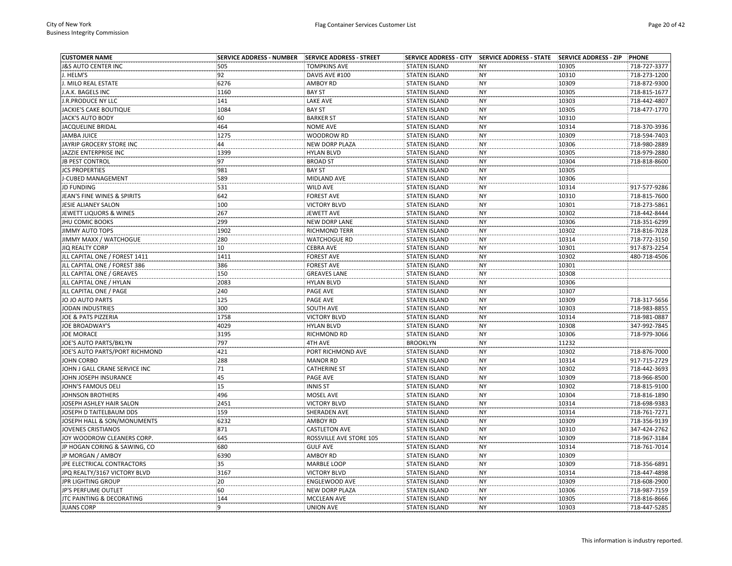| CUSTOMER NAME | SERVICE ADDRESS - NUMBER | SERVICE ADDRESS - STREET | SERVICE ADDRESS - CITY | SERVICE ADDRESS - STATE | SERVICE ADDRESS - ZIP | PHONE |
|---|---|---|---|---|---|---|
| J&S AUTO CENTER INC | 505 | TOMPKINS AVE | STATEN ISLAND | NY | 10305 | 718-727-3377 |
| J. HELM'S | 92 | DAVIS AVE #100 | STATEN ISLAND | NY | 10310 | 718-273-1200 |
| J. MILO REAL ESTATE | 6276 | AMBOY RD | STATEN ISLAND | NY | 10309 | 718-872-9300 |
| J.A.K. BAGELS INC | 1160 | BAY ST | STATEN ISLAND | NY | 10305 | 718-815-1677 |
| J.R.PRODUCE NY LLC | 141 | LAKE AVE | STATEN ISLAND | NY | 10303 | 718-442-4807 |
| JACKIE'S CAKE BOUTIQUE | 1084 | BAY ST | STATEN ISLAND | NY | 10305 | 718-477-1770 |
| JACK'S AUTO BODY | 60 | BARKER ST | STATEN ISLAND | NY | 10310 | |
| JACQUELINE BRIDAL | 464 | NOME AVE | STATEN ISLAND | NY | 10314 | 718-370-3936 |
| JAMBA JUICE | 1275 | WOODROW RD | STATEN ISLAND | NY | 10309 | 718-594-7403 |
| JAYRIP GROCERY STORE INC | 44 | NEW DORP PLAZA | STATEN ISLAND | NY | 10306 | 718-980-2889 |
| JAZZIE ENTERPRISE INC | 1399 | HYLAN BLVD | STATEN ISLAND | NY | 10305 | 718-979-2880 |
| JB PEST CONTROL | 97 | BROAD ST | STATEN ISLAND | NY | 10304 | 718-818-8600 |
| JCS PROPERTIES | 981 | BAY ST | STATEN ISLAND | NY | 10305 | |
| J-CUBED MANAGEMENT | 589 | MIDLAND AVE | STATEN ISLAND | NY | 10306 | |
| JD FUNDING | 531 | WILD AVE | STATEN ISLAND | NY | 10314 | 917-577-9286 |
| JEAN'S FINE WINES & SPIRITS | 642 | FOREST AVE | STATEN ISLAND | NY | 10310 | 718-815-7600 |
| JESIE ALIANEY SALON | 100 | VICTORY BLVD | STATEN ISLAND | NY | 10301 | 718-273-5861 |
| JEWETT LIQUORS & WINES | 267 | JEWETT AVE | STATEN ISLAND | NY | 10302 | 718-442-8444 |
| JHU COMIC BOOKS | 299 | NEW DORP LANE | STATEN ISLAND | NY | 10306 | 718-351-6299 |
| JIMMY AUTO TOPS | 1902 | RICHMOND TERR | STATEN ISLAND | NY | 10302 | 718-816-7028 |
| JIMMY MAXX / WATCHOGUE | 280 | WATCHOGUE RD | STATEN ISLAND | NY | 10314 | 718-772-3150 |
| JIQ REALTY CORP | 10 | CEBRA AVE | STATEN ISLAND | NY | 10301 | 917-873-2254 |
| JLL CAPITAL ONE / FOREST 1411 | 1411 | FOREST AVE | STATEN ISLAND | NY | 10302 | 480-718-4506 |
| JLL CAPITAL ONE / FOREST 386 | 386 | FOREST AVE | STATEN ISLAND | NY | 10301 | |
| JLL CAPITAL ONE / GREAVES | 150 | GREAVES LANE | STATEN ISLAND | NY | 10308 | |
| JLL CAPITAL ONE / HYLAN | 2083 | HYLAN BLVD | STATEN ISLAND | NY | 10306 | |
| JLL CAPITAL ONE / PAGE | 240 | PAGE AVE | STATEN ISLAND | NY | 10307 | |
| JO JO AUTO PARTS | 125 | PAGE AVE | STATEN ISLAND | NY | 10309 | 718-317-5656 |
| JODAN INDUSTRIES | 300 | SOUTH AVE | STATEN ISLAND | NY | 10303 | 718-983-8855 |
| JOE & PATS PIZZERIA | 1758 | VICTORY BLVD | STATEN ISLAND | NY | 10314 | 718-981-0887 |
| JOE BROADWAY'S | 4029 | HYLAN BLVD | STATEN ISLAND | NY | 10308 | 347-992-7845 |
| JOE MORACE | 3195 | RICHMOND RD | STATEN ISLAND | NY | 10306 | 718-979-3066 |
| JOE'S AUTO PARTS/BKLYN | 797 | 4TH AVE | BROOKLYN | NY | 11232 | |
| JOE'S AUTO PARTS/PORT RICHMOND | 421 | PORT RICHMOND AVE | STATEN ISLAND | NY | 10302 | 718-876-7000 |
| JOHN CORBO | 288 | MANOR RD | STATEN ISLAND | NY | 10314 | 917-715-2729 |
| JOHN J GALL CRANE SERVICE INC | 71 | CATHERINE ST | STATEN ISLAND | NY | 10302 | 718-442-3693 |
| JOHN JOSEPH INSURANCE | 45 | PAGE AVE | STATEN ISLAND | NY | 10309 | 718-966-8500 |
| JOHN'S FAMOUS DELI | 15 | INNIS ST | STATEN ISLAND | NY | 10302 | 718-815-9100 |
| JOHNSON BROTHERS | 496 | MOSEL AVE | STATEN ISLAND | NY | 10304 | 718-816-1890 |
| JOSEPH ASHLEY HAIR SALON | 2451 | VICTORY BLVD | STATEN ISLAND | NY | 10314 | 718-698-9383 |
| JOSEPH D TAITELBAUM DDS | 159 | SHERADEN AVE | STATEN ISLAND | NY | 10314 | 718-761-7271 |
| JOSEPH HALL & SON/MONUMENTS | 6232 | AMBOY RD | STATEN ISLAND | NY | 10309 | 718-356-9139 |
| JOVENES CRISTIANOS | 871 | CASTLETON AVE | STATEN ISLAND | NY | 10310 | 347-424-2762 |
| JOY WOODROW CLEANERS CORP. | 645 | ROSSVILLE AVE STORE 105 | STATEN ISLAND | NY | 10309 | 718-967-3184 |
| JP HOGAN CORING & SAWING, CO | 680 | GULF AVE | STATEN ISLAND | NY | 10314 | 718-761-7014 |
| JP MORGAN / AMBOY | 6390 | AMBOY RD | STATEN ISLAND | NY | 10309 | |
| JPE ELECTRICAL CONTRACTORS | 35 | MARBLE LOOP | STATEN ISLAND | NY | 10309 | 718-356-6891 |
| JPQ REALTY/3167 VICTORY BLVD | 3167 | VICTORY BLVD | STATEN ISLAND | NY | 10314 | 718-447-4898 |
| JPR LIGHTING GROUP | 20 | ENGLEWOOD AVE | STATEN ISLAND | NY | 10309 | 718-608-2900 |
| JP'S PERFUME OUTLET | 60 | NEW DORP PLAZA | STATEN ISLAND | NY | 10306 | 718-987-7159 |
| JTC PAINTING & DECORATING | 144 | MCCLEAN AVE | STATEN ISLAND | NY | 10305 | 718-816-8666 |
| JUANS CORP | 9 | UNION AVE | STATEN ISLAND | NY | 10303 | 718-447-5285 |

This information is industry reported.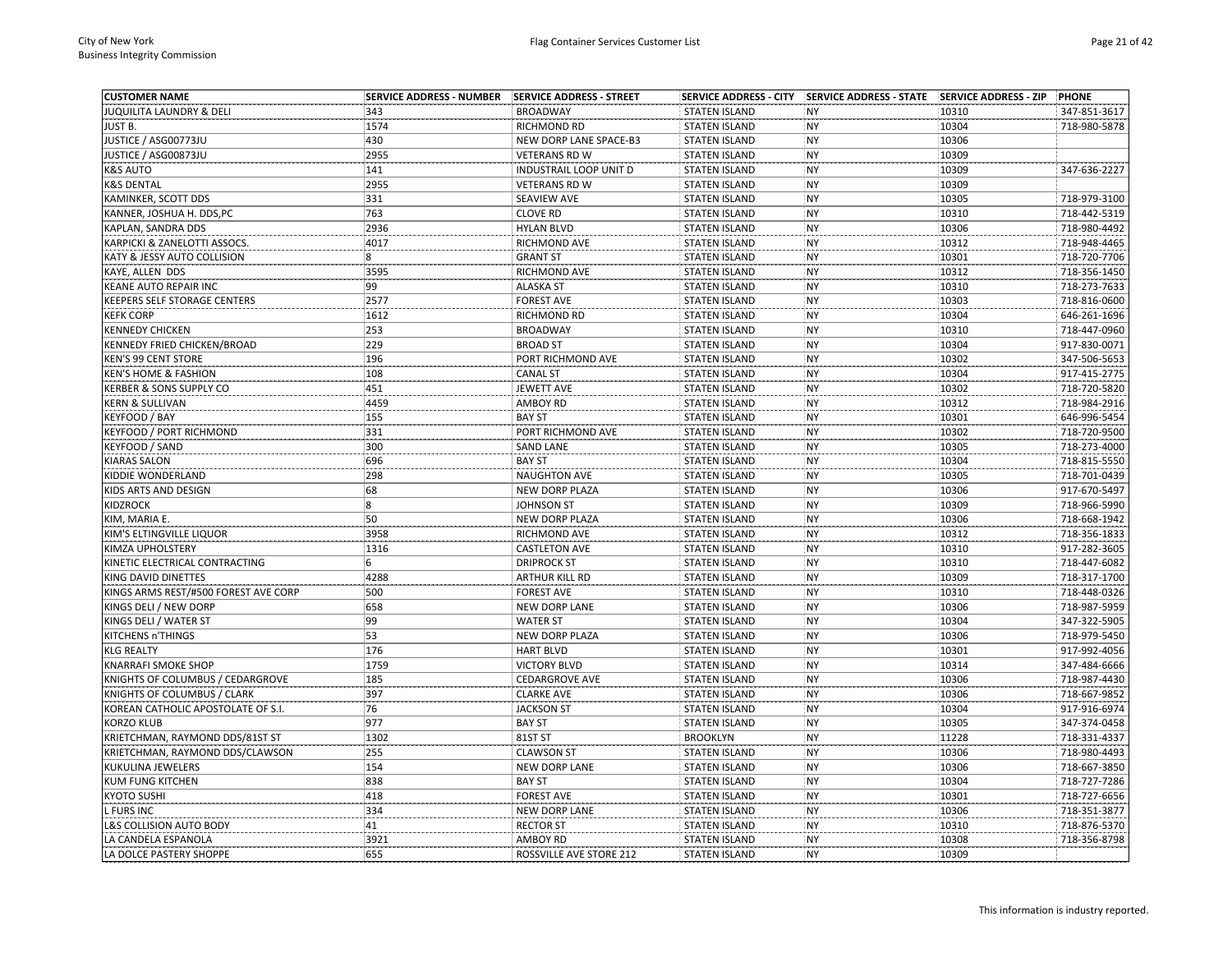| CUSTOMER NAME | SERVICE ADDRESS - NUMBER | SERVICE ADDRESS - STREET | SERVICE ADDRESS - CITY | SERVICE ADDRESS - STATE | SERVICE ADDRESS - ZIP | PHONE |
|---|---|---|---|---|---|---|
| JUQUILITA LAUNDRY & DELI | 343 | BROADWAY | STATEN ISLAND | NY | 10310 | 347-851-3617 |
| JUST B. | 1574 | RICHMOND RD | STATEN ISLAND | NY | 10304 | 718-980-5878 |
| JUSTICE / ASG00773JU | 430 | NEW DORP LANE SPACE-B3 | STATEN ISLAND | NY | 10306 | |
| JUSTICE / ASG00873JU | 2955 | VETERANS RD W | STATEN ISLAND | NY | 10309 | |
| K&S AUTO | 141 | INDUSTRAIL LOOP UNIT D | STATEN ISLAND | NY | 10309 | 347-636-2227 |
| K&S DENTAL | 2955 | VETERANS RD W | STATEN ISLAND | NY | 10309 | |
| KAMINKER, SCOTT DDS | 331 | SEAVIEW AVE | STATEN ISLAND | NY | 10305 | 718-979-3100 |
| KANNER, JOSHUA H. DDS,PC | 763 | CLOVE RD | STATEN ISLAND | NY | 10310 | 718-442-5319 |
| KAPLAN, SANDRA DDS | 2936 | HYLAN BLVD | STATEN ISLAND | NY | 10306 | 718-980-4492 |
| KARPICKI & ZANELOTTI ASSOCS. | 4017 | RICHMOND AVE | STATEN ISLAND | NY | 10312 | 718-948-4465 |
| KATY & JESSY AUTO COLLISION | 8 | GRANT ST | STATEN ISLAND | NY | 10301 | 718-720-7706 |
| KAYE, ALLEN DDS | 3595 | RICHMOND AVE | STATEN ISLAND | NY | 10312 | 718-356-1450 |
| KEANE AUTO REPAIR INC | 99 | ALASKA ST | STATEN ISLAND | NY | 10310 | 718-273-7633 |
| KEEPERS SELF STORAGE CENTERS | 2577 | FOREST AVE | STATEN ISLAND | NY | 10303 | 718-816-0600 |
| KEFK CORP | 1612 | RICHMOND RD | STATEN ISLAND | NY | 10304 | 646-261-1696 |
| KENNEDY CHICKEN | 253 | BROADWAY | STATEN ISLAND | NY | 10310 | 718-447-0960 |
| KENNEDY FRIED CHICKEN/BROAD | 229 | BROAD ST | STATEN ISLAND | NY | 10304 | 917-830-0071 |
| KEN'S 99 CENT STORE | 196 | PORT RICHMOND AVE | STATEN ISLAND | NY | 10302 | 347-506-5653 |
| KEN'S HOME & FASHION | 108 | CANAL ST | STATEN ISLAND | NY | 10304 | 917-415-2775 |
| KERBER & SONS SUPPLY CO | 451 | JEWETT AVE | STATEN ISLAND | NY | 10302 | 718-720-5820 |
| KERN & SULLIVAN | 4459 | AMBOY RD | STATEN ISLAND | NY | 10312 | 718-984-2916 |
| KEYFOOD / BAY | 155 | BAY ST | STATEN ISLAND | NY | 10301 | 646-996-5454 |
| KEYFOOD / PORT RICHMOND | 331 | PORT RICHMOND AVE | STATEN ISLAND | NY | 10302 | 718-720-9500 |
| KEYFOOD / SAND | 300 | SAND LANE | STATEN ISLAND | NY | 10305 | 718-273-4000 |
| KIARAS SALON | 696 | BAY ST | STATEN ISLAND | NY | 10304 | 718-815-5550 |
| KIDDIE WONDERLAND | 298 | NAUGHTON AVE | STATEN ISLAND | NY | 10305 | 718-701-0439 |
| KIDS ARTS AND DESIGN | 68 | NEW DORP PLAZA | STATEN ISLAND | NY | 10306 | 917-670-5497 |
| KIDZROCK | 8 | JOHNSON ST | STATEN ISLAND | NY | 10309 | 718-966-5990 |
| KIM, MARIA E. | 50 | NEW DORP PLAZA | STATEN ISLAND | NY | 10306 | 718-668-1942 |
| KIM'S ELTINGVILLE LIQUOR | 3958 | RICHMOND AVE | STATEN ISLAND | NY | 10312 | 718-356-1833 |
| KIMZA UPHOLSTERY | 1316 | CASTLETON AVE | STATEN ISLAND | NY | 10310 | 917-282-3605 |
| KINETIC ELECTRICAL CONTRACTING | 6 | DRIPROCK ST | STATEN ISLAND | NY | 10310 | 718-447-6082 |
| KING DAVID DINETTES | 4288 | ARTHUR KILL RD | STATEN ISLAND | NY | 10309 | 718-317-1700 |
| KINGS ARMS REST/#500 FOREST AVE CORP | 500 | FOREST AVE | STATEN ISLAND | NY | 10310 | 718-448-0326 |
| KINGS DELI / NEW DORP | 658 | NEW DORP LANE | STATEN ISLAND | NY | 10306 | 718-987-5959 |
| KINGS DELI / WATER ST | 99 | WATER ST | STATEN ISLAND | NY | 10304 | 347-322-5905 |
| KITCHENS n'THINGS | 53 | NEW DORP PLAZA | STATEN ISLAND | NY | 10306 | 718-979-5450 |
| KLG REALTY | 176 | HART BLVD | STATEN ISLAND | NY | 10301 | 917-992-4056 |
| KNARRAFI SMOKE SHOP | 1759 | VICTORY BLVD | STATEN ISLAND | NY | 10314 | 347-484-6666 |
| KNIGHTS OF COLUMBUS / CEDARGROVE | 185 | CEDARGROVE AVE | STATEN ISLAND | NY | 10306 | 718-987-4430 |
| KNIGHTS OF COLUMBUS / CLARK | 397 | CLARKE AVE | STATEN ISLAND | NY | 10306 | 718-667-9852 |
| KOREAN CATHOLIC APOSTOLATE OF S.I. | 76 | JACKSON ST | STATEN ISLAND | NY | 10304 | 917-916-6974 |
| KORZO KLUB | 977 | BAY ST | STATEN ISLAND | NY | 10305 | 347-374-0458 |
| KRIETCHMAN, RAYMOND DDS/81ST ST | 1302 | 81ST ST | BROOKLYN | NY | 11228 | 718-331-4337 |
| KRIETCHMAN, RAYMOND DDS/CLAWSON | 255 | CLAWSON ST | STATEN ISLAND | NY | 10306 | 718-980-4493 |
| KUKULINA JEWELERS | 154 | NEW DORP LANE | STATEN ISLAND | NY | 10306 | 718-667-3850 |
| KUM FUNG KITCHEN | 838 | BAY ST | STATEN ISLAND | NY | 10304 | 718-727-7286 |
| KYOTO SUSHI | 418 | FOREST AVE | STATEN ISLAND | NY | 10301 | 718-727-6656 |
| L FURS INC | 334 | NEW DORP LANE | STATEN ISLAND | NY | 10306 | 718-351-3877 |
| L&S COLLISION AUTO BODY | 41 | RECTOR ST | STATEN ISLAND | NY | 10310 | 718-876-5370 |
| LA CANDELA ESPANOLA | 3921 | AMBOY RD | STATEN ISLAND | NY | 10308 | 718-356-8798 |
| LA DOLCE PASTERY SHOPPE | 655 | ROSSVILLE AVE STORE 212 | STATEN ISLAND | NY | 10309 | |

This information is industry reported.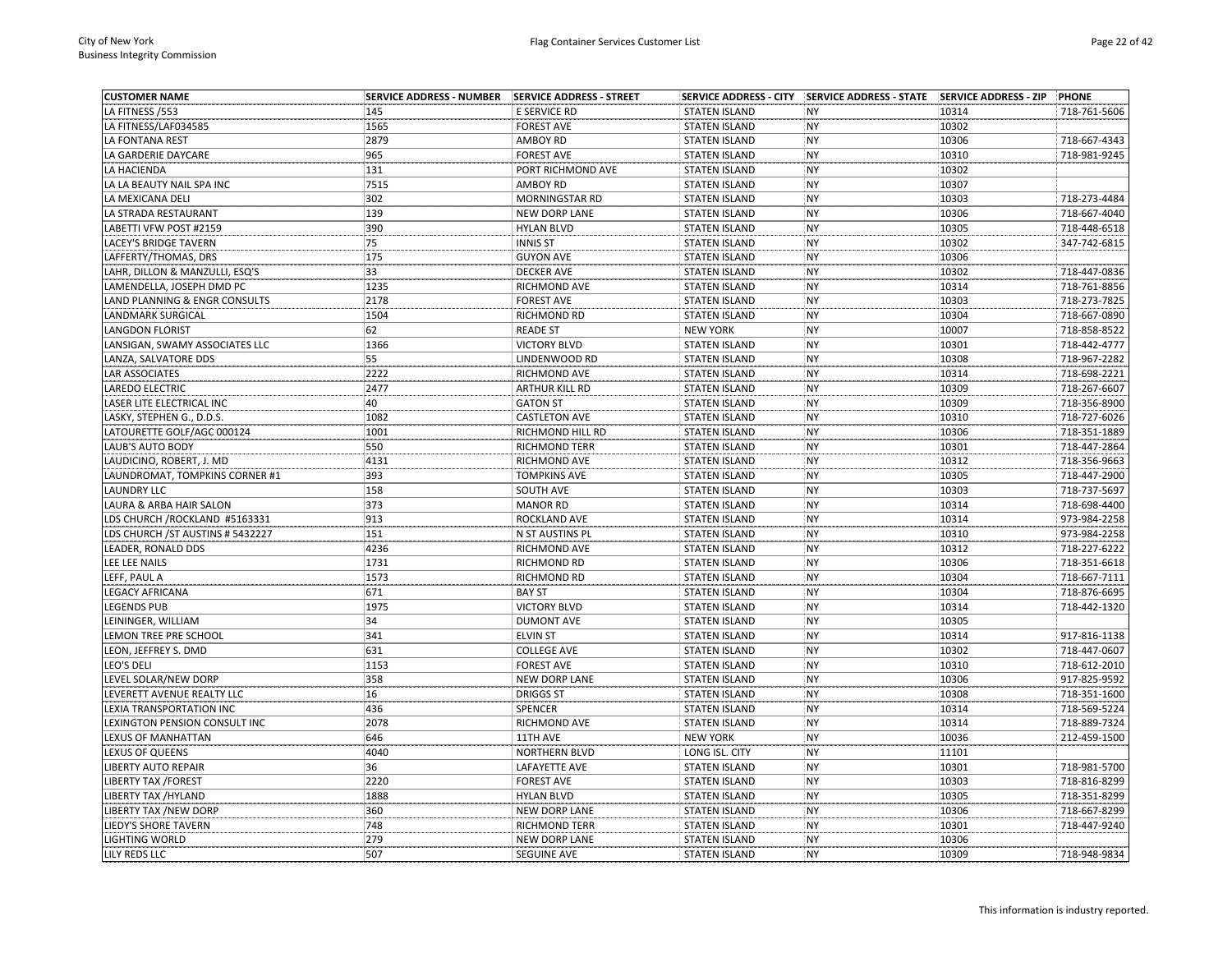| CUSTOMER NAME | SERVICE ADDRESS - NUMBER | SERVICE ADDRESS - STREET | SERVICE ADDRESS - CITY | SERVICE ADDRESS - STATE | SERVICE ADDRESS - ZIP | PHONE |
|---|---|---|---|---|---|---|
| LA FITNESS /553 | 145 | E SERVICE RD | STATEN ISLAND | NY | 10314 | 718-761-5606 |
| LA FITNESS/LAF034585 | 1565 | FOREST AVE | STATEN ISLAND | NY | 10302 | |
| LA FONTANA REST | 2879 | AMBOY RD | STATEN ISLAND | NY | 10306 | 718-667-4343 |
| LA GARDERIE DAYCARE | 965 | FOREST AVE | STATEN ISLAND | NY | 10310 | 718-981-9245 |
| LA HACIENDA | 131 | PORT RICHMOND AVE | STATEN ISLAND | NY | 10302 | |
| LA LA BEAUTY NAIL SPA INC | 7515 | AMBOY RD | STATEN ISLAND | NY | 10307 | |
| LA MEXICANA DELI | 302 | MORNINGSTAR RD | STATEN ISLAND | NY | 10303 | 718-273-4484 |
| LA STRADA RESTAURANT | 139 | NEW DORP LANE | STATEN ISLAND | NY | 10306 | 718-667-4040 |
| LABETTI VFW POST #2159 | 390 | HYLAN BLVD | STATEN ISLAND | NY | 10305 | 718-448-6518 |
| LACEY'S BRIDGE TAVERN | 75 | INNIS ST | STATEN ISLAND | NY | 10302 | 347-742-6815 |
| LAFFERTY/THOMAS, DRS | 175 | GUYON AVE | STATEN ISLAND | NY | 10306 | |
| LAHR, DILLON & MANZULLI, ESQ'S | 33 | DECKER AVE | STATEN ISLAND | NY | 10302 | 718-447-0836 |
| LAMENDELLA, JOSEPH DMD PC | 1235 | RICHMOND AVE | STATEN ISLAND | NY | 10314 | 718-761-8856 |
| LAND PLANNING & ENGR CONSULTS | 2178 | FOREST AVE | STATEN ISLAND | NY | 10303 | 718-273-7825 |
| LANDMARK SURGICAL | 1504 | RICHMOND RD | STATEN ISLAND | NY | 10304 | 718-667-0890 |
| LANGDON FLORIST | 62 | READE ST | NEW YORK | NY | 10007 | 718-858-8522 |
| LANSIGAN, SWAMY ASSOCIATES LLC | 1366 | VICTORY BLVD | STATEN ISLAND | NY | 10301 | 718-442-4777 |
| LANZA, SALVATORE DDS | 55 | LINDENWOOD RD | STATEN ISLAND | NY | 10308 | 718-967-2282 |
| LAR ASSOCIATES | 2222 | RICHMOND AVE | STATEN ISLAND | NY | 10314 | 718-698-2221 |
| LAREDO ELECTRIC | 2477 | ARTHUR KILL RD | STATEN ISLAND | NY | 10309 | 718-267-6607 |
| LASER LITE ELECTRICAL INC | 40 | GATON ST | STATEN ISLAND | NY | 10309 | 718-356-8900 |
| LASKY, STEPHEN G., D.D.S. | 1082 | CASTLETON AVE | STATEN ISLAND | NY | 10310 | 718-727-6026 |
| LATOURETTE GOLF/AGC 000124 | 1001 | RICHMOND HILL RD | STATEN ISLAND | NY | 10306 | 718-351-1889 |
| LAUB'S AUTO BODY | 550 | RICHMOND TERR | STATEN ISLAND | NY | 10301 | 718-447-2864 |
| LAUDICINO, ROBERT, J. MD | 4131 | RICHMOND AVE | STATEN ISLAND | NY | 10312 | 718-356-9663 |
| LAUNDROMAT, TOMPKINS CORNER #1 | 393 | TOMPKINS AVE | STATEN ISLAND | NY | 10305 | 718-447-2900 |
| LAUNDRY LLC | 158 | SOUTH AVE | STATEN ISLAND | NY | 10303 | 718-737-5697 |
| LAURA & ARBA HAIR SALON | 373 | MANOR RD | STATEN ISLAND | NY | 10314 | 718-698-4400 |
| LDS CHURCH /ROCKLAND #5163331 | 913 | ROCKLAND AVE | STATEN ISLAND | NY | 10314 | 973-984-2258 |
| LDS CHURCH /ST AUSTINS # 5432227 | 151 | N ST AUSTINS PL | STATEN ISLAND | NY | 10310 | 973-984-2258 |
| LEADER, RONALD DDS | 4236 | RICHMOND AVE | STATEN ISLAND | NY | 10312 | 718-227-6222 |
| LEE LEE NAILS | 1731 | RICHMOND RD | STATEN ISLAND | NY | 10306 | 718-351-6618 |
| LEFF, PAUL A | 1573 | RICHMOND RD | STATEN ISLAND | NY | 10304 | 718-667-7111 |
| LEGACY AFRICANA | 671 | BAY ST | STATEN ISLAND | NY | 10304 | 718-876-6695 |
| LEGENDS PUB | 1975 | VICTORY BLVD | STATEN ISLAND | NY | 10314 | 718-442-1320 |
| LEININGER, WILLIAM | 34 | DUMONT AVE | STATEN ISLAND | NY | 10305 | |
| LEMON TREE PRE SCHOOL | 341 | ELVIN ST | STATEN ISLAND | NY | 10314 | 917-816-1138 |
| LEON, JEFFREY S. DMD | 631 | COLLEGE AVE | STATEN ISLAND | NY | 10302 | 718-447-0607 |
| LEO'S DELI | 1153 | FOREST AVE | STATEN ISLAND | NY | 10310 | 718-612-2010 |
| LEVEL SOLAR/NEW DORP | 358 | NEW DORP LANE | STATEN ISLAND | NY | 10306 | 917-825-9592 |
| LEVERETT AVENUE REALTY LLC | 16 | DRIGGS ST | STATEN ISLAND | NY | 10308 | 718-351-1600 |
| LEXIA TRANSPORTATION INC | 436 | SPENCER | STATEN ISLAND | NY | 10314 | 718-569-5224 |
| LEXINGTON PENSION CONSULT INC | 2078 | RICHMOND AVE | STATEN ISLAND | NY | 10314 | 718-889-7324 |
| LEXUS OF MANHATTAN | 646 | 11TH AVE | NEW YORK | NY | 10036 | 212-459-1500 |
| LEXUS OF QUEENS | 4040 | NORTHERN BLVD | LONG ISL. CITY | NY | 11101 | |
| LIBERTY AUTO REPAIR | 36 | LAFAYETTE AVE | STATEN ISLAND | NY | 10301 | 718-981-5700 |
| LIBERTY TAX /FOREST | 2220 | FOREST AVE | STATEN ISLAND | NY | 10303 | 718-816-8299 |
| LIBERTY TAX /HYLAND | 1888 | HYLAN BLVD | STATEN ISLAND | NY | 10305 | 718-351-8299 |
| LIBERTY TAX /NEW DORP | 360 | NEW DORP LANE | STATEN ISLAND | NY | 10306 | 718-667-8299 |
| LIEDY'S SHORE TAVERN | 748 | RICHMOND TERR | STATEN ISLAND | NY | 10301 | 718-447-9240 |
| LIGHTING WORLD | 279 | NEW DORP LANE | STATEN ISLAND | NY | 10306 | |
| LILY REDS LLC | 507 | SEGUINE AVE | STATEN ISLAND | NY | 10309 | 718-948-9834 |

This information is industry reported.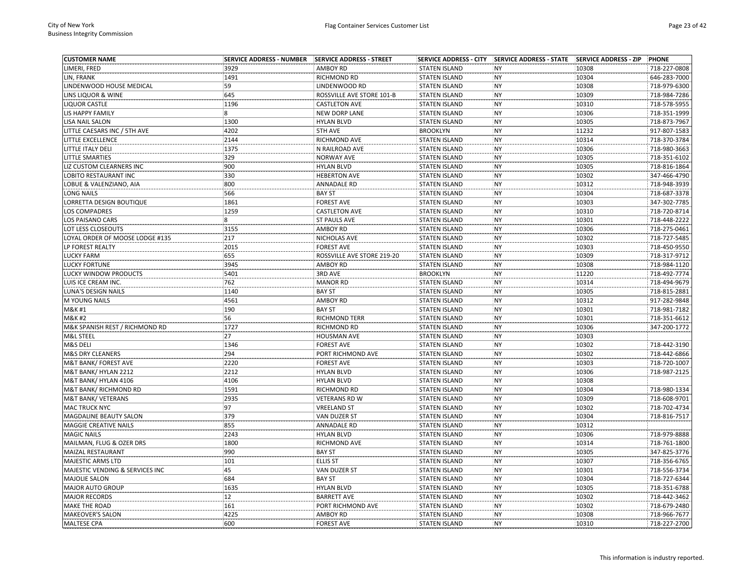| CUSTOMER NAME | SERVICE ADDRESS - NUMBER | SERVICE ADDRESS - STREET | SERVICE ADDRESS - CITY | SERVICE ADDRESS - STATE | SERVICE ADDRESS - ZIP | PHONE |
|---|---|---|---|---|---|---|
| LIMERI, FRED | 3929 | AMBOY RD | STATEN ISLAND | NY | 10308 | 718-227-0808 |
| LIN, FRANK | 1491 | RICHMOND RD | STATEN ISLAND | NY | 10304 | 646-283-7000 |
| LINDENWOOD HOUSE MEDICAL | 59 | LINDENWOOD RD | STATEN ISLAND | NY | 10308 | 718-979-6300 |
| LINS LIQUOR & WINE | 645 | ROSSVILLE AVE STORE 101-B | STATEN ISLAND | NY | 10309 | 718-984-7286 |
| LIQUOR CASTLE | 1196 | CASTLETON AVE | STATEN ISLAND | NY | 10310 | 718-578-5955 |
| LIS HAPPY FAMILY | 8 | NEW DORP LANE | STATEN ISLAND | NY | 10306 | 718-351-1999 |
| LISA NAIL SALON | 1300 | HYLAN BLVD | STATEN ISLAND | NY | 10305 | 718-873-7967 |
| LITTLE CAESARS INC / 5TH AVE | 4202 | 5TH AVE | BROOKLYN | NY | 11232 | 917-807-1583 |
| LITTLE EXCELLENCE | 2144 | RICHMOND AVE | STATEN ISLAND | NY | 10314 | 718-370-3784 |
| LITTLE ITALY DELI | 1375 | N RAILROAD AVE | STATEN ISLAND | NY | 10306 | 718-980-3663 |
| LITTLE SMARTIES | 329 | NORWAY AVE | STATEN ISLAND | NY | 10305 | 718-351-6102 |
| LIZ CUSTOM CLEARNERS INC | 900 | HYLAN BLVD | STATEN ISLAND | NY | 10305 | 718-816-1864 |
| LOBITO RESTAURANT INC | 330 | HEBERTON AVE | STATEN ISLAND | NY | 10302 | 347-466-4790 |
| LOBUE & VALENZIANO, AIA | 800 | ANNADALE RD | STATEN ISLAND | NY | 10312 | 718-948-3939 |
| LONG NAILS | 566 | BAY ST | STATEN ISLAND | NY | 10304 | 718-687-3378 |
| LORRETTA DESIGN BOUTIQUE | 1861 | FOREST AVE | STATEN ISLAND | NY | 10303 | 347-302-7785 |
| LOS COMPADRES | 1259 | CASTLETON AVE | STATEN ISLAND | NY | 10310 | 718-720-8714 |
| LOS PAISANO CARS | 8 | ST PAULS AVE | STATEN ISLAND | NY | 10301 | 718-448-2222 |
| LOT LESS CLOSEOUTS | 3155 | AMBOY RD | STATEN ISLAND | NY | 10306 | 718-275-0461 |
| LOYAL ORDER OF MOOSE LODGE #135 | 217 | NICHOLAS AVE | STATEN ISLAND | NY | 10302 | 718-727-5485 |
| LP FOREST REALTY | 2015 | FOREST AVE | STATEN ISLAND | NY | 10303 | 718-450-9550 |
| LUCKY FARM | 655 | ROSSVILLE AVE STORE 219-20 | STATEN ISLAND | NY | 10309 | 718-317-9712 |
| LUCKY FORTUNE | 3945 | AMBOY RD | STATEN ISLAND | NY | 10308 | 718-984-1120 |
| LUCKY WINDOW PRODUCTS | 5401 | 3RD AVE | BROOKLYN | NY | 11220 | 718-492-7774 |
| LUIS ICE CREAM INC. | 762 | MANOR RD | STATEN ISLAND | NY | 10314 | 718-494-9679 |
| LUNA'S DESIGN NAILS | 1140 | BAY ST | STATEN ISLAND | NY | 10305 | 718-815-2881 |
| M YOUNG NAILS | 4561 | AMBOY RD | STATEN ISLAND | NY | 10312 | 917-282-9848 |
| M&K #1 | 190 | BAY ST | STATEN ISLAND | NY | 10301 | 718-981-7182 |
| M&K #2 | 56 | RICHMOND TERR | STATEN ISLAND | NY | 10301 | 718-351-6612 |
| M&K SPANISH REST / RICHMOND RD | 1727 | RICHMOND RD | STATEN ISLAND | NY | 10306 | 347-200-1772 |
| M&L STEEL | 27 | HOUSMAN AVE | STATEN ISLAND | NY | 10303 | |
| M&S DELI | 1346 | FOREST AVE | STATEN ISLAND | NY | 10302 | 718-442-3190 |
| M&S DRY CLEANERS | 294 | PORT RICHMOND AVE | STATEN ISLAND | NY | 10302 | 718-442-6866 |
| M&T BANK/ FOREST AVE | 2220 | FOREST AVE | STATEN ISLAND | NY | 10303 | 718-720-1007 |
| M&T BANK/ HYLAN 2212 | 2212 | HYLAN BLVD | STATEN ISLAND | NY | 10306 | 718-987-2125 |
| M&T BANK/ HYLAN 4106 | 4106 | HYLAN BLVD | STATEN ISLAND | NY | 10308 | |
| M&T BANK/ RICHMOND RD | 1591 | RICHMOND RD | STATEN ISLAND | NY | 10304 | 718-980-1334 |
| M&T BANK/ VETERANS | 2935 | VETERANS RD W | STATEN ISLAND | NY | 10309 | 718-608-9701 |
| MAC TRUCK NYC | 97 | VREELAND ST | STATEN ISLAND | NY | 10302 | 718-702-4734 |
| MAGDALINE BEAUTY SALON | 379 | VAN DUZER ST | STATEN ISLAND | NY | 10304 | 718-816-7517 |
| MAGGIE CREATIVE NAILS | 855 | ANNADALE RD | STATEN ISLAND | NY | 10312 | |
| MAGIC NAILS | 2243 | HYLAN BLVD | STATEN ISLAND | NY | 10306 | 718-979-8888 |
| MAILMAN, FLUG & OZER DRS | 1800 | RICHMOND AVE | STATEN ISLAND | NY | 10314 | 718-761-1800 |
| MAIZAL RESTAURANT | 990 | BAY ST | STATEN ISLAND | NY | 10305 | 347-825-3776 |
| MAJESTIC ARMS LTD | 101 | ELLIS ST | STATEN ISLAND | NY | 10307 | 718-356-6765 |
| MAJESTIC VENDING & SERVICES INC | 45 | VAN DUZER ST | STATEN ISLAND | NY | 10301 | 718-556-3734 |
| MAJOLIE SALON | 684 | BAY ST | STATEN ISLAND | NY | 10304 | 718-727-6344 |
| MAJOR AUTO GROUP | 1635 | HYLAN BLVD | STATEN ISLAND | NY | 10305 | 718-351-6788 |
| MAJOR RECORDS | 12 | BARRETT AVE | STATEN ISLAND | NY | 10302 | 718-442-3462 |
| MAKE THE ROAD | 161 | PORT RICHMOND AVE | STATEN ISLAND | NY | 10302 | 718-679-2480 |
| MAKEOVER'S SALON | 4225 | AMBOY RD | STATEN ISLAND | NY | 10308 | 718-966-7677 |
| MALTESE CPA | 600 | FOREST AVE | STATEN ISLAND | NY | 10310 | 718-227-2700 |

This information is industry reported.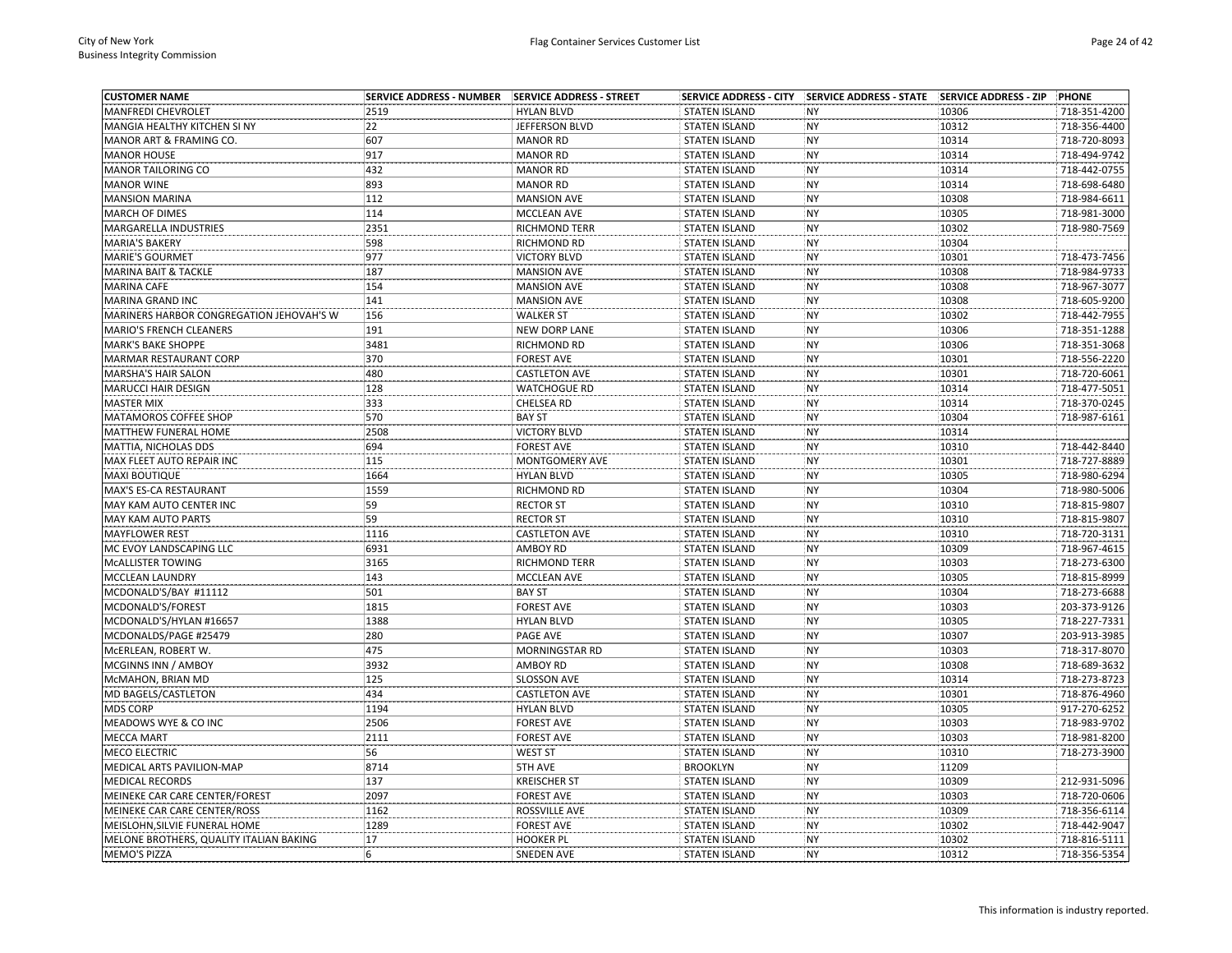| CUSTOMER NAME | SERVICE ADDRESS - NUMBER | SERVICE ADDRESS - STREET | SERVICE ADDRESS - CITY | SERVICE ADDRESS - STATE | SERVICE ADDRESS - ZIP | PHONE |
|---|---|---|---|---|---|---|
| MANFREDI CHEVROLET | 2519 | HYLAN BLVD | STATEN ISLAND | NY | 10306 | 718-351-4200 |
| MANGIA HEALTHY KITCHEN SI NY | 22 | JEFFERSON BLVD | STATEN ISLAND | NY | 10312 | 718-356-4400 |
| MANOR ART & FRAMING CO. | 607 | MANOR RD | STATEN ISLAND | NY | 10314 | 718-720-8093 |
| MANOR HOUSE | 917 | MANOR RD | STATEN ISLAND | NY | 10314 | 718-494-9742 |
| MANOR TAILORING CO | 432 | MANOR RD | STATEN ISLAND | NY | 10314 | 718-442-0755 |
| MANOR WINE | 893 | MANOR RD | STATEN ISLAND | NY | 10314 | 718-698-6480 |
| MANSION MARINA | 112 | MANSION AVE | STATEN ISLAND | NY | 10308 | 718-984-6611 |
| MARCH OF DIMES | 114 | MCCLEAN AVE | STATEN ISLAND | NY | 10305 | 718-981-3000 |
| MARGARELLA INDUSTRIES | 2351 | RICHMOND TERR | STATEN ISLAND | NY | 10302 | 718-980-7569 |
| MARIA'S BAKERY | 598 | RICHMOND RD | STATEN ISLAND | NY | 10304 | |
| MARIE'S GOURMET | 977 | VICTORY BLVD | STATEN ISLAND | NY | 10301 | 718-473-7456 |
| MARINA BAIT & TACKLE | 187 | MANSION AVE | STATEN ISLAND | NY | 10308 | 718-984-9733 |
| MARINA CAFE | 154 | MANSION AVE | STATEN ISLAND | NY | 10308 | 718-967-3077 |
| MARINA GRAND INC | 141 | MANSION AVE | STATEN ISLAND | NY | 10308 | 718-605-9200 |
| MARINERS HARBOR CONGREGATION JEHOVAH'S W | 156 | WALKER ST | STATEN ISLAND | NY | 10302 | 718-442-7955 |
| MARIO'S FRENCH CLEANERS | 191 | NEW DORP LANE | STATEN ISLAND | NY | 10306 | 718-351-1288 |
| MARK'S BAKE SHOPPE | 3481 | RICHMOND RD | STATEN ISLAND | NY | 10306 | 718-351-3068 |
| MARMAR RESTAURANT CORP | 370 | FOREST AVE | STATEN ISLAND | NY | 10301 | 718-556-2220 |
| MARSHA'S HAIR SALON | 480 | CASTLETON AVE | STATEN ISLAND | NY | 10301 | 718-720-6061 |
| MARUCCI HAIR DESIGN | 128 | WATCHOGUE RD | STATEN ISLAND | NY | 10314 | 718-477-5051 |
| MASTER MIX | 333 | CHELSEA RD | STATEN ISLAND | NY | 10314 | 718-370-0245 |
| MATAMOROS COFFEE SHOP | 570 | BAY ST | STATEN ISLAND | NY | 10304 | 718-987-6161 |
| MATTHEW FUNERAL HOME | 2508 | VICTORY BLVD | STATEN ISLAND | NY | 10314 | |
| MATTIA, NICHOLAS DDS | 694 | FOREST AVE | STATEN ISLAND | NY | 10310 | 718-442-8440 |
| MAX FLEET AUTO REPAIR INC | 115 | MONTGOMERY AVE | STATEN ISLAND | NY | 10301 | 718-727-8889 |
| MAXI BOUTIQUE | 1664 | HYLAN BLVD | STATEN ISLAND | NY | 10305 | 718-980-6294 |
| MAX'S ES-CA RESTAURANT | 1559 | RICHMOND RD | STATEN ISLAND | NY | 10304 | 718-980-5006 |
| MAY KAM AUTO CENTER INC | 59 | RECTOR ST | STATEN ISLAND | NY | 10310 | 718-815-9807 |
| MAY KAM AUTO PARTS | 59 | RECTOR ST | STATEN ISLAND | NY | 10310 | 718-815-9807 |
| MAYFLOWER REST | 1116 | CASTLETON AVE | STATEN ISLAND | NY | 10310 | 718-720-3131 |
| MC EVOY LANDSCAPING LLC | 6931 | AMBOY RD | STATEN ISLAND | NY | 10309 | 718-967-4615 |
| McALLISTER TOWING | 3165 | RICHMOND TERR | STATEN ISLAND | NY | 10303 | 718-273-6300 |
| MCCLEAN LAUNDRY | 143 | MCCLEAN AVE | STATEN ISLAND | NY | 10305 | 718-815-8999 |
| MCDONALD'S/BAY #11112 | 501 | BAY ST | STATEN ISLAND | NY | 10304 | 718-273-6688 |
| MCDONALD'S/FOREST | 1815 | FOREST AVE | STATEN ISLAND | NY | 10303 | 203-373-9126 |
| MCDONALD'S/HYLAN #16657 | 1388 | HYLAN BLVD | STATEN ISLAND | NY | 10305 | 718-227-7331 |
| MCDONALDS/PAGE #25479 | 280 | PAGE AVE | STATEN ISLAND | NY | 10307 | 203-913-3985 |
| McERLEAN, ROBERT W. | 475 | MORNINGSTAR RD | STATEN ISLAND | NY | 10303 | 718-317-8070 |
| MCGINNS INN / AMBOY | 3932 | AMBOY RD | STATEN ISLAND | NY | 10308 | 718-689-3632 |
| McMAHON, BRIAN MD | 125 | SLOSSON AVE | STATEN ISLAND | NY | 10314 | 718-273-8723 |
| MD BAGELS/CASTLETON | 434 | CASTLETON AVE | STATEN ISLAND | NY | 10301 | 718-876-4960 |
| MDS CORP | 1194 | HYLAN BLVD | STATEN ISLAND | NY | 10305 | 917-270-6252 |
| MEADOWS WYE & CO INC | 2506 | FOREST AVE | STATEN ISLAND | NY | 10303 | 718-983-9702 |
| MECCA MART | 2111 | FOREST AVE | STATEN ISLAND | NY | 10303 | 718-981-8200 |
| MECO ELECTRIC | 56 | WEST ST | STATEN ISLAND | NY | 10310 | 718-273-3900 |
| MEDICAL ARTS PAVILION-MAP | 8714 | 5TH AVE | BROOKLYN | NY | 11209 | |
| MEDICAL RECORDS | 137 | KREISCHER ST | STATEN ISLAND | NY | 10309 | 212-931-5096 |
| MEINEKE CAR CARE CENTER/FOREST | 2097 | FOREST AVE | STATEN ISLAND | NY | 10303 | 718-720-0606 |
| MEINEKE CAR CARE CENTER/ROSS | 1162 | ROSSVILLE AVE | STATEN ISLAND | NY | 10309 | 718-356-6114 |
| MEISLOHN,SILVIE FUNERAL HOME | 1289 | FOREST AVE | STATEN ISLAND | NY | 10302 | 718-442-9047 |
| MELONE BROTHERS, QUALITY ITALIAN BAKING | 17 | HOOKER PL | STATEN ISLAND | NY | 10302 | 718-816-5111 |
| MEMO'S PIZZA | 6 | SNEDEN AVE | STATEN ISLAND | NY | 10312 | 718-356-5354 |

This information is industry reported.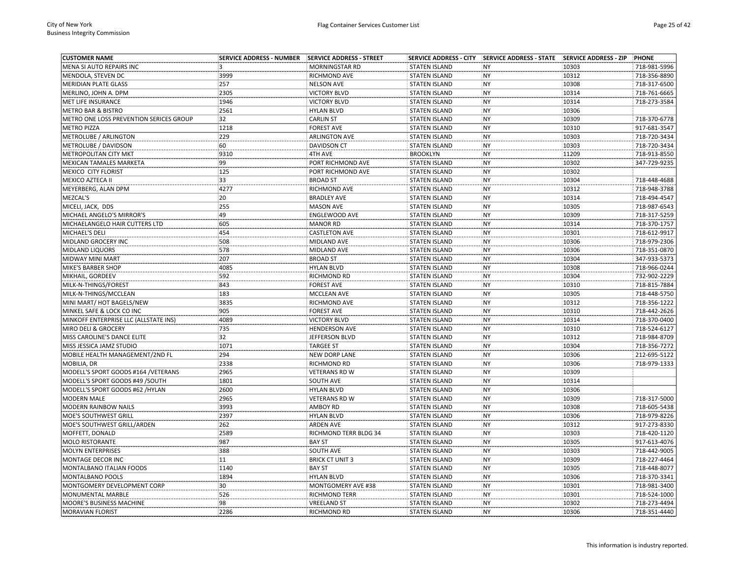| CUSTOMER NAME | SERVICE ADDRESS - NUMBER | SERVICE ADDRESS - STREET | SERVICE ADDRESS - CITY | SERVICE ADDRESS - STATE | SERVICE ADDRESS - ZIP | PHONE |
|---|---|---|---|---|---|---|
| MENA SI AUTO REPAIRS INC | 3 | MORNINGSTAR RD | STATEN ISLAND | NY | 10303 | 718-981-5996 |
| MENDOLA, STEVEN DC | 3999 | RICHMOND AVE | STATEN ISLAND | NY | 10312 | 718-356-8890 |
| MERIDIAN PLATE GLASS | 257 | NELSON AVE | STATEN ISLAND | NY | 10308 | 718-317-6500 |
| MERLINO, JOHN A. DPM | 2305 | VICTORY BLVD | STATEN ISLAND | NY | 10314 | 718-761-6665 |
| MET LIFE INSURANCE | 1946 | VICTORY BLVD | STATEN ISLAND | NY | 10314 | 718-273-3584 |
| METRO BAR & BISTRO | 2561 | HYLAN BLVD | STATEN ISLAND | NY | 10306 | |
| METRO ONE LOSS PREVENTION SERICES GROUP | 32 | CARLIN ST | STATEN ISLAND | NY | 10309 | 718-370-6778 |
| METRO PIZZA | 1218 | FOREST AVE | STATEN ISLAND | NY | 10310 | 917-681-3547 |
| METROLUBE / ARLINGTON | 229 | ARLINGTON AVE | STATEN ISLAND | NY | 10303 | 718-720-3434 |
| METROLUBE / DAVIDSON | 60 | DAVIDSON CT | STATEN ISLAND | NY | 10303 | 718-720-3434 |
| METROPOLITAN CITY MKT | 9310 | 4TH AVE | BROOKLYN | NY | 11209 | 718-913-8550 |
| MEXICAN TAMALES MARKETA | 99 | PORT RICHMOND AVE | STATEN ISLAND | NY | 10302 | 347-729-9235 |
| MEXICO CITY FLORIST | 125 | PORT RICHMOND AVE | STATEN ISLAND | NY | 10302 | |
| MEXICO AZTECA II | 33 | BROAD ST | STATEN ISLAND | NY | 10304 | 718-448-4688 |
| MEYERBERG, ALAN DPM | 4277 | RICHMOND AVE | STATEN ISLAND | NY | 10312 | 718-948-3788 |
| MEZCAL'S | 20 | BRADLEY AVE | STATEN ISLAND | NY | 10314 | 718-494-4547 |
| MICELI, JACK, DDS | 255 | MASON AVE | STATEN ISLAND | NY | 10305 | 718-987-6543 |
| MICHAEL ANGELO'S MIRROR'S | 49 | ENGLEWOOD AVE | STATEN ISLAND | NY | 10309 | 718-317-5259 |
| MICHAELANGELO HAIR CUTTERS LTD | 605 | MANOR RD | STATEN ISLAND | NY | 10314 | 718-370-1757 |
| MICHAEL'S DELI | 454 | CASTLETON AVE | STATEN ISLAND | NY | 10301 | 718-612-9917 |
| MIDLAND GROCERY INC | 508 | MIDLAND AVE | STATEN ISLAND | NY | 10306 | 718-979-2306 |
| MIDLAND LIQUORS | 578 | MIDLAND AVE | STATEN ISLAND | NY | 10306 | 718-351-0870 |
| MIDWAY MINI MART | 207 | BROAD ST | STATEN ISLAND | NY | 10304 | 347-933-5373 |
| MIKE'S BARBER SHOP | 4085 | HYLAN BLVD | STATEN ISLAND | NY | 10308 | 718-966-0244 |
| MIKHAIL, GORDEEV | 592 | RICHMOND RD | STATEN ISLAND | NY | 10304 | 732-902-2229 |
| MILK-N-THINGS/FOREST | 843 | FOREST AVE | STATEN ISLAND | NY | 10310 | 718-815-7884 |
| MILK-N-THINGS/MCCLEAN | 183 | MCCLEAN AVE | STATEN ISLAND | NY | 10305 | 718-448-5750 |
| MINI MART/ HOT BAGELS/NEW | 3835 | RICHMOND AVE | STATEN ISLAND | NY | 10312 | 718-356-1222 |
| MINKEL SAFE & LOCK CO INC | 905 | FOREST AVE | STATEN ISLAND | NY | 10310 | 718-442-2626 |
| MINKOFF ENTERPRISE LLC (ALLSTATE INS) | 4089 | VICTORY BLVD | STATEN ISLAND | NY | 10314 | 718-370-0400 |
| MIRO DELI & GROCERY | 735 | HENDERSON AVE | STATEN ISLAND | NY | 10310 | 718-524-6127 |
| MISS CAROLINE'S DANCE ELITE | 32 | JEFFERSON BLVD | STATEN ISLAND | NY | 10312 | 718-984-8709 |
| MISS JESSICA JAMZ STUDIO | 1071 | TARGEE ST | STATEN ISLAND | NY | 10304 | 718-356-7272 |
| MOBILE HEALTH MANAGEMENT/2ND FL | 294 | NEW DORP LANE | STATEN ISLAND | NY | 10306 | 212-695-5122 |
| MOBILIA, DR | 2338 | RICHMOND RD | STATEN ISLAND | NY | 10306 | 718-979-1333 |
| MODELL'S SPORT GOODS #164 /VETERANS | 2965 | VETERANS RD W | STATEN ISLAND | NY | 10309 | |
| MODELL'S SPORT GOODS #49 /SOUTH | 1801 | SOUTH AVE | STATEN ISLAND | NY | 10314 | |
| MODELL'S SPORT GOODS #62 /HYLAN | 2600 | HYLAN BLVD | STATEN ISLAND | NY | 10306 | |
| MODERN MALE | 2965 | VETERANS RD W | STATEN ISLAND | NY | 10309 | 718-317-5000 |
| MODERN RAINBOW NAILS | 3993 | AMBOY RD | STATEN ISLAND | NY | 10308 | 718-605-5438 |
| MOE'S SOUTHWEST GRILL | 2397 | HYLAN BLVD | STATEN ISLAND | NY | 10306 | 718-979-8226 |
| MOE'S SOUTHWEST GRILL/ARDEN | 262 | ARDEN AVE | STATEN ISLAND | NY | 10312 | 917-273-8330 |
| MOFFETT, DONALD | 2589 | RICHMOND TERR BLDG 34 | STATEN ISLAND | NY | 10303 | 718-420-1120 |
| MOLO RISTORANTE | 987 | BAY ST | STATEN ISLAND | NY | 10305 | 917-613-4076 |
| MOLYN ENTERPRISES | 388 | SOUTH AVE | STATEN ISLAND | NY | 10303 | 718-442-9005 |
| MONTAGE DECOR INC | 11 | BRICK CT UNIT 3 | STATEN ISLAND | NY | 10309 | 718-227-4464 |
| MONTALBANO ITALIAN FOODS | 1140 | BAY ST | STATEN ISLAND | NY | 10305 | 718-448-8077 |
| MONTALBANO POOLS | 1894 | HYLAN BLVD | STATEN ISLAND | NY | 10306 | 718-370-3341 |
| MONTGOMERY DEVELOPMENT CORP | 30 | MONTGOMERY AVE #38 | STATEN ISLAND | NY | 10301 | 718-981-3400 |
| MONUMENTAL MARBLE | 526 | RICHMOND TERR | STATEN ISLAND | NY | 10301 | 718-524-1000 |
| MOORE'S BUSINESS MACHINE | 98 | VREELAND ST | STATEN ISLAND | NY | 10302 | 718-273-4494 |
| MORAVIAN FLORIST | 2286 | RICHMOND RD | STATEN ISLAND | NY | 10306 | 718-351-4440 |

This information is industry reported.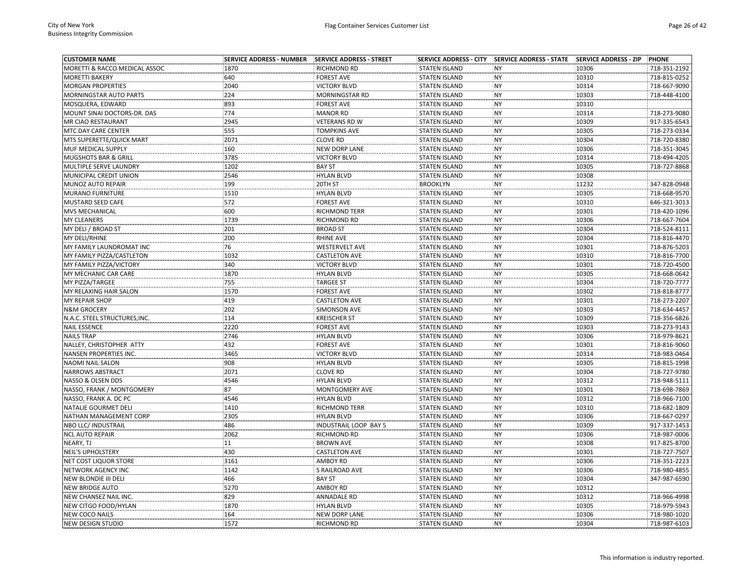| CUSTOMER NAME | SERVICE ADDRESS - NUMBER | SERVICE ADDRESS - STREET | SERVICE ADDRESS - CITY | SERVICE ADDRESS - STATE | SERVICE ADDRESS - ZIP | PHONE |
|---|---|---|---|---|---|---|
| MORETTI & RACCO MEDICAL ASSOC | 1870 | RICHMOND RD | STATEN ISLAND | NY | 10306 | 718-351-2192 |
| MORETTI BAKERY | 640 | FOREST AVE | STATEN ISLAND | NY | 10310 | 718-815-0252 |
| MORGAN PROPERTIES | 2040 | VICTORY BLVD | STATEN ISLAND | NY | 10314 | 718-667-9090 |
| MORNINGSTAR AUTO PARTS | 224 | MORNINGSTAR RD | STATEN ISLAND | NY | 10303 | 718-448-4100 |
| MOSQUERA, EDWARD | 893 | FOREST AVE | STATEN ISLAND | NY | 10310 | |
| MOUNT SINAI DOCTORS-DR. DAS | 774 | MANOR RD | STATEN ISLAND | NY | 10314 | 718-273-9080 |
| MR CIAO RESTAURANT | 2945 | VETERANS RD W | STATEN ISLAND | NY | 10309 | 917-335-6543 |
| MTC DAY CARE CENTER | 555 | TOMPKINS AVE | STATEN ISLAND | NY | 10305 | 718-273-0334 |
| MTS SUPERETTE/QUICK MART | 2071 | CLOVE RD | STATEN ISLAND | NY | 10304 | 718-720-8380 |
| MUF MEDICAL SUPPLY | 160 | NEW DORP LANE | STATEN ISLAND | NY | 10306 | 718-351-3045 |
| MUGSHOTS BAR & GRILL | 3785 | VICTORY BLVD | STATEN ISLAND | NY | 10314 | 718-494-4205 |
| MULTIPLE SERVE LAUNDRY | 1202 | BAY ST | STATEN ISLAND | NY | 10305 | 718-727-8868 |
| MUNICIPAL CREDIT UNION | 2546 | HYLAN BLVD | STATEN ISLAND | NY | 10308 | |
| MUNOZ AUTO REPAIR | 199 | 20TH ST | BROOKLYN | NY | 11232 | 347-828-0948 |
| MURANO FURNITURE | 1510 | HYLAN BLVD | STATEN ISLAND | NY | 10305 | 718-668-9570 |
| MUSTARD SEED CAFE | 572 | FOREST AVE | STATEN ISLAND | NY | 10310 | 646-321-3013 |
| MVS MECHANICAL | 600 | RICHMOND TERR | STATEN ISLAND | NY | 10301 | 718-420-1096 |
| MY CLEANERS | 1739 | RICHMOND RD | STATEN ISLAND | NY | 10306 | 718-667-7604 |
| MY DELI / BROAD ST | 201 | BROAD ST | STATEN ISLAND | NY | 10304 | 718-524-8111 |
| MY DELI/RHINE | 200 | RHINE AVE | STATEN ISLAND | NY | 10304 | 718-816-4470 |
| MY FAMILY LAUNDROMAT INC | 76 | WESTERVELT AVE | STATEN ISLAND | NY | 10301 | 718-876-5203 |
| MY FAMILY PIZZA/CASTLETON | 1032 | CASTLETON AVE | STATEN ISLAND | NY | 10310 | 718-816-7700 |
| MY FAMILY PIZZA/VICTORY | 340 | VICTORY BLVD | STATEN ISLAND | NY | 10301 | 718-720-4500 |
| MY MECHANIC CAR CARE | 1870 | HYLAN BLVD | STATEN ISLAND | NY | 10305 | 718-668-0642 |
| MY PIZZA/TARGEE | 755 | TARGEE ST | STATEN ISLAND | NY | 10304 | 718-720-7777 |
| MY RELAXING HAIR SALON | 1570 | FOREST AVE | STATEN ISLAND | NY | 10302 | 718-818-8777 |
| MY REPAIR SHOP | 419 | CASTLETON AVE | STATEN ISLAND | NY | 10301 | 718-273-2207 |
| N&M GROCERY | 202 | SIMONSON AVE | STATEN ISLAND | NY | 10303 | 718-634-4457 |
| N.A.C. STEEL STRUCTURES,INC. | 114 | KREISCHER ST | STATEN ISLAND | NY | 10309 | 718-356-6826 |
| NAIL ESSENCE | 2220 | FOREST AVE | STATEN ISLAND | NY | 10303 | 718-273-9143 |
| NAILS TRAP | 2746 | HYLAN BLVD | STATEN ISLAND | NY | 10306 | 718-979-8621 |
| NALLEY, CHRISTOPHER ATTY | 432 | FOREST AVE | STATEN ISLAND | NY | 10301 | 718-816-9060 |
| NANSEN PROPERTIES INC. | 3465 | VICTORY BLVD | STATEN ISLAND | NY | 10314 | 718-983-0464 |
| NAOMI NAIL SALON | 908 | HYLAN BLVD | STATEN ISLAND | NY | 10305 | 718-815-1998 |
| NARROWS ABSTRACT | 2071 | CLOVE RD | STATEN ISLAND | NY | 10304 | 718-727-9780 |
| NASSO & OLSEN DDS | 4546 | HYLAN BLVD | STATEN ISLAND | NY | 10312 | 718-948-5111 |
| NASSO, FRANK / MONTGOMERY | 87 | MONTGOMERY AVE | STATEN ISLAND | NY | 10301 | 718-698-7869 |
| NASSO, FRANK A. DC PC | 4546 | HYLAN BLVD | STATEN ISLAND | NY | 10312 | 718-966-7100 |
| NATALIE GOURMET DELI | 1410 | RICHMOND TERR | STATEN ISLAND | NY | 10310 | 718-682-1809 |
| NATHAN MANAGEMENT CORP | 2305 | HYLAN BLVD | STATEN ISLAND | NY | 10306 | 718-667-0297 |
| NBO LLC/ INDUSTRAIL | 486 | INDUSTRAIL LOOP BAY 5 | STATEN ISLAND | NY | 10309 | 917-337-1453 |
| NCL AUTO REPAIR | 2062 | RICHMOND RD | STATEN ISLAND | NY | 10306 | 718-987-0006 |
| NEARY, TJ | 11 | BROWN AVE | STATEN ISLAND | NY | 10308 | 917-825-8700 |
| NEIL'S UPHOLSTERY | 430 | CASTLETON AVE | STATEN ISLAND | NY | 10301 | 718-727-7507 |
| NET COST LIQUOR STORE | 3161 | AMBOY RD | STATEN ISLAND | NY | 10306 | 718-351-2223 |
| NETWORK AGENCY INC | 1142 | S RAILROAD AVE | STATEN ISLAND | NY | 10306 | 718-980-4855 |
| NEW BLONDIE III DELI | 466 | BAY ST | STATEN ISLAND | NY | 10304 | 347-987-6590 |
| NEW BRIDGE AUTO | 5270 | AMBOY RD | STATEN ISLAND | NY | 10312 | |
| NEW CHANSEZ NAIL INC. | 829 | ANNADALE RD | STATEN ISLAND | NY | 10312 | 718-966-4998 |
| NEW CITGO FOOD/HYLAN | 1870 | HYLAN BLVD | STATEN ISLAND | NY | 10305 | 718-979-5943 |
| NEW COCO NAILS | 164 | NEW DORP LANE | STATEN ISLAND | NY | 10306 | 718-980-1020 |
| NEW DESIGN STUDIO | 1572 | RICHMOND RD | STATEN ISLAND | NY | 10304 | 718-987-6103 |

This information is industry reported.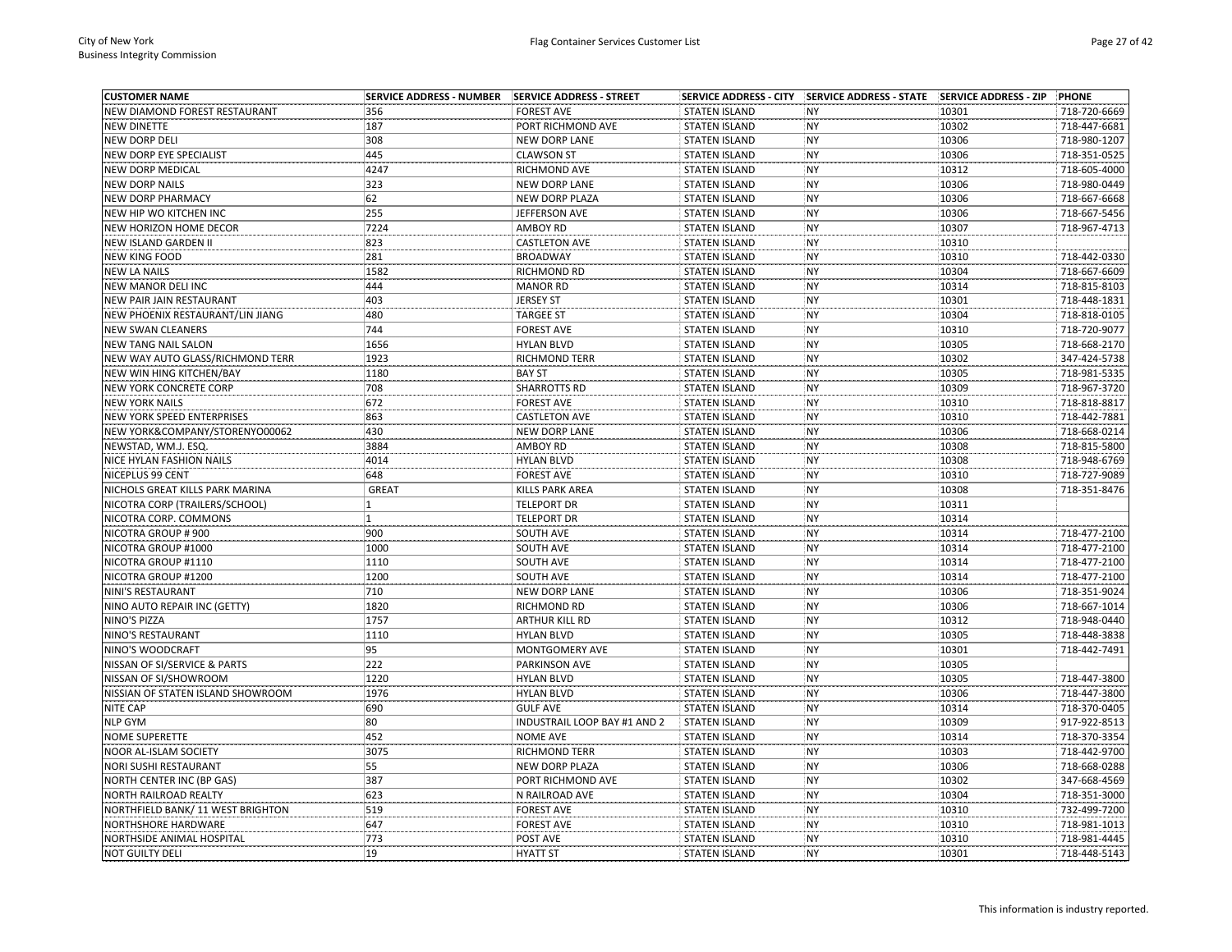| CUSTOMER NAME | SERVICE ADDRESS - NUMBER | SERVICE ADDRESS - STREET | SERVICE ADDRESS - CITY | SERVICE ADDRESS - STATE | SERVICE ADDRESS - ZIP | PHONE |
|---|---|---|---|---|---|---|
| NEW DIAMOND FOREST RESTAURANT | 356 | FOREST AVE | STATEN ISLAND | NY | 10301 | 718-720-6669 |
| NEW DINETTE | 187 | PORT RICHMOND AVE | STATEN ISLAND | NY | 10302 | 718-447-6681 |
| NEW DORP DELI | 308 | NEW DORP LANE | STATEN ISLAND | NY | 10306 | 718-980-1207 |
| NEW DORP EYE SPECIALIST | 445 | CLAWSON ST | STATEN ISLAND | NY | 10306 | 718-351-0525 |
| NEW DORP MEDICAL | 4247 | RICHMOND AVE | STATEN ISLAND | NY | 10312 | 718-605-4000 |
| NEW DORP NAILS | 323 | NEW DORP LANE | STATEN ISLAND | NY | 10306 | 718-980-0449 |
| NEW DORP PHARMACY | 62 | NEW DORP PLAZA | STATEN ISLAND | NY | 10306 | 718-667-6668 |
| NEW HIP WO KITCHEN INC | 255 | JEFFERSON AVE | STATEN ISLAND | NY | 10306 | 718-667-5456 |
| NEW HORIZON HOME DECOR | 7224 | AMBOY RD | STATEN ISLAND | NY | 10307 | 718-967-4713 |
| NEW ISLAND GARDEN II | 823 | CASTLETON AVE | STATEN ISLAND | NY | 10310 | |
| NEW KING FOOD | 281 | BROADWAY | STATEN ISLAND | NY | 10310 | 718-442-0330 |
| NEW LA NAILS | 1582 | RICHMOND RD | STATEN ISLAND | NY | 10304 | 718-667-6609 |
| NEW MANOR DELI INC | 444 | MANOR RD | STATEN ISLAND | NY | 10314 | 718-815-8103 |
| NEW PAIR JAIN RESTAURANT | 403 | JERSEY ST | STATEN ISLAND | NY | 10301 | 718-448-1831 |
| NEW PHOENIX RESTAURANT/LIN JIANG | 480 | TARGEE ST | STATEN ISLAND | NY | 10304 | 718-818-0105 |
| NEW SWAN CLEANERS | 744 | FOREST AVE | STATEN ISLAND | NY | 10310 | 718-720-9077 |
| NEW TANG NAIL SALON | 1656 | HYLAN BLVD | STATEN ISLAND | NY | 10305 | 718-668-2170 |
| NEW WAY AUTO GLASS/RICHMOND TERR | 1923 | RICHMOND TERR | STATEN ISLAND | NY | 10302 | 347-424-5738 |
| NEW WIN HING KITCHEN/BAY | 1180 | BAY ST | STATEN ISLAND | NY | 10305 | 718-981-5335 |
| NEW YORK CONCRETE CORP | 708 | SHARROTTS RD | STATEN ISLAND | NY | 10309 | 718-967-3720 |
| NEW YORK NAILS | 672 | FOREST AVE | STATEN ISLAND | NY | 10310 | 718-818-8817 |
| NEW YORK SPEED ENTERPRISES | 863 | CASTLETON AVE | STATEN ISLAND | NY | 10310 | 718-442-7881 |
| NEW YORK&COMPANY/STORENYO00062 | 430 | NEW DORP LANE | STATEN ISLAND | NY | 10306 | 718-668-0214 |
| NEWSTAD, WM.J. ESQ. | 3884 | AMBOY RD | STATEN ISLAND | NY | 10308 | 718-815-5800 |
| NICE HYLAN FASHION NAILS | 4014 | HYLAN BLVD | STATEN ISLAND | NY | 10308 | 718-948-6769 |
| NICEPLUS 99 CENT | 648 | FOREST AVE | STATEN ISLAND | NY | 10310 | 718-727-9089 |
| NICHOLS GREAT KILLS PARK MARINA | GREAT | KILLS PARK AREA | STATEN ISLAND | NY | 10308 | 718-351-8476 |
| NICOTRA CORP (TRAILERS/SCHOOL) | 1 | TELEPORT DR | STATEN ISLAND | NY | 10311 | |
| NICOTRA CORP. COMMONS | 1 | TELEPORT DR | STATEN ISLAND | NY | 10314 | |
| NICOTRA GROUP # 900 | 900 | SOUTH AVE | STATEN ISLAND | NY | 10314 | 718-477-2100 |
| NICOTRA GROUP #1000 | 1000 | SOUTH AVE | STATEN ISLAND | NY | 10314 | 718-477-2100 |
| NICOTRA GROUP #1110 | 1110 | SOUTH AVE | STATEN ISLAND | NY | 10314 | 718-477-2100 |
| NICOTRA GROUP #1200 | 1200 | SOUTH AVE | STATEN ISLAND | NY | 10314 | 718-477-2100 |
| NINI'S RESTAURANT | 710 | NEW DORP LANE | STATEN ISLAND | NY | 10306 | 718-351-9024 |
| NINO AUTO REPAIR INC (GETTY) | 1820 | RICHMOND RD | STATEN ISLAND | NY | 10306 | 718-667-1014 |
| NINO'S PIZZA | 1757 | ARTHUR KILL RD | STATEN ISLAND | NY | 10312 | 718-948-0440 |
| NINO'S RESTAURANT | 1110 | HYLAN BLVD | STATEN ISLAND | NY | 10305 | 718-448-3838 |
| NINO'S WOODCRAFT | 95 | MONTGOMERY AVE | STATEN ISLAND | NY | 10301 | 718-442-7491 |
| NISSAN OF SI/SERVICE & PARTS | 222 | PARKINSON AVE | STATEN ISLAND | NY | 10305 | |
| NISSAN OF SI/SHOWROOM | 1220 | HYLAN BLVD | STATEN ISLAND | NY | 10305 | 718-447-3800 |
| NISSIAN OF STATEN ISLAND SHOWROOM | 1976 | HYLAN BLVD | STATEN ISLAND | NY | 10306 | 718-447-3800 |
| NITE CAP | 690 | GULF AVE | STATEN ISLAND | NY | 10314 | 718-370-0405 |
| NLP GYM | 80 | INDUSTRAIL LOOP BAY #1 AND 2 | STATEN ISLAND | NY | 10309 | 917-922-8513 |
| NOME SUPERETTE | 452 | NOME AVE | STATEN ISLAND | NY | 10314 | 718-370-3354 |
| NOOR AL-ISLAM SOCIETY | 3075 | RICHMOND TERR | STATEN ISLAND | NY | 10303 | 718-442-9700 |
| NORI SUSHI RESTAURANT | 55 | NEW DORP PLAZA | STATEN ISLAND | NY | 10306 | 718-668-0288 |
| NORTH CENTER INC (BP GAS) | 387 | PORT RICHMOND AVE | STATEN ISLAND | NY | 10302 | 347-668-4569 |
| NORTH RAILROAD REALTY | 623 | N RAILROAD AVE | STATEN ISLAND | NY | 10304 | 718-351-3000 |
| NORTHFIELD BANK/ 11 WEST BRIGHTON | 519 | FOREST AVE | STATEN ISLAND | NY | 10310 | 732-499-7200 |
| NORTHSHORE HARDWARE | 647 | FOREST AVE | STATEN ISLAND | NY | 10310 | 718-981-1013 |
| NORTHSIDE ANIMAL HOSPITAL | 773 | POST AVE | STATEN ISLAND | NY | 10310 | 718-981-4445 |
| NOT GUILTY DELI | 19 | HYATT ST | STATEN ISLAND | NY | 10301 | 718-448-5143 |

This information is industry reported.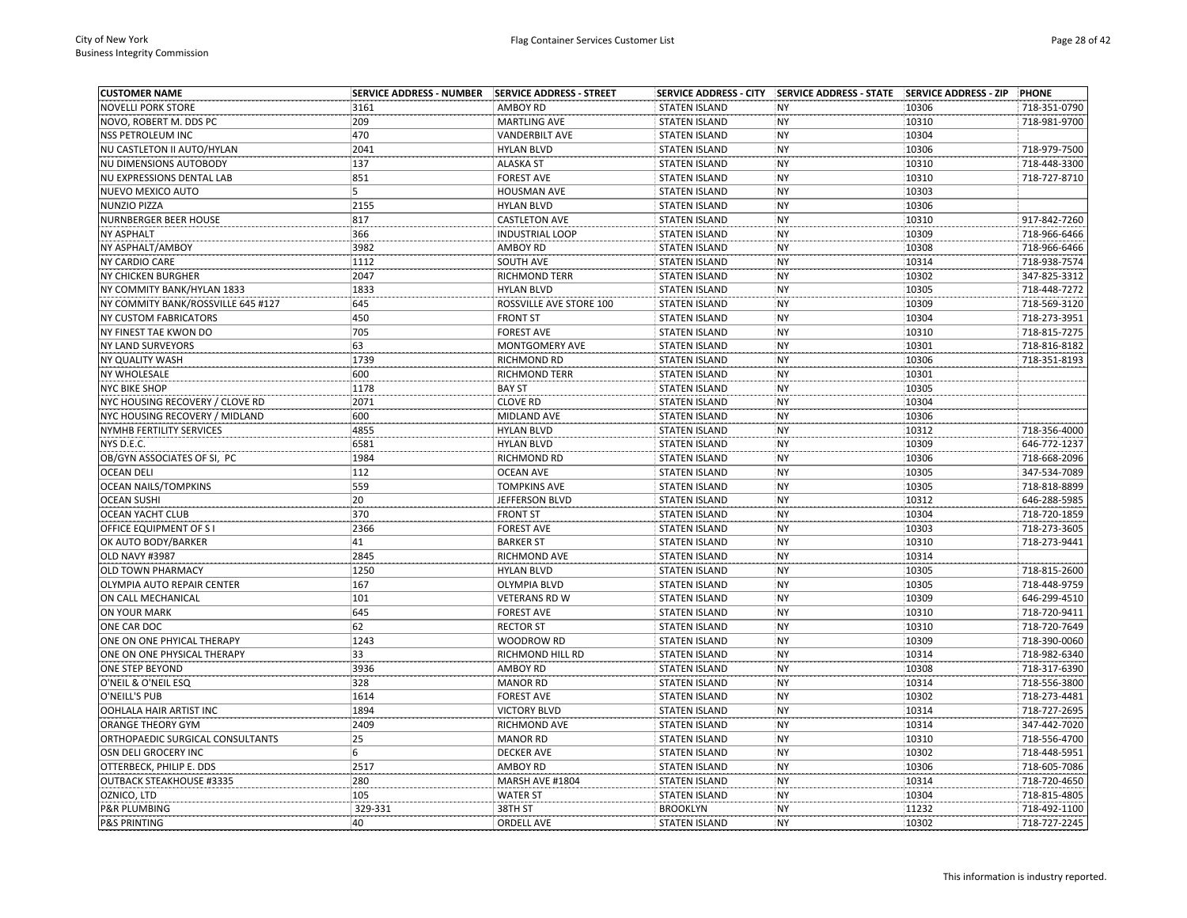| CUSTOMER NAME | SERVICE ADDRESS - NUMBER | SERVICE ADDRESS - STREET | SERVICE ADDRESS - CITY | SERVICE ADDRESS - STATE | SERVICE ADDRESS - ZIP | PHONE |
|---|---|---|---|---|---|---|
| NOVELLI PORK STORE | 3161 | AMBOY RD | STATEN ISLAND | NY | 10306 | 718-351-0790 |
| NOVO, ROBERT M. DDS PC | 209 | MARTLING AVE | STATEN ISLAND | NY | 10310 | 718-981-9700 |
| NSS PETROLEUM INC | 470 | VANDERBILT AVE | STATEN ISLAND | NY | 10304 | |
| NU CASTLETON II AUTO/HYLAN | 2041 | HYLAN BLVD | STATEN ISLAND | NY | 10306 | 718-979-7500 |
| NU DIMENSIONS AUTOBODY | 137 | ALASKA ST | STATEN ISLAND | NY | 10310 | 718-448-3300 |
| NU EXPRESSIONS DENTAL LAB | 851 | FOREST AVE | STATEN ISLAND | NY | 10310 | 718-727-8710 |
| NUEVO MEXICO AUTO | 5 | HOUSMAN AVE | STATEN ISLAND | NY | 10303 | |
| NUNZIO PIZZA | 2155 | HYLAN BLVD | STATEN ISLAND | NY | 10306 | |
| NURNBERGER BEER HOUSE | 817 | CASTLETON AVE | STATEN ISLAND | NY | 10310 | 917-842-7260 |
| NY ASPHALT | 366 | INDUSTRIAL LOOP | STATEN ISLAND | NY | 10309 | 718-966-6466 |
| NY ASPHALT/AMBOY | 3982 | AMBOY RD | STATEN ISLAND | NY | 10308 | 718-966-6466 |
| NY CARDIO CARE | 1112 | SOUTH AVE | STATEN ISLAND | NY | 10314 | 718-938-7574 |
| NY CHICKEN BURGHER | 2047 | RICHMOND TERR | STATEN ISLAND | NY | 10302 | 347-825-3312 |
| NY COMMITY BANK/HYLAN 1833 | 1833 | HYLAN BLVD | STATEN ISLAND | NY | 10305 | 718-448-7272 |
| NY COMMITY BANK/ROSSVILLE 645 #127 | 645 | ROSSVILLE AVE STORE 100 | STATEN ISLAND | NY | 10309 | 718-569-3120 |
| NY CUSTOM FABRICATORS | 450 | FRONT ST | STATEN ISLAND | NY | 10304 | 718-273-3951 |
| NY FINEST TAE KWON DO | 705 | FOREST AVE | STATEN ISLAND | NY | 10310 | 718-815-7275 |
| NY LAND SURVEYORS | 63 | MONTGOMERY AVE | STATEN ISLAND | NY | 10301 | 718-816-8182 |
| NY QUALITY WASH | 1739 | RICHMOND RD | STATEN ISLAND | NY | 10306 | 718-351-8193 |
| NY WHOLESALE | 600 | RICHMOND TERR | STATEN ISLAND | NY | 10301 | |
| NYC BIKE SHOP | 1178 | BAY ST | STATEN ISLAND | NY | 10305 | |
| NYC HOUSING RECOVERY / CLOVE RD | 2071 | CLOVE RD | STATEN ISLAND | NY | 10304 | |
| NYC HOUSING RECOVERY / MIDLAND | 600 | MIDLAND AVE | STATEN ISLAND | NY | 10306 | |
| NYMHB FERTILITY SERVICES | 4855 | HYLAN BLVD | STATEN ISLAND | NY | 10312 | 718-356-4000 |
| NYS D.E.C. | 6581 | HYLAN BLVD | STATEN ISLAND | NY | 10309 | 646-772-1237 |
| OB/GYN ASSOCIATES OF SI, PC | 1984 | RICHMOND RD | STATEN ISLAND | NY | 10306 | 718-668-2096 |
| OCEAN DELI | 112 | OCEAN AVE | STATEN ISLAND | NY | 10305 | 347-534-7089 |
| OCEAN NAILS/TOMPKINS | 559 | TOMPKINS AVE | STATEN ISLAND | NY | 10305 | 718-818-8899 |
| OCEAN SUSHI | 20 | JEFFERSON BLVD | STATEN ISLAND | NY | 10312 | 646-288-5985 |
| OCEAN YACHT CLUB | 370 | FRONT ST | STATEN ISLAND | NY | 10304 | 718-720-1859 |
| OFFICE EQUIPMENT OF S I | 2366 | FOREST AVE | STATEN ISLAND | NY | 10303 | 718-273-3605 |
| OK AUTO BODY/BARKER | 41 | BARKER ST | STATEN ISLAND | NY | 10310 | 718-273-9441 |
| OLD NAVY #3987 | 2845 | RICHMOND AVE | STATEN ISLAND | NY | 10314 | |
| OLD TOWN PHARMACY | 1250 | HYLAN BLVD | STATEN ISLAND | NY | 10305 | 718-815-2600 |
| OLYMPIA AUTO REPAIR CENTER | 167 | OLYMPIA BLVD | STATEN ISLAND | NY | 10305 | 718-448-9759 |
| ON CALL MECHANICAL | 101 | VETERANS RD W | STATEN ISLAND | NY | 10309 | 646-299-4510 |
| ON YOUR MARK | 645 | FOREST AVE | STATEN ISLAND | NY | 10310 | 718-720-9411 |
| ONE CAR DOC | 62 | RECTOR ST | STATEN ISLAND | NY | 10310 | 718-720-7649 |
| ONE ON ONE PHYICAL THERAPY | 1243 | WOODROW RD | STATEN ISLAND | NY | 10309 | 718-390-0060 |
| ONE ON ONE PHYSICAL THERAPY | 33 | RICHMOND HILL RD | STATEN ISLAND | NY | 10314 | 718-982-6340 |
| ONE STEP BEYOND | 3936 | AMBOY RD | STATEN ISLAND | NY | 10308 | 718-317-6390 |
| O'NEIL & O'NEIL ESQ | 328 | MANOR RD | STATEN ISLAND | NY | 10314 | 718-556-3800 |
| O'NEILL'S PUB | 1614 | FOREST AVE | STATEN ISLAND | NY | 10302 | 718-273-4481 |
| OOHLALA HAIR ARTIST INC | 1894 | VICTORY BLVD | STATEN ISLAND | NY | 10314 | 718-727-2695 |
| ORANGE THEORY GYM | 2409 | RICHMOND AVE | STATEN ISLAND | NY | 10314 | 347-442-7020 |
| ORTHOPAEDIC SURGICAL CONSULTANTS | 25 | MANOR RD | STATEN ISLAND | NY | 10310 | 718-556-4700 |
| OSN DELI GROCERY INC | 6 | DECKER AVE | STATEN ISLAND | NY | 10302 | 718-448-5951 |
| OTTERBECK, PHILIP E. DDS | 2517 | AMBOY RD | STATEN ISLAND | NY | 10306 | 718-605-7086 |
| OUTBACK STEAKHOUSE #3335 | 280 | MARSH AVE #1804 | STATEN ISLAND | NY | 10314 | 718-720-4650 |
| OZNICO, LTD | 105 | WATER ST | STATEN ISLAND | NY | 10304 | 718-815-4805 |
| P&R PLUMBING | 329-331 | 38TH ST | BROOKLYN | NY | 11232 | 718-492-1100 |
| P&S PRINTING | 40 | ORDELL AVE | STATEN ISLAND | NY | 10302 | 718-727-2245 |

This information is industry reported.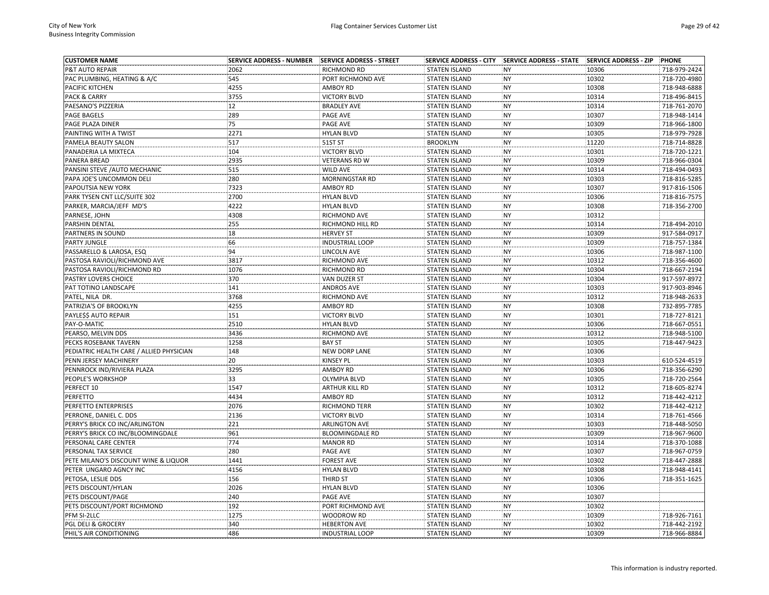| CUSTOMER NAME | SERVICE ADDRESS - NUMBER | SERVICE ADDRESS - STREET | SERVICE ADDRESS - CITY | SERVICE ADDRESS - STATE | SERVICE ADDRESS - ZIP | PHONE |
|---|---|---|---|---|---|---|
| P&T AUTO REPAIR | 2062 | RICHMOND RD | STATEN ISLAND | NY | 10306 | 718-979-2424 |
| PAC PLUMBING, HEATING & A/C | 545 | PORT RICHMOND AVE | STATEN ISLAND | NY | 10302 | 718-720-4980 |
| PACIFIC KITCHEN | 4255 | AMBOY RD | STATEN ISLAND | NY | 10308 | 718-948-6888 |
| PACK & CARRY | 3755 | VICTORY BLVD | STATEN ISLAND | NY | 10314 | 718-496-8415 |
| PAESANO'S PIZZERIA | 12 | BRADLEY AVE | STATEN ISLAND | NY | 10314 | 718-761-2070 |
| PAGE BAGELS | 289 | PAGE AVE | STATEN ISLAND | NY | 10307 | 718-948-1414 |
| PAGE PLAZA DINER | 75 | PAGE AVE | STATEN ISLAND | NY | 10309 | 718-966-1800 |
| PAINTING WITH A TWIST | 2271 | HYLAN BLVD | STATEN ISLAND | NY | 10305 | 718-979-7928 |
| PAMELA BEAUTY SALON | 517 | 51ST ST | BROOKLYN | NY | 11220 | 718-714-8828 |
| PANADERIA LA MIXTECA | 104 | VICTORY BLVD | STATEN ISLAND | NY | 10301 | 718-720-1221 |
| PANERA BREAD | 2935 | VETERANS RD W | STATEN ISLAND | NY | 10309 | 718-966-0304 |
| PANSINI STEVE /AUTO MECHANIC | 515 | WILD AVE | STATEN ISLAND | NY | 10314 | 718-494-0493 |
| PAPA JOE'S UNCOMMON DELI | 280 | MORNINGSTAR RD | STATEN ISLAND | NY | 10303 | 718-816-5285 |
| PAPOUTSIA NEW YORK | 7323 | AMBOY RD | STATEN ISLAND | NY | 10307 | 917-816-1506 |
| PARK TYSEN CNT LLC/SUITE 302 | 2700 | HYLAN BLVD | STATEN ISLAND | NY | 10306 | 718-816-7575 |
| PARKER, MARCIA/JEFF MD'S | 4222 | HYLAN BLVD | STATEN ISLAND | NY | 10308 | 718-356-2700 |
| PARNESE, JOHN | 4308 | RICHMOND AVE | STATEN ISLAND | NY | 10312 | |
| PARSHIN DENTAL | 255 | RICHMOND HILL RD | STATEN ISLAND | NY | 10314 | 718-494-2010 |
| PARTNERS IN SOUND | 18 | HERVEY ST | STATEN ISLAND | NY | 10309 | 917-584-0917 |
| PARTY JUNGLE | 66 | INDUSTRIAL LOOP | STATEN ISLAND | NY | 10309 | 718-757-1384 |
| PASSARELLO & LAROSA, ESQ | 94 | LINCOLN AVE | STATEN ISLAND | NY | 10306 | 718-987-1100 |
| PASTOSA RAVIOLI/RICHMOND AVE | 3817 | RICHMOND AVE | STATEN ISLAND | NY | 10312 | 718-356-4600 |
| PASTOSA RAVIOLI/RICHMOND RD | 1076 | RICHMOND RD | STATEN ISLAND | NY | 10304 | 718-667-2194 |
| PASTRY LOVERS CHOICE | 370 | VAN DUZER ST | STATEN ISLAND | NY | 10304 | 917-597-8972 |
| PAT TOTINO LANDSCAPE | 141 | ANDROS AVE | STATEN ISLAND | NY | 10303 | 917-903-8946 |
| PATEL, NILA DR. | 3768 | RICHMOND AVE | STATEN ISLAND | NY | 10312 | 718-948-2633 |
| PATRIZIA'S OF BROOKLYN | 4255 | AMBOY RD | STATEN ISLAND | NY | 10308 | 732-895-7785 |
| PAYLE$$ AUTO REPAIR | 151 | VICTORY BLVD | STATEN ISLAND | NY | 10301 | 718-727-8121 |
| PAY-O-MATIC | 2510 | HYLAN BLVD | STATEN ISLAND | NY | 10306 | 718-667-0551 |
| PEARSO, MELVIN DDS | 3436 | RICHMOND AVE | STATEN ISLAND | NY | 10312 | 718-948-5100 |
| PECKS ROSEBANK TAVERN | 1258 | BAY ST | STATEN ISLAND | NY | 10305 | 718-447-9423 |
| PEDIATRIC HEALTH CARE / ALLIED PHYSICIAN | 148 | NEW DORP LANE | STATEN ISLAND | NY | 10306 | |
| PENN JERSEY MACHINERY | 20 | KINSEY PL | STATEN ISLAND | NY | 10303 | 610-524-4519 |
| PENNROCK IND/RIVIERA PLAZA | 3295 | AMBOY RD | STATEN ISLAND | NY | 10306 | 718-356-6290 |
| PEOPLE'S WORKSHOP | 33 | OLYMPIA BLVD | STATEN ISLAND | NY | 10305 | 718-720-2564 |
| PERFECT 10 | 1547 | ARTHUR KILL RD | STATEN ISLAND | NY | 10312 | 718-605-8274 |
| PERFETTO | 4434 | AMBOY RD | STATEN ISLAND | NY | 10312 | 718-442-4212 |
| PERFETTO ENTERPRISES | 2076 | RICHMOND TERR | STATEN ISLAND | NY | 10302 | 718-442-4212 |
| PERRONE, DANIEL C. DDS | 2136 | VICTORY BLVD | STATEN ISLAND | NY | 10314 | 718-761-4566 |
| PERRY'S BRICK CO INC/ARLINGTON | 221 | ARLINGTON AVE | STATEN ISLAND | NY | 10303 | 718-448-5050 |
| PERRY'S BRICK CO INC/BLOOMINGDALE | 961 | BLOOMINGDALE RD | STATEN ISLAND | NY | 10309 | 718-967-9600 |
| PERSONAL CARE CENTER | 774 | MANOR RD | STATEN ISLAND | NY | 10314 | 718-370-1088 |
| PERSONAL TAX SERVICE | 280 | PAGE AVE | STATEN ISLAND | NY | 10307 | 718-967-0759 |
| PETE MILANO'S DISCOUNT WINE & LIQUOR | 1441 | FOREST AVE | STATEN ISLAND | NY | 10302 | 718-447-2888 |
| PETER UNGARO AGNCY INC | 4156 | HYLAN BLVD | STATEN ISLAND | NY | 10308 | 718-948-4141 |
| PETOSA, LESLIE DDS | 156 | THIRD ST | STATEN ISLAND | NY | 10306 | 718-351-1625 |
| PETS DISCOUNT/HYLAN | 2026 | HYLAN BLVD | STATEN ISLAND | NY | 10306 | |
| PETS DISCOUNT/PAGE | 240 | PAGE AVE | STATEN ISLAND | NY | 10307 | |
| PETS DISCOUNT/PORT RICHMOND | 192 | PORT RICHMOND AVE | STATEN ISLAND | NY | 10302 | |
| PFM SI-2LLC | 1275 | WOODROW RD | STATEN ISLAND | NY | 10309 | 718-926-7161 |
| PGL DELI & GROCERY | 340 | HEBERTON AVE | STATEN ISLAND | NY | 10302 | 718-442-2192 |
| PHIL'S AIR CONDITIONING | 486 | INDUSTRIAL LOOP | STATEN ISLAND | NY | 10309 | 718-966-8884 |

This information is industry reported.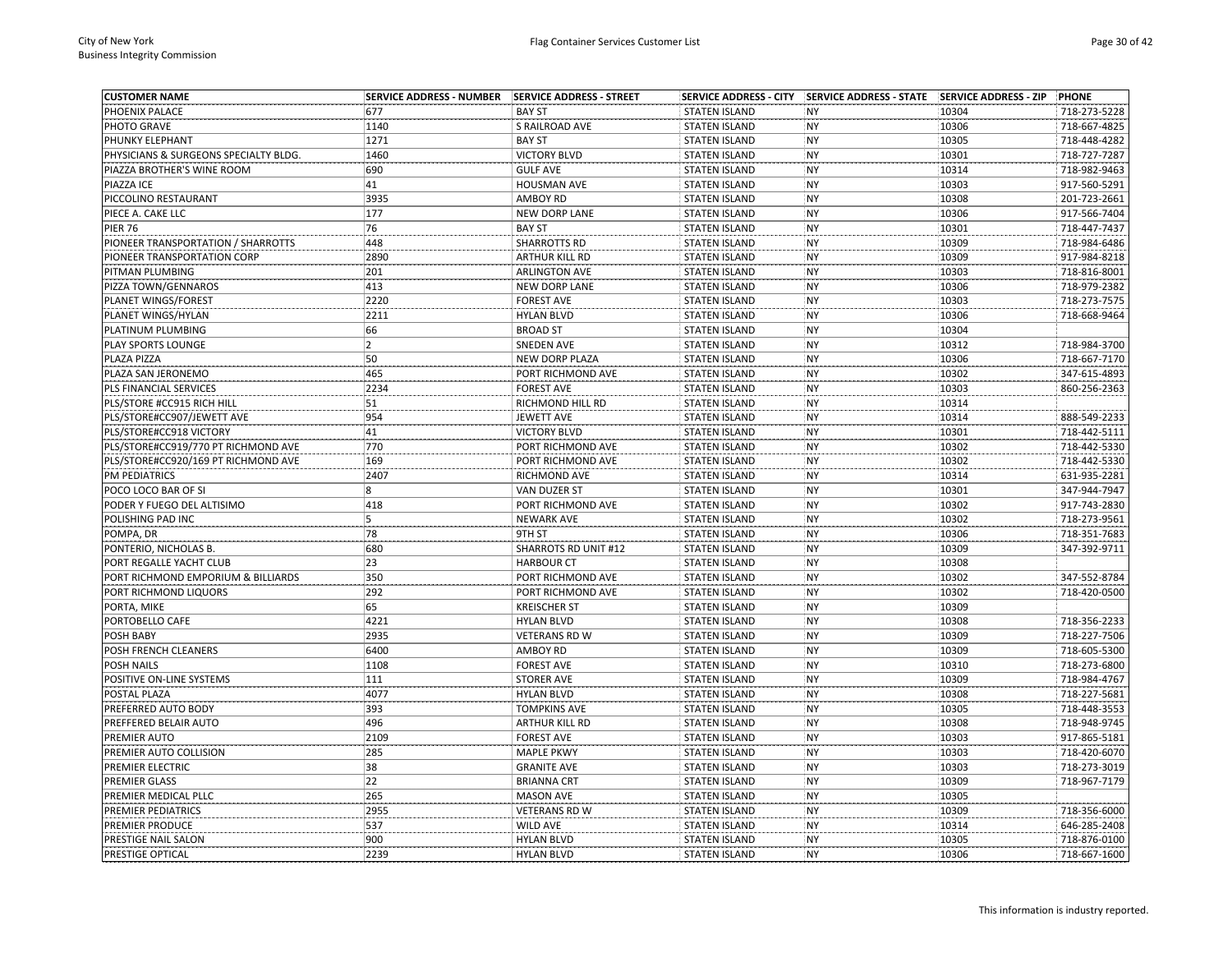| CUSTOMER NAME | SERVICE ADDRESS - NUMBER | SERVICE ADDRESS - STREET | SERVICE ADDRESS - CITY | SERVICE ADDRESS - STATE | SERVICE ADDRESS - ZIP | PHONE |
|---|---|---|---|---|---|---|
| PHOENIX PALACE | 677 | BAY ST | STATEN ISLAND | NY | 10304 | 718-273-5228 |
| PHOTO GRAVE | 1140 | S RAILROAD AVE | STATEN ISLAND | NY | 10306 | 718-667-4825 |
| PHUNKY ELEPHANT | 1271 | BAY ST | STATEN ISLAND | NY | 10305 | 718-448-4282 |
| PHYSICIANS & SURGEONS SPECIALTY BLDG. | 1460 | VICTORY BLVD | STATEN ISLAND | NY | 10301 | 718-727-7287 |
| PIAZZA BROTHER'S WINE ROOM | 690 | GULF AVE | STATEN ISLAND | NY | 10314 | 718-982-9463 |
| PIAZZA ICE | 41 | HOUSMAN AVE | STATEN ISLAND | NY | 10303 | 917-560-5291 |
| PICCOLINO RESTAURANT | 3935 | AMBOY RD | STATEN ISLAND | NY | 10308 | 201-723-2661 |
| PIECE A. CAKE LLC | 177 | NEW DORP LANE | STATEN ISLAND | NY | 10306 | 917-566-7404 |
| PIER 76 | 76 | BAY ST | STATEN ISLAND | NY | 10301 | 718-447-7437 |
| PIONEER TRANSPORTATION / SHARROTTS | 448 | SHARROTTS RD | STATEN ISLAND | NY | 10309 | 718-984-6486 |
| PIONEER TRANSPORTATION CORP | 2890 | ARTHUR KILL RD | STATEN ISLAND | NY | 10309 | 917-984-8218 |
| PITMAN PLUMBING | 201 | ARLINGTON AVE | STATEN ISLAND | NY | 10303 | 718-816-8001 |
| PIZZA TOWN/GENNAROS | 413 | NEW DORP LANE | STATEN ISLAND | NY | 10306 | 718-979-2382 |
| PLANET WINGS/FOREST | 2220 | FOREST AVE | STATEN ISLAND | NY | 10303 | 718-273-7575 |
| PLANET WINGS/HYLAN | 2211 | HYLAN BLVD | STATEN ISLAND | NY | 10306 | 718-668-9464 |
| PLATINUM PLUMBING | 66 | BROAD ST | STATEN ISLAND | NY | 10304 | |
| PLAY SPORTS LOUNGE | 2 | SNEDEN AVE | STATEN ISLAND | NY | 10312 | 718-984-3700 |
| PLAZA PIZZA | 50 | NEW DORP PLAZA | STATEN ISLAND | NY | 10306 | 718-667-7170 |
| PLAZA SAN JERONEMO | 465 | PORT RICHMOND AVE | STATEN ISLAND | NY | 10302 | 347-615-4893 |
| PLS FINANCIAL SERVICES | 2234 | FOREST AVE | STATEN ISLAND | NY | 10303 | 860-256-2363 |
| PLS/STORE #CC915 RICH HILL | 51 | RICHMOND HILL RD | STATEN ISLAND | NY | 10314 | |
| PLS/STORE#CC907/JEWETT AVE | 954 | JEWETT AVE | STATEN ISLAND | NY | 10314 | 888-549-2233 |
| PLS/STORE#CC918 VICTORY | 41 | VICTORY BLVD | STATEN ISLAND | NY | 10301 | 718-442-5111 |
| PLS/STORE#CC919/770 PT RICHMOND AVE | 770 | PORT RICHMOND AVE | STATEN ISLAND | NY | 10302 | 718-442-5330 |
| PLS/STORE#CC920/169 PT RICHMOND AVE | 169 | PORT RICHMOND AVE | STATEN ISLAND | NY | 10302 | 718-442-5330 |
| PM PEDIATRICS | 2407 | RICHMOND AVE | STATEN ISLAND | NY | 10314 | 631-935-2281 |
| POCO LOCO BAR OF SI | 8 | VAN DUZER ST | STATEN ISLAND | NY | 10301 | 347-944-7947 |
| PODER Y FUEGO DEL ALTISIMO | 418 | PORT RICHMOND AVE | STATEN ISLAND | NY | 10302 | 917-743-2830 |
| POLISHING PAD INC | 5 | NEWARK AVE | STATEN ISLAND | NY | 10302 | 718-273-9561 |
| POMPA, DR | 78 | 9TH ST | STATEN ISLAND | NY | 10306 | 718-351-7683 |
| PONTERIO, NICHOLAS B. | 680 | SHARROTS RD UNIT #12 | STATEN ISLAND | NY | 10309 | 347-392-9711 |
| PORT REGALLE YACHT CLUB | 23 | HARBOUR CT | STATEN ISLAND | NY | 10308 | |
| PORT RICHMOND EMPORIUM & BILLIARDS | 350 | PORT RICHMOND AVE | STATEN ISLAND | NY | 10302 | 347-552-8784 |
| PORT RICHMOND LIQUORS | 292 | PORT RICHMOND AVE | STATEN ISLAND | NY | 10302 | 718-420-0500 |
| PORTA, MIKE | 65 | KREISCHER ST | STATEN ISLAND | NY | 10309 | |
| PORTOBELLO CAFE | 4221 | HYLAN BLVD | STATEN ISLAND | NY | 10308 | 718-356-2233 |
| POSH BABY | 2935 | VETERANS RD W | STATEN ISLAND | NY | 10309 | 718-227-7506 |
| POSH FRENCH CLEANERS | 6400 | AMBOY RD | STATEN ISLAND | NY | 10309 | 718-605-5300 |
| POSH NAILS | 1108 | FOREST AVE | STATEN ISLAND | NY | 10310 | 718-273-6800 |
| POSITIVE ON-LINE SYSTEMS | 111 | STORER AVE | STATEN ISLAND | NY | 10309 | 718-984-4767 |
| POSTAL PLAZA | 4077 | HYLAN BLVD | STATEN ISLAND | NY | 10308 | 718-227-5681 |
| PREFERRED AUTO BODY | 393 | TOMPKINS AVE | STATEN ISLAND | NY | 10305 | 718-448-3553 |
| PREFFERED BELAIR AUTO | 496 | ARTHUR KILL RD | STATEN ISLAND | NY | 10308 | 718-948-9745 |
| PREMIER AUTO | 2109 | FOREST AVE | STATEN ISLAND | NY | 10303 | 917-865-5181 |
| PREMIER AUTO COLLISION | 285 | MAPLE PKWY | STATEN ISLAND | NY | 10303 | 718-420-6070 |
| PREMIER ELECTRIC | 38 | GRANITE AVE | STATEN ISLAND | NY | 10303 | 718-273-3019 |
| PREMIER GLASS | 22 | BRIANNA CRT | STATEN ISLAND | NY | 10309 | 718-967-7179 |
| PREMIER MEDICAL PLLC | 265 | MASON AVE | STATEN ISLAND | NY | 10305 | |
| PREMIER PEDIATRICS | 2955 | VETERANS RD W | STATEN ISLAND | NY | 10309 | 718-356-6000 |
| PREMIER PRODUCE | 537 | WILD AVE | STATEN ISLAND | NY | 10314 | 646-285-2408 |
| PRESTIGE NAIL SALON | 900 | HYLAN BLVD | STATEN ISLAND | NY | 10305 | 718-876-0100 |
| PRESTIGE OPTICAL | 2239 | HYLAN BLVD | STATEN ISLAND | NY | 10306 | 718-667-1600 |

This information is industry reported.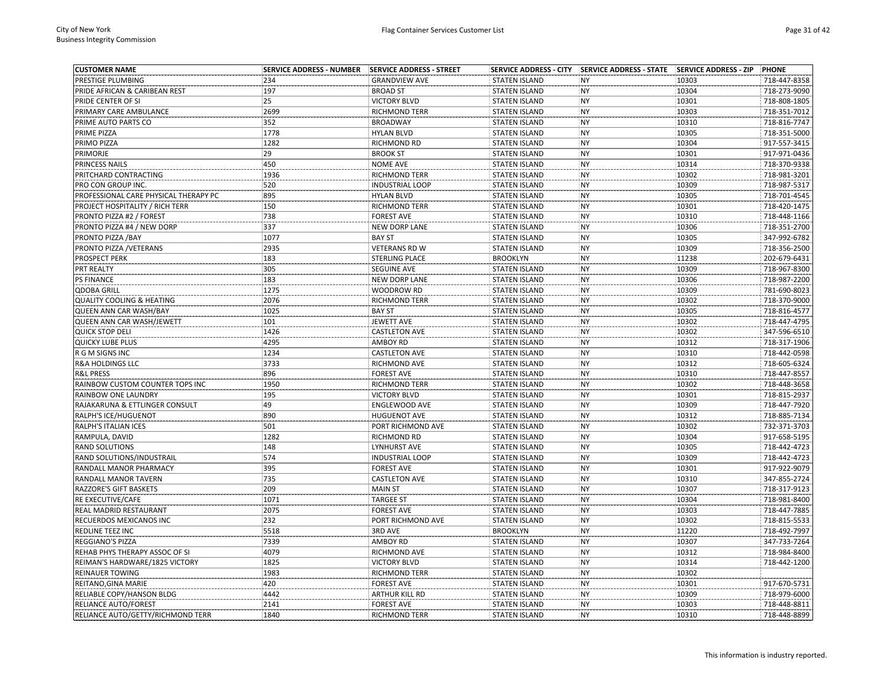| CUSTOMER NAME | SERVICE ADDRESS - NUMBER | SERVICE ADDRESS - STREET | SERVICE ADDRESS - CITY | SERVICE ADDRESS - STATE | SERVICE ADDRESS - ZIP | PHONE |
|---|---|---|---|---|---|---|
| PRESTIGE PLUMBING | 234 | GRANDVIEW AVE | STATEN ISLAND | NY | 10303 | 718-447-8358 |
| PRIDE AFRICAN & CARIBEAN REST | 197 | BROAD ST | STATEN ISLAND | NY | 10304 | 718-273-9090 |
| PRIDE CENTER OF SI | 25 | VICTORY BLVD | STATEN ISLAND | NY | 10301 | 718-808-1805 |
| PRIMARY CARE AMBULANCE | 2699 | RICHMOND TERR | STATEN ISLAND | NY | 10303 | 718-351-7012 |
| PRIME AUTO PARTS CO | 352 | BROADWAY | STATEN ISLAND | NY | 10310 | 718-816-7747 |
| PRIME PIZZA | 1778 | HYLAN BLVD | STATEN ISLAND | NY | 10305 | 718-351-5000 |
| PRIMO PIZZA | 1282 | RICHMOND RD | STATEN ISLAND | NY | 10304 | 917-557-3415 |
| PRIMORJE | 29 | BROOK ST | STATEN ISLAND | NY | 10301 | 917-971-0436 |
| PRINCESS NAILS | 450 | NOME AVE | STATEN ISLAND | NY | 10314 | 718-370-9338 |
| PRITCHARD CONTRACTING | 1936 | RICHMOND TERR | STATEN ISLAND | NY | 10302 | 718-981-3201 |
| PRO CON GROUP INC. | 520 | INDUSTRIAL LOOP | STATEN ISLAND | NY | 10309 | 718-987-5317 |
| PROFESSIONAL CARE PHYSICAL THERAPY PC | 895 | HYLAN BLVD | STATEN ISLAND | NY | 10305 | 718-701-4545 |
| PROJECT HOSPITALITY / RICH TERR | 150 | RICHMOND TERR | STATEN ISLAND | NY | 10301 | 718-420-1475 |
| PRONTO PIZZA #2 / FOREST | 738 | FOREST AVE | STATEN ISLAND | NY | 10310 | 718-448-1166 |
| PRONTO PIZZA #4 / NEW DORP | 337 | NEW DORP LANE | STATEN ISLAND | NY | 10306 | 718-351-2700 |
| PRONTO PIZZA /BAY | 1077 | BAY ST | STATEN ISLAND | NY | 10305 | 347-992-6782 |
| PRONTO PIZZA /VETERANS | 2935 | VETERANS RD W | STATEN ISLAND | NY | 10309 | 718-356-2500 |
| PROSPECT PERK | 183 | STERLING PLACE | BROOKLYN | NY | 11238 | 202-679-6431 |
| PRT REALTY | 305 | SEGUINE AVE | STATEN ISLAND | NY | 10309 | 718-967-8300 |
| PS FINANCE | 183 | NEW DORP LANE | STATEN ISLAND | NY | 10306 | 718-987-2200 |
| QDOBA GRILL | 1275 | WOODROW RD | STATEN ISLAND | NY | 10309 | 781-690-8023 |
| QUALITY COOLING & HEATING | 2076 | RICHMOND TERR | STATEN ISLAND | NY | 10302 | 718-370-9000 |
| QUEEN ANN CAR WASH/BAY | 1025 | BAY ST | STATEN ISLAND | NY | 10305 | 718-816-4577 |
| QUEEN ANN CAR WASH/JEWETT | 101 | JEWETT AVE | STATEN ISLAND | NY | 10302 | 718-447-4795 |
| QUICK STOP DELI | 1426 | CASTLETON AVE | STATEN ISLAND | NY | 10302 | 347-596-6510 |
| QUICKY LUBE PLUS | 4295 | AMBOY RD | STATEN ISLAND | NY | 10312 | 718-317-1906 |
| R G M SIGNS INC | 1234 | CASTLETON AVE | STATEN ISLAND | NY | 10310 | 718-442-0598 |
| R&A HOLDINGS LLC | 3733 | RICHMOND AVE | STATEN ISLAND | NY | 10312 | 718-605-6324 |
| R&L PRESS | 896 | FOREST AVE | STATEN ISLAND | NY | 10310 | 718-447-8557 |
| RAINBOW CUSTOM COUNTER TOPS INC | 1950 | RICHMOND TERR | STATEN ISLAND | NY | 10302 | 718-448-3658 |
| RAINBOW ONE LAUNDRY | 195 | VICTORY BLVD | STATEN ISLAND | NY | 10301 | 718-815-2937 |
| RAJAKARUNA & ETTLINGER CONSULT | 49 | ENGLEWOOD AVE | STATEN ISLAND | NY | 10309 | 718-447-7920 |
| RALPH'S ICE/HUGUENOT | 890 | HUGUENOT AVE | STATEN ISLAND | NY | 10312 | 718-885-7134 |
| RALPH'S ITALIAN ICES | 501 | PORT RICHMOND AVE | STATEN ISLAND | NY | 10302 | 732-371-3703 |
| RAMPULA, DAVID | 1282 | RICHMOND RD | STATEN ISLAND | NY | 10304 | 917-658-5195 |
| RAND SOLUTIONS | 148 | LYNHURST AVE | STATEN ISLAND | NY | 10305 | 718-442-4723 |
| RAND SOLUTIONS/INDUSTRAIL | 574 | INDUSTRIAL LOOP | STATEN ISLAND | NY | 10309 | 718-442-4723 |
| RANDALL MANOR PHARMACY | 395 | FOREST AVE | STATEN ISLAND | NY | 10301 | 917-922-9079 |
| RANDALL MANOR TAVERN | 735 | CASTLETON AVE | STATEN ISLAND | NY | 10310 | 347-855-2724 |
| RAZZORE'S GIFT BASKETS | 209 | MAIN ST | STATEN ISLAND | NY | 10307 | 718-317-9123 |
| RE EXECUTIVE/CAFE | 1071 | TARGEE ST | STATEN ISLAND | NY | 10304 | 718-981-8400 |
| REAL MADRID RESTAURANT | 2075 | FOREST AVE | STATEN ISLAND | NY | 10303 | 718-447-7885 |
| RECUERDOS MEXICANOS INC | 232 | PORT RICHMOND AVE | STATEN ISLAND | NY | 10302 | 718-815-5533 |
| REDLINE TEEZ INC | 5518 | 3RD AVE | BROOKLYN | NY | 11220 | 718-492-7997 |
| REGGIANO'S PIZZA | 7339 | AMBOY RD | STATEN ISLAND | NY | 10307 | 347-733-7264 |
| REHAB PHYS THERAPY ASSOC OF SI | 4079 | RICHMOND AVE | STATEN ISLAND | NY | 10312 | 718-984-8400 |
| REIMAN'S HARDWARE/1825 VICTORY | 1825 | VICTORY BLVD | STATEN ISLAND | NY | 10314 | 718-442-1200 |
| REINAUER TOWING | 1983 | RICHMOND TERR | STATEN ISLAND | NY | 10302 | |
| REITANO,GINA MARIE | 420 | FOREST AVE | STATEN ISLAND | NY | 10301 | 917-670-5731 |
| RELIABLE COPY/HANSON BLDG | 4442 | ARTHUR KILL RD | STATEN ISLAND | NY | 10309 | 718-979-6000 |
| RELIANCE AUTO/FOREST | 2141 | FOREST AVE | STATEN ISLAND | NY | 10303 | 718-448-8811 |
| RELIANCE AUTO/GETTY/RICHMOND TERR | 1840 | RICHMOND TERR | STATEN ISLAND | NY | 10310 | 718-448-8899 |

This information is industry reported.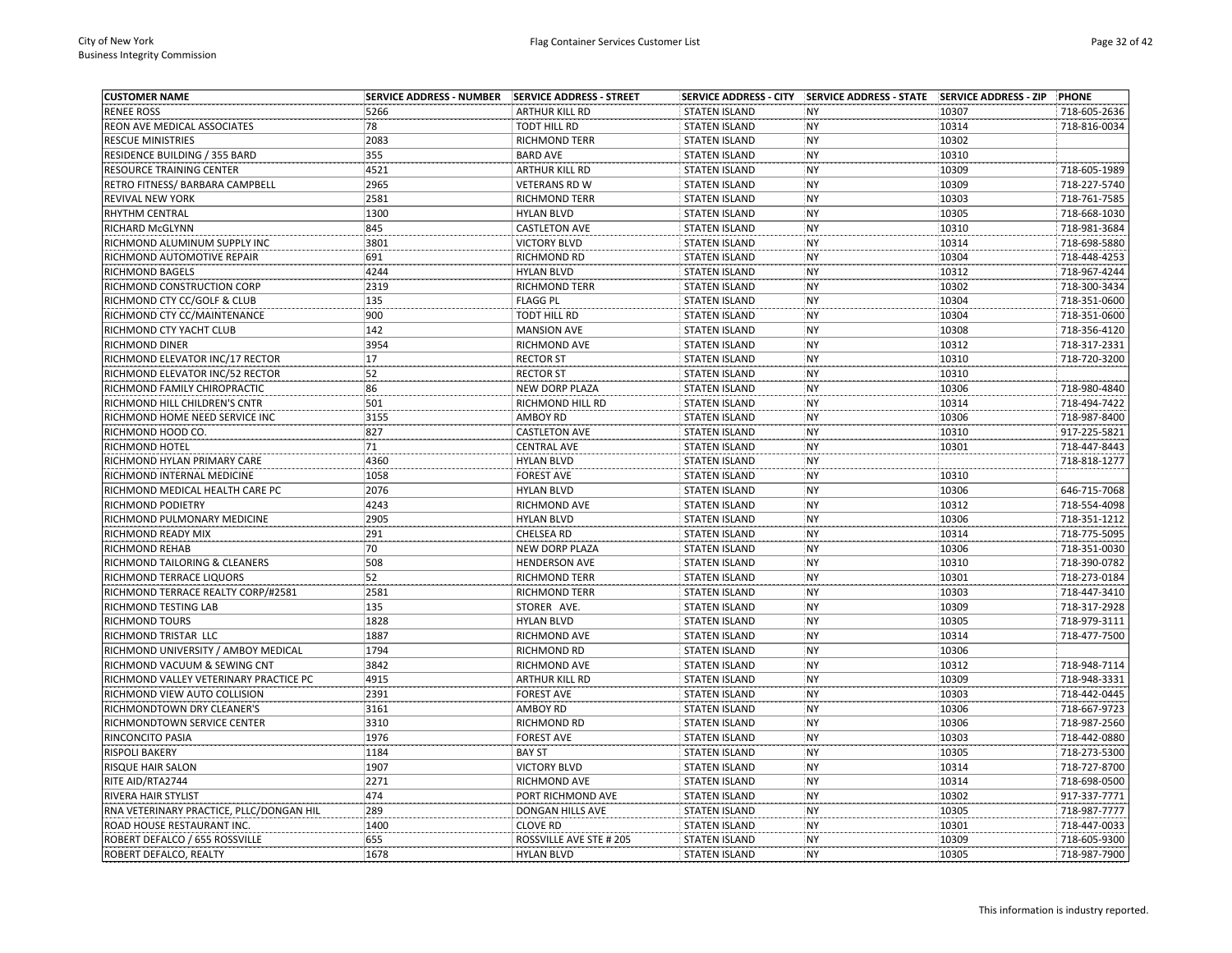| CUSTOMER NAME | SERVICE ADDRESS - NUMBER | SERVICE ADDRESS - STREET | SERVICE ADDRESS - CITY | SERVICE ADDRESS - STATE | SERVICE ADDRESS - ZIP | PHONE |
|---|---|---|---|---|---|---|
| RENEE ROSS | 5266 | ARTHUR KILL RD | STATEN ISLAND | NY | 10307 | 718-605-2636 |
| REON AVE MEDICAL ASSOCIATES | 78 | TODT HILL RD | STATEN ISLAND | NY | 10314 | 718-816-0034 |
| RESCUE MINISTRIES | 2083 | RICHMOND TERR | STATEN ISLAND | NY | 10302 | |
| RESIDENCE BUILDING / 355 BARD | 355 | BARD AVE | STATEN ISLAND | NY | 10310 | |
| RESOURCE TRAINING CENTER | 4521 | ARTHUR KILL RD | STATEN ISLAND | NY | 10309 | 718-605-1989 |
| RETRO FITNESS/ BARBARA CAMPBELL | 2965 | VETERANS RD W | STATEN ISLAND | NY | 10309 | 718-227-5740 |
| REVIVAL NEW YORK | 2581 | RICHMOND TERR | STATEN ISLAND | NY | 10303 | 718-761-7585 |
| RHYTHM CENTRAL | 1300 | HYLAN BLVD | STATEN ISLAND | NY | 10305 | 718-668-1030 |
| RICHARD McGLYNN | 845 | CASTLETON AVE | STATEN ISLAND | NY | 10310 | 718-981-3684 |
| RICHMOND ALUMINUM SUPPLY INC | 3801 | VICTORY BLVD | STATEN ISLAND | NY | 10314 | 718-698-5880 |
| RICHMOND AUTOMOTIVE REPAIR | 691 | RICHMOND RD | STATEN ISLAND | NY | 10304 | 718-448-4253 |
| RICHMOND BAGELS | 4244 | HYLAN BLVD | STATEN ISLAND | NY | 10312 | 718-967-4244 |
| RICHMOND CONSTRUCTION CORP | 2319 | RICHMOND TERR | STATEN ISLAND | NY | 10302 | 718-300-3434 |
| RICHMOND CTY CC/GOLF & CLUB | 135 | FLAGG PL | STATEN ISLAND | NY | 10304 | 718-351-0600 |
| RICHMOND CTY CC/MAINTENANCE | 900 | TODT HILL RD | STATEN ISLAND | NY | 10304 | 718-351-0600 |
| RICHMOND CTY YACHT CLUB | 142 | MANSION AVE | STATEN ISLAND | NY | 10308 | 718-356-4120 |
| RICHMOND DINER | 3954 | RICHMOND AVE | STATEN ISLAND | NY | 10312 | 718-317-2331 |
| RICHMOND ELEVATOR INC/17 RECTOR | 17 | RECTOR ST | STATEN ISLAND | NY | 10310 | 718-720-3200 |
| RICHMOND ELEVATOR INC/52 RECTOR | 52 | RECTOR ST | STATEN ISLAND | NY | 10310 | |
| RICHMOND FAMILY CHIROPRACTIC | 86 | NEW DORP PLAZA | STATEN ISLAND | NY | 10306 | 718-980-4840 |
| RICHMOND HILL CHILDREN'S CNTR | 501 | RICHMOND HILL RD | STATEN ISLAND | NY | 10314 | 718-494-7422 |
| RICHMOND HOME NEED SERVICE INC | 3155 | AMBOY RD | STATEN ISLAND | NY | 10306 | 718-987-8400 |
| RICHMOND HOOD CO. | 827 | CASTLETON AVE | STATEN ISLAND | NY | 10310 | 917-225-5821 |
| RICHMOND HOTEL | 71 | CENTRAL AVE | STATEN ISLAND | NY | 10301 | 718-447-8443 |
| RICHMOND HYLAN PRIMARY CARE | 4360 | HYLAN BLVD | STATEN ISLAND | NY | | 718-818-1277 |
| RICHMOND INTERNAL MEDICINE | 1058 | FOREST AVE | STATEN ISLAND | NY | 10310 | |
| RICHMOND MEDICAL HEALTH CARE PC | 2076 | HYLAN BLVD | STATEN ISLAND | NY | 10306 | 646-715-7068 |
| RICHMOND PODIETRY | 4243 | RICHMOND AVE | STATEN ISLAND | NY | 10312 | 718-554-4098 |
| RICHMOND PULMONARY MEDICINE | 2905 | HYLAN BLVD | STATEN ISLAND | NY | 10306 | 718-351-1212 |
| RICHMOND READY MIX | 291 | CHELSEA RD | STATEN ISLAND | NY | 10314 | 718-775-5095 |
| RICHMOND REHAB | 70 | NEW DORP PLAZA | STATEN ISLAND | NY | 10306 | 718-351-0030 |
| RICHMOND TAILORING & CLEANERS | 508 | HENDERSON AVE | STATEN ISLAND | NY | 10310 | 718-390-0782 |
| RICHMOND TERRACE LIQUORS | 52 | RICHMOND TERR | STATEN ISLAND | NY | 10301 | 718-273-0184 |
| RICHMOND TERRACE REALTY CORP/#2581 | 2581 | RICHMOND TERR | STATEN ISLAND | NY | 10303 | 718-447-3410 |
| RICHMOND TESTING LAB | 135 | STORER AVE. | STATEN ISLAND | NY | 10309 | 718-317-2928 |
| RICHMOND TOURS | 1828 | HYLAN BLVD | STATEN ISLAND | NY | 10305 | 718-979-3111 |
| RICHMOND TRISTAR LLC | 1887 | RICHMOND AVE | STATEN ISLAND | NY | 10314 | 718-477-7500 |
| RICHMOND UNIVERSITY / AMBOY MEDICAL | 1794 | RICHMOND RD | STATEN ISLAND | NY | 10306 | |
| RICHMOND VACUUM & SEWING CNT | 3842 | RICHMOND AVE | STATEN ISLAND | NY | 10312 | 718-948-7114 |
| RICHMOND VALLEY VETERINARY PRACTICE PC | 4915 | ARTHUR KILL RD | STATEN ISLAND | NY | 10309 | 718-948-3331 |
| RICHMOND VIEW AUTO COLLISION | 2391 | FOREST AVE | STATEN ISLAND | NY | 10303 | 718-442-0445 |
| RICHMONDTOWN DRY CLEANER'S | 3161 | AMBOY RD | STATEN ISLAND | NY | 10306 | 718-667-9723 |
| RICHMONDTOWN SERVICE CENTER | 3310 | RICHMOND RD | STATEN ISLAND | NY | 10306 | 718-987-2560 |
| RINCONCITO PASIA | 1976 | FOREST AVE | STATEN ISLAND | NY | 10303 | 718-442-0880 |
| RISPOLI BAKERY | 1184 | BAY ST | STATEN ISLAND | NY | 10305 | 718-273-5300 |
| RISQUE HAIR SALON | 1907 | VICTORY BLVD | STATEN ISLAND | NY | 10314 | 718-727-8700 |
| RITE AID/RTA2744 | 2271 | RICHMOND AVE | STATEN ISLAND | NY | 10314 | 718-698-0500 |
| RIVERA HAIR STYLIST | 474 | PORT RICHMOND AVE | STATEN ISLAND | NY | 10302 | 917-337-7771 |
| RNA VETERINARY PRACTICE, PLLC/DONGAN HIL | 289 | DONGAN HILLS AVE | STATEN ISLAND | NY | 10305 | 718-987-7777 |
| ROAD HOUSE RESTAURANT INC. | 1400 | CLOVE RD | STATEN ISLAND | NY | 10301 | 718-447-0033 |
| ROBERT DEFALCO / 655 ROSSVILLE | 655 | ROSSVILLE AVE STE # 205 | STATEN ISLAND | NY | 10309 | 718-605-9300 |
| ROBERT DEFALCO, REALTY | 1678 | HYLAN BLVD | STATEN ISLAND | NY | 10305 | 718-987-7900 |

This information is industry reported.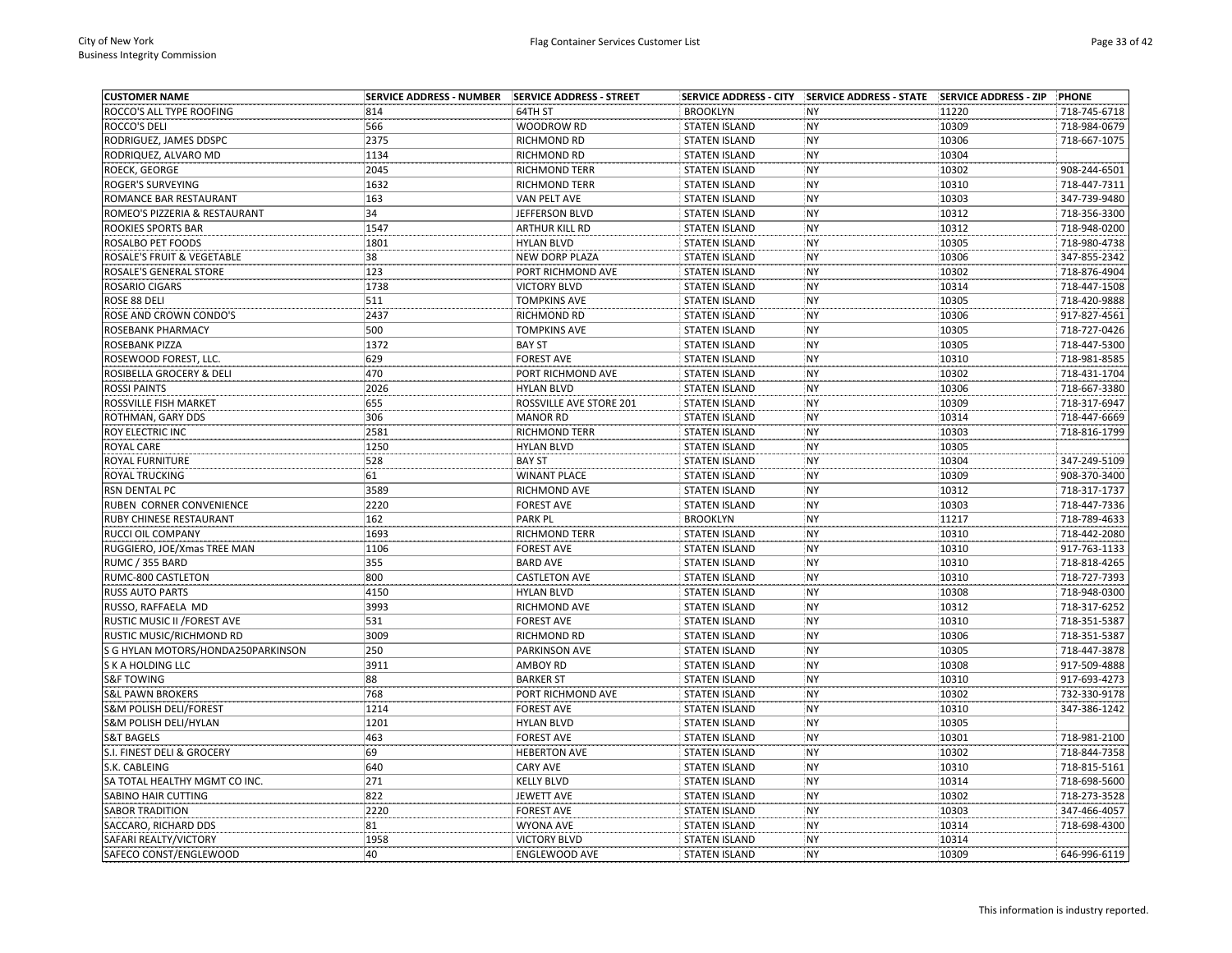| CUSTOMER NAME | SERVICE ADDRESS - NUMBER | SERVICE ADDRESS - STREET | SERVICE ADDRESS - CITY | SERVICE ADDRESS - STATE | SERVICE ADDRESS - ZIP | PHONE |
|---|---|---|---|---|---|---|
| ROCCO'S ALL TYPE ROOFING | 814 | 64TH ST | BROOKLYN | NY | 11220 | 718-745-6718 |
| ROCCO'S DELI | 566 | WOODROW RD | STATEN ISLAND | NY | 10309 | 718-984-0679 |
| RODRIGUEZ, JAMES DDSPC | 2375 | RICHMOND RD | STATEN ISLAND | NY | 10306 | 718-667-1075 |
| RODRIQUEZ, ALVARO MD | 1134 | RICHMOND RD | STATEN ISLAND | NY | 10304 | |
| ROECK, GEORGE | 2045 | RICHMOND TERR | STATEN ISLAND | NY | 10302 | 908-244-6501 |
| ROGER'S SURVEYING | 1632 | RICHMOND TERR | STATEN ISLAND | NY | 10310 | 718-447-7311 |
| ROMANCE BAR RESTAURANT | 163 | VAN PELT AVE | STATEN ISLAND | NY | 10303 | 347-739-9480 |
| ROMEO'S PIZZERIA & RESTAURANT | 34 | JEFFERSON BLVD | STATEN ISLAND | NY | 10312 | 718-356-3300 |
| ROOKIES SPORTS BAR | 1547 | ARTHUR KILL RD | STATEN ISLAND | NY | 10312 | 718-948-0200 |
| ROSALBO PET FOODS | 1801 | HYLAN BLVD | STATEN ISLAND | NY | 10305 | 718-980-4738 |
| ROSALE'S FRUIT & VEGETABLE | 38 | NEW DORP PLAZA | STATEN ISLAND | NY | 10306 | 347-855-2342 |
| ROSALE'S GENERAL STORE | 123 | PORT RICHMOND AVE | STATEN ISLAND | NY | 10302 | 718-876-4904 |
| ROSARIO CIGARS | 1738 | VICTORY BLVD | STATEN ISLAND | NY | 10314 | 718-447-1508 |
| ROSE 88 DELI | 511 | TOMPKINS AVE | STATEN ISLAND | NY | 10305 | 718-420-9888 |
| ROSE AND CROWN CONDO'S | 2437 | RICHMOND RD | STATEN ISLAND | NY | 10306 | 917-827-4561 |
| ROSEBANK PHARMACY | 500 | TOMPKINS AVE | STATEN ISLAND | NY | 10305 | 718-727-0426 |
| ROSEBANK PIZZA | 1372 | BAY ST | STATEN ISLAND | NY | 10305 | 718-447-5300 |
| ROSEWOOD FOREST, LLC. | 629 | FOREST AVE | STATEN ISLAND | NY | 10310 | 718-981-8585 |
| ROSIBELLA GROCERY & DELI | 470 | PORT RICHMOND AVE | STATEN ISLAND | NY | 10302 | 718-431-1704 |
| ROSSI PAINTS | 2026 | HYLAN BLVD | STATEN ISLAND | NY | 10306 | 718-667-3380 |
| ROSSVILLE FISH MARKET | 655 | ROSSVILLE AVE STORE 201 | STATEN ISLAND | NY | 10309 | 718-317-6947 |
| ROTHMAN, GARY DDS | 306 | MANOR RD | STATEN ISLAND | NY | 10314 | 718-447-6669 |
| ROY ELECTRIC INC | 2581 | RICHMOND TERR | STATEN ISLAND | NY | 10303 | 718-816-1799 |
| ROYAL CARE | 1250 | HYLAN BLVD | STATEN ISLAND | NY | 10305 | |
| ROYAL FURNITURE | 528 | BAY ST | STATEN ISLAND | NY | 10304 | 347-249-5109 |
| ROYAL TRUCKING | 61 | WINANT PLACE | STATEN ISLAND | NY | 10309 | 908-370-3400 |
| RSN DENTAL PC | 3589 | RICHMOND AVE | STATEN ISLAND | NY | 10312 | 718-317-1737 |
| RUBEN CORNER CONVENIENCE | 2220 | FOREST AVE | STATEN ISLAND | NY | 10303 | 718-447-7336 |
| RUBY CHINESE RESTAURANT | 162 | PARK PL | BROOKLYN | NY | 11217 | 718-789-4633 |
| RUCCI OIL COMPANY | 1693 | RICHMOND TERR | STATEN ISLAND | NY | 10310 | 718-442-2080 |
| RUGGIERO, JOE/Xmas TREE MAN | 1106 | FOREST AVE | STATEN ISLAND | NY | 10310 | 917-763-1133 |
| RUMC / 355 BARD | 355 | BARD AVE | STATEN ISLAND | NY | 10310 | 718-818-4265 |
| RUMC-800 CASTLETON | 800 | CASTLETON AVE | STATEN ISLAND | NY | 10310 | 718-727-7393 |
| RUSS AUTO PARTS | 4150 | HYLAN BLVD | STATEN ISLAND | NY | 10308 | 718-948-0300 |
| RUSSO, RAFFAELA MD | 3993 | RICHMOND AVE | STATEN ISLAND | NY | 10312 | 718-317-6252 |
| RUSTIC MUSIC II /FOREST AVE | 531 | FOREST AVE | STATEN ISLAND | NY | 10310 | 718-351-5387 |
| RUSTIC MUSIC/RICHMOND RD | 3009 | RICHMOND RD | STATEN ISLAND | NY | 10306 | 718-351-5387 |
| S G HYLAN MOTORS/HONDA250PARKINSON | 250 | PARKINSON AVE | STATEN ISLAND | NY | 10305 | 718-447-3878 |
| S K A HOLDING LLC | 3911 | AMBOY RD | STATEN ISLAND | NY | 10308 | 917-509-4888 |
| S&F TOWING | 88 | BARKER ST | STATEN ISLAND | NY | 10310 | 917-693-4273 |
| S&L PAWN BROKERS | 768 | PORT RICHMOND AVE | STATEN ISLAND | NY | 10302 | 732-330-9178 |
| S&M POLISH DELI/FOREST | 1214 | FOREST AVE | STATEN ISLAND | NY | 10310 | 347-386-1242 |
| S&M POLISH DELI/HYLAN | 1201 | HYLAN BLVD | STATEN ISLAND | NY | 10305 | |
| S&T BAGELS | 463 | FOREST AVE | STATEN ISLAND | NY | 10301 | 718-981-2100 |
| S.I. FINEST DELI & GROCERY | 69 | HEBERTON AVE | STATEN ISLAND | NY | 10302 | 718-844-7358 |
| S.K. CABLEING | 640 | CARY AVE | STATEN ISLAND | NY | 10310 | 718-815-5161 |
| SA TOTAL HEALTHY MGMT CO INC. | 271 | KELLY BLVD | STATEN ISLAND | NY | 10314 | 718-698-5600 |
| SABINO HAIR CUTTING | 822 | JEWETT AVE | STATEN ISLAND | NY | 10302 | 718-273-3528 |
| SABOR TRADITION | 2220 | FOREST AVE | STATEN ISLAND | NY | 10303 | 347-466-4057 |
| SACCARO, RICHARD DDS | 81 | WYONA AVE | STATEN ISLAND | NY | 10314 | 718-698-4300 |
| SAFARI REALTY/VICTORY | 1958 | VICTORY BLVD | STATEN ISLAND | NY | 10314 | |
| SAFECO CONST/ENGLEWOOD | 40 | ENGLEWOOD AVE | STATEN ISLAND | NY | 10309 | 646-996-6119 |

This information is industry reported.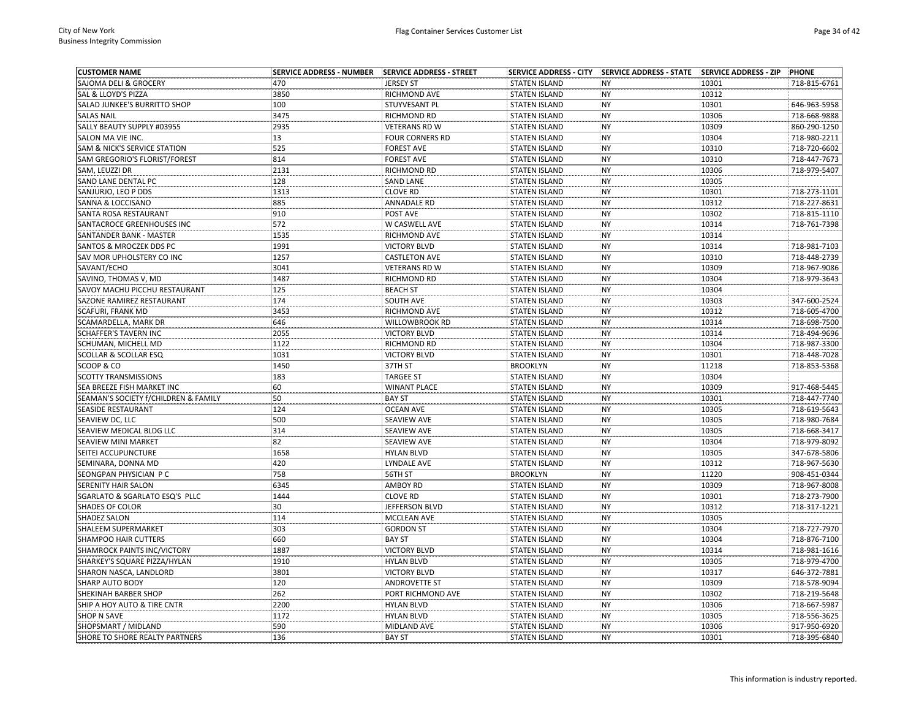| CUSTOMER NAME | SERVICE ADDRESS - NUMBER | SERVICE ADDRESS - STREET | SERVICE ADDRESS - CITY | SERVICE ADDRESS - STATE | SERVICE ADDRESS - ZIP | PHONE |
|---|---|---|---|---|---|---|
| SAJOMA DELI & GROCERY | 470 | JERSEY ST | STATEN ISLAND | NY | 10301 | 718-815-6761 |
| SAL & LLOYD'S PIZZA | 3850 | RICHMOND AVE | STATEN ISLAND | NY | 10312 | |
| SALAD JUNKEE'S BURRITTO SHOP | 100 | STUYVESANT PL | STATEN ISLAND | NY | 10301 | 646-963-5958 |
| SALAS NAIL | 3475 | RICHMOND RD | STATEN ISLAND | NY | 10306 | 718-668-9888 |
| SALLY BEAUTY SUPPLY #03955 | 2935 | VETERANS RD W | STATEN ISLAND | NY | 10309 | 860-290-1250 |
| SALON MA VIE INC. | 13 | FOUR CORNERS RD | STATEN ISLAND | NY | 10304 | 718-980-2211 |
| SAM & NICK'S SERVICE STATION | 525 | FOREST AVE | STATEN ISLAND | NY | 10310 | 718-720-6602 |
| SAM GREGORIO'S FLORIST/FOREST | 814 | FOREST AVE | STATEN ISLAND | NY | 10310 | 718-447-7673 |
| SAM, LEUZZI DR | 2131 | RICHMOND RD | STATEN ISLAND | NY | 10306 | 718-979-5407 |
| SAND LANE DENTAL PC | 128 | SAND LANE | STATEN ISLAND | NY | 10305 | |
| SANJURJO, LEO P DDS | 1313 | CLOVE RD | STATEN ISLAND | NY | 10301 | 718-273-1101 |
| SANNA & LOCCISANO | 885 | ANNADALE RD | STATEN ISLAND | NY | 10312 | 718-227-8631 |
| SANTA ROSA RESTAURANT | 910 | POST AVE | STATEN ISLAND | NY | 10302 | 718-815-1110 |
| SANTACROCE GREENHOUSES INC | 572 | W CASWELL AVE | STATEN ISLAND | NY | 10314 | 718-761-7398 |
| SANTANDER BANK - MASTER | 1535 | RICHMOND AVE | STATEN ISLAND | NY | 10314 | |
| SANTOS & MROCZEK DDS PC | 1991 | VICTORY BLVD | STATEN ISLAND | NY | 10314 | 718-981-7103 |
| SAV MOR UPHOLSTERY CO INC | 1257 | CASTLETON AVE | STATEN ISLAND | NY | 10310 | 718-448-2739 |
| SAVANT/ECHO | 3041 | VETERANS RD W | STATEN ISLAND | NY | 10309 | 718-967-9086 |
| SAVINO, THOMAS V, MD | 1487 | RICHMOND RD | STATEN ISLAND | NY | 10304 | 718-979-3643 |
| SAVOY MACHU PICCHU RESTAURANT | 125 | BEACH ST | STATEN ISLAND | NY | 10304 | |
| SAZONE RAMIREZ RESTAURANT | 174 | SOUTH AVE | STATEN ISLAND | NY | 10303 | 347-600-2524 |
| SCAFURI, FRANK MD | 3453 | RICHMOND AVE | STATEN ISLAND | NY | 10312 | 718-605-4700 |
| SCAMARDELLA, MARK DR | 646 | WILLOWBROOK RD | STATEN ISLAND | NY | 10314 | 718-698-7500 |
| SCHAFFER'S TAVERN INC | 2055 | VICTORY BLVD | STATEN ISLAND | NY | 10314 | 718-494-9696 |
| SCHUMAN, MICHELL MD | 1122 | RICHMOND RD | STATEN ISLAND | NY | 10304 | 718-987-3300 |
| SCOLLAR & SCOLLAR ESQ | 1031 | VICTORY BLVD | STATEN ISLAND | NY | 10301 | 718-448-7028 |
| SCOOP & CO | 1450 | 37TH ST | BROOKLYN | NY | 11218 | 718-853-5368 |
| SCOTTY TRANSMISSIONS | 183 | TARGEE ST | STATEN ISLAND | NY | 10304 | |
| SEA BREEZE FISH MARKET INC | 60 | WINANT PLACE | STATEN ISLAND | NY | 10309 | 917-468-5445 |
| SEAMAN'S SOCIETY f/CHILDREN & FAMILY | 50 | BAY ST | STATEN ISLAND | NY | 10301 | 718-447-7740 |
| SEASIDE RESTAURANT | 124 | OCEAN AVE | STATEN ISLAND | NY | 10305 | 718-619-5643 |
| SEAVIEW DC, LLC | 500 | SEAVIEW AVE | STATEN ISLAND | NY | 10305 | 718-980-7684 |
| SEAVIEW MEDICAL BLDG LLC | 314 | SEAVIEW AVE | STATEN ISLAND | NY | 10305 | 718-668-3417 |
| SEAVIEW MINI MARKET | 82 | SEAVIEW AVE | STATEN ISLAND | NY | 10304 | 718-979-8092 |
| SEITEI ACCUPUNCTURE | 1658 | HYLAN BLVD | STATEN ISLAND | NY | 10305 | 347-678-5806 |
| SEMINARA, DONNA MD | 420 | LYNDALE AVE | STATEN ISLAND | NY | 10312 | 718-967-5630 |
| SEONGPAN PHYSICIAN P C | 758 | 56TH ST | BROOKLYN | NY | 11220 | 908-451-0344 |
| SERENITY HAIR SALON | 6345 | AMBOY RD | STATEN ISLAND | NY | 10309 | 718-967-8008 |
| SGARLATO & SGARLATO ESQ'S PLLC | 1444 | CLOVE RD | STATEN ISLAND | NY | 10301 | 718-273-7900 |
| SHADES OF COLOR | 30 | JEFFERSON BLVD | STATEN ISLAND | NY | 10312 | 718-317-1221 |
| SHADEZ SALON | 114 | MCCLEAN AVE | STATEN ISLAND | NY | 10305 | |
| SHALEEM SUPERMARKET | 303 | GORDON ST | STATEN ISLAND | NY | 10304 | 718-727-7970 |
| SHAMPOO HAIR CUTTERS | 660 | BAY ST | STATEN ISLAND | NY | 10304 | 718-876-7100 |
| SHAMROCK PAINTS INC/VICTORY | 1887 | VICTORY BLVD | STATEN ISLAND | NY | 10314 | 718-981-1616 |
| SHARKEY'S SQUARE PIZZA/HYLAN | 1910 | HYLAN BLVD | STATEN ISLAND | NY | 10305 | 718-979-4700 |
| SHARON NASCA, LANDLORD | 3801 | VICTORY BLVD | STATEN ISLAND | NY | 10317 | 646-372-7881 |
| SHARP AUTO BODY | 120 | ANDROVETTE ST | STATEN ISLAND | NY | 10309 | 718-578-9094 |
| SHEKINAH BARBER SHOP | 262 | PORT RICHMOND AVE | STATEN ISLAND | NY | 10302 | 718-219-5648 |
| SHIP A HOY AUTO & TIRE CNTR | 2200 | HYLAN BLVD | STATEN ISLAND | NY | 10306 | 718-667-5987 |
| SHOP N SAVE | 1172 | HYLAN BLVD | STATEN ISLAND | NY | 10305 | 718-556-3625 |
| SHOPSMART / MIDLAND | 590 | MIDLAND AVE | STATEN ISLAND | NY | 10306 | 917-950-6920 |
| SHORE TO SHORE REALTY PARTNERS | 136 | BAY ST | STATEN ISLAND | NY | 10301 | 718-395-6840 |

This information is industry reported.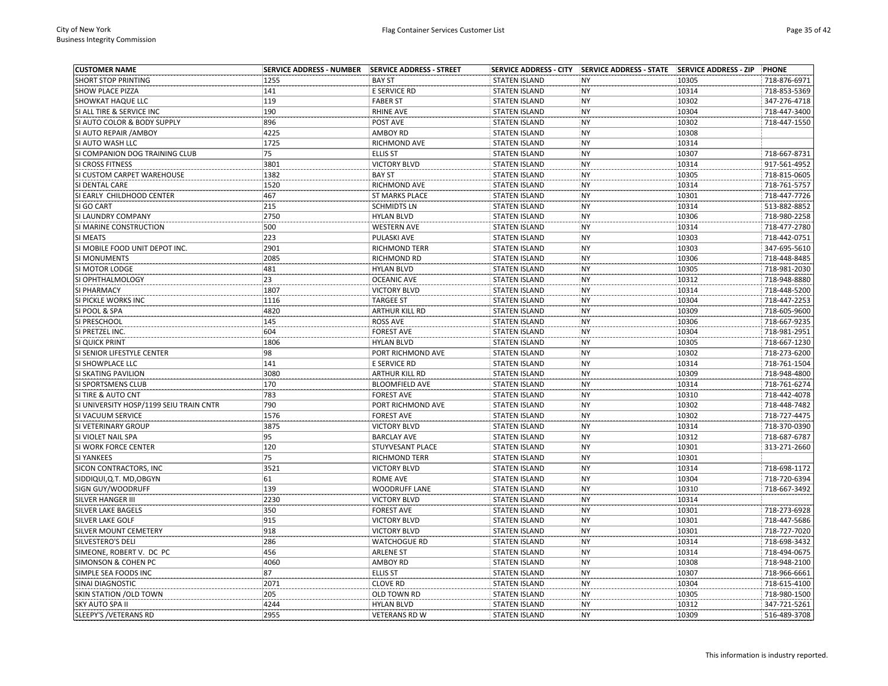| CUSTOMER NAME | SERVICE ADDRESS - NUMBER | SERVICE ADDRESS - STREET | SERVICE ADDRESS - CITY | SERVICE ADDRESS - STATE | SERVICE ADDRESS - ZIP | PHONE |
|---|---|---|---|---|---|---|
| SHORT STOP PRINTING | 1255 | BAY ST | STATEN ISLAND | NY | 10305 | 718-876-6971 |
| SHOW PLACE PIZZA | 141 | E SERVICE RD | STATEN ISLAND | NY | 10314 | 718-853-5369 |
| SHOWKAT HAQUE LLC | 119 | FABER ST | STATEN ISLAND | NY | 10302 | 347-276-4718 |
| SI ALL TIRE & SERVICE INC | 190 | RHINE AVE | STATEN ISLAND | NY | 10304 | 718-447-3400 |
| SI AUTO COLOR & BODY SUPPLY | 896 | POST AVE | STATEN ISLAND | NY | 10302 | 718-447-1550 |
| SI AUTO REPAIR /AMBOY | 4225 | AMBOY RD | STATEN ISLAND | NY | 10308 | |
| SI AUTO WASH LLC | 1725 | RICHMOND AVE | STATEN ISLAND | NY | 10314 | |
| SI COMPANION DOG TRAINING CLUB | 75 | ELLIS ST | STATEN ISLAND | NY | 10307 | 718-667-8731 |
| SI CROSS FITNESS | 3801 | VICTORY BLVD | STATEN ISLAND | NY | 10314 | 917-561-4952 |
| SI CUSTOM CARPET WAREHOUSE | 1382 | BAY ST | STATEN ISLAND | NY | 10305 | 718-815-0605 |
| SI DENTAL CARE | 1520 | RICHMOND AVE | STATEN ISLAND | NY | 10314 | 718-761-5757 |
| SI EARLY CHILDHOOD CENTER | 467 | ST MARKS PLACE | STATEN ISLAND | NY | 10301 | 718-447-7726 |
| SI GO CART | 215 | SCHMIDTS LN | STATEN ISLAND | NY | 10314 | 513-882-8852 |
| SI LAUNDRY COMPANY | 2750 | HYLAN BLVD | STATEN ISLAND | NY | 10306 | 718-980-2258 |
| SI MARINE CONSTRUCTION | 500 | WESTERN AVE | STATEN ISLAND | NY | 10314 | 718-477-2780 |
| SI MEATS | 223 | PULASKI AVE | STATEN ISLAND | NY | 10303 | 718-442-0751 |
| SI MOBILE FOOD UNIT DEPOT INC. | 2901 | RICHMOND TERR | STATEN ISLAND | NY | 10303 | 347-695-5610 |
| SI MONUMENTS | 2085 | RICHMOND RD | STATEN ISLAND | NY | 10306 | 718-448-8485 |
| SI MOTOR LODGE | 481 | HYLAN BLVD | STATEN ISLAND | NY | 10305 | 718-981-2030 |
| SI OPHTHALMOLOGY | 23 | OCEANIC AVE | STATEN ISLAND | NY | 10312 | 718-948-8880 |
| SI PHARMACY | 1807 | VICTORY BLVD | STATEN ISLAND | NY | 10314 | 718-448-5200 |
| SI PICKLE WORKS INC | 1116 | TARGEE ST | STATEN ISLAND | NY | 10304 | 718-447-2253 |
| SI POOL & SPA | 4820 | ARTHUR KILL RD | STATEN ISLAND | NY | 10309 | 718-605-9600 |
| SI PRESCHOOL | 145 | ROSS AVE | STATEN ISLAND | NY | 10306 | 718-667-9235 |
| SI PRETZEL INC. | 604 | FOREST AVE | STATEN ISLAND | NY | 10304 | 718-981-2951 |
| SI QUICK PRINT | 1806 | HYLAN BLVD | STATEN ISLAND | NY | 10305 | 718-667-1230 |
| SI SENIOR LIFESTYLE CENTER | 98 | PORT RICHMOND AVE | STATEN ISLAND | NY | 10302 | 718-273-6200 |
| SI SHOWPLACE LLC | 141 | E SERVICE RD | STATEN ISLAND | NY | 10314 | 718-761-1504 |
| SI SKATING PAVILION | 3080 | ARTHUR KILL RD | STATEN ISLAND | NY | 10309 | 718-948-4800 |
| SI SPORTSMENS CLUB | 170 | BLOOMFIELD AVE | STATEN ISLAND | NY | 10314 | 718-761-6274 |
| SI TIRE & AUTO CNT | 783 | FOREST AVE | STATEN ISLAND | NY | 10310 | 718-442-4078 |
| SI UNIVERSITY HOSP/1199 SEIU TRAIN CNTR | 790 | PORT RICHMOND AVE | STATEN ISLAND | NY | 10302 | 718-448-7482 |
| SI VACUUM SERVICE | 1576 | FOREST AVE | STATEN ISLAND | NY | 10302 | 718-727-4475 |
| SI VETERINARY GROUP | 3875 | VICTORY BLVD | STATEN ISLAND | NY | 10314 | 718-370-0390 |
| SI VIOLET NAIL SPA | 95 | BARCLAY AVE | STATEN ISLAND | NY | 10312 | 718-687-6787 |
| SI WORK FORCE CENTER | 120 | STUYVESANT PLACE | STATEN ISLAND | NY | 10301 | 313-271-2660 |
| SI YANKEES | 75 | RICHMOND TERR | STATEN ISLAND | NY | 10301 | |
| SICON CONTRACTORS, INC | 3521 | VICTORY BLVD | STATEN ISLAND | NY | 10314 | 718-698-1172 |
| SIDDIQUI,Q.T. MD,OBGYN | 61 | ROME AVE | STATEN ISLAND | NY | 10304 | 718-720-6394 |
| SIGN GUY/WOODRUFF | 139 | WOODRUFF LANE | STATEN ISLAND | NY | 10310 | 718-667-3492 |
| SILVER HANGER III | 2230 | VICTORY BLVD | STATEN ISLAND | NY | 10314 | |
| SILVER LAKE BAGELS | 350 | FOREST AVE | STATEN ISLAND | NY | 10301 | 718-273-6928 |
| SILVER LAKE GOLF | 915 | VICTORY BLVD | STATEN ISLAND | NY | 10301 | 718-447-5686 |
| SILVER MOUNT CEMETERY | 918 | VICTORY BLVD | STATEN ISLAND | NY | 10301 | 718-727-7020 |
| SILVESTERO'S DELI | 286 | WATCHOGUE RD | STATEN ISLAND | NY | 10314 | 718-698-3432 |
| SIMEONE, ROBERT V. DC PC | 456 | ARLENE ST | STATEN ISLAND | NY | 10314 | 718-494-0675 |
| SIMONSON & COHEN PC | 4060 | AMBOY RD | STATEN ISLAND | NY | 10308 | 718-948-2100 |
| SIMPLE SEA FOODS INC | 87 | ELLIS ST | STATEN ISLAND | NY | 10307 | 718-966-6661 |
| SINAI DIAGNOSTIC | 2071 | CLOVE RD | STATEN ISLAND | NY | 10304 | 718-615-4100 |
| SKIN STATION /OLD TOWN | 205 | OLD TOWN RD | STATEN ISLAND | NY | 10305 | 718-980-1500 |
| SKY AUTO SPA II | 4244 | HYLAN BLVD | STATEN ISLAND | NY | 10312 | 347-721-5261 |
| SLEEPY'S /VETERANS RD | 2955 | VETERANS RD W | STATEN ISLAND | NY | 10309 | 516-489-3708 |

This information is industry reported.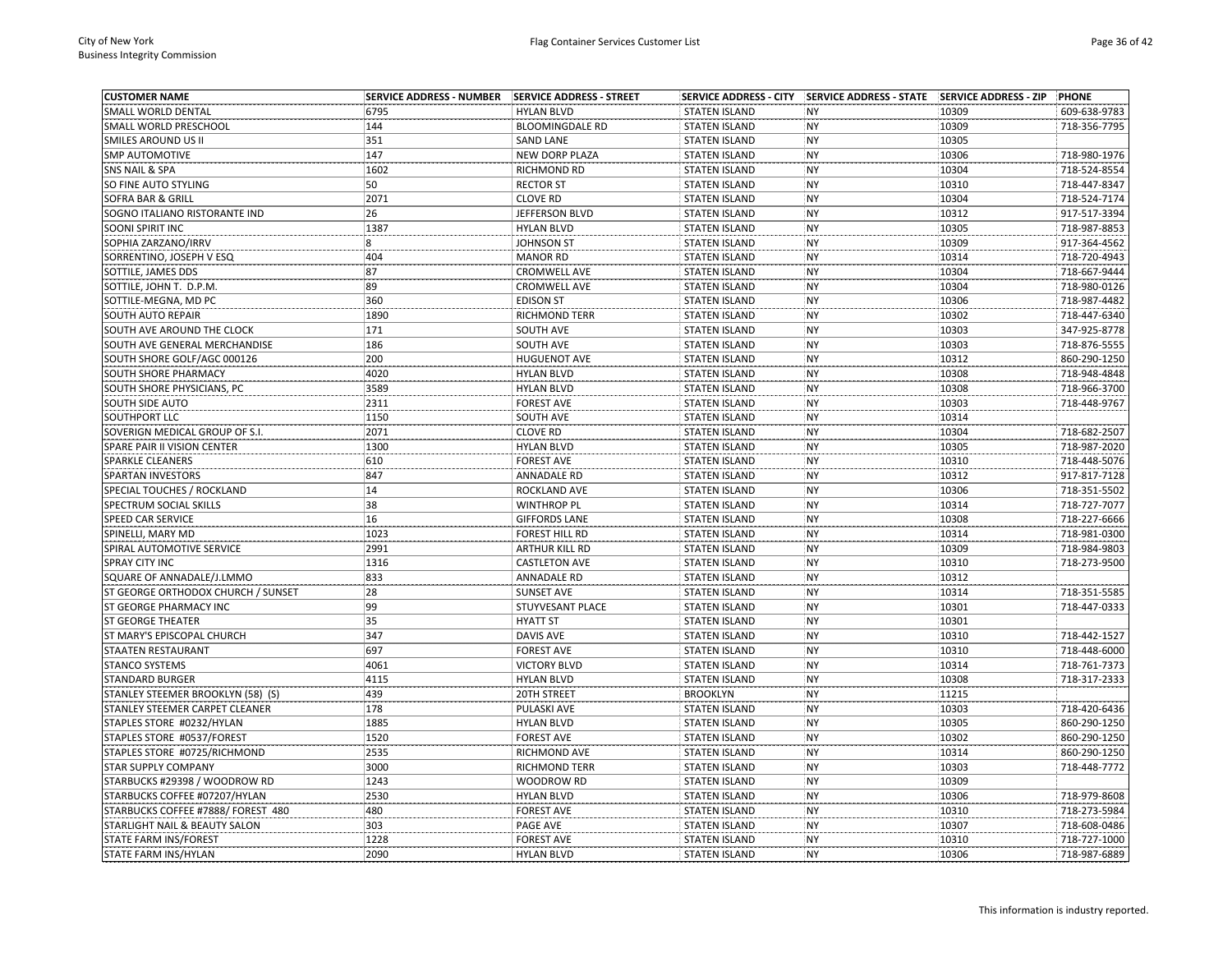| CUSTOMER NAME | SERVICE ADDRESS - NUMBER | SERVICE ADDRESS - STREET | SERVICE ADDRESS - CITY | SERVICE ADDRESS - STATE | SERVICE ADDRESS - ZIP | PHONE |
|---|---|---|---|---|---|---|
| SMALL WORLD DENTAL | 6795 | HYLAN BLVD | STATEN ISLAND | NY | 10309 | 609-638-9783 |
| SMALL WORLD PRESCHOOL | 144 | BLOOMINGDALE RD | STATEN ISLAND | NY | 10309 | 718-356-7795 |
| SMILES AROUND US II | 351 | SAND LANE | STATEN ISLAND | NY | 10305 | |
| SMP AUTOMOTIVE | 147 | NEW DORP PLAZA | STATEN ISLAND | NY | 10306 | 718-980-1976 |
| SNS NAIL & SPA | 1602 | RICHMOND RD | STATEN ISLAND | NY | 10304 | 718-524-8554 |
| SO FINE AUTO STYLING | 50 | RECTOR ST | STATEN ISLAND | NY | 10310 | 718-447-8347 |
| SOFRA BAR & GRILL | 2071 | CLOVE RD | STATEN ISLAND | NY | 10304 | 718-524-7174 |
| SOGNO ITALIANO RISTORANTE IND | 26 | JEFFERSON BLVD | STATEN ISLAND | NY | 10312 | 917-517-3394 |
| SOONI SPIRIT INC | 1387 | HYLAN BLVD | STATEN ISLAND | NY | 10305 | 718-987-8853 |
| SOPHIA ZARZANO/IRRV | 8 | JOHNSON ST | STATEN ISLAND | NY | 10309 | 917-364-4562 |
| SORRENTINO, JOSEPH V ESQ | 404 | MANOR RD | STATEN ISLAND | NY | 10314 | 718-720-4943 |
| SOTTILE, JAMES DDS | 87 | CROMWELL AVE | STATEN ISLAND | NY | 10304 | 718-667-9444 |
| SOTTILE, JOHN T. D.P.M. | 89 | CROMWELL AVE | STATEN ISLAND | NY | 10304 | 718-980-0126 |
| SOTTILE-MEGNA, MD PC | 360 | EDISON ST | STATEN ISLAND | NY | 10306 | 718-987-4482 |
| SOUTH AUTO REPAIR | 1890 | RICHMOND TERR | STATEN ISLAND | NY | 10302 | 718-447-6340 |
| SOUTH AVE AROUND THE CLOCK | 171 | SOUTH AVE | STATEN ISLAND | NY | 10303 | 347-925-8778 |
| SOUTH AVE GENERAL MERCHANDISE | 186 | SOUTH AVE | STATEN ISLAND | NY | 10303 | 718-876-5555 |
| SOUTH SHORE GOLF/AGC 000126 | 200 | HUGUENOT AVE | STATEN ISLAND | NY | 10312 | 860-290-1250 |
| SOUTH SHORE PHARMACY | 4020 | HYLAN BLVD | STATEN ISLAND | NY | 10308 | 718-948-4848 |
| SOUTH SHORE PHYSICIANS, PC | 3589 | HYLAN BLVD | STATEN ISLAND | NY | 10308 | 718-966-3700 |
| SOUTH SIDE AUTO | 2311 | FOREST AVE | STATEN ISLAND | NY | 10303 | 718-448-9767 |
| SOUTHPORT LLC | 1150 | SOUTH AVE | STATEN ISLAND | NY | 10314 | |
| SOVERIGN MEDICAL GROUP OF S.I. | 2071 | CLOVE RD | STATEN ISLAND | NY | 10304 | 718-682-2507 |
| SPARE PAIR II VISION CENTER | 1300 | HYLAN BLVD | STATEN ISLAND | NY | 10305 | 718-987-2020 |
| SPARKLE CLEANERS | 610 | FOREST AVE | STATEN ISLAND | NY | 10310 | 718-448-5076 |
| SPARTAN INVESTORS | 847 | ANNADALE RD | STATEN ISLAND | NY | 10312 | 917-817-7128 |
| SPECIAL TOUCHES / ROCKLAND | 14 | ROCKLAND AVE | STATEN ISLAND | NY | 10306 | 718-351-5502 |
| SPECTRUM SOCIAL SKILLS | 38 | WINTHROP PL | STATEN ISLAND | NY | 10314 | 718-727-7077 |
| SPEED CAR SERVICE | 16 | GIFFORDS LANE | STATEN ISLAND | NY | 10308 | 718-227-6666 |
| SPINELLI, MARY MD | 1023 | FOREST HILL RD | STATEN ISLAND | NY | 10314 | 718-981-0300 |
| SPIRAL AUTOMOTIVE SERVICE | 2991 | ARTHUR KILL RD | STATEN ISLAND | NY | 10309 | 718-984-9803 |
| SPRAY CITY INC | 1316 | CASTLETON AVE | STATEN ISLAND | NY | 10310 | 718-273-9500 |
| SQUARE OF ANNADALE/J.LMMO | 833 | ANNADALE RD | STATEN ISLAND | NY | 10312 | |
| ST GEORGE ORTHODOX CHURCH / SUNSET | 28 | SUNSET AVE | STATEN ISLAND | NY | 10314 | 718-351-5585 |
| ST GEORGE PHARMACY INC | 99 | STUYVESANT PLACE | STATEN ISLAND | NY | 10301 | 718-447-0333 |
| ST GEORGE THEATER | 35 | HYATT ST | STATEN ISLAND | NY | 10301 | |
| ST MARY'S EPISCOPAL CHURCH | 347 | DAVIS AVE | STATEN ISLAND | NY | 10310 | 718-442-1527 |
| STAATEN RESTAURANT | 697 | FOREST AVE | STATEN ISLAND | NY | 10310 | 718-448-6000 |
| STANCO SYSTEMS | 4061 | VICTORY BLVD | STATEN ISLAND | NY | 10314 | 718-761-7373 |
| STANDARD BURGER | 4115 | HYLAN BLVD | STATEN ISLAND | NY | 10308 | 718-317-2333 |
| STANLEY STEEMER BROOKLYN (58) (S) | 439 | 20TH STREET | BROOKLYN | NY | 11215 | |
| STANLEY STEEMER CARPET CLEANER | 178 | PULASKI AVE | STATEN ISLAND | NY | 10303 | 718-420-6436 |
| STAPLES STORE #0232/HYLAN | 1885 | HYLAN BLVD | STATEN ISLAND | NY | 10305 | 860-290-1250 |
| STAPLES STORE #0537/FOREST | 1520 | FOREST AVE | STATEN ISLAND | NY | 10302 | 860-290-1250 |
| STAPLES STORE #0725/RICHMOND | 2535 | RICHMOND AVE | STATEN ISLAND | NY | 10314 | 860-290-1250 |
| STAR SUPPLY COMPANY | 3000 | RICHMOND TERR | STATEN ISLAND | NY | 10303 | 718-448-7772 |
| STARBUCKS #29398 / WOODROW RD | 1243 | WOODROW RD | STATEN ISLAND | NY | 10309 | |
| STARBUCKS COFFEE #07207/HYLAN | 2530 | HYLAN BLVD | STATEN ISLAND | NY | 10306 | 718-979-8608 |
| STARBUCKS COFFEE #7888/ FOREST 480 | 480 | FOREST AVE | STATEN ISLAND | NY | 10310 | 718-273-5984 |
| STARLIGHT NAIL & BEAUTY SALON | 303 | PAGE AVE | STATEN ISLAND | NY | 10307 | 718-608-0486 |
| STATE FARM INS/FOREST | 1228 | FOREST AVE | STATEN ISLAND | NY | 10310 | 718-727-1000 |
| STATE FARM INS/HYLAN | 2090 | HYLAN BLVD | STATEN ISLAND | NY | 10306 | 718-987-6889 |

This information is industry reported.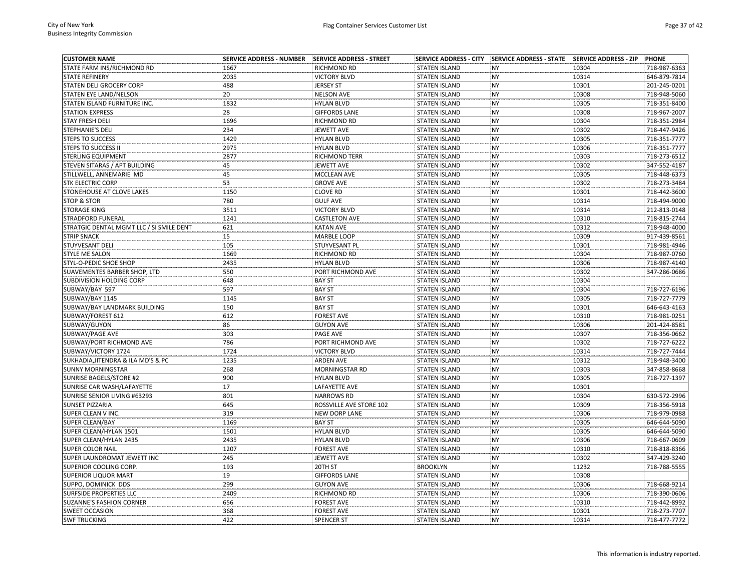| CUSTOMER NAME | SERVICE ADDRESS - NUMBER | SERVICE ADDRESS - STREET | SERVICE ADDRESS - CITY | SERVICE ADDRESS - STATE | SERVICE ADDRESS - ZIP | PHONE |
|---|---|---|---|---|---|---|
| STATE FARM INS/RICHMOND RD | 1667 | RICHMOND RD | STATEN ISLAND | NY | 10304 | 718-987-6363 |
| STATE REFINERY | 2035 | VICTORY BLVD | STATEN ISLAND | NY | 10314 | 646-879-7814 |
| STATEN DELI GROCERY CORP | 488 | JERSEY ST | STATEN ISLAND | NY | 10301 | 201-245-0201 |
| STATEN EYE LAND/NELSON | 20 | NELSON AVE | STATEN ISLAND | NY | 10308 | 718-948-5060 |
| STATEN ISLAND FURNITURE INC. | 1832 | HYLAN BLVD | STATEN ISLAND | NY | 10305 | 718-351-8400 |
| STATION EXPRESS | 28 | GIFFORDS LANE | STATEN ISLAND | NY | 10308 | 718-967-2007 |
| STAY FRESH DELI | 1696 | RICHMOND RD | STATEN ISLAND | NY | 10304 | 718-351-2984 |
| STEPHANIE'S DELI | 234 | JEWETT AVE | STATEN ISLAND | NY | 10302 | 718-447-9426 |
| STEPS TO SUCCESS | 1429 | HYLAN BLVD | STATEN ISLAND | NY | 10305 | 718-351-7777 |
| STEPS TO SUCCESS II | 2975 | HYLAN BLVD | STATEN ISLAND | NY | 10306 | 718-351-7777 |
| STERLING EQUIPMENT | 2877 | RICHMOND TERR | STATEN ISLAND | NY | 10303 | 718-273-6512 |
| STEVEN SITARAS / APT BUILDING | 45 | JEWETT AVE | STATEN ISLAND | NY | 10302 | 347-552-4187 |
| STILLWELL, ANNEMARIE MD | 45 | MCCLEAN AVE | STATEN ISLAND | NY | 10305 | 718-448-6373 |
| STK ELECTRIC CORP | 53 | GROVE AVE | STATEN ISLAND | NY | 10302 | 718-273-3484 |
| STONEHOUSE AT CLOVE LAKES | 1150 | CLOVE RD | STATEN ISLAND | NY | 10301 | 718-442-3600 |
| STOP & STOR | 780 | GULF AVE | STATEN ISLAND | NY | 10314 | 718-494-9000 |
| STORAGE KING | 3511 | VICTORY BLVD | STATEN ISLAND | NY | 10314 | 212-813-0148 |
| STRADFORD FUNERAL | 1241 | CASTLETON AVE | STATEN ISLAND | NY | 10310 | 718-815-2744 |
| STRATGIC DENTAL MGMT LLC / SI SMILE DENT | 621 | KATAN AVE | STATEN ISLAND | NY | 10312 | 718-948-4000 |
| STRIP SNACK | 15 | MARBLE LOOP | STATEN ISLAND | NY | 10309 | 917-439-8561 |
| STUYVESANT DELI | 105 | STUYVESANT PL | STATEN ISLAND | NY | 10301 | 718-981-4946 |
| STYLE ME SALON | 1669 | RICHMOND RD | STATEN ISLAND | NY | 10304 | 718-987-0760 |
| STYL-O-PEDIC SHOE SHOP | 2435 | HYLAN BLVD | STATEN ISLAND | NY | 10306 | 718-987-4140 |
| SUAVEMENTES BARBER SHOP, LTD | 550 | PORT RICHMOND AVE | STATEN ISLAND | NY | 10302 | 347-286-0686 |
| SUBDIVISION HOLDING CORP | 648 | BAY ST | STATEN ISLAND | NY | 10304 | |
| SUBWAY/BAY 597 | 597 | BAY ST | STATEN ISLAND | NY | 10304 | 718-727-6196 |
| SUBWAY/BAY 1145 | 1145 | BAY ST | STATEN ISLAND | NY | 10305 | 718-727-7779 |
| SUBWAY/BAY LANDMARK BUILDING | 150 | BAY ST | STATEN ISLAND | NY | 10301 | 646-643-4163 |
| SUBWAY/FOREST 612 | 612 | FOREST AVE | STATEN ISLAND | NY | 10310 | 718-981-0251 |
| SUBWAY/GUYON | 86 | GUYON AVE | STATEN ISLAND | NY | 10306 | 201-424-8581 |
| SUBWAY/PAGE AVE | 303 | PAGE AVE | STATEN ISLAND | NY | 10307 | 718-356-0662 |
| SUBWAY/PORT RICHMOND AVE | 786 | PORT RICHMOND AVE | STATEN ISLAND | NY | 10302 | 718-727-6222 |
| SUBWAY/VICTORY 1724 | 1724 | VICTORY BLVD | STATEN ISLAND | NY | 10314 | 718-727-7444 |
| SUKHADIA,JITENDRA & ILA MD'S & PC | 1235 | ARDEN AVE | STATEN ISLAND | NY | 10312 | 718-948-3400 |
| SUNNY MORNINGSTAR | 268 | MORNINGSTAR RD | STATEN ISLAND | NY | 10303 | 347-858-8668 |
| SUNRISE BAGELS/STORE #2 | 900 | HYLAN BLVD | STATEN ISLAND | NY | 10305 | 718-727-1397 |
| SUNRISE CAR WASH/LAFAYETTE | 17 | LAFAYETTE AVE | STATEN ISLAND | NY | 10301 | |
| SUNRISE SENIOR LIVING #63293 | 801 | NARROWS RD | STATEN ISLAND | NY | 10304 | 630-572-2996 |
| SUNSET PIZZARIA | 645 | ROSSVILLE AVE STORE 102 | STATEN ISLAND | NY | 10309 | 718-356-5918 |
| SUPER CLEAN V INC. | 319 | NEW DORP LANE | STATEN ISLAND | NY | 10306 | 718-979-0988 |
| SUPER CLEAN/BAY | 1169 | BAY ST | STATEN ISLAND | NY | 10305 | 646-644-5090 |
| SUPER CLEAN/HYLAN 1501 | 1501 | HYLAN BLVD | STATEN ISLAND | NY | 10305 | 646-644-5090 |
| SUPER CLEAN/HYLAN 2435 | 2435 | HYLAN BLVD | STATEN ISLAND | NY | 10306 | 718-667-0609 |
| SUPER COLOR NAIL | 1207 | FOREST AVE | STATEN ISLAND | NY | 10310 | 718-818-8366 |
| SUPER LAUNDROMAT JEWETT INC | 245 | JEWETT AVE | STATEN ISLAND | NY | 10302 | 347-429-3240 |
| SUPERIOR COOLING CORP. | 193 | 20TH ST | BROOKLYN | NY | 11232 | 718-788-5555 |
| SUPERIOR LIQUOR MART | 19 | GIFFORDS LANE | STATEN ISLAND | NY | 10308 | |
| SUPPO, DOMINICK DDS | 299 | GUYON AVE | STATEN ISLAND | NY | 10306 | 718-668-9214 |
| SURFSIDE PROPERTIES LLC | 2409 | RICHMOND RD | STATEN ISLAND | NY | 10306 | 718-390-0606 |
| SUZANNE'S FASHION CORNER | 656 | FOREST AVE | STATEN ISLAND | NY | 10310 | 718-442-8992 |
| SWEET OCCASION | 368 | FOREST AVE | STATEN ISLAND | NY | 10301 | 718-273-7707 |
| SWF TRUCKING | 422 | SPENCER ST | STATEN ISLAND | NY | 10314 | 718-477-7772 |

This information is industry reported.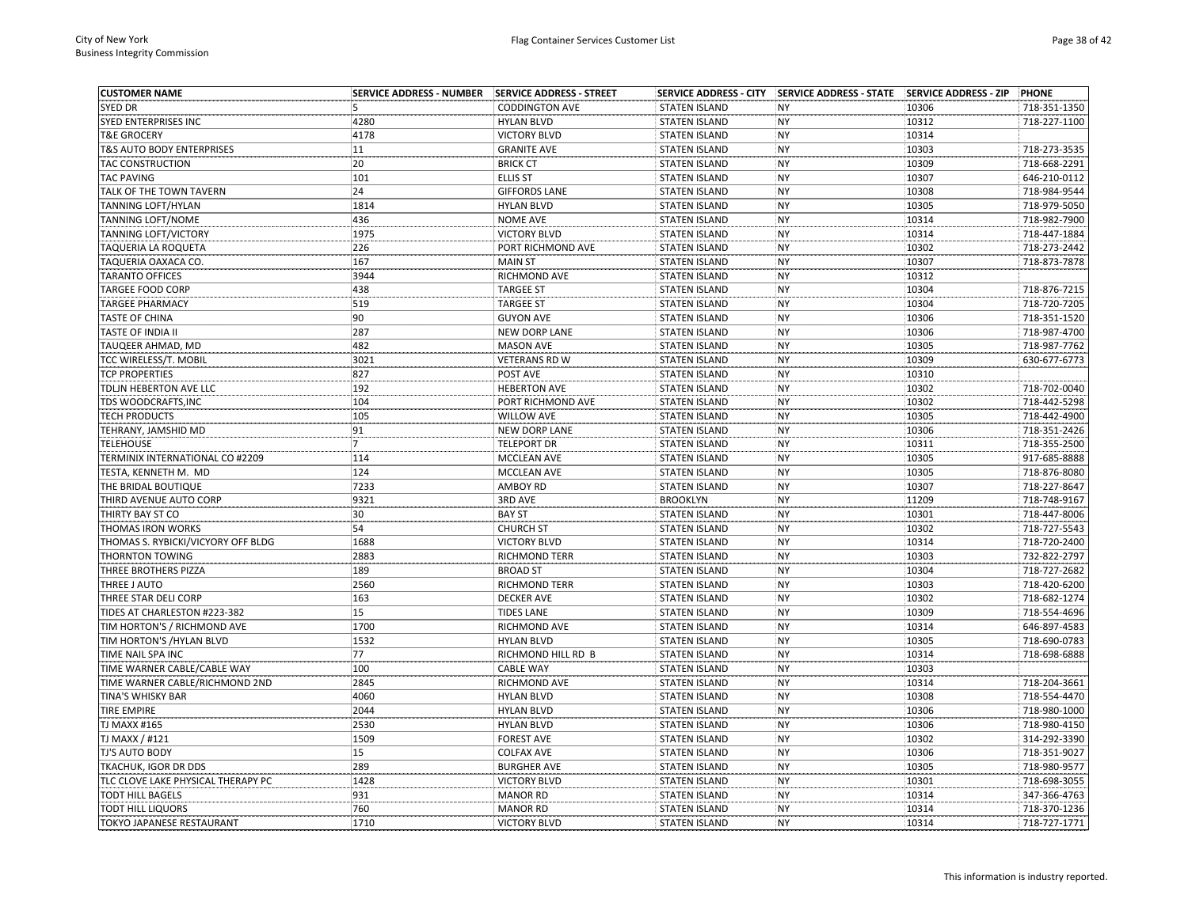| CUSTOMER NAME | SERVICE ADDRESS - NUMBER | SERVICE ADDRESS - STREET | SERVICE ADDRESS - CITY | SERVICE ADDRESS - STATE | SERVICE ADDRESS - ZIP | PHONE |
|---|---|---|---|---|---|---|
| SYED DR | 5 | CODDINGTON AVE | STATEN ISLAND | NY | 10306 | 718-351-1350 |
| SYED ENTERPRISES INC | 4280 | HYLAN BLVD | STATEN ISLAND | NY | 10312 | 718-227-1100 |
| T&E GROCERY | 4178 | VICTORY BLVD | STATEN ISLAND | NY | 10314 | |
| T&S AUTO BODY ENTERPRISES | 11 | GRANITE AVE | STATEN ISLAND | NY | 10303 | 718-273-3535 |
| TAC CONSTRUCTION | 20 | BRICK CT | STATEN ISLAND | NY | 10309 | 718-668-2291 |
| TAC PAVING | 101 | ELLIS ST | STATEN ISLAND | NY | 10307 | 646-210-0112 |
| TALK OF THE TOWN TAVERN | 24 | GIFFORDS LANE | STATEN ISLAND | NY | 10308 | 718-984-9544 |
| TANNING LOFT/HYLAN | 1814 | HYLAN BLVD | STATEN ISLAND | NY | 10305 | 718-979-5050 |
| TANNING LOFT/NOME | 436 | NOME AVE | STATEN ISLAND | NY | 10314 | 718-982-7900 |
| TANNING LOFT/VICTORY | 1975 | VICTORY BLVD | STATEN ISLAND | NY | 10314 | 718-447-1884 |
| TAQUERIA LA ROQUETA | 226 | PORT RICHMOND AVE | STATEN ISLAND | NY | 10302 | 718-273-2442 |
| TAQUERIA OAXACA CO. | 167 | MAIN ST | STATEN ISLAND | NY | 10307 | 718-873-7878 |
| TARANTO OFFICES | 3944 | RICHMOND AVE | STATEN ISLAND | NY | 10312 | |
| TARGEE FOOD CORP | 438 | TARGEE ST | STATEN ISLAND | NY | 10304 | 718-876-7215 |
| TARGEE PHARMACY | 519 | TARGEE ST | STATEN ISLAND | NY | 10304 | 718-720-7205 |
| TASTE OF CHINA | 90 | GUYON AVE | STATEN ISLAND | NY | 10306 | 718-351-1520 |
| TASTE OF INDIA II | 287 | NEW DORP LANE | STATEN ISLAND | NY | 10306 | 718-987-4700 |
| TAUQEER AHMAD, MD | 482 | MASON AVE | STATEN ISLAND | NY | 10305 | 718-987-7762 |
| TCC WIRELESS/T. MOBIL | 3021 | VETERANS RD W | STATEN ISLAND | NY | 10309 | 630-677-6773 |
| TCP PROPERTIES | 827 | POST AVE | STATEN ISLAND | NY | 10310 | |
| TDLJN HEBERTON AVE LLC | 192 | HEBERTON AVE | STATEN ISLAND | NY | 10302 | 718-702-0040 |
| TDS WOODCRAFTS,INC | 104 | PORT RICHMOND AVE | STATEN ISLAND | NY | 10302 | 718-442-5298 |
| TECH PRODUCTS | 105 | WILLOW AVE | STATEN ISLAND | NY | 10305 | 718-442-4900 |
| TEHRANY, JAMSHID MD | 91 | NEW DORP LANE | STATEN ISLAND | NY | 10306 | 718-351-2426 |
| TELEHOUSE | 7 | TELEPORT DR | STATEN ISLAND | NY | 10311 | 718-355-2500 |
| TERMINIX INTERNATIONAL CO #2209 | 114 | MCCLEAN AVE | STATEN ISLAND | NY | 10305 | 917-685-8888 |
| TESTA, KENNETH M. MD | 124 | MCCLEAN AVE | STATEN ISLAND | NY | 10305 | 718-876-8080 |
| THE BRIDAL BOUTIQUE | 7233 | AMBOY RD | STATEN ISLAND | NY | 10307 | 718-227-8647 |
| THIRD AVENUE AUTO CORP | 9321 | 3RD AVE | BROOKLYN | NY | 11209 | 718-748-9167 |
| THIRTY BAY ST CO | 30 | BAY ST | STATEN ISLAND | NY | 10301 | 718-447-8006 |
| THOMAS IRON WORKS | 54 | CHURCH ST | STATEN ISLAND | NY | 10302 | 718-727-5543 |
| THOMAS S. RYBICKI/VICYORY OFF BLDG | 1688 | VICTORY BLVD | STATEN ISLAND | NY | 10314 | 718-720-2400 |
| THORNTON TOWING | 2883 | RICHMOND TERR | STATEN ISLAND | NY | 10303 | 732-822-2797 |
| THREE BROTHERS PIZZA | 189 | BROAD ST | STATEN ISLAND | NY | 10304 | 718-727-2682 |
| THREE J AUTO | 2560 | RICHMOND TERR | STATEN ISLAND | NY | 10303 | 718-420-6200 |
| THREE STAR DELI CORP | 163 | DECKER AVE | STATEN ISLAND | NY | 10302 | 718-682-1274 |
| TIDES AT CHARLESTON #223-382 | 15 | TIDES LANE | STATEN ISLAND | NY | 10309 | 718-554-4696 |
| TIM HORTON'S / RICHMOND AVE | 1700 | RICHMOND AVE | STATEN ISLAND | NY | 10314 | 646-897-4583 |
| TIM HORTON'S /HYLAN BLVD | 1532 | HYLAN BLVD | STATEN ISLAND | NY | 10305 | 718-690-0783 |
| TIME NAIL SPA INC | 77 | RICHMOND HILL RD B | STATEN ISLAND | NY | 10314 | 718-698-6888 |
| TIME WARNER CABLE/CABLE WAY | 100 | CABLE WAY | STATEN ISLAND | NY | 10303 | |
| TIME WARNER CABLE/RICHMOND 2ND | 2845 | RICHMOND AVE | STATEN ISLAND | NY | 10314 | 718-204-3661 |
| TINA'S WHISKY BAR | 4060 | HYLAN BLVD | STATEN ISLAND | NY | 10308 | 718-554-4470 |
| TIRE EMPIRE | 2044 | HYLAN BLVD | STATEN ISLAND | NY | 10306 | 718-980-1000 |
| TJ MAXX #165 | 2530 | HYLAN BLVD | STATEN ISLAND | NY | 10306 | 718-980-4150 |
| TJ MAXX / #121 | 1509 | FOREST AVE | STATEN ISLAND | NY | 10302 | 314-292-3390 |
| TJ'S AUTO BODY | 15 | COLFAX AVE | STATEN ISLAND | NY | 10306 | 718-351-9027 |
| TKACHUK, IGOR DR DDS | 289 | BURGHER AVE | STATEN ISLAND | NY | 10305 | 718-980-9577 |
| TLC CLOVE LAKE PHYSICAL THERAPY PC | 1428 | VICTORY BLVD | STATEN ISLAND | NY | 10301 | 718-698-3055 |
| TODT HILL BAGELS | 931 | MANOR RD | STATEN ISLAND | NY | 10314 | 347-366-4763 |
| TODT HILL LIQUORS | 760 | MANOR RD | STATEN ISLAND | NY | 10314 | 718-370-1236 |
| TOKYO JAPANESE RESTAURANT | 1710 | VICTORY BLVD | STATEN ISLAND | NY | 10314 | 718-727-1771 |

This information is industry reported.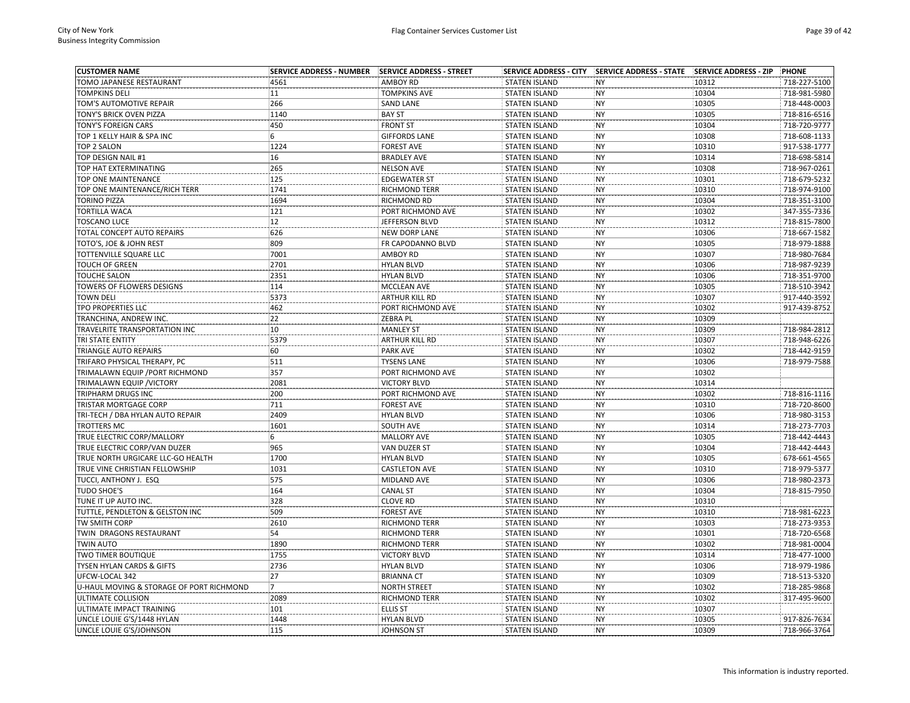| CUSTOMER NAME | SERVICE ADDRESS - NUMBER | SERVICE ADDRESS - STREET | SERVICE ADDRESS - CITY | SERVICE ADDRESS - STATE | SERVICE ADDRESS - ZIP | PHONE |
|---|---|---|---|---|---|---|
| TOMO JAPANESE RESTAURANT | 4561 | AMBOY RD | STATEN ISLAND | NY | 10312 | 718-227-5100 |
| TOMPKINS DELI | 11 | TOMPKINS AVE | STATEN ISLAND | NY | 10304 | 718-981-5980 |
| TOM'S AUTOMOTIVE REPAIR | 266 | SAND LANE | STATEN ISLAND | NY | 10305 | 718-448-0003 |
| TONY'S BRICK OVEN PIZZA | 1140 | BAY ST | STATEN ISLAND | NY | 10305 | 718-816-6516 |
| TONY'S FOREIGN CARS | 450 | FRONT ST | STATEN ISLAND | NY | 10304 | 718-720-9777 |
| TOP 1 KELLY HAIR & SPA INC | 6 | GIFFORDS LANE | STATEN ISLAND | NY | 10308 | 718-608-1133 |
| TOP 2 SALON | 1224 | FOREST AVE | STATEN ISLAND | NY | 10310 | 917-538-1777 |
| TOP DESIGN NAIL #1 | 16 | BRADLEY AVE | STATEN ISLAND | NY | 10314 | 718-698-5814 |
| TOP HAT EXTERMINATING | 265 | NELSON AVE | STATEN ISLAND | NY | 10308 | 718-967-0261 |
| TOP ONE MAINTENANCE | 125 | EDGEWATER ST | STATEN ISLAND | NY | 10301 | 718-679-5232 |
| TOP ONE MAINTENANCE/RICH TERR | 1741 | RICHMOND TERR | STATEN ISLAND | NY | 10310 | 718-974-9100 |
| TORINO PIZZA | 1694 | RICHMOND RD | STATEN ISLAND | NY | 10304 | 718-351-3100 |
| TORTILLA WACA | 121 | PORT RICHMOND AVE | STATEN ISLAND | NY | 10302 | 347-355-7336 |
| TOSCANO LUCE | 12 | JEFFERSON BLVD | STATEN ISLAND | NY | 10312 | 718-815-7800 |
| TOTAL CONCEPT AUTO REPAIRS | 626 | NEW DORP LANE | STATEN ISLAND | NY | 10306 | 718-667-1582 |
| TOTO'S, JOE & JOHN REST | 809 | FR CAPODANNO BLVD | STATEN ISLAND | NY | 10305 | 718-979-1888 |
| TOTTENVILLE SQUARE LLC | 7001 | AMBOY RD | STATEN ISLAND | NY | 10307 | 718-980-7684 |
| TOUCH OF GREEN | 2701 | HYLAN BLVD | STATEN ISLAND | NY | 10306 | 718-987-9239 |
| TOUCHE SALON | 2351 | HYLAN BLVD | STATEN ISLAND | NY | 10306 | 718-351-9700 |
| TOWERS OF FLOWERS DESIGNS | 114 | MCCLEAN AVE | STATEN ISLAND | NY | 10305 | 718-510-3942 |
| TOWN DELI | 5373 | ARTHUR KILL RD | STATEN ISLAND | NY | 10307 | 917-440-3592 |
| TPO PROPERTIES LLC | 462 | PORT RICHMOND AVE | STATEN ISLAND | NY | 10302 | 917-439-8752 |
| TRANCHINA, ANDREW INC. | 22 | ZEBRA PL | STATEN ISLAND | NY | 10309 | |
| TRAVELRITE TRANSPORTATION INC | 10 | MANLEY ST | STATEN ISLAND | NY | 10309 | 718-984-2812 |
| TRI STATE ENTITY | 5379 | ARTHUR KILL RD | STATEN ISLAND | NY | 10307 | 718-948-6226 |
| TRIANGLE AUTO REPAIRS | 60 | PARK AVE | STATEN ISLAND | NY | 10302 | 718-442-9159 |
| TRIFARO PHYSICAL THERAPY, PC | 511 | TYSENS LANE | STATEN ISLAND | NY | 10306 | 718-979-7588 |
| TRIMALAWN EQUIP /PORT RICHMOND | 357 | PORT RICHMOND AVE | STATEN ISLAND | NY | 10302 | |
| TRIMALAWN EQUIP /VICTORY | 2081 | VICTORY BLVD | STATEN ISLAND | NY | 10314 | |
| TRIPHARM DRUGS INC | 200 | PORT RICHMOND AVE | STATEN ISLAND | NY | 10302 | 718-816-1116 |
| TRISTAR MORTGAGE CORP | 711 | FOREST AVE | STATEN ISLAND | NY | 10310 | 718-720-8600 |
| TRI-TECH / DBA HYLAN AUTO REPAIR | 2409 | HYLAN BLVD | STATEN ISLAND | NY | 10306 | 718-980-3153 |
| TROTTERS MC | 1601 | SOUTH AVE | STATEN ISLAND | NY | 10314 | 718-273-7703 |
| TRUE ELECTRIC CORP/MALLORY | 6 | MALLORY AVE | STATEN ISLAND | NY | 10305 | 718-442-4443 |
| TRUE ELECTRIC CORP/VAN DUZER | 965 | VAN DUZER ST | STATEN ISLAND | NY | 10304 | 718-442-4443 |
| TRUE NORTH URGICARE LLC-GO HEALTH | 1700 | HYLAN BLVD | STATEN ISLAND | NY | 10305 | 678-661-4565 |
| TRUE VINE CHRISTIAN FELLOWSHIP | 1031 | CASTLETON AVE | STATEN ISLAND | NY | 10310 | 718-979-5377 |
| TUCCI, ANTHONY J. ESQ | 575 | MIDLAND AVE | STATEN ISLAND | NY | 10306 | 718-980-2373 |
| TUDO SHOE'S | 164 | CANAL ST | STATEN ISLAND | NY | 10304 | 718-815-7950 |
| TUNE IT UP AUTO INC. | 328 | CLOVE RD | STATEN ISLAND | NY | 10310 | |
| TUTTLE, PENDLETON & GELSTON INC | 509 | FOREST AVE | STATEN ISLAND | NY | 10310 | 718-981-6223 |
| TW SMITH CORP | 2610 | RICHMOND TERR | STATEN ISLAND | NY | 10303 | 718-273-9353 |
| TWIN DRAGONS RESTAURANT | 54 | RICHMOND TERR | STATEN ISLAND | NY | 10301 | 718-720-6568 |
| TWIN AUTO | 1890 | RICHMOND TERR | STATEN ISLAND | NY | 10302 | 718-981-0004 |
| TWO TIMER BOUTIQUE | 1755 | VICTORY BLVD | STATEN ISLAND | NY | 10314 | 718-477-1000 |
| TYSEN HYLAN CARDS & GIFTS | 2736 | HYLAN BLVD | STATEN ISLAND | NY | 10306 | 718-979-1986 |
| UFCW-LOCAL 342 | 27 | BRIANNA CT | STATEN ISLAND | NY | 10309 | 718-513-5320 |
| U-HAUL MOVING & STORAGE OF PORT RICHMOND | 7 | NORTH STREET | STATEN ISLAND | NY | 10302 | 718-285-9868 |
| ULTIMATE COLLISION | 2089 | RICHMOND TERR | STATEN ISLAND | NY | 10302 | 317-495-9600 |
| ULTIMATE IMPACT TRAINING | 101 | ELLIS ST | STATEN ISLAND | NY | 10307 | |
| UNCLE LOUIE G'S/1448 HYLAN | 1448 | HYLAN BLVD | STATEN ISLAND | NY | 10305 | 917-826-7634 |
| UNCLE LOUIE G'S/JOHNSON | 115 | JOHNSON ST | STATEN ISLAND | NY | 10309 | 718-966-3764 |

This information is industry reported.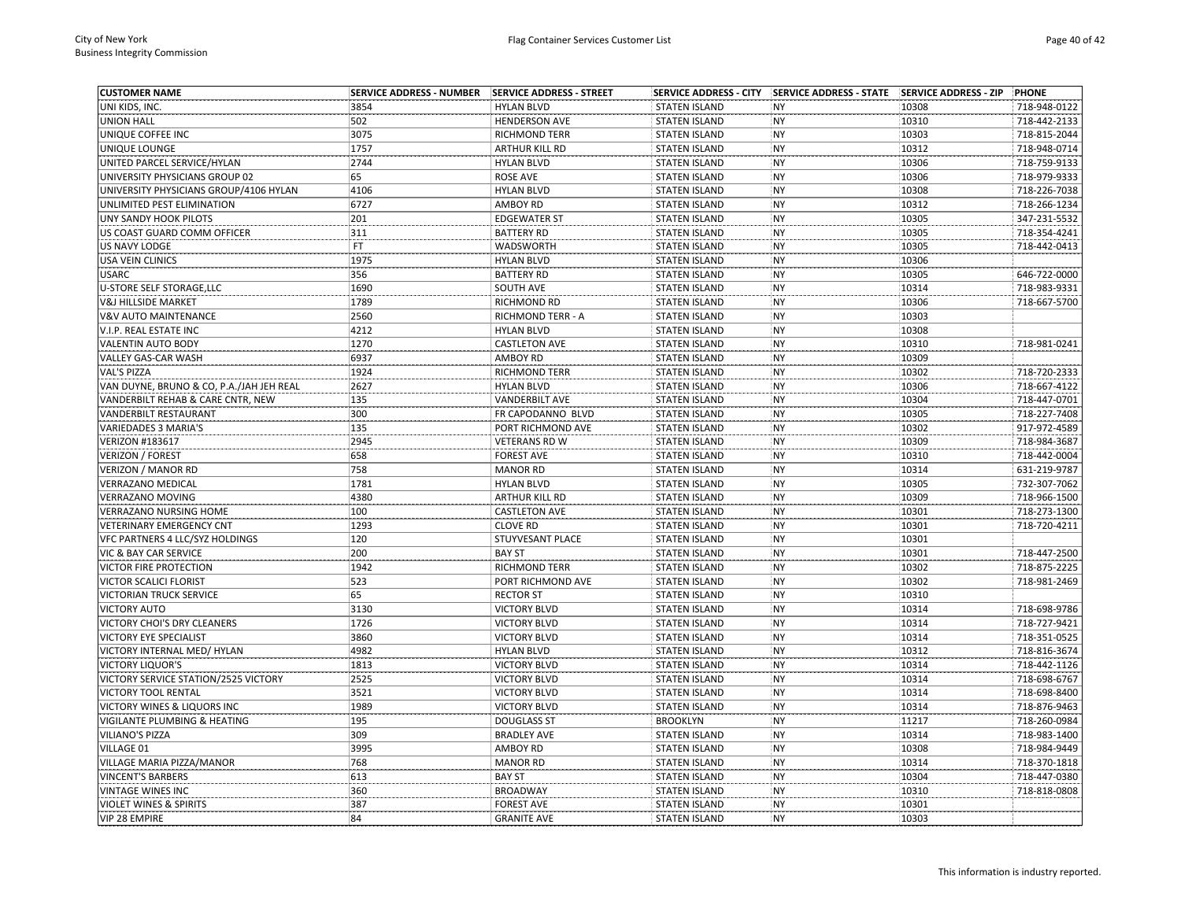| CUSTOMER NAME | SERVICE ADDRESS - NUMBER | SERVICE ADDRESS - STREET | SERVICE ADDRESS - CITY | SERVICE ADDRESS - STATE | SERVICE ADDRESS - ZIP | PHONE |
|---|---|---|---|---|---|---|
| UNI KIDS, INC. | 3854 | HYLAN BLVD | STATEN ISLAND | NY | 10308 | 718-948-0122 |
| UNION HALL | 502 | HENDERSON AVE | STATEN ISLAND | NY | 10310 | 718-442-2133 |
| UNIQUE COFFEE INC | 3075 | RICHMOND TERR | STATEN ISLAND | NY | 10303 | 718-815-2044 |
| UNIQUE LOUNGE | 1757 | ARTHUR KILL RD | STATEN ISLAND | NY | 10312 | 718-948-0714 |
| UNITED PARCEL SERVICE/HYLAN | 2744 | HYLAN BLVD | STATEN ISLAND | NY | 10306 | 718-759-9133 |
| UNIVERSITY PHYSICIANS GROUP 02 | 65 | ROSE AVE | STATEN ISLAND | NY | 10306 | 718-979-9333 |
| UNIVERSITY PHYSICIANS GROUP/4106 HYLAN | 4106 | HYLAN BLVD | STATEN ISLAND | NY | 10308 | 718-226-7038 |
| UNLIMITED PEST ELIMINATION | 6727 | AMBOY RD | STATEN ISLAND | NY | 10312 | 718-266-1234 |
| UNY SANDY HOOK PILOTS | 201 | EDGEWATER ST | STATEN ISLAND | NY | 10305 | 347-231-5532 |
| US COAST GUARD COMM OFFICER | 311 | BATTERY RD | STATEN ISLAND | NY | 10305 | 718-354-4241 |
| US NAVY LODGE | FT | WADSWORTH | STATEN ISLAND | NY | 10305 | 718-442-0413 |
| USA VEIN CLINICS | 1975 | HYLAN BLVD | STATEN ISLAND | NY | 10306 | |
| USARC | 356 | BATTERY RD | STATEN ISLAND | NY | 10305 | 646-722-0000 |
| U-STORE SELF STORAGE,LLC | 1690 | SOUTH AVE | STATEN ISLAND | NY | 10314 | 718-983-9331 |
| V&J HILLSIDE MARKET | 1789 | RICHMOND RD | STATEN ISLAND | NY | 10306 | 718-667-5700 |
| V&V AUTO MAINTENANCE | 2560 | RICHMOND TERR - A | STATEN ISLAND | NY | 10303 | |
| V.I.P. REAL ESTATE INC | 4212 | HYLAN BLVD | STATEN ISLAND | NY | 10308 | |
| VALENTIN AUTO BODY | 1270 | CASTLETON AVE | STATEN ISLAND | NY | 10310 | 718-981-0241 |
| VALLEY GAS-CAR WASH | 6937 | AMBOY RD | STATEN ISLAND | NY | 10309 | |
| VAL'S PIZZA | 1924 | RICHMOND TERR | STATEN ISLAND | NY | 10302 | 718-720-2333 |
| VAN DUYNE, BRUNO & CO, P.A./JAH JEH REAL | 2627 | HYLAN BLVD | STATEN ISLAND | NY | 10306 | 718-667-4122 |
| VANDERBILT REHAB & CARE CNTR, NEW | 135 | VANDERBILT AVE | STATEN ISLAND | NY | 10304 | 718-447-0701 |
| VANDERBILT RESTAURANT | 300 | FR CAPODANNO BLVD | STATEN ISLAND | NY | 10305 | 718-227-7408 |
| VARIEDADES 3 MARIA'S | 135 | PORT RICHMOND AVE | STATEN ISLAND | NY | 10302 | 917-972-4589 |
| VERIZON #183617 | 2945 | VETERANS RD W | STATEN ISLAND | NY | 10309 | 718-984-3687 |
| VERIZON / FOREST | 658 | FOREST AVE | STATEN ISLAND | NY | 10310 | 718-442-0004 |
| VERIZON / MANOR RD | 758 | MANOR RD | STATEN ISLAND | NY | 10314 | 631-219-9787 |
| VERRAZANO MEDICAL | 1781 | HYLAN BLVD | STATEN ISLAND | NY | 10305 | 732-307-7062 |
| VERRAZANO MOVING | 4380 | ARTHUR KILL RD | STATEN ISLAND | NY | 10309 | 718-966-1500 |
| VERRAZANO NURSING HOME | 100 | CASTLETON AVE | STATEN ISLAND | NY | 10301 | 718-273-1300 |
| VETERINARY EMERGENCY CNT | 1293 | CLOVE RD | STATEN ISLAND | NY | 10301 | 718-720-4211 |
| VFC PARTNERS 4 LLC/SYZ HOLDINGS | 120 | STUYVESANT PLACE | STATEN ISLAND | NY | 10301 | |
| VIC & BAY CAR SERVICE | 200 | BAY ST | STATEN ISLAND | NY | 10301 | 718-447-2500 |
| VICTOR FIRE PROTECTION | 1942 | RICHMOND TERR | STATEN ISLAND | NY | 10302 | 718-875-2225 |
| VICTOR SCALICI FLORIST | 523 | PORT RICHMOND AVE | STATEN ISLAND | NY | 10302 | 718-981-2469 |
| VICTORIAN TRUCK SERVICE | 65 | RECTOR ST | STATEN ISLAND | NY | 10310 | |
| VICTORY AUTO | 3130 | VICTORY BLVD | STATEN ISLAND | NY | 10314 | 718-698-9786 |
| VICTORY CHOI'S DRY CLEANERS | 1726 | VICTORY BLVD | STATEN ISLAND | NY | 10314 | 718-727-9421 |
| VICTORY EYE SPECIALIST | 3860 | VICTORY BLVD | STATEN ISLAND | NY | 10314 | 718-351-0525 |
| VICTORY INTERNAL MED/ HYLAN | 4982 | HYLAN BLVD | STATEN ISLAND | NY | 10312 | 718-816-3674 |
| VICTORY LIQUOR'S | 1813 | VICTORY BLVD | STATEN ISLAND | NY | 10314 | 718-442-1126 |
| VICTORY SERVICE STATION/2525 VICTORY | 2525 | VICTORY BLVD | STATEN ISLAND | NY | 10314 | 718-698-6767 |
| VICTORY TOOL RENTAL | 3521 | VICTORY BLVD | STATEN ISLAND | NY | 10314 | 718-698-8400 |
| VICTORY WINES & LIQUORS INC | 1989 | VICTORY BLVD | STATEN ISLAND | NY | 10314 | 718-876-9463 |
| VIGILANTE PLUMBING & HEATING | 195 | DOUGLASS ST | BROOKLYN | NY | 11217 | 718-260-0984 |
| VILIANO'S PIZZA | 309 | BRADLEY AVE | STATEN ISLAND | NY | 10314 | 718-983-1400 |
| VILLAGE 01 | 3995 | AMBOY RD | STATEN ISLAND | NY | 10308 | 718-984-9449 |
| VILLAGE MARIA PIZZA/MANOR | 768 | MANOR RD | STATEN ISLAND | NY | 10314 | 718-370-1818 |
| VINCENT'S BARBERS | 613 | BAY ST | STATEN ISLAND | NY | 10304 | 718-447-0380 |
| VINTAGE WINES INC | 360 | BROADWAY | STATEN ISLAND | NY | 10310 | 718-818-0808 |
| VIOLET WINES & SPIRITS | 387 | FOREST AVE | STATEN ISLAND | NY | 10301 | |
| VIP 28 EMPIRE | 84 | GRANITE AVE | STATEN ISLAND | NY | 10303 | |

This information is industry reported.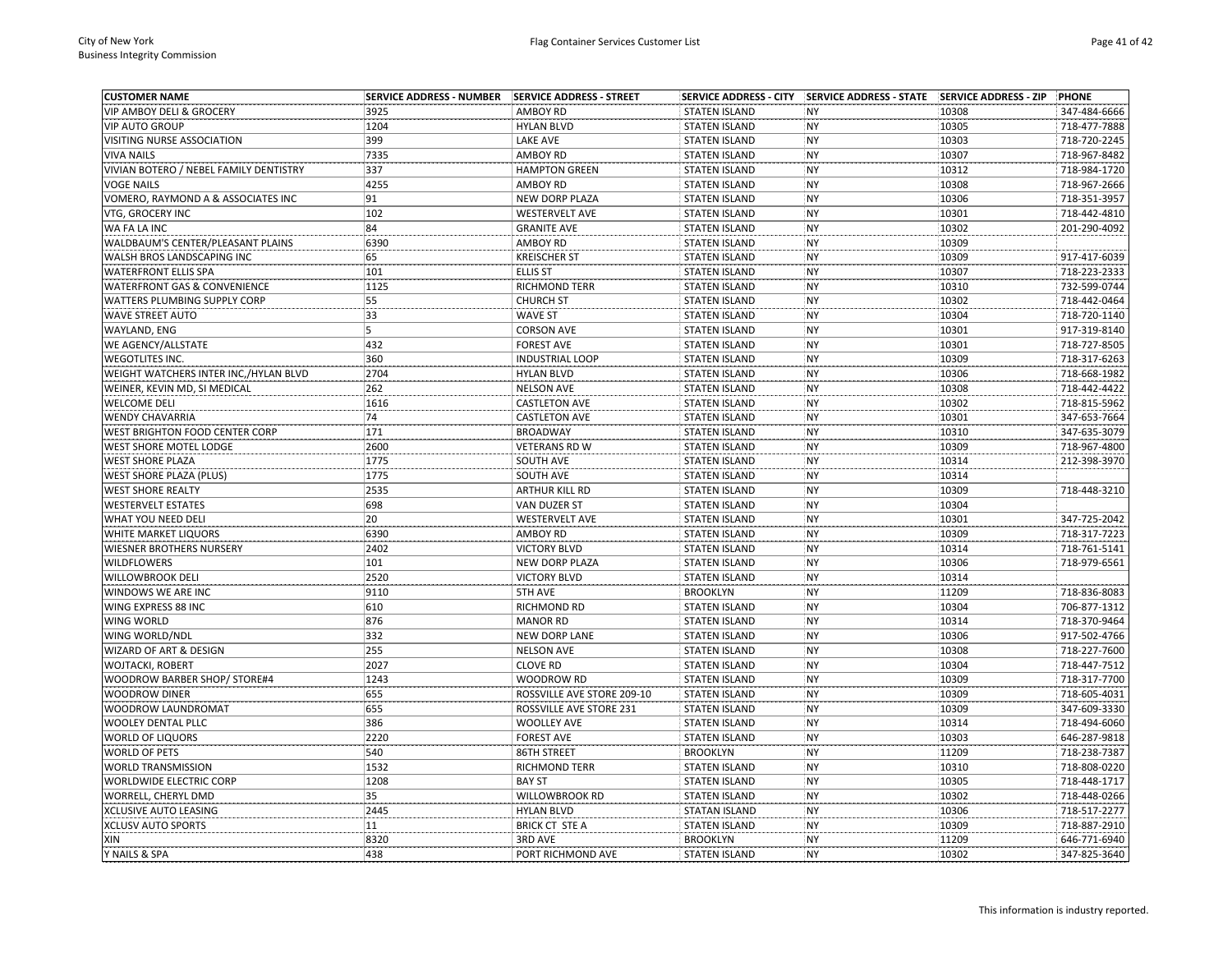| CUSTOMER NAME | SERVICE ADDRESS - NUMBER | SERVICE ADDRESS - STREET | SERVICE ADDRESS - CITY | SERVICE ADDRESS - STATE | SERVICE ADDRESS - ZIP | PHONE |
|---|---|---|---|---|---|---|
| VIP AMBOY DELI & GROCERY | 3925 | AMBOY RD | STATEN ISLAND | NY | 10308 | 347-484-6666 |
| VIP AUTO GROUP | 1204 | HYLAN BLVD | STATEN ISLAND | NY | 10305 | 718-477-7888 |
| VISITING NURSE ASSOCIATION | 399 | LAKE AVE | STATEN ISLAND | NY | 10303 | 718-720-2245 |
| VIVA NAILS | 7335 | AMBOY RD | STATEN ISLAND | NY | 10307 | 718-967-8482 |
| VIVIAN BOTERO / NEBEL FAMILY DENTISTRY | 337 | HAMPTON GREEN | STATEN ISLAND | NY | 10312 | 718-984-1720 |
| VOGE NAILS | 4255 | AMBOY RD | STATEN ISLAND | NY | 10308 | 718-967-2666 |
| VOMERO, RAYMOND A & ASSOCIATES INC | 91 | NEW DORP PLAZA | STATEN ISLAND | NY | 10306 | 718-351-3957 |
| VTG, GROCERY INC | 102 | WESTERVELT AVE | STATEN ISLAND | NY | 10301 | 718-442-4810 |
| WA FA LA INC | 84 | GRANITE AVE | STATEN ISLAND | NY | 10302 | 201-290-4092 |
| WALDBAUM'S CENTER/PLEASANT PLAINS | 6390 | AMBOY RD | STATEN ISLAND | NY | 10309 | |
| WALSH BROS LANDSCAPING INC | 65 | KREISCHER ST | STATEN ISLAND | NY | 10309 | 917-417-6039 |
| WATERFRONT ELLIS SPA | 101 | ELLIS ST | STATEN ISLAND | NY | 10307 | 718-223-2333 |
| WATERFRONT GAS & CONVENIENCE | 1125 | RICHMOND TERR | STATEN ISLAND | NY | 10310 | 732-599-0744 |
| WATTERS PLUMBING SUPPLY CORP | 55 | CHURCH ST | STATEN ISLAND | NY | 10302 | 718-442-0464 |
| WAVE STREET AUTO | 33 | WAVE ST | STATEN ISLAND | NY | 10304 | 718-720-1140 |
| WAYLAND, ENG | 5 | CORSON AVE | STATEN ISLAND | NY | 10301 | 917-319-8140 |
| WE AGENCY/ALLSTATE | 432 | FOREST AVE | STATEN ISLAND | NY | 10301 | 718-727-8505 |
| WEGOTLITES INC. | 360 | INDUSTRIAL LOOP | STATEN ISLAND | NY | 10309 | 718-317-6263 |
| WEIGHT WATCHERS INTER INC,/HYLAN BLVD | 2704 | HYLAN BLVD | STATEN ISLAND | NY | 10306 | 718-668-1982 |
| WEINER, KEVIN MD, SI MEDICAL | 262 | NELSON AVE | STATEN ISLAND | NY | 10308 | 718-442-4422 |
| WELCOME DELI | 1616 | CASTLETON AVE | STATEN ISLAND | NY | 10302 | 718-815-5962 |
| WENDY CHAVARRIA | 74 | CASTLETON AVE | STATEN ISLAND | NY | 10301 | 347-653-7664 |
| WEST BRIGHTON FOOD CENTER CORP | 171 | BROADWAY | STATEN ISLAND | NY | 10310 | 347-635-3079 |
| WEST SHORE MOTEL LODGE | 2600 | VETERANS RD W | STATEN ISLAND | NY | 10309 | 718-967-4800 |
| WEST SHORE PLAZA | 1775 | SOUTH AVE | STATEN ISLAND | NY | 10314 | 212-398-3970 |
| WEST SHORE PLAZA (PLUS) | 1775 | SOUTH AVE | STATEN ISLAND | NY | 10314 | |
| WEST SHORE REALTY | 2535 | ARTHUR KILL RD | STATEN ISLAND | NY | 10309 | 718-448-3210 |
| WESTERVELT ESTATES | 698 | VAN DUZER ST | STATEN ISLAND | NY | 10304 | |
| WHAT YOU NEED DELI | 20 | WESTERVELT AVE | STATEN ISLAND | NY | 10301 | 347-725-2042 |
| WHITE MARKET LIQUORS | 6390 | AMBOY RD | STATEN ISLAND | NY | 10309 | 718-317-7223 |
| WIESNER BROTHERS NURSERY | 2402 | VICTORY BLVD | STATEN ISLAND | NY | 10314 | 718-761-5141 |
| WILDFLOWERS | 101 | NEW DORP PLAZA | STATEN ISLAND | NY | 10306 | 718-979-6561 |
| WILLOWBROOK DELI | 2520 | VICTORY BLVD | STATEN ISLAND | NY | 10314 | |
| WINDOWS WE ARE INC | 9110 | 5TH AVE | BROOKLYN | NY | 11209 | 718-836-8083 |
| WING EXPRESS 88 INC | 610 | RICHMOND RD | STATEN ISLAND | NY | 10304 | 706-877-1312 |
| WING WORLD | 876 | MANOR RD | STATEN ISLAND | NY | 10314 | 718-370-9464 |
| WING WORLD/NDL | 332 | NEW DORP LANE | STATEN ISLAND | NY | 10306 | 917-502-4766 |
| WIZARD OF ART & DESIGN | 255 | NELSON AVE | STATEN ISLAND | NY | 10308 | 718-227-7600 |
| WOJTACKI, ROBERT | 2027 | CLOVE RD | STATEN ISLAND | NY | 10304 | 718-447-7512 |
| WOODROW BARBER SHOP/ STORE#4 | 1243 | WOODROW RD | STATEN ISLAND | NY | 10309 | 718-317-7700 |
| WOODROW DINER | 655 | ROSSVILLE AVE STORE 209-10 | STATEN ISLAND | NY | 10309 | 718-605-4031 |
| WOODROW LAUNDROMAT | 655 | ROSSVILLE AVE STORE 231 | STATEN ISLAND | NY | 10309 | 347-609-3330 |
| WOOLEY DENTAL PLLC | 386 | WOOLLEY AVE | STATEN ISLAND | NY | 10314 | 718-494-6060 |
| WORLD OF LIQUORS | 2220 | FOREST AVE | STATEN ISLAND | NY | 10303 | 646-287-9818 |
| WORLD OF PETS | 540 | 86TH STREET | BROOKLYN | NY | 11209 | 718-238-7387 |
| WORLD TRANSMISSION | 1532 | RICHMOND TERR | STATEN ISLAND | NY | 10310 | 718-808-0220 |
| WORLDWIDE ELECTRIC CORP | 1208 | BAY ST | STATEN ISLAND | NY | 10305 | 718-448-1717 |
| WORRELL, CHERYL DMD | 35 | WILLOWBROOK RD | STATEN ISLAND | NY | 10302 | 718-448-0266 |
| XCLUSIVE AUTO LEASING | 2445 | HYLAN BLVD | STATAN ISLAND | NY | 10306 | 718-517-2277 |
| XCLUSV AUTO SPORTS | 11 | BRICK CT STE A | STATEN ISLAND | NY | 10309 | 718-887-2910 |
| XIN | 8320 | 3RD AVE | BROOKLYN | NY | 11209 | 646-771-6940 |
| Y NAILS & SPA | 438 | PORT RICHMOND AVE | STATEN ISLAND | NY | 10302 | 347-825-3640 |

This information is industry reported.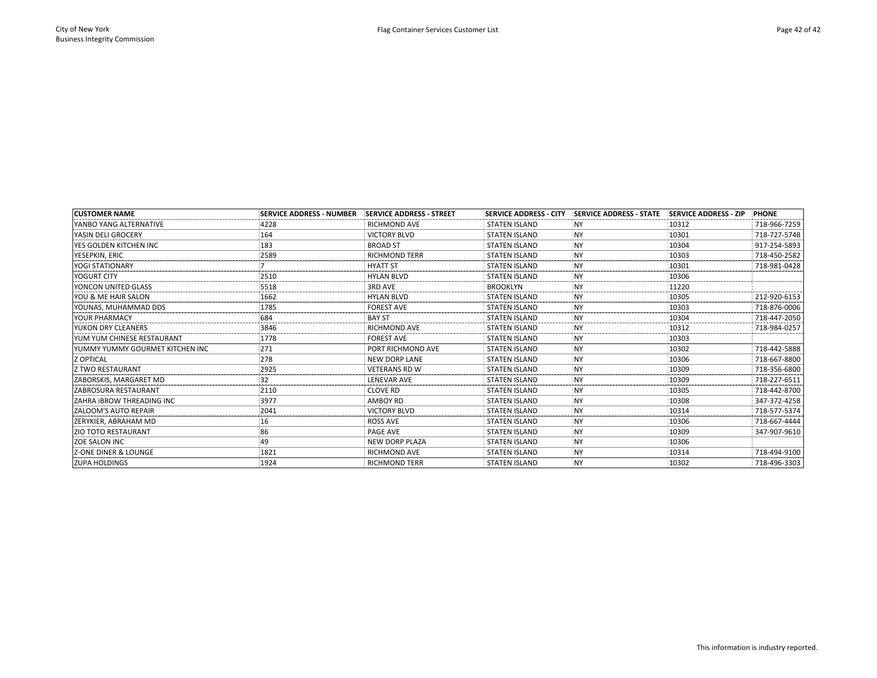| CUSTOMER NAME | SERVICE ADDRESS - NUMBER | SERVICE ADDRESS - STREET | SERVICE ADDRESS - CITY | SERVICE ADDRESS - STATE | SERVICE ADDRESS - ZIP | PHONE |
|---|---|---|---|---|---|---|
| YANBO YANG ALTERNATIVE | 4228 | RICHMOND AVE | STATEN ISLAND | NY | 10312 | 718-966-7259 |
| YASIN DELI GROCERY | 164 | VICTORY BLVD | STATEN ISLAND | NY | 10301 | 718-727-5748 |
| YES GOLDEN KITCHEN INC | 183 | BROAD ST | STATEN ISLAND | NY | 10304 | 917-254-5893 |
| YESEPKIN, ERIC | 2589 | RICHMOND TERR | STATEN ISLAND | NY | 10303 | 718-450-2582 |
| YOGI STATIONARY | 7 | HYATT ST | STATEN ISLAND | NY | 10301 | 718-981-0428 |
| YOGURT CITY | 2510 | HYLAN BLVD | STATEN ISLAND | NY | 10306 | |
| YONCON UNITED GLASS | 5518 | 3RD AVE | BROOKLYN | NY | 11220 | |
| YOU & ME HAIR SALON | 1662 | HYLAN BLVD | STATEN ISLAND | NY | 10305 | 212-920-6153 |
| YOUNAS, MUHAMMAD DDS | 1785 | FOREST AVE | STATEN ISLAND | NY | 10303 | 718-876-0006 |
| YOUR PHARMACY | 684 | BAY ST | STATEN ISLAND | NY | 10304 | 718-447-2050 |
| YUKON DRY CLEANERS | 3846 | RICHMOND AVE | STATEN ISLAND | NY | 10312 | 718-984-0257 |
| YUM YUM CHINESE RESTAURANT | 1778 | FOREST AVE | STATEN ISLAND | NY | 10303 | |
| YUMMY YUMMY GOURMET KITCHEN INC | 271 | PORT RICHMOND AVE | STATEN ISLAND | NY | 10302 | 718-442-5888 |
| Z OPTICAL | 278 | NEW DORP LANE | STATEN ISLAND | NY | 10306 | 718-667-8800 |
| Z TWO RESTAURANT | 2925 | VETERANS RD W | STATEN ISLAND | NY | 10309 | 718-356-6800 |
| ZABORSKIS, MARGARET MD | 32 | LENEVAR AVE | STATEN ISLAND | NY | 10309 | 718-227-6511 |
| ZABROSURA RESTAURANT | 2110 | CLOVE RD | STATEN ISLAND | NY | 10305 | 718-442-8700 |
| ZAHRA iBROW THREADING INC | 3977 | AMBOY RD | STATEN ISLAND | NY | 10308 | 347-372-4258 |
| ZALOOM'S AUTO REPAIR | 2041 | VICTORY BLVD | STATEN ISLAND | NY | 10314 | 718-577-5374 |
| ZERYKIER, ABRAHAM MD | 16 | ROSS AVE | STATEN ISLAND | NY | 10306 | 718-667-4444 |
| ZIO TOTO RESTAURANT | 86 | PAGE AVE | STATEN ISLAND | NY | 10309 | 347-907-9610 |
| ZOE SALON INC | 49 | NEW DORP PLAZA | STATEN ISLAND | NY | 10306 | |
| Z-ONE DINER & LOUNGE | 1821 | RICHMOND AVE | STATEN ISLAND | NY | 10314 | 718-494-9100 |
| ZUPA HOLDINGS | 1924 | RICHMOND TERR | STATEN ISLAND | NY | 10302 | 718-496-3303 |

This information is industry reported.